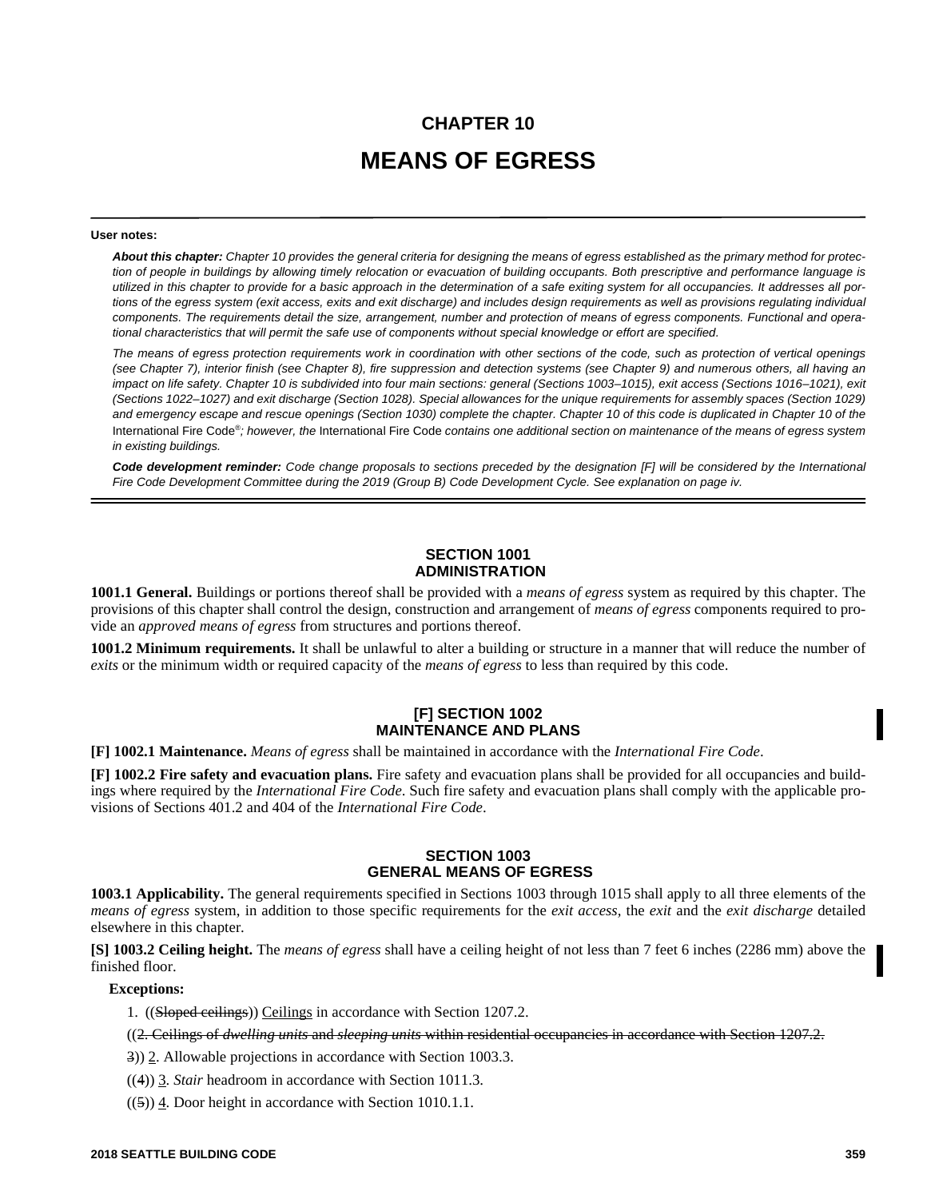# CHAPTER 10

# MEANS OF EGRESS

**User notes:**

***About this chapter:*** *Chapter 10 provides the general criteria for designing the means of egress established as the primary method for protection of people in buildings by allowing timely relocation or evacuation of building occupants. Both prescriptive and performance language is utilized in this chapter to provide for a basic approach in the determination of a safe exiting system for all occupancies. It addresses all portions of the egress system (exit access, exits and exit discharge) and includes design requirements as well as provisions regulating individual components. The requirements detail the size, arrangement, number and protection of means of egress components. Functional and operational characteristics that will permit the safe use of components without special knowledge or effort are specified.*

*The means of egress protection requirements work in coordination with other sections of the code, such as protection of vertical openings (see Chapter 7), interior finish (see Chapter 8), fire suppression and detection systems (see Chapter 9) and numerous others, all having an impact on life safety. Chapter 10 is subdivided into four main sections: general (Sections 1003–1015), exit access (Sections 1016–1021), exit (Sections 1022–1027) and exit discharge (Section 1028). Special allowances for the unique requirements for assembly spaces (Section 1029) and emergency escape and rescue openings (Section 1030) complete the chapter. Chapter 10 of this code is duplicated in Chapter 10 of the* International Fire Code®*; however, the* International Fire Code *contains one additional section on maintenance of the means of egress system in existing buildings.*

***Code development reminder:*** *Code change proposals to sections preceded by the designation [F] will be considered by the International Fire Code Development Committee during the 2019 (Group B) Code Development Cycle. See explanation on page iv.*

## SECTION 1001 ADMINISTRATION

**1001.1 General.** Buildings or portions thereof shall be provided with a *means of egress* system as required by this chapter. The provisions of this chapter shall control the design, construction and arrangement of *means of egress* components required to provide an *approved means of egress* from structures and portions thereof.

**1001.2 Minimum requirements.** It shall be unlawful to alter a building or structure in a manner that will reduce the number of *exits* or the minimum width or required capacity of the *means of egress* to less than required by this code.

## [F] SECTION 1002 MAINTENANCE AND PLANS

**[F] 1002.1 Maintenance.** *Means of egress* shall be maintained in accordance with the *International Fire Code*.

**[F] 1002.2 Fire safety and evacuation plans.** Fire safety and evacuation plans shall be provided for all occupancies and buildings where required by the *International Fire Code*. Such fire safety and evacuation plans shall comply with the applicable provisions of Sections 401.2 and 404 of the *International Fire Code*.

## SECTION 1003 GENERAL MEANS OF EGRESS

**1003.1 Applicability.** The general requirements specified in Sections 1003 through 1015 shall apply to all three elements of the *means of egress* system, in addition to those specific requirements for the *exit access*, the *exit* and the *exit discharge* detailed elsewhere in this chapter.

**[S] 1003.2 Ceiling height.** The *means of egress* shall have a ceiling height of not less than 7 feet 6 inches (2286 mm) above the finished floor.

**Exceptions:**

1. ((~~Sloped ceilings~~)) <u>Ceilings</u> in accordance with Section 1207.2.

((~~2. Ceilings of *dwelling units* and *sleeping units* within residential occupancies in accordance with Section 1207.2.~~

~~3~~)) <u>2</u>. Allowable projections in accordance with Section 1003.3.

((~~4~~)) <u>3</u>. *Stair* headroom in accordance with Section 1011.3.

((~~5~~)) <u>4</u>. Door height in accordance with Section 1010.1.1.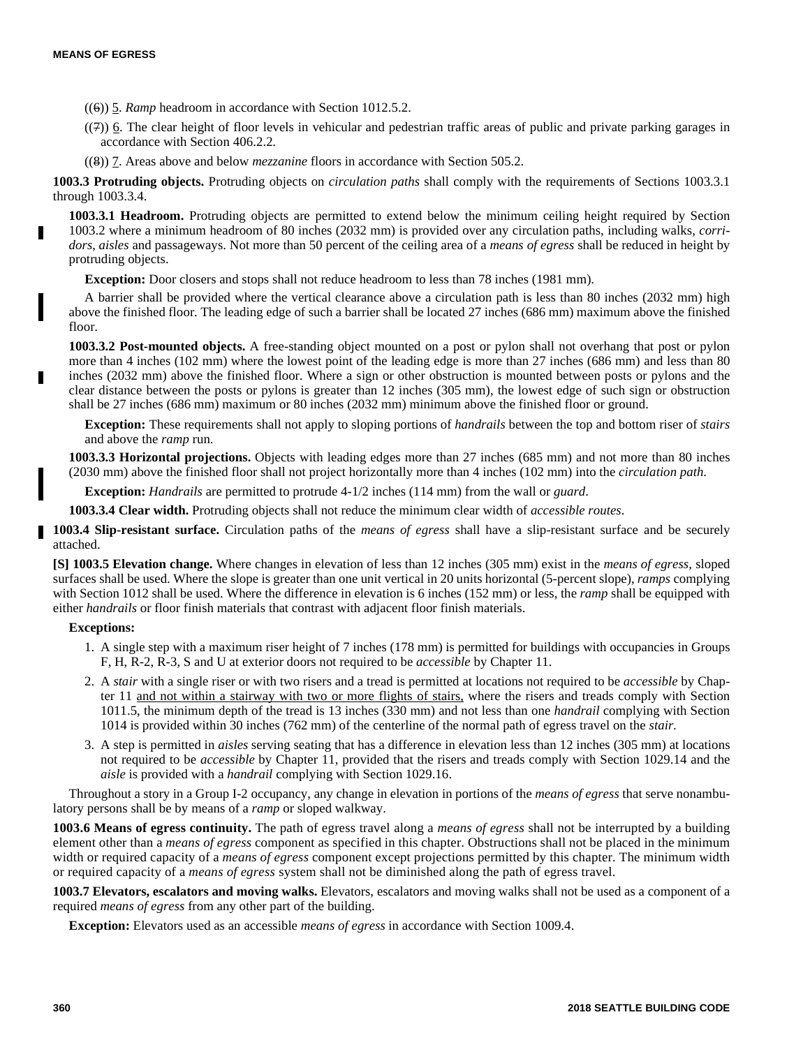((~~6~~)) 5. *Ramp* headroom in accordance with Section 1012.5.2.

((~~7~~)) 6. The clear height of floor levels in vehicular and pedestrian traffic areas of public and private parking garages in accordance with Section 406.2.2.

((~~8~~)) 7. Areas above and below *mezzanine* floors in accordance with Section 505.2.

**1003.3 Protruding objects.** Protruding objects on *circulation paths* shall comply with the requirements of Sections 1003.3.1 through 1003.3.4.

**1003.3.1 Headroom.** Protruding objects are permitted to extend below the minimum ceiling height required by Section 1003.2 where a minimum headroom of 80 inches (2032 mm) is provided over any circulation paths, including walks, *corridors*, *aisles* and passageways. Not more than 50 percent of the ceiling area of a *means of egress* shall be reduced in height by protruding objects.

**Exception:** Door closers and stops shall not reduce headroom to less than 78 inches (1981 mm).

A barrier shall be provided where the vertical clearance above a circulation path is less than 80 inches (2032 mm) high above the finished floor. The leading edge of such a barrier shall be located 27 inches (686 mm) maximum above the finished floor.

**1003.3.2 Post-mounted objects.** A free-standing object mounted on a post or pylon shall not overhang that post or pylon more than 4 inches (102 mm) where the lowest point of the leading edge is more than 27 inches (686 mm) and less than 80 inches (2032 mm) above the finished floor. Where a sign or other obstruction is mounted between posts or pylons and the clear distance between the posts or pylons is greater than 12 inches (305 mm), the lowest edge of such sign or obstruction shall be 27 inches (686 mm) maximum or 80 inches (2032 mm) minimum above the finished floor or ground.

**Exception:** These requirements shall not apply to sloping portions of *handrails* between the top and bottom riser of *stairs* and above the *ramp* run.

**1003.3.3 Horizontal projections.** Objects with leading edges more than 27 inches (685 mm) and not more than 80 inches (2030 mm) above the finished floor shall not project horizontally more than 4 inches (102 mm) into the *circulation path*.

**Exception:** *Handrails* are permitted to protrude 4-1/2 inches (114 mm) from the wall or *guard*.

**1003.3.4 Clear width.** Protruding objects shall not reduce the minimum clear width of *accessible routes*.

**1003.4 Slip-resistant surface.** Circulation paths of the *means of egress* shall have a slip-resistant surface and be securely attached.

**[S] 1003.5 Elevation change.** Where changes in elevation of less than 12 inches (305 mm) exist in the *means of egress*, sloped surfaces shall be used. Where the slope is greater than one unit vertical in 20 units horizontal (5-percent slope), *ramps* complying with Section 1012 shall be used. Where the difference in elevation is 6 inches (152 mm) or less, the *ramp* shall be equipped with either *handrails* or floor finish materials that contrast with adjacent floor finish materials.

**Exceptions:**

1. A single step with a maximum riser height of 7 inches (178 mm) is permitted for buildings with occupancies in Groups F, H, R-2, R-3, S and U at exterior doors not required to be *accessible* by Chapter 11.
2. A *stair* with a single riser or with two risers and a tread is permitted at locations not required to be *accessible* by Chapter 11 <u>and not within a stairway with two or more flights of stairs,</u> where the risers and treads comply with Section 1011.5, the minimum depth of the tread is 13 inches (330 mm) and not less than one *handrail* complying with Section 1014 is provided within 30 inches (762 mm) of the centerline of the normal path of egress travel on the *stair*.
3. A step is permitted in *aisles* serving seating that has a difference in elevation less than 12 inches (305 mm) at locations not required to be *accessible* by Chapter 11, provided that the risers and treads comply with Section 1029.14 and the *aisle* is provided with a *handrail* complying with Section 1029.16.

Throughout a story in a Group I-2 occupancy, any change in elevation in portions of the *means of egress* that serve nonambulatory persons shall be by means of a *ramp* or sloped walkway.

**1003.6 Means of egress continuity.** The path of egress travel along a *means of egress* shall not be interrupted by a building element other than a *means of egress* component as specified in this chapter. Obstructions shall not be placed in the minimum width or required capacity of a *means of egress* component except projections permitted by this chapter. The minimum width or required capacity of a *means of egress* system shall not be diminished along the path of egress travel.

**1003.7 Elevators, escalators and moving walks.** Elevators, escalators and moving walks shall not be used as a component of a required *means of egress* from any other part of the building.

**Exception:** Elevators used as an accessible *means of egress* in accordance with Section 1009.4.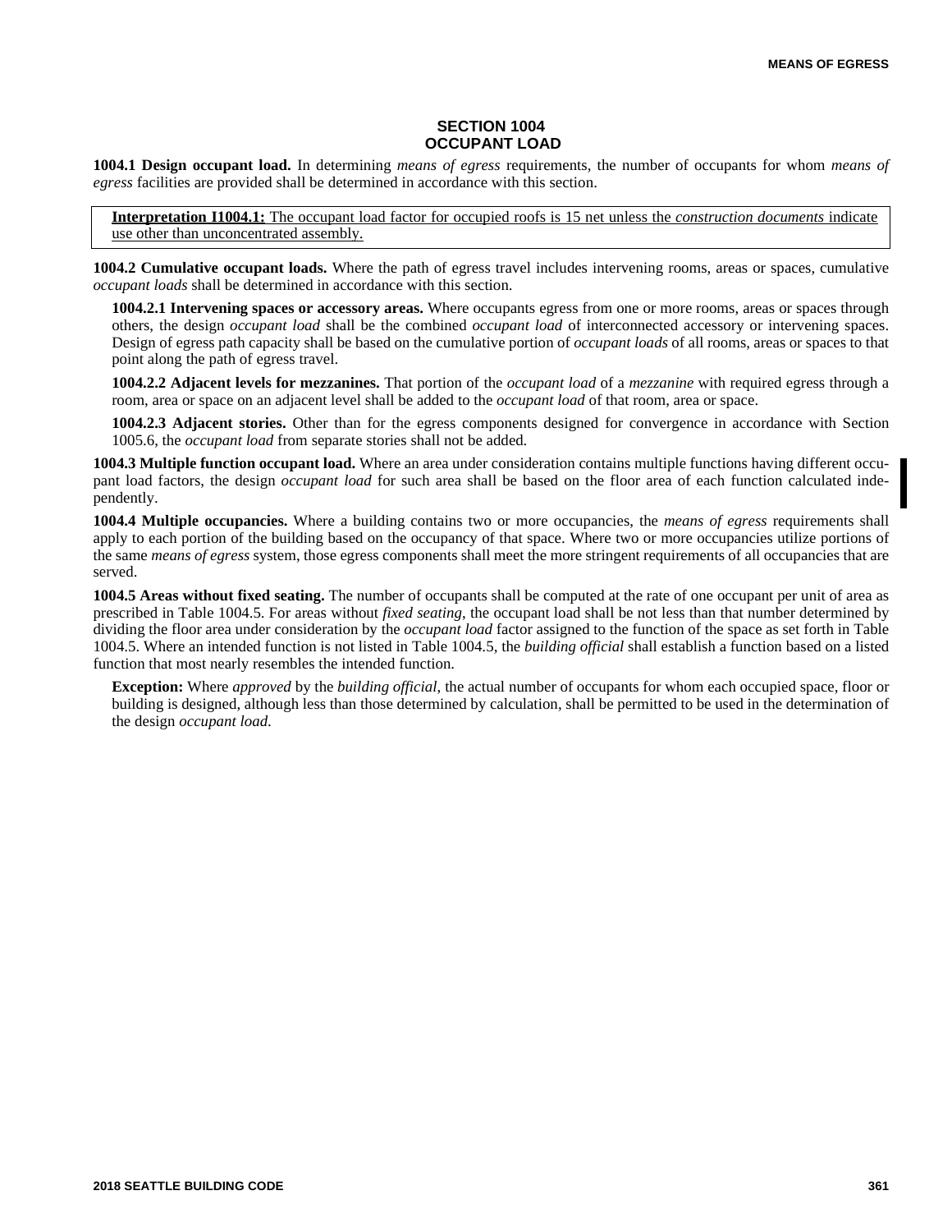## SECTION 1004 OCCUPANT LOAD

**1004.1 Design occupant load.** In determining *means of egress* requirements, the number of occupants for whom *means of egress* facilities are provided shall be determined in accordance with this section.

> **Interpretation I1004.1:** The occupant load factor for occupied roofs is 15 net unless the *construction documents* indicate use other than unconcentrated assembly.

**1004.2 Cumulative occupant loads.** Where the path of egress travel includes intervening rooms, areas or spaces, cumulative *occupant loads* shall be determined in accordance with this section.

**1004.2.1 Intervening spaces or accessory areas.** Where occupants egress from one or more rooms, areas or spaces through others, the design *occupant load* shall be the combined *occupant load* of interconnected accessory or intervening spaces. Design of egress path capacity shall be based on the cumulative portion of *occupant loads* of all rooms, areas or spaces to that point along the path of egress travel.

**1004.2.2 Adjacent levels for mezzanines.** That portion of the *occupant load* of a *mezzanine* with required egress through a room, area or space on an adjacent level shall be added to the *occupant load* of that room, area or space.

**1004.2.3 Adjacent stories.** Other than for the egress components designed for convergence in accordance with Section 1005.6, the *occupant load* from separate stories shall not be added.

**1004.3 Multiple function occupant load.** Where an area under consideration contains multiple functions having different occupant load factors, the design *occupant load* for such area shall be based on the floor area of each function calculated independently.

**1004.4 Multiple occupancies.** Where a building contains two or more occupancies, the *means of egress* requirements shall apply to each portion of the building based on the occupancy of that space. Where two or more occupancies utilize portions of the same *means of egress* system, those egress components shall meet the more stringent requirements of all occupancies that are served.

**1004.5 Areas without fixed seating.** The number of occupants shall be computed at the rate of one occupant per unit of area as prescribed in Table 1004.5. For areas without *fixed seating*, the occupant load shall be not less than that number determined by dividing the floor area under consideration by the *occupant load* factor assigned to the function of the space as set forth in Table 1004.5. Where an intended function is not listed in Table 1004.5, the *building official* shall establish a function based on a listed function that most nearly resembles the intended function.

**Exception:** Where *approved* by the *building official*, the actual number of occupants for whom each occupied space, floor or building is designed, although less than those determined by calculation, shall be permitted to be used in the determination of the design *occupant load*.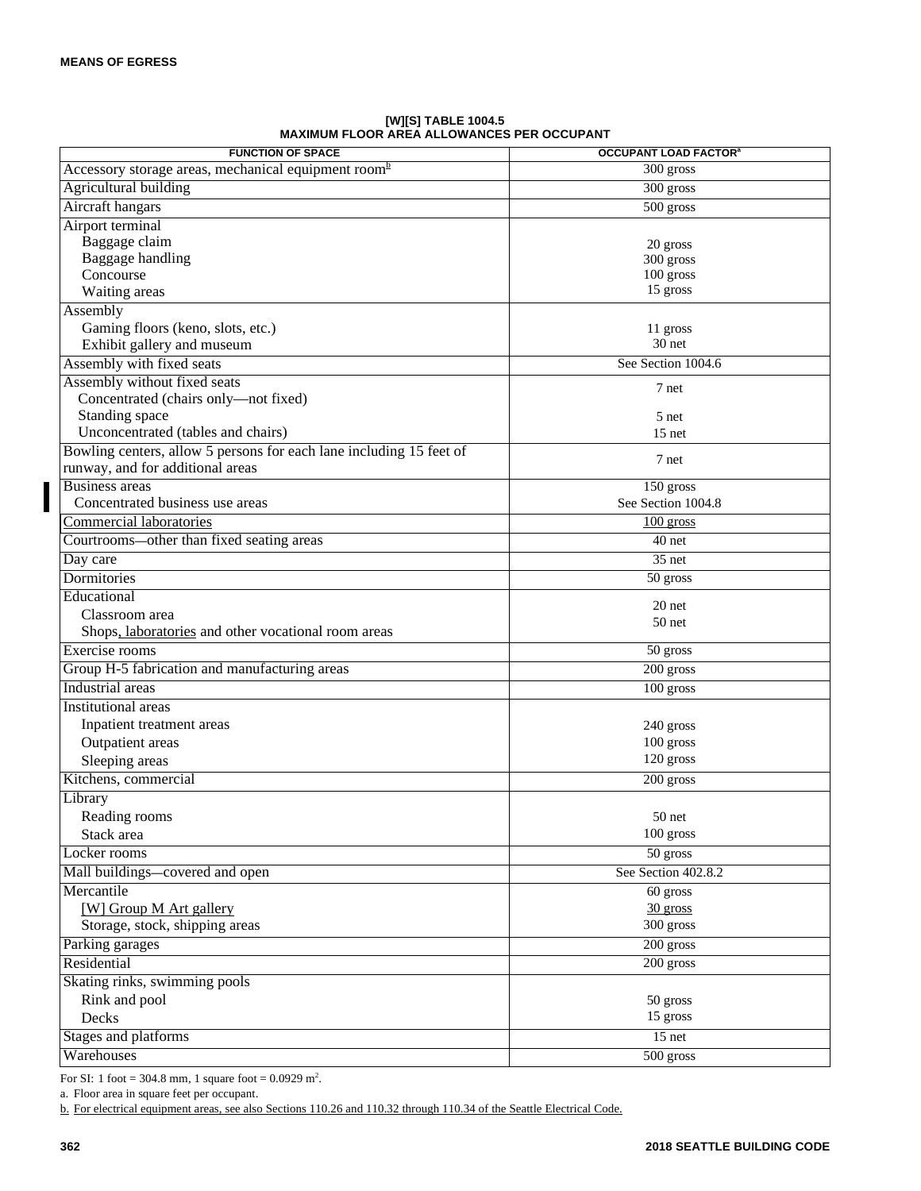**[W][S] TABLE 1004.5**
**MAXIMUM FLOOR AREA ALLOWANCES PER OCCUPANT**

| FUNCTION OF SPACE | OCCUPANT LOAD FACTOR[a] |
|---|---|
| Accessory storage areas, mechanical equipment room[b] | 300 gross |
| Agricultural building | 300 gross |
| Aircraft hangars | 500 gross |
| Airport terminal<br>Baggage claim<br>Baggage handling<br>Concourse<br>Waiting areas | <br>20 gross<br>300 gross<br>100 gross<br>15 gross |
| Assembly<br>Gaming floors (keno, slots, etc.)<br>Exhibit gallery and museum | <br>11 gross<br>30 net |
| Assembly with fixed seats | See Section 1004.6 |
| Assembly without fixed seats<br>Concentrated (chairs only—not fixed)<br>Standing space<br>Unconcentrated (tables and chairs) | <br>7 net<br>5 net<br>15 net |
| Bowling centers, allow 5 persons for each lane including 15 feet of runway, and for additional areas | 7 net |
| Business areas<br>Concentrated business use areas | 150 gross<br>See Section 1004.8 |
| Commercial laboratories | 100 gross |
| Courtrooms—other than fixed seating areas | 40 net |
| Day care | 35 net |
| Dormitories | 50 gross |
| Educational<br>Classroom area<br>Shops, laboratories and other vocational room areas | <br>20 net<br>50 net |
| Exercise rooms | 50 gross |
| Group H-5 fabrication and manufacturing areas | 200 gross |
| Industrial areas | 100 gross |
| Institutional areas<br>Inpatient treatment areas<br>Outpatient areas<br>Sleeping areas | <br>240 gross<br>100 gross<br>120 gross |
| Kitchens, commercial | 200 gross |
| Library<br>Reading rooms<br>Stack area | <br>50 net<br>100 gross |
| Locker rooms | 50 gross |
| Mall buildings—covered and open | See Section 402.8.2 |
| Mercantile<br>[W] Group M Art gallery<br>Storage, stock, shipping areas | 60 gross<br>30 gross<br>300 gross |
| Parking garages | 200 gross |
| Residential | 200 gross |
| Skating rinks, swimming pools<br>Rink and pool<br>Decks | <br>50 gross<br>15 gross |
| Stages and platforms | 15 net |
| Warehouses | 500 gross |

For SI: 1 foot = 304.8 mm, 1 square foot = 0.0929 $m^2$.

a. Floor area in square feet per occupant.

b. For electrical equipment areas, see also Sections 110.26 and 110.32 through 110.34 of the Seattle Electrical Code.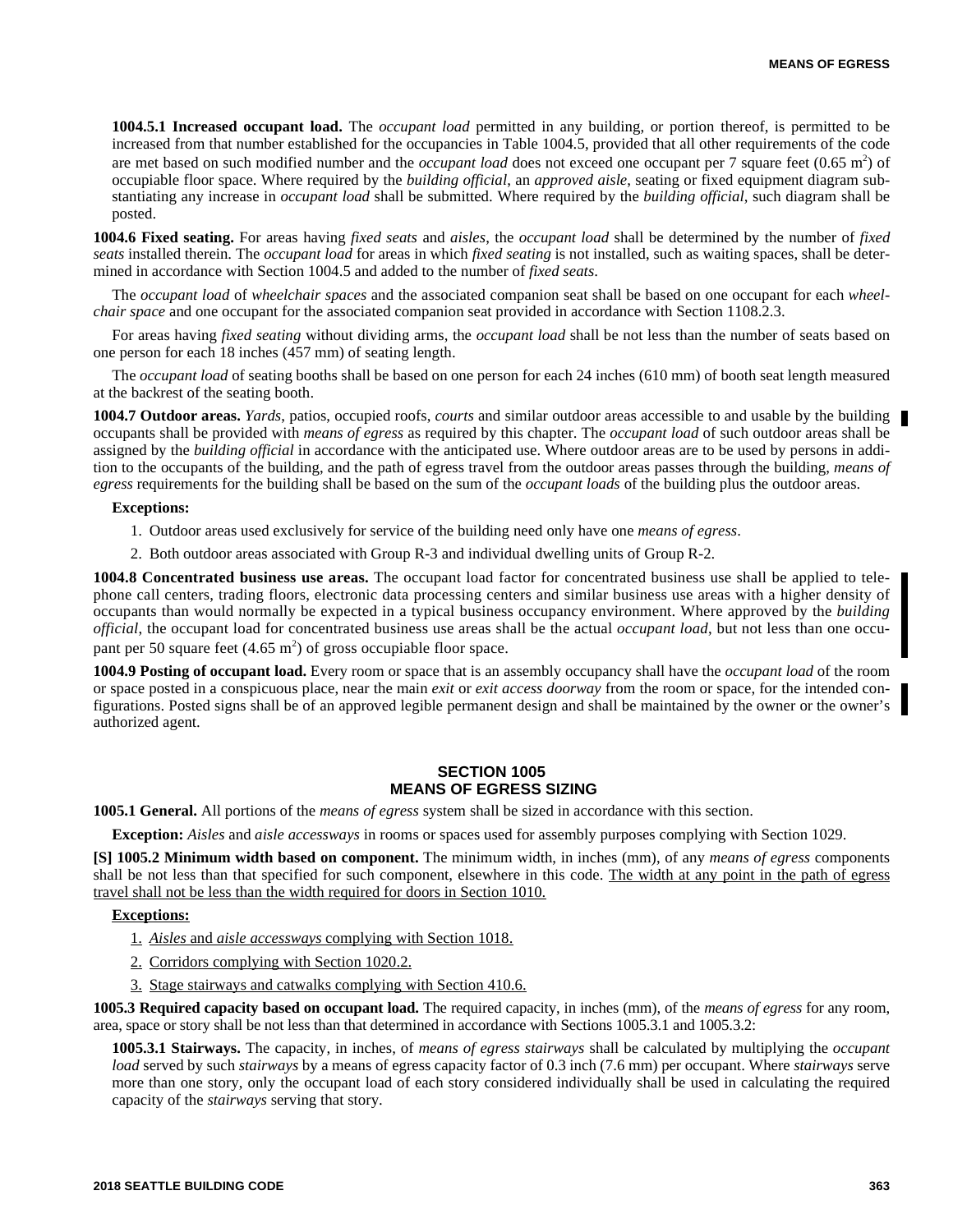**1004.5.1 Increased occupant load.** The *occupant load* permitted in any building, or portion thereof, is permitted to be increased from that number established for the occupancies in Table 1004.5, provided that all other requirements of the code are met based on such modified number and the *occupant load* does not exceed one occupant per 7 square feet (0.65 $m^2$) of occupiable floor space. Where required by the *building official*, an *approved aisle*, seating or fixed equipment diagram substantiating any increase in *occupant load* shall be submitted. Where required by the *building official*, such diagram shall be posted.

**1004.6 Fixed seating.** For areas having *fixed seats* and *aisles*, the *occupant load* shall be determined by the number of *fixed seats* installed therein. The *occupant load* for areas in which *fixed seating* is not installed, such as waiting spaces, shall be determined in accordance with Section 1004.5 and added to the number of *fixed seats*.

The *occupant load* of *wheelchair spaces* and the associated companion seat shall be based on one occupant for each *wheelchair space* and one occupant for the associated companion seat provided in accordance with Section 1108.2.3.

For areas having *fixed seating* without dividing arms, the *occupant load* shall be not less than the number of seats based on one person for each 18 inches (457 mm) of seating length.

The *occupant load* of seating booths shall be based on one person for each 24 inches (610 mm) of booth seat length measured at the backrest of the seating booth.

**1004.7 Outdoor areas.** *Yards*, patios, occupied roofs, *courts* and similar outdoor areas accessible to and usable by the building occupants shall be provided with *means of egress* as required by this chapter. The *occupant load* of such outdoor areas shall be assigned by the *building official* in accordance with the anticipated use. Where outdoor areas are to be used by persons in addition to the occupants of the building, and the path of egress travel from the outdoor areas passes through the building, *means of egress* requirements for the building shall be based on the sum of the *occupant loads* of the building plus the outdoor areas.

**Exceptions:**

1. Outdoor areas used exclusively for service of the building need only have one *means of egress*.
2. Both outdoor areas associated with Group R-3 and individual dwelling units of Group R-2.

**1004.8 Concentrated business use areas.** The occupant load factor for concentrated business use shall be applied to telephone call centers, trading floors, electronic data processing centers and similar business use areas with a higher density of occupants than would normally be expected in a typical business occupancy environment. Where approved by the *building official*, the occupant load for concentrated business use areas shall be the actual *occupant load*, but not less than one occupant per 50 square feet (4.65 $m^2$) of gross occupiable floor space.

**1004.9 Posting of occupant load.** Every room or space that is an assembly occupancy shall have the *occupant load* of the room or space posted in a conspicuous place, near the main *exit* or *exit access doorway* from the room or space, for the intended configurations. Posted signs shall be of an approved legible permanent design and shall be maintained by the owner or the owner's authorized agent.

## SECTION 1005
## MEANS OF EGRESS SIZING

**1005.1 General.** All portions of the *means of egress* system shall be sized in accordance with this section.

**Exception:** *Aisles* and *aisle accessways* in rooms or spaces used for assembly purposes complying with Section 1029.

**[S] 1005.2 Minimum width based on component.** The minimum width, in inches (mm), of any *means of egress* components shall be not less than that specified for such component, elsewhere in this code. The width at any point in the path of egress travel shall not be less than the width required for doors in Section 1010.

**Exceptions:**

1. *Aisles* and *aisle accessways* complying with Section 1018.
2. Corridors complying with Section 1020.2.
3. Stage stairways and catwalks complying with Section 410.6.

**1005.3 Required capacity based on occupant load.** The required capacity, in inches (mm), of the *means of egress* for any room, area, space or story shall be not less than that determined in accordance with Sections 1005.3.1 and 1005.3.2:

**1005.3.1 Stairways.** The capacity, in inches, of *means of egress stairways* shall be calculated by multiplying the *occupant load* served by such *stairways* by a means of egress capacity factor of 0.3 inch (7.6 mm) per occupant. Where *stairways* serve more than one story, only the occupant load of each story considered individually shall be used in calculating the required capacity of the *stairways* serving that story.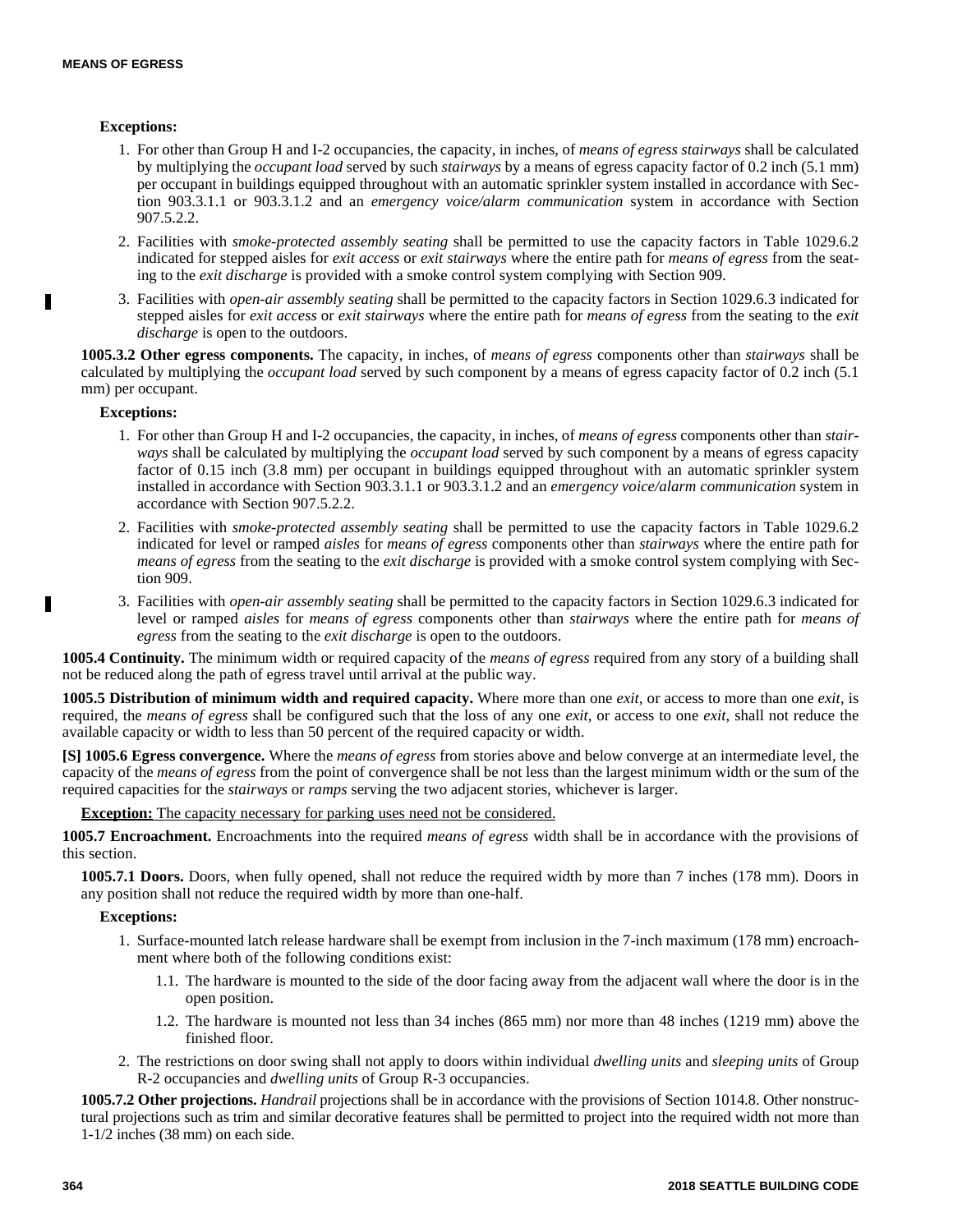**Exceptions:**

1. For other than Group H and I-2 occupancies, the capacity, in inches, of *means of egress stairways* shall be calculated by multiplying the *occupant load* served by such *stairways* by a means of egress capacity factor of 0.2 inch (5.1 mm) per occupant in buildings equipped throughout with an automatic sprinkler system installed in accordance with Section 903.3.1.1 or 903.3.1.2 and an *emergency voice/alarm communication* system in accordance with Section 907.5.2.2.
2. Facilities with *smoke-protected assembly seating* shall be permitted to use the capacity factors in Table 1029.6.2 indicated for stepped aisles for *exit access* or *exit stairways* where the entire path for *means of egress* from the seating to the *exit discharge* is provided with a smoke control system complying with Section 909.
3. Facilities with *open-air assembly seating* shall be permitted to the capacity factors in Section 1029.6.3 indicated for stepped aisles for *exit access* or *exit stairways* where the entire path for *means of egress* from the seating to the *exit discharge* is open to the outdoors.

**1005.3.2 Other egress components.** The capacity, in inches, of *means of egress* components other than *stairways* shall be calculated by multiplying the *occupant load* served by such component by a means of egress capacity factor of 0.2 inch (5.1 mm) per occupant.

**Exceptions:**

1. For other than Group H and I-2 occupancies, the capacity, in inches, of *means of egress* components other than *stairways* shall be calculated by multiplying the *occupant load* served by such component by a means of egress capacity factor of 0.15 inch (3.8 mm) per occupant in buildings equipped throughout with an automatic sprinkler system installed in accordance with Section 903.3.1.1 or 903.3.1.2 and an *emergency voice/alarm communication* system in accordance with Section 907.5.2.2.
2. Facilities with *smoke-protected assembly seating* shall be permitted to use the capacity factors in Table 1029.6.2 indicated for level or ramped *aisles* for *means of egress* components other than *stairways* where the entire path for *means of egress* from the seating to the *exit discharge* is provided with a smoke control system complying with Section 909.
3. Facilities with *open-air assembly seating* shall be permitted to the capacity factors in Section 1029.6.3 indicated for level or ramped *aisles* for *means of egress* components other than *stairways* where the entire path for *means of egress* from the seating to the *exit discharge* is open to the outdoors.

**1005.4 Continuity.** The minimum width or required capacity of the *means of egress* required from any story of a building shall not be reduced along the path of egress travel until arrival at the public way.

**1005.5 Distribution of minimum width and required capacity.** Where more than one *exit*, or access to more than one *exit*, is required, the *means of egress* shall be configured such that the loss of any one *exit*, or access to one *exit*, shall not reduce the available capacity or width to less than 50 percent of the required capacity or width.

**[S] 1005.6 Egress convergence.** Where the *means of egress* from stories above and below converge at an intermediate level, the capacity of the *means of egress* from the point of convergence shall be not less than the largest minimum width or the sum of the required capacities for the *stairways* or *ramps* serving the two adjacent stories, whichever is larger.

**Exception:** The capacity necessary for parking uses need not be considered.

**1005.7 Encroachment.** Encroachments into the required *means of egress* width shall be in accordance with the provisions of this section.

**1005.7.1 Doors.** Doors, when fully opened, shall not reduce the required width by more than 7 inches (178 mm). Doors in any position shall not reduce the required width by more than one-half.

**Exceptions:**

1. Surface-mounted latch release hardware shall be exempt from inclusion in the 7-inch maximum (178 mm) encroachment where both of the following conditions exist:
   1.1. The hardware is mounted to the side of the door facing away from the adjacent wall where the door is in the open position.
   1.2. The hardware is mounted not less than 34 inches (865 mm) nor more than 48 inches (1219 mm) above the finished floor.
2. The restrictions on door swing shall not apply to doors within individual *dwelling units* and *sleeping units* of Group R-2 occupancies and *dwelling units* of Group R-3 occupancies.

**1005.7.2 Other projections.** *Handrail* projections shall be in accordance with the provisions of Section 1014.8. Other nonstructural projections such as trim and similar decorative features shall be permitted to project into the required width not more than 1-1/2 inches (38 mm) on each side.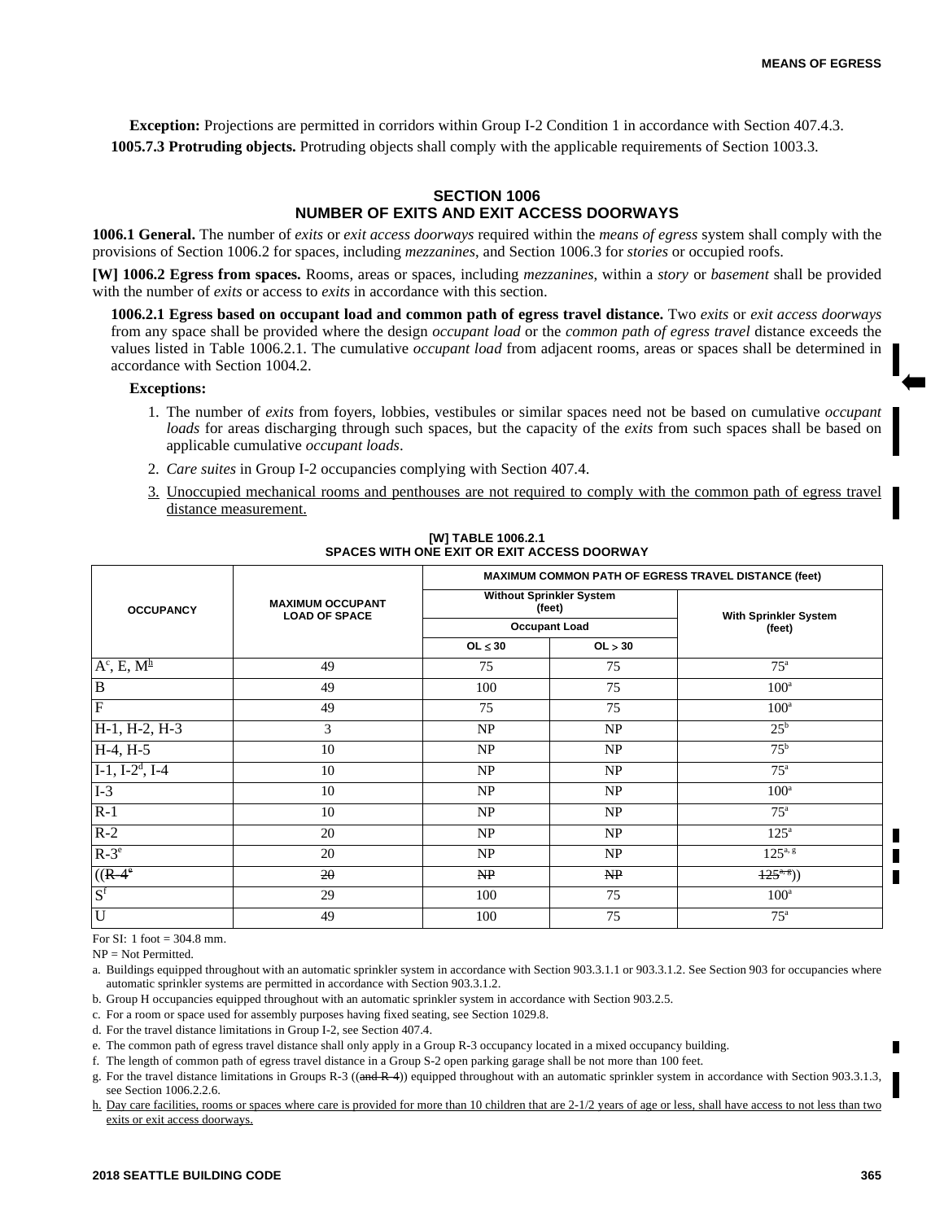**Exception:** Projections are permitted in corridors within Group I-2 Condition 1 in accordance with Section 407.4.3.

**1005.7.3 Protruding objects.** Protruding objects shall comply with the applicable requirements of Section 1003.3.

## SECTION 1006
## NUMBER OF EXITS AND EXIT ACCESS DOORWAYS

**1006.1 General.** The number of *exits* or *exit access doorways* required within the *means of egress* system shall comply with the provisions of Section 1006.2 for spaces, including *mezzanines*, and Section 1006.3 for *stories* or occupied roofs.

**[W] 1006.2 Egress from spaces.** Rooms, areas or spaces, including *mezzanines*, within a *story* or *basement* shall be provided with the number of *exits* or access to *exits* in accordance with this section.

**1006.2.1 Egress based on occupant load and common path of egress travel distance.** Two *exits* or *exit access doorways* from any space shall be provided where the design *occupant load* or the *common path of egress travel* distance exceeds the values listed in Table 1006.2.1. The cumulative *occupant load* from adjacent rooms, areas or spaces shall be determined in accordance with Section 1004.2.

**Exceptions:**

1. The number of *exits* from foyers, lobbies, vestibules or similar spaces need not be based on cumulative *occupant loads* for areas discharging through such spaces, but the capacity of the *exits* from such spaces shall be based on applicable cumulative *occupant loads*.
2. *Care suites* in Group I-2 occupancies complying with Section 407.4.
3. Unoccupied mechanical rooms and penthouses are not required to comply with the common path of egress travel distance measurement.

**[W] TABLE 1006.2.1**
**SPACES WITH ONE EXIT OR EXIT ACCESS DOORWAY**

| OCCUPANCY | MAXIMUM OCCUPANT LOAD OF SPACE | MAXIMUM COMMON PATH OF EGRESS TRAVEL DISTANCE (feet) | | |
|---|---|---|---|---|
| | | Without Sprinkler System (feet) | | With Sprinkler System (feet) |
| | | Occupant Load | | |
| | | OL ≤ 30 | OL > 30 | |
| A[c], E, M[h] | 49 | 75 | 75 | 75[a] |
| B | 49 | 100 | 75 | 100[a] |
| F | 49 | 75 | 75 | 100[a] |
| H-1, H-2, H-3 | 3 | NP | NP | 25[b] |
| H-4, H-5 | 10 | NP | NP | 75[b] |
| I-1, I-2[d], I-4 | 10 | NP | NP | 75[a] |
| I-3 | 10 | NP | NP | 100[a] |
| R-1 | 10 | NP | NP | 75[a] |
| R-2 | 20 | NP | NP | 125[a] |
| R-3[e] | 20 | NP | NP | 125[a, g] |
| ((~~R-4~~[e] | ~~20~~ | ~~NP~~ | ~~NP~~ | ~~125~~[a, g])) |
| S[f] | 29 | 100 | 75 | 100[a] |
| U | 49 | 100 | 75 | 75[a] |

For SI: 1 foot = 304.8 mm.

NP = Not Permitted.

a. Buildings equipped throughout with an automatic sprinkler system in accordance with Section 903.3.1.1 or 903.3.1.2. See Section 903 for occupancies where automatic sprinkler systems are permitted in accordance with Section 903.3.1.2.

b. Group H occupancies equipped throughout with an automatic sprinkler system in accordance with Section 903.2.5.

c. For a room or space used for assembly purposes having fixed seating, see Section 1029.8.

d. For the travel distance limitations in Group I-2, see Section 407.4.

e. The common path of egress travel distance shall only apply in a Group R-3 occupancy located in a mixed occupancy building.

f. The length of common path of egress travel distance in a Group S-2 open parking garage shall be not more than 100 feet.

g. For the travel distance limitations in Groups R-3 ((~~and R-4~~)) equipped throughout with an automatic sprinkler system in accordance with Section 903.3.1.3, see Section 1006.2.2.6.

h. Day care facilities, rooms or spaces where care is provided for more than 10 children that are 2-1/2 years of age or less, shall have access to not less than two exits or exit access doorways.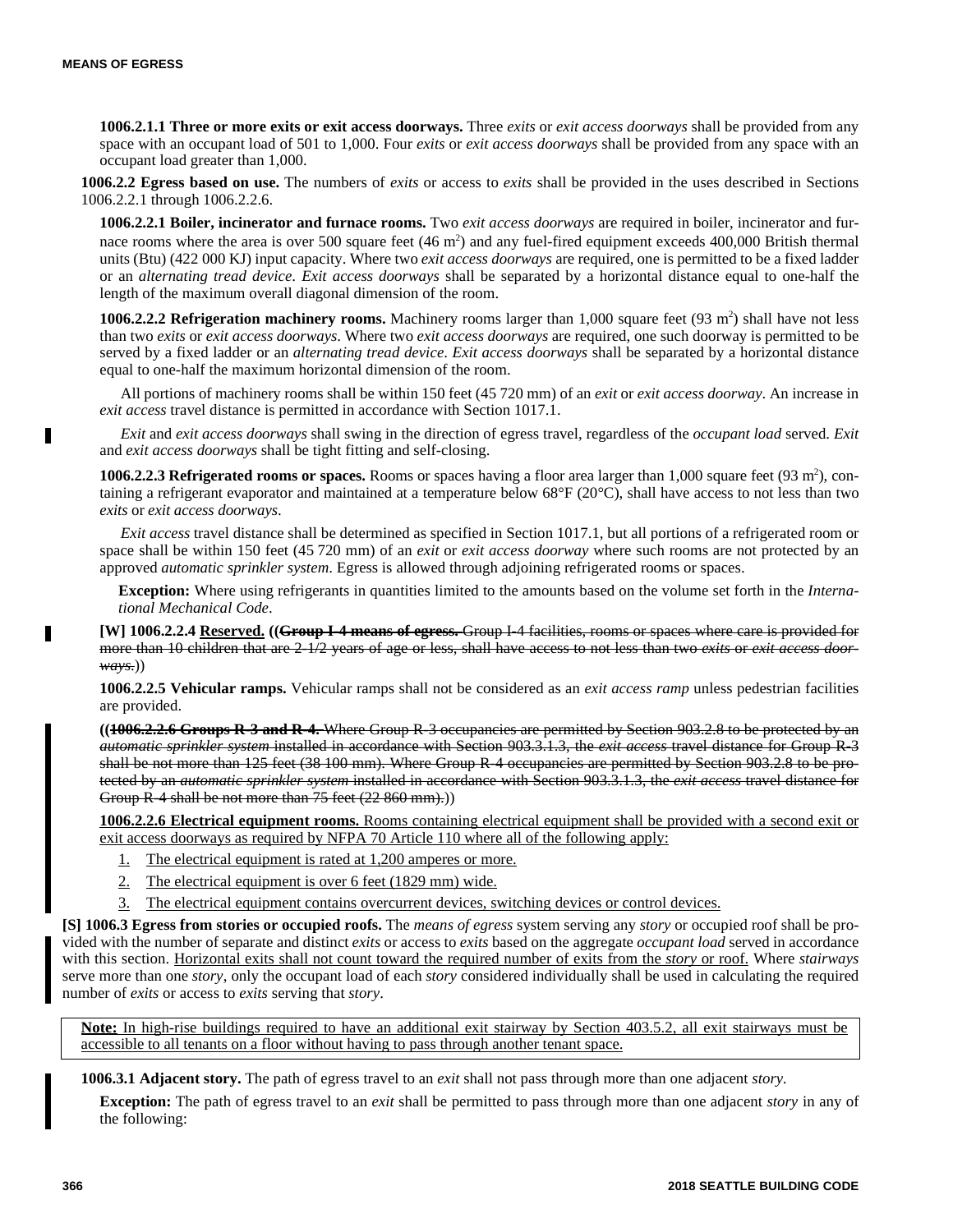**1006.2.1.1 Three or more exits or exit access doorways.** Three *exits* or *exit access doorways* shall be provided from any space with an occupant load of 501 to 1,000. Four *exits* or *exit access doorways* shall be provided from any space with an occupant load greater than 1,000.

**1006.2.2 Egress based on use.** The numbers of *exits* or access to *exits* shall be provided in the uses described in Sections 1006.2.2.1 through 1006.2.2.6.

**1006.2.2.1 Boiler, incinerator and furnace rooms.** Two *exit access doorways* are required in boiler, incinerator and furnace rooms where the area is over 500 square feet (46 $m^2$) and any fuel-fired equipment exceeds 400,000 British thermal units (Btu) (422 000 KJ) input capacity. Where two *exit access doorways* are required, one is permitted to be a fixed ladder or an *alternating tread device*. *Exit access doorways* shall be separated by a horizontal distance equal to one-half the length of the maximum overall diagonal dimension of the room.

**1006.2.2.2 Refrigeration machinery rooms.** Machinery rooms larger than 1,000 square feet (93 $m^2$) shall have not less than two *exits* or *exit access doorways*. Where two *exit access doorways* are required, one such doorway is permitted to be served by a fixed ladder or an *alternating tread device*. *Exit access doorways* shall be separated by a horizontal distance equal to one-half the maximum horizontal dimension of the room.

All portions of machinery rooms shall be within 150 feet (45 720 mm) of an *exit* or *exit access doorway*. An increase in *exit access* travel distance is permitted in accordance with Section 1017.1.

*Exit* and *exit access doorways* shall swing in the direction of egress travel, regardless of the *occupant load* served. *Exit* and *exit access doorways* shall be tight fitting and self-closing.

**1006.2.2.3 Refrigerated rooms or spaces.** Rooms or spaces having a floor area larger than 1,000 square feet (93 $m^2$), containing a refrigerant evaporator and maintained at a temperature below 68°F (20°C), shall have access to not less than two *exits* or *exit access doorways*.

*Exit access* travel distance shall be determined as specified in Section 1017.1, but all portions of a refrigerated room or space shall be within 150 feet (45 720 mm) of an *exit* or *exit access doorway* where such rooms are not protected by an approved *automatic sprinkler system*. Egress is allowed through adjoining refrigerated rooms or spaces.

**Exception:** Where using refrigerants in quantities limited to the amounts based on the volume set forth in the *International Mechanical Code*.

**[W] 1006.2.2.4 <u>Reserved.</u> ((~~Group I-4 means of egress.~~ ~~Group I-4 facilities, rooms or spaces where care is provided for more than 10 children that are 2-1/2 years of age or less, shall have access to not less than two *exits* or *exit access doorways*.~~))**

**1006.2.2.5 Vehicular ramps.** Vehicular ramps shall not be considered as an *exit access ramp* unless pedestrian facilities are provided.

((~~**1006.2.2.6 Groups R-3 and R-4.** Where Group R-3 occupancies are permitted by Section 903.2.8 to be protected by an *automatic sprinkler system* installed in accordance with Section 903.3.1.3, the *exit access* travel distance for Group R-3 shall be not more than 125 feet (38 100 mm). Where Group R-4 occupancies are permitted by Section 903.2.8 to be protected by an *automatic sprinkler system* installed in accordance with Section 903.3.1.3, the *exit access* travel distance for Group R-4 shall be not more than 75 feet (22 860 mm).~~))

<u>**1006.2.2.6 Electrical equipment rooms.** Rooms containing electrical equipment shall be provided with a second exit or exit access doorways as required by NFPA 70 Article 110 where all of the following apply:</u>

1. <u>The electrical equipment is rated at 1,200 amperes or more.</u>
2. <u>The electrical equipment is over 6 feet (1829 mm) wide.</u>
3. <u>The electrical equipment contains overcurrent devices, switching devices or control devices.</u>

**[S] 1006.3 Egress from stories or occupied roofs.** The *means of egress* system serving any *story* or occupied roof shall be provided with the number of separate and distinct *exits* or access to *exits* based on the aggregate *occupant load* served in accordance with this section. <u>Horizontal exits shall not count toward the required number of exits from the *story* or roof.</u> Where *stairways* serve more than one *story*, only the occupant load of each *story* considered individually shall be used in calculating the required number of *exits* or access to *exits* serving that *story*.

> <u>**Note:** In high-rise buildings required to have an additional exit stairway by Section 403.5.2, all exit stairways must be accessible to all tenants on a floor without having to pass through another tenant space.</u>

**1006.3.1 Adjacent story.** The path of egress travel to an *exit* shall not pass through more than one adjacent *story*.

**Exception:** The path of egress travel to an *exit* shall be permitted to pass through more than one adjacent *story* in any of the following: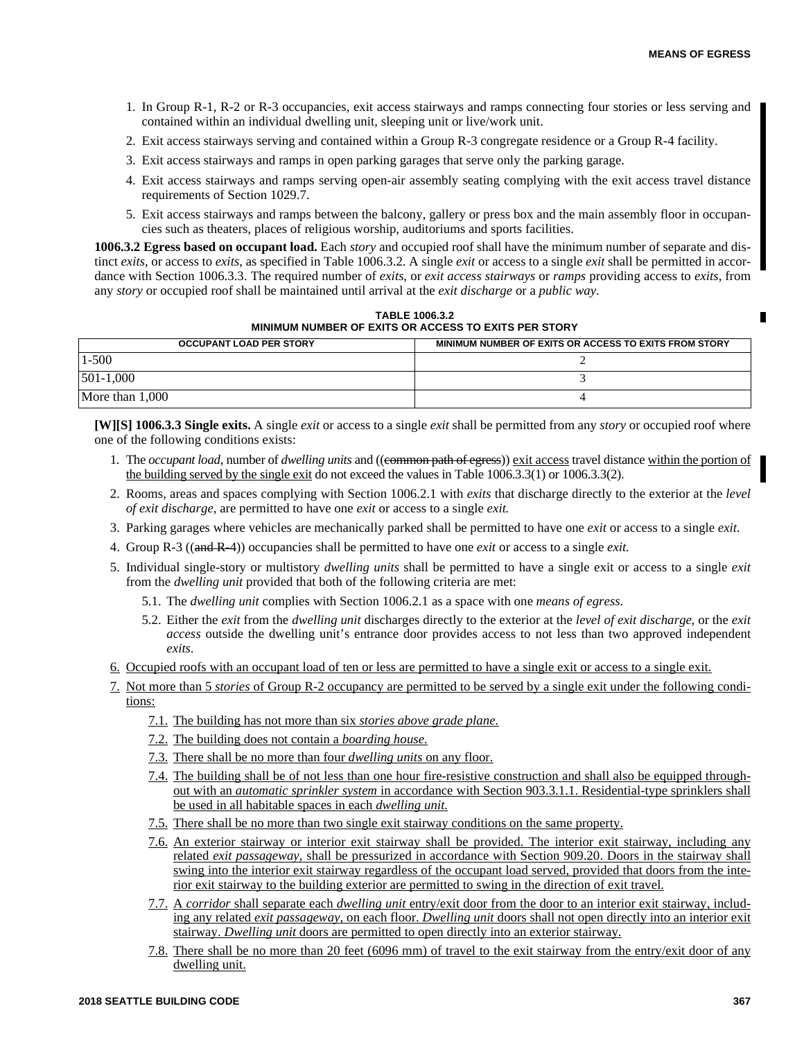1. In Group R-1, R-2 or R-3 occupancies, exit access stairways and ramps connecting four stories or less serving and contained within an individual dwelling unit, sleeping unit or live/work unit.
2. Exit access stairways serving and contained within a Group R-3 congregate residence or a Group R-4 facility.
3. Exit access stairways and ramps in open parking garages that serve only the parking garage.
4. Exit access stairways and ramps serving open-air assembly seating complying with the exit access travel distance requirements of Section 1029.7.
5. Exit access stairways and ramps between the balcony, gallery or press box and the main assembly floor in occupancies such as theaters, places of religious worship, auditoriums and sports facilities.

**1006.3.2 Egress based on occupant load.** Each *story* and occupied roof shall have the minimum number of separate and distinct *exits*, or access to *exits*, as specified in Table 1006.3.2. A single *exit* or access to a single *exit* shall be permitted in accordance with Section 1006.3.3. The required number of *exits*, or *exit access stairways* or *ramps* providing access to *exits*, from any *story* or occupied roof shall be maintained until arrival at the *exit discharge* or a *public way*.

**TABLE 1006.3.2**
**MINIMUM NUMBER OF EXITS OR ACCESS TO EXITS PER STORY**

| OCCUPANT LOAD PER STORY | MINIMUM NUMBER OF EXITS OR ACCESS TO EXITS FROM STORY |
|---|---|
| 1-500 | 2 |
| 501-1,000 | 3 |
| More than 1,000 | 4 |

**[W][S] 1006.3.3 Single exits.** A single *exit* or access to a single *exit* shall be permitted from any *story* or occupied roof where one of the following conditions exists:

1. The *occupant load*, number of *dwelling units* and ((~~common path of egress~~)) exit access travel distance within the portion of the building served by the single exit do not exceed the values in Table 1006.3.3(1) or 1006.3.3(2).
2. Rooms, areas and spaces complying with Section 1006.2.1 with *exits* that discharge directly to the exterior at the *level of exit discharge*, are permitted to have one *exit* or access to a single *exit.*
3. Parking garages where vehicles are mechanically parked shall be permitted to have one *exit* or access to a single *exit*.
4. Group R-3 ((~~and R-~~4)) occupancies shall be permitted to have one *exit* or access to a single *exit.*
5. Individual single-story or multistory *dwelling units* shall be permitted to have a single exit or access to a single *exit* from the *dwelling unit* provided that both of the following criteria are met:
   - 5.1. The *dwelling unit* complies with Section 1006.2.1 as a space with one *means of egress*.
   - 5.2. Either the *exit* from the *dwelling unit* discharges directly to the exterior at the *level of exit discharge*, or the *exit access* outside the dwelling unit's entrance door provides access to not less than two approved independent *exits*.
6. Occupied roofs with an occupant load of ten or less are permitted to have a single exit or access to a single exit.
7. Not more than 5 *stories* of Group R-2 occupancy are permitted to be served by a single exit under the following conditions:
   - 7.1. The building has not more than six *stories above grade plane.*
   - 7.2. The building does not contain a *boarding house.*
   - 7.3. There shall be no more than four *dwelling units* on any floor.
   - 7.4. The building shall be of not less than one hour fire-resistive construction and shall also be equipped throughout with an *automatic sprinkler system* in accordance with Section 903.3.1.1. Residential-type sprinklers shall be used in all habitable spaces in each *dwelling unit.*
   - 7.5. There shall be no more than two single exit stairway conditions on the same property.
   - 7.6. An exterior stairway or interior exit stairway shall be provided. The interior exit stairway, including any related *exit passageway*, shall be pressurized in accordance with Section 909.20. Doors in the stairway shall swing into the interior exit stairway regardless of the occupant load served, provided that doors from the interior exit stairway to the building exterior are permitted to swing in the direction of exit travel.
   - 7.7. A *corridor* shall separate each *dwelling unit* entry/exit door from the door to an interior exit stairway, including any related *exit passageway*, on each floor. *Dwelling unit* doors shall not open directly into an interior exit stairway. *Dwelling unit* doors are permitted to open directly into an exterior stairway.
   - 7.8. There shall be no more than 20 feet (6096 mm) of travel to the exit stairway from the entry/exit door of any dwelling unit.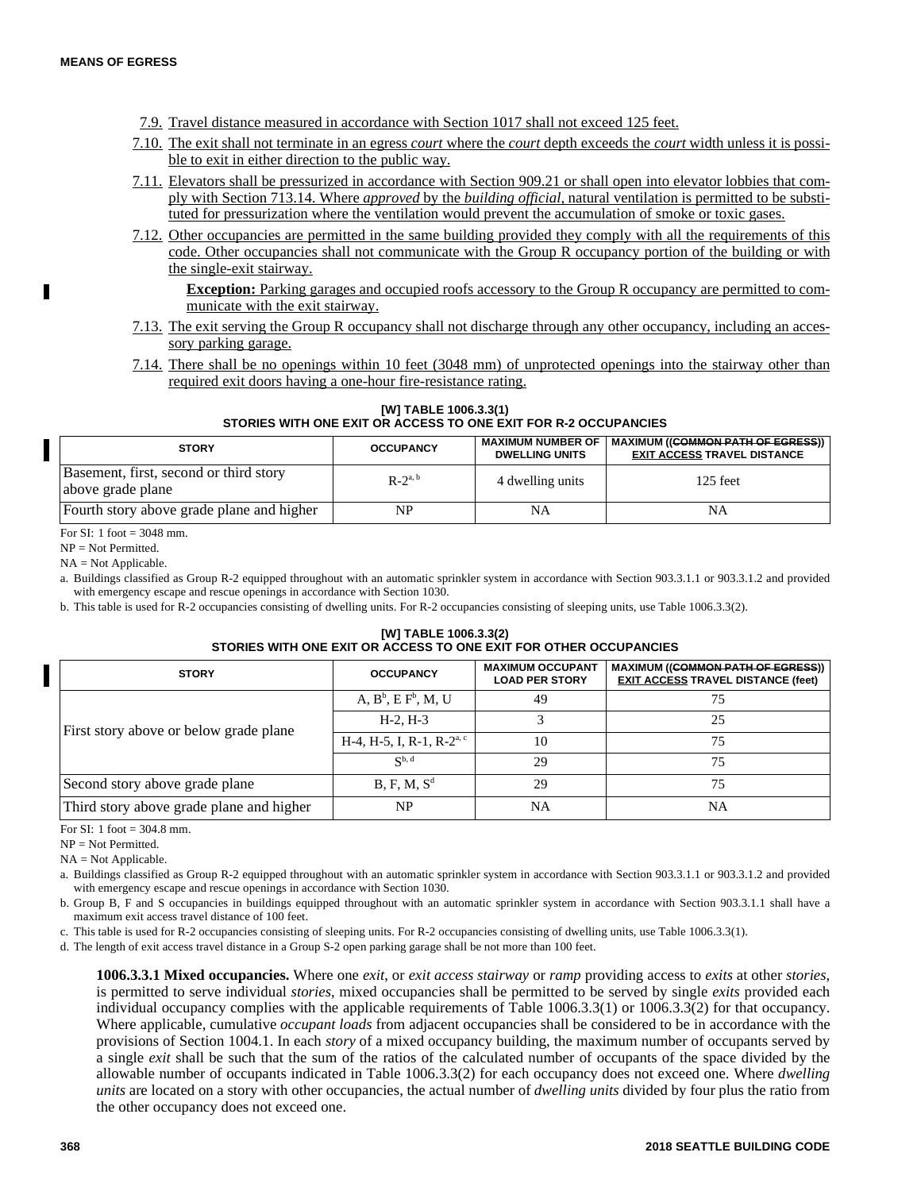7.9. Travel distance measured in accordance with Section 1017 shall not exceed 125 feet.

7.10. The exit shall not terminate in an egress *court* where the *court* depth exceeds the *court* width unless it is possible to exit in either direction to the public way.

7.11. Elevators shall be pressurized in accordance with Section 909.21 or shall open into elevator lobbies that comply with Section 713.14. Where *approved* by the *building official*, natural ventilation is permitted to be substituted for pressurization where the ventilation would prevent the accumulation of smoke or toxic gases.

7.12. Other occupancies are permitted in the same building provided they comply with all the requirements of this code. Other occupancies shall not communicate with the Group R occupancy portion of the building or with the single-exit stairway.

**Exception:** Parking garages and occupied roofs accessory to the Group R occupancy are permitted to communicate with the exit stairway.

7.13. The exit serving the Group R occupancy shall not discharge through any other occupancy, including an accessory parking garage.

7.14. There shall be no openings within 10 feet (3048 mm) of unprotected openings into the stairway other than required exit doors having a one-hour fire-resistance rating.

**[W] TABLE 1006.3.3(1)**
**STORIES WITH ONE EXIT OR ACCESS TO ONE EXIT FOR R-2 OCCUPANCIES**

| STORY | OCCUPANCY | MAXIMUM NUMBER OF DWELLING UNITS | MAXIMUM ((~~COMMON PATH OF EGRESS~~)) EXIT ACCESS TRAVEL DISTANCE |
|---|---|---|---|
| Basement, first, second or third story above grade plane | R-2[a, b] | 4 dwelling units | 125 feet |
| Fourth story above grade plane and higher | NP | NA | NA |

For SI: 1 foot = 3048 mm.

NP = Not Permitted.

NA = Not Applicable.

a. Buildings classified as Group R-2 equipped throughout with an automatic sprinkler system in accordance with Section 903.3.1.1 or 903.3.1.2 and provided with emergency escape and rescue openings in accordance with Section 1030.

b. This table is used for R-2 occupancies consisting of dwelling units. For R-2 occupancies consisting of sleeping units, use Table 1006.3.3(2).

**[W] TABLE 1006.3.3(2)**
**STORIES WITH ONE EXIT OR ACCESS TO ONE EXIT FOR OTHER OCCUPANCIES**

| STORY | OCCUPANCY | MAXIMUM OCCUPANT LOAD PER STORY | MAXIMUM ((~~COMMON PATH OF EGRESS~~)) EXIT ACCESS TRAVEL DISTANCE (feet) |
|---|---|---|---|
| First story above or below grade plane | A, B[b], E F[b], M, U | 49 | 75 |
| | H-2, H-3 | 3 | 25 |
| | H-4, H-5, I, R-1, R-2[a, c] | 10 | 75 |
| | S[b, d] | 29 | 75 |
| Second story above grade plane | B, F, M, S[d] | 29 | 75 |
| Third story above grade plane and higher | NP | NA | NA |

For SI: 1 foot = 304.8 mm.

NP = Not Permitted.

NA = Not Applicable.

a. Buildings classified as Group R-2 equipped throughout with an automatic sprinkler system in accordance with Section 903.3.1.1 or 903.3.1.2 and provided with emergency escape and rescue openings in accordance with Section 1030.

b. Group B, F and S occupancies in buildings equipped throughout with an automatic sprinkler system in accordance with Section 903.3.1.1 shall have a maximum exit access travel distance of 100 feet.

c. This table is used for R-2 occupancies consisting of sleeping units. For R-2 occupancies consisting of dwelling units, use Table 1006.3.3(1).

d. The length of exit access travel distance in a Group S-2 open parking garage shall be not more than 100 feet.

**1006.3.3.1 Mixed occupancies.** Where one *exit*, or *exit access stairway* or *ramp* providing access to *exits* at other *stories*, is permitted to serve individual *stories*, mixed occupancies shall be permitted to be served by single *exits* provided each individual occupancy complies with the applicable requirements of Table 1006.3.3(1) or 1006.3.3(2) for that occupancy. Where applicable, cumulative *occupant loads* from adjacent occupancies shall be considered to be in accordance with the provisions of Section 1004.1. In each *story* of a mixed occupancy building, the maximum number of occupants served by a single *exit* shall be such that the sum of the ratios of the calculated number of occupants of the space divided by the allowable number of occupants indicated in Table 1006.3.3(2) for each occupancy does not exceed one. Where *dwelling units* are located on a story with other occupancies, the actual number of *dwelling units* divided by four plus the ratio from the other occupancy does not exceed one.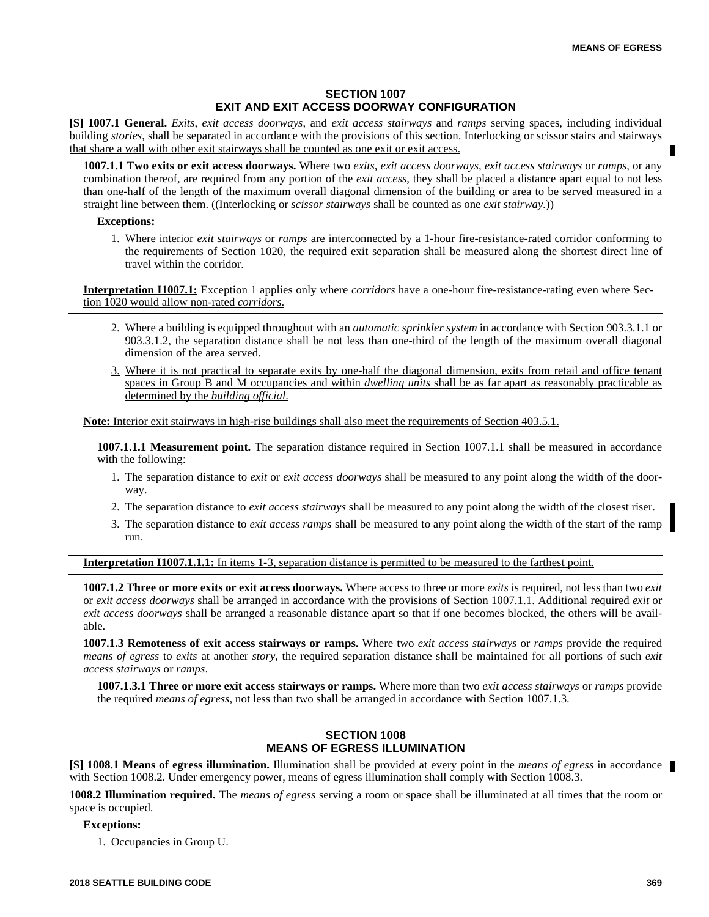## SECTION 1007
## EXIT AND EXIT ACCESS DOORWAY CONFIGURATION

**[S] 1007.1 General.** *Exits*, *exit access doorways*, and *exit access stairways* and *ramps* serving spaces, including individual building *stories*, shall be separated in accordance with the provisions of this section. Interlocking or scissor stairs and stairways that share a wall with other exit stairways shall be counted as one exit or exit access.

**1007.1.1 Two exits or exit access doorways.** Where two *exits*, *exit access doorways*, *exit access stairways* or *ramps*, or any combination thereof, are required from any portion of the *exit access*, they shall be placed a distance apart equal to not less than one-half of the length of the maximum overall diagonal dimension of the building or area to be served measured in a straight line between them. ((~~Interlocking or *scissor stairways* shall be counted as one *exit stairway*.~~))

**Exceptions:**

1. Where interior *exit stairways* or *ramps* are interconnected by a 1-hour fire-resistance-rated corridor conforming to the requirements of Section 1020, the required exit separation shall be measured along the shortest direct line of travel within the corridor.

**Interpretation I1007.1:** Exception 1 applies only where *corridors* have a one-hour fire-resistance-rating even where Section 1020 would allow non-rated *corridors*.

2. Where a building is equipped throughout with an *automatic sprinkler system* in accordance with Section 903.3.1.1 or 903.3.1.2, the separation distance shall be not less than one-third of the length of the maximum overall diagonal dimension of the area served.
3. Where it is not practical to separate exits by one-half the diagonal dimension, exits from retail and office tenant spaces in Group B and M occupancies and within *dwelling units* shall be as far apart as reasonably practicable as determined by the *building official*.

**Note:** Interior exit stairways in high-rise buildings shall also meet the requirements of Section 403.5.1.

**1007.1.1.1 Measurement point.** The separation distance required in Section 1007.1.1 shall be measured in accordance with the following:

1. The separation distance to *exit* or *exit access doorways* shall be measured to any point along the width of the doorway.
2. The separation distance to *exit access stairways* shall be measured to any point along the width of the closest riser.
3. The separation distance to *exit access ramps* shall be measured to any point along the width of the start of the ramp run.

**Interpretation I1007.1.1.1:** In items 1-3, separation distance is permitted to be measured to the farthest point.

**1007.1.2 Three or more exits or exit access doorways.** Where access to three or more *exits* is required, not less than two *exit* or *exit access doorways* shall be arranged in accordance with the provisions of Section 1007.1.1. Additional required *exit* or *exit access doorways* shall be arranged a reasonable distance apart so that if one becomes blocked, the others will be available.

**1007.1.3 Remoteness of exit access stairways or ramps.** Where two *exit access stairways* or *ramps* provide the required *means of egress* to *exits* at another *story*, the required separation distance shall be maintained for all portions of such *exit access stairways* or *ramps*.

**1007.1.3.1 Three or more exit access stairways or ramps.** Where more than two *exit access stairways* or *ramps* provide the required *means of egress*, not less than two shall be arranged in accordance with Section 1007.1.3.

## SECTION 1008
## MEANS OF EGRESS ILLUMINATION

**[S] 1008.1 Means of egress illumination.** Illumination shall be provided at every point in the *means of egress* in accordance with Section 1008.2. Under emergency power, means of egress illumination shall comply with Section 1008.3.

**1008.2 Illumination required.** The *means of egress* serving a room or space shall be illuminated at all times that the room or space is occupied.

**Exceptions:**

1. Occupancies in Group U.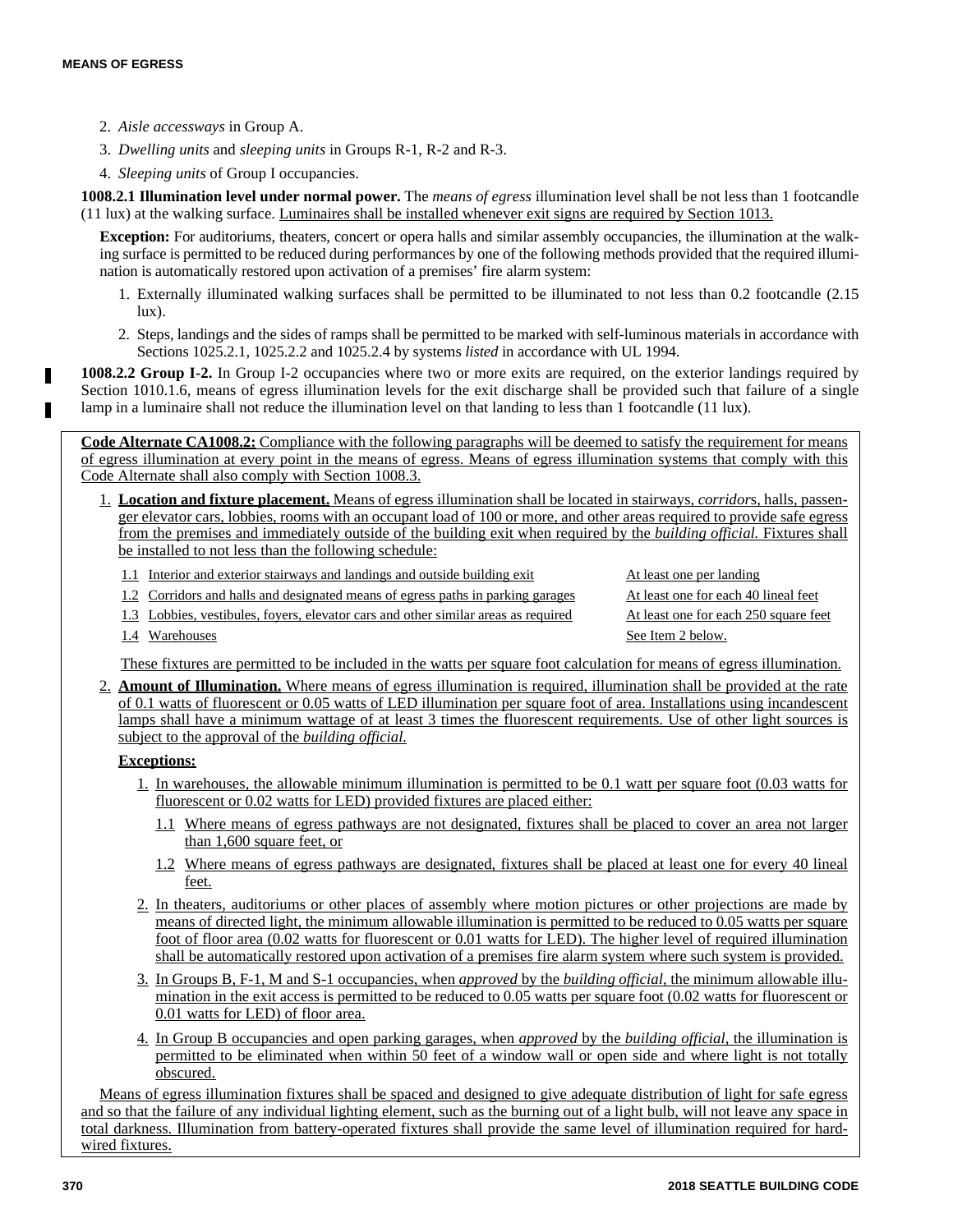2. *Aisle accessways* in Group A.

3. *Dwelling units* and *sleeping units* in Groups R-1, R-2 and R-3.

4. *Sleeping units* of Group I occupancies.

**1008.2.1 Illumination level under normal power.** The *means of egress* illumination level shall be not less than 1 footcandle (11 lux) at the walking surface. Luminaires shall be installed whenever exit signs are required by Section 1013.

**Exception:** For auditoriums, theaters, concert or opera halls and similar assembly occupancies, the illumination at the walking surface is permitted to be reduced during performances by one of the following methods provided that the required illumination is automatically restored upon activation of a premises' fire alarm system:

1. Externally illuminated walking surfaces shall be permitted to be illuminated to not less than 0.2 footcandle (2.15 lux).
2. Steps, landings and the sides of ramps shall be permitted to be marked with self-luminous materials in accordance with Sections 1025.2.1, 1025.2.2 and 1025.2.4 by systems *listed* in accordance with UL 1994.

**1008.2.2 Group I-2.** In Group I-2 occupancies where two or more exits are required, on the exterior landings required by Section 1010.1.6, means of egress illumination levels for the exit discharge shall be provided such that failure of a single lamp in a luminaire shall not reduce the illumination level on that landing to less than 1 footcandle (11 lux).

**Code Alternate CA1008.2:** Compliance with the following paragraphs will be deemed to satisfy the requirement for means of egress illumination at every point in the means of egress. Means of egress illumination systems that comply with this Code Alternate shall also comply with Section 1008.3.

1. **Location and fixture placement.** Means of egress illumination shall be located in stairways, *corridor*s, halls, passenger elevator cars, lobbies, rooms with an occupant load of 100 or more, and other areas required to provide safe egress from the premises and immediately outside of the building exit when required by the *building official.* Fixtures shall be installed to not less than the following schedule:

| | |
|---|---|
| 1.1 Interior and exterior stairways and landings and outside building exit | At least one per landing |
| 1.2 Corridors and halls and designated means of egress paths in parking garages | At least one for each 40 lineal feet |
| 1.3 Lobbies, vestibules, foyers, elevator cars and other similar areas as required | At least one for each 250 square feet |
| 1.4 Warehouses | See Item 2 below. |

These fixtures are permitted to be included in the watts per square foot calculation for means of egress illumination.

2. **Amount of Illumination.** Where means of egress illumination is required, illumination shall be provided at the rate of 0.1 watts of fluorescent or 0.05 watts of LED illumination per square foot of area. Installations using incandescent lamps shall have a minimum wattage of at least 3 times the fluorescent requirements. Use of other light sources is subject to the approval of the *building official.*

**Exceptions:**

1. In warehouses, the allowable minimum illumination is permitted to be 0.1 watt per square foot (0.03 watts for fluorescent or 0.02 watts for LED) provided fixtures are placed either:
   1.1 Where means of egress pathways are not designated, fixtures shall be placed to cover an area not larger than 1,600 square feet, or
   1.2 Where means of egress pathways are designated, fixtures shall be placed at least one for every 40 lineal feet.
2. In theaters, auditoriums or other places of assembly where motion pictures or other projections are made by means of directed light, the minimum allowable illumination is permitted to be reduced to 0.05 watts per square foot of floor area (0.02 watts for fluorescent or 0.01 watts for LED). The higher level of required illumination shall be automatically restored upon activation of a premises fire alarm system where such system is provided.
3. In Groups B, F-1, M and S-1 occupancies, when *approved* by the *building official*, the minimum allowable illumination in the exit access is permitted to be reduced to 0.05 watts per square foot (0.02 watts for fluorescent or 0.01 watts for LED) of floor area.
4. In Group B occupancies and open parking garages, when *approved* by the *building official*, the illumination is permitted to be eliminated when within 50 feet of a window wall or open side and where light is not totally obscured.

Means of egress illumination fixtures shall be spaced and designed to give adequate distribution of light for safe egress and so that the failure of any individual lighting element, such as the burning out of a light bulb, will not leave any space in total darkness. Illumination from battery-operated fixtures shall provide the same level of illumination required for hard-wired fixtures.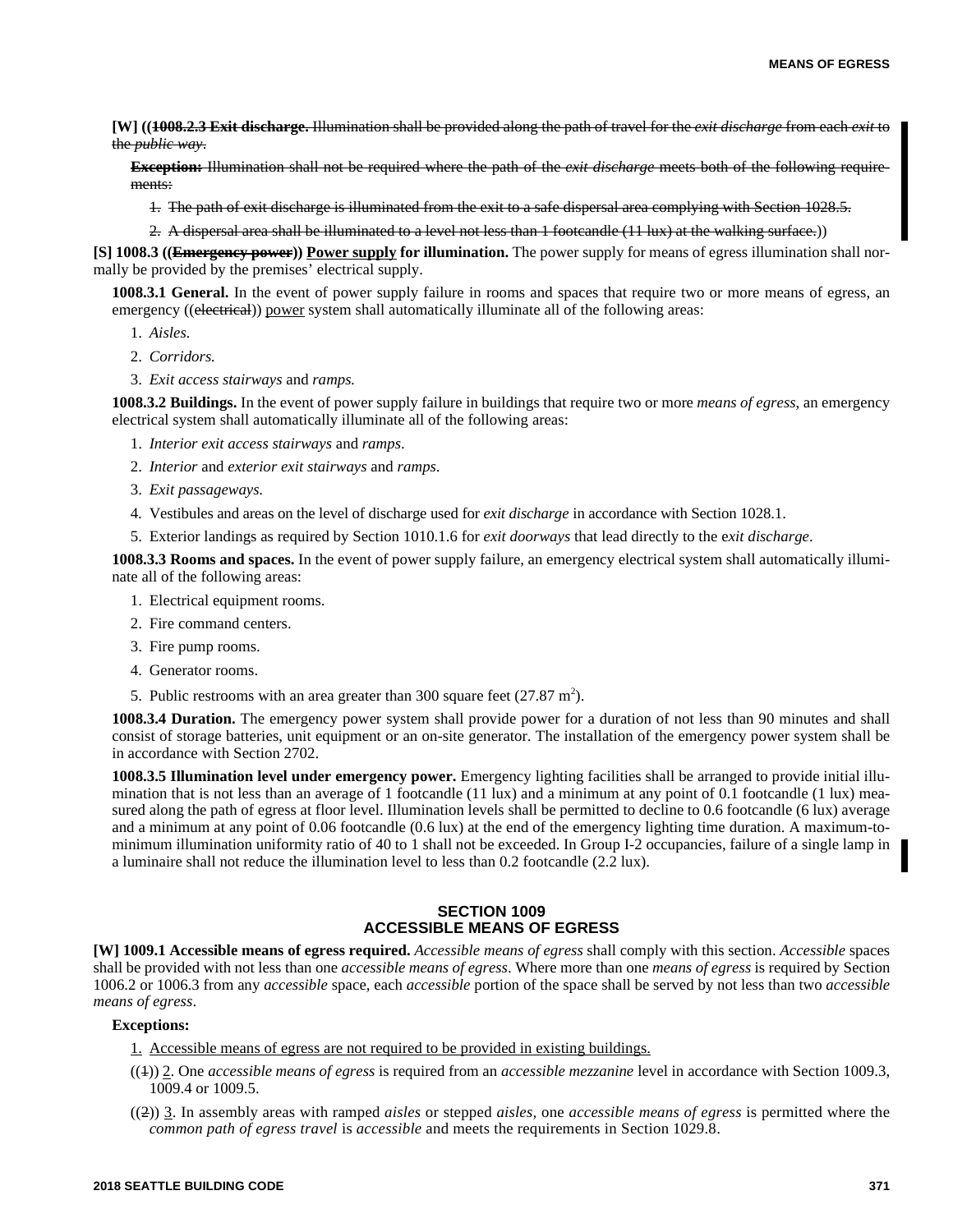**[W] ((~~1008.2.3 Exit discharge.~~** ~~Illumination shall be provided along the path of travel for the *exit discharge* from each *exit* to the *public way*.~~

**~~Exception:~~** ~~Illumination shall not be required where the path of the *exit discharge* meets both of the following requirements:~~

1. ~~The path of exit discharge is illuminated from the exit to a safe dispersal area complying with Section 1028.5.~~
2. ~~A dispersal area shall be illuminated to a level not less than 1 footcandle (11 lux) at the walking surface.~~))

**[S] 1008.3 ((~~Emergency power~~)) <u>Power supply</u> for illumination.** The power supply for means of egress illumination shall normally be provided by the premises' electrical supply.

**1008.3.1 General.** In the event of power supply failure in rooms and spaces that require two or more means of egress, an emergency ((~~electrical~~)) <u>power</u> system shall automatically illuminate all of the following areas:

1. *Aisles.*
2. *Corridors.*
3. *Exit access stairways* and *ramps.*

**1008.3.2 Buildings.** In the event of power supply failure in buildings that require two or more *means of egress*, an emergency electrical system shall automatically illuminate all of the following areas:

1. *Interior exit access stairways* and *ramps.*
2. *Interior* and *exterior exit stairways* and *ramps.*
3. *Exit passageways.*
4. Vestibules and areas on the level of discharge used for *exit discharge* in accordance with Section 1028.1.
5. Exterior landings as required by Section 1010.1.6 for *exit doorways* that lead directly to the *exit discharge*.

**1008.3.3 Rooms and spaces.** In the event of power supply failure, an emergency electrical system shall automatically illuminate all of the following areas:

1. Electrical equipment rooms.
2. Fire command centers.
3. Fire pump rooms.
4. Generator rooms.
5. Public restrooms with an area greater than 300 square feet (27.87 $m^2$).

**1008.3.4 Duration.** The emergency power system shall provide power for a duration of not less than 90 minutes and shall consist of storage batteries, unit equipment or an on-site generator. The installation of the emergency power system shall be in accordance with Section 2702.

**1008.3.5 Illumination level under emergency power.** Emergency lighting facilities shall be arranged to provide initial illumination that is not less than an average of 1 footcandle (11 lux) and a minimum at any point of 0.1 footcandle (1 lux) measured along the path of egress at floor level. Illumination levels shall be permitted to decline to 0.6 footcandle (6 lux) average and a minimum at any point of 0.06 footcandle (0.6 lux) at the end of the emergency lighting time duration. A maximum-to-minimum illumination uniformity ratio of 40 to 1 shall not be exceeded. In Group I-2 occupancies, failure of a single lamp in a luminaire shall not reduce the illumination level to less than 0.2 footcandle (2.2 lux).

## SECTION 1009 ACCESSIBLE MEANS OF EGRESS

**[W] 1009.1 Accessible means of egress required.** *Accessible means of egress* shall comply with this section. *Accessible* spaces shall be provided with not less than one *accessible means of egress*. Where more than one *means of egress* is required by Section 1006.2 or 1006.3 from any *accessible* space, each *accessible* portion of the space shall be served by not less than two *accessible means of egress*.

**Exceptions:**

<u>1. Accessible means of egress are not required to be provided in existing buildings.</u>

((~~1~~)) <u>2</u>. One *accessible means of egress* is required from an *accessible mezzanine* level in accordance with Section 1009.3, 1009.4 or 1009.5.

((~~2~~)) <u>3</u>. In assembly areas with ramped *aisles* or stepped *aisles,* one *accessible means of egress* is permitted where the *common path of egress travel* is *accessible* and meets the requirements in Section 1029.8.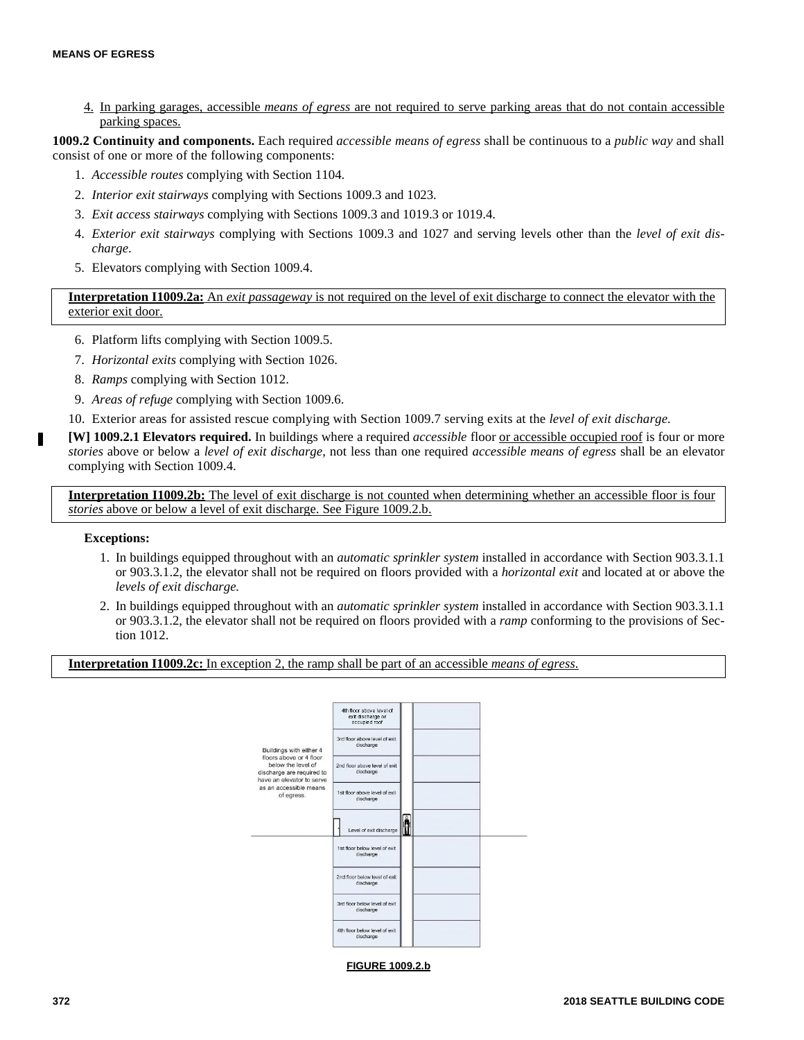4. In parking garages, accessible *means of egress* are not required to serve parking areas that do not contain accessible parking spaces.

**1009.2 Continuity and components.** Each required *accessible means of egress* shall be continuous to a *public way* and shall consist of one or more of the following components:

1. *Accessible routes* complying with Section 1104.
2. *Interior exit stairways* complying with Sections 1009.3 and 1023.
3. *Exit access stairways* complying with Sections 1009.3 and 1019.3 or 1019.4.
4. *Exterior exit stairways* complying with Sections 1009.3 and 1027 and serving levels other than the *level of exit discharge.*
5. Elevators complying with Section 1009.4.

> **Interpretation I1009.2a:** An *exit passageway* is not required on the level of exit discharge to connect the elevator with the exterior exit door.

6. Platform lifts complying with Section 1009.5.
7. *Horizontal exits* complying with Section 1026.
8. *Ramps* complying with Section 1012.
9. *Areas of refuge* complying with Section 1009.6.
10. Exterior areas for assisted rescue complying with Section 1009.7 serving exits at the *level of exit discharge.*

**[W] 1009.2.1 Elevators required.** In buildings where a required *accessible* floor or accessible occupied roof is four or more *stories* above or below a *level of exit discharge,* not less than one required *accessible means of egress* shall be an elevator complying with Section 1009.4.

> **Interpretation I1009.2b:** The level of exit discharge is not counted when determining whether an accessible floor is four *stories* above or below a level of exit discharge. See Figure 1009.2.b.

**Exceptions:**

1. In buildings equipped throughout with an *automatic sprinkler system* installed in accordance with Section 903.3.1.1 or 903.3.1.2, the elevator shall not be required on floors provided with a *horizontal exit* and located at or above the *levels of exit discharge.*
2. In buildings equipped throughout with an *automatic sprinkler system* installed in accordance with Section 903.3.1.1 or 903.3.1.2, the elevator shall not be required on floors provided with a *ramp* conforming to the provisions of Section 1012.

> **Interpretation I1009.2c:** In exception 2, the ramp shall be part of an accessible *means of egress.*

Buildings with either 4 floors above or 4 floor below the level of discharge are required to have an elevator to serve as an accessible means of egress.

4th floor above level of exit discharge or occupied roof

3rd floor above level of exit discharge

2nd floor above level of exit discharge

1st floor above level of exit discharge

Level of exit discharge

1st floor below level of exit discharge

2nd floor below level of exit discharge

3rd floor below level of exit discharge

4th floor below level of exit discharge

**FIGURE 1009.2.b**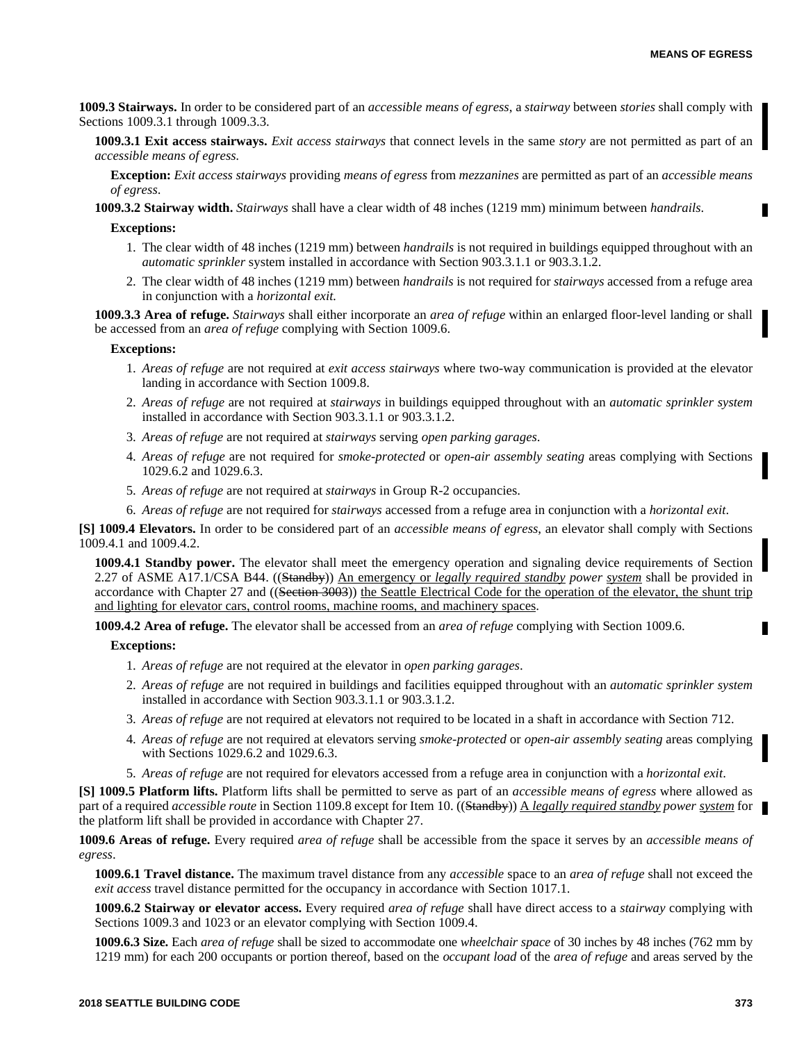**1009.3 Stairways.** In order to be considered part of an *accessible means of egress*, a *stairway* between *stories* shall comply with Sections 1009.3.1 through 1009.3.3.

**1009.3.1 Exit access stairways.** *Exit access stairways* that connect levels in the same *story* are not permitted as part of an *accessible means of egress.*

**Exception:** *Exit access stairways* providing *means of egress* from *mezzanines* are permitted as part of an *accessible means of egress*.

**1009.3.2 Stairway width.** *Stairways* shall have a clear width of 48 inches (1219 mm) minimum between *handrails*.

**Exceptions:**

1. The clear width of 48 inches (1219 mm) between *handrails* is not required in buildings equipped throughout with an *automatic sprinkler* system installed in accordance with Section 903.3.1.1 or 903.3.1.2.
2. The clear width of 48 inches (1219 mm) between *handrails* is not required for *stairways* accessed from a refuge area in conjunction with a *horizontal exit.*

**1009.3.3 Area of refuge.** *Stairways* shall either incorporate an *area of refuge* within an enlarged floor-level landing or shall be accessed from an *area of refuge* complying with Section 1009.6.

**Exceptions:**

1. *Areas of refuge* are not required at *exit access stairways* where two-way communication is provided at the elevator landing in accordance with Section 1009.8.
2. *Areas of refuge* are not required at *stairways* in buildings equipped throughout with an *automatic sprinkler system* installed in accordance with Section 903.3.1.1 or 903.3.1.2.
3. *Areas of refuge* are not required at *stairways* serving *open parking garages.*
4. *Areas of refuge* are not required for *smoke-protected* or *open-air assembly seating* areas complying with Sections 1029.6.2 and 1029.6.3.
5. *Areas of refuge* are not required at *stairways* in Group R-2 occupancies.
6. *Areas of refuge* are not required for *stairways* accessed from a refuge area in conjunction with a *horizontal exit*.

**[S] 1009.4 Elevators.** In order to be considered part of an *accessible means of egress*, an elevator shall comply with Sections 1009.4.1 and 1009.4.2.

**1009.4.1 Standby power.** The elevator shall meet the emergency operation and signaling device requirements of Section 2.27 of ASME A17.1/CSA B44. ((~~Standby~~)) <u>An emergency or *legally required standby* power *system*</u> shall be provided in accordance with Chapter 27 and ((~~Section 3003~~)) <u>the Seattle Electrical Code for the operation of the elevator, the shunt trip and lighting for elevator cars, control rooms, machine rooms, and machinery spaces</u>.

**1009.4.2 Area of refuge.** The elevator shall be accessed from an *area of refuge* complying with Section 1009.6.

**Exceptions:**

1. *Areas of refuge* are not required at the elevator in *open parking garages*.
2. *Areas of refuge* are not required in buildings and facilities equipped throughout with an *automatic sprinkler system* installed in accordance with Section 903.3.1.1 or 903.3.1.2.
3. *Areas of refuge* are not required at elevators not required to be located in a shaft in accordance with Section 712.
4. *Areas of refuge* are not required at elevators serving *smoke-protected* or *open-air assembly seating* areas complying with Sections 1029.6.2 and 1029.6.3.
5. *Areas of refuge* are not required for elevators accessed from a refuge area in conjunction with a *horizontal exit*.

**[S] 1009.5 Platform lifts.** Platform lifts shall be permitted to serve as part of an *accessible means of egress* where allowed as part of a required *accessible route* in Section 1109.8 except for Item 10. ((~~Standby~~)) <u>A *legally required standby* power *system*</u> for the platform lift shall be provided in accordance with Chapter 27.

**1009.6 Areas of refuge.** Every required *area of refuge* shall be accessible from the space it serves by an *accessible means of egress*.

**1009.6.1 Travel distance.** The maximum travel distance from any *accessible* space to an *area of refuge* shall not exceed the *exit access* travel distance permitted for the occupancy in accordance with Section 1017.1.

**1009.6.2 Stairway or elevator access.** Every required *area of refuge* shall have direct access to a *stairway* complying with Sections 1009.3 and 1023 or an elevator complying with Section 1009.4.

**1009.6.3 Size.** Each *area of refuge* shall be sized to accommodate one *wheelchair space* of 30 inches by 48 inches (762 mm by 1219 mm) for each 200 occupants or portion thereof, based on the *occupant load* of the *area of refuge* and areas served by the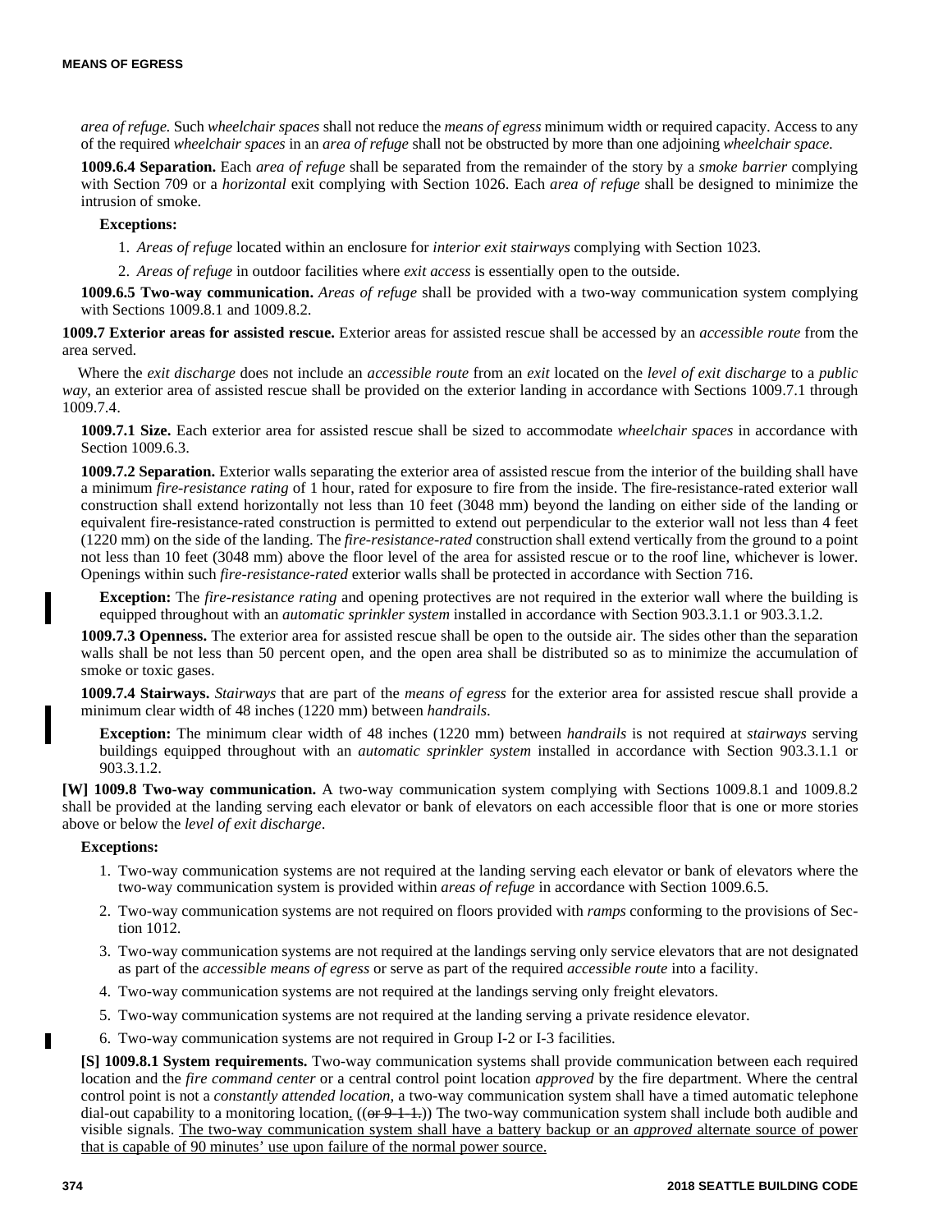*area of refuge*. Such *wheelchair spaces* shall not reduce the *means of egress* minimum width or required capacity. Access to any of the required *wheelchair spaces* in an *area of refuge* shall not be obstructed by more than one adjoining *wheelchair space*.

**1009.6.4 Separation.** Each *area of refuge* shall be separated from the remainder of the story by a *smoke barrier* complying with Section 709 or a *horizontal* exit complying with Section 1026. Each *area of refuge* shall be designed to minimize the intrusion of smoke.

**Exceptions:**

1. *Areas of refuge* located within an enclosure for *interior exit stairways* complying with Section 1023.
2. *Areas of refuge* in outdoor facilities where *exit access* is essentially open to the outside.

**1009.6.5 Two-way communication.** *Areas of refuge* shall be provided with a two-way communication system complying with Sections 1009.8.1 and 1009.8.2.

**1009.7 Exterior areas for assisted rescue.** Exterior areas for assisted rescue shall be accessed by an *accessible route* from the area served.

Where the *exit discharge* does not include an *accessible route* from an *exit* located on the *level of exit discharge* to a *public way*, an exterior area of assisted rescue shall be provided on the exterior landing in accordance with Sections 1009.7.1 through 1009.7.4.

**1009.7.1 Size.** Each exterior area for assisted rescue shall be sized to accommodate *wheelchair spaces* in accordance with Section 1009.6.3.

**1009.7.2 Separation.** Exterior walls separating the exterior area of assisted rescue from the interior of the building shall have a minimum *fire-resistance rating* of 1 hour, rated for exposure to fire from the inside. The fire-resistance-rated exterior wall construction shall extend horizontally not less than 10 feet (3048 mm) beyond the landing on either side of the landing or equivalent fire-resistance-rated construction is permitted to extend out perpendicular to the exterior wall not less than 4 feet (1220 mm) on the side of the landing. The *fire-resistance-rated* construction shall extend vertically from the ground to a point not less than 10 feet (3048 mm) above the floor level of the area for assisted rescue or to the roof line, whichever is lower. Openings within such *fire-resistance-rated* exterior walls shall be protected in accordance with Section 716.

**Exception:** The *fire-resistance rating* and opening protectives are not required in the exterior wall where the building is equipped throughout with an *automatic sprinkler system* installed in accordance with Section 903.3.1.1 or 903.3.1.2.

**1009.7.3 Openness.** The exterior area for assisted rescue shall be open to the outside air. The sides other than the separation walls shall be not less than 50 percent open, and the open area shall be distributed so as to minimize the accumulation of smoke or toxic gases.

**1009.7.4 Stairways.** *Stairways* that are part of the *means of egress* for the exterior area for assisted rescue shall provide a minimum clear width of 48 inches (1220 mm) between *handrails*.

**Exception:** The minimum clear width of 48 inches (1220 mm) between *handrails* is not required at *stairways* serving buildings equipped throughout with an *automatic sprinkler system* installed in accordance with Section 903.3.1.1 or 903.3.1.2.

**[W] 1009.8 Two-way communication.** A two-way communication system complying with Sections 1009.8.1 and 1009.8.2 shall be provided at the landing serving each elevator or bank of elevators on each accessible floor that is one or more stories above or below the *level of exit discharge*.

**Exceptions:**

1. Two-way communication systems are not required at the landing serving each elevator or bank of elevators where the two-way communication system is provided within *areas of refuge* in accordance with Section 1009.6.5.
2. Two-way communication systems are not required on floors provided with *ramps* conforming to the provisions of Section 1012.
3. Two-way communication systems are not required at the landings serving only service elevators that are not designated as part of the *accessible means of egress* or serve as part of the required *accessible route* into a facility.
4. Two-way communication systems are not required at the landings serving only freight elevators.
5. Two-way communication systems are not required at the landing serving a private residence elevator.
6. Two-way communication systems are not required in Group I-2 or I-3 facilities.

**[S] 1009.8.1 System requirements.** Two-way communication systems shall provide communication between each required location and the *fire command center* or a central control point location *approved* by the fire department. Where the central control point is not a *constantly attended location*, a two-way communication system shall have a timed automatic telephone dial-out capability to a monitoring location. ((~~or 9-1-1.~~)) The two-way communication system shall include both audible and visible signals. The two-way communication system shall have a battery backup or an *approved* alternate source of power that is capable of 90 minutes' use upon failure of the normal power source.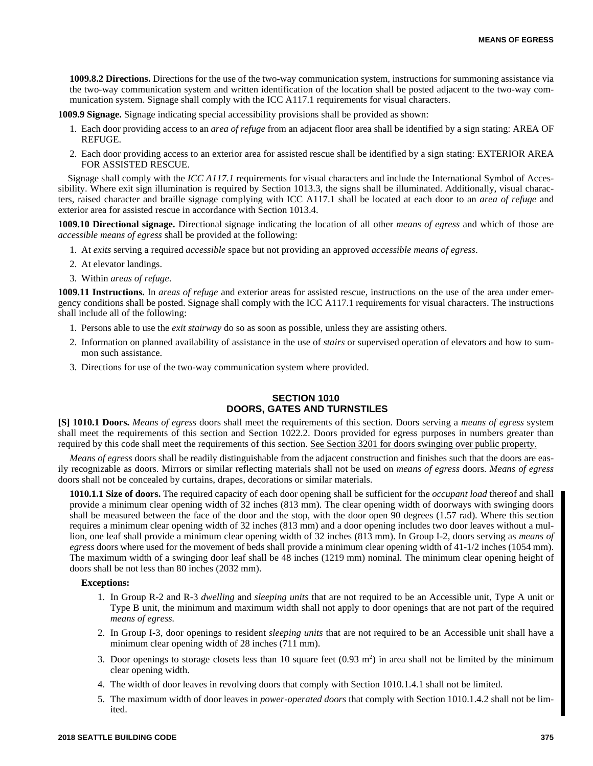**1009.8.2 Directions.** Directions for the use of the two-way communication system, instructions for summoning assistance via the two-way communication system and written identification of the location shall be posted adjacent to the two-way communication system. Signage shall comply with the ICC A117.1 requirements for visual characters.

**1009.9 Signage.** Signage indicating special accessibility provisions shall be provided as shown:

1. Each door providing access to an *area of refuge* from an adjacent floor area shall be identified by a sign stating: AREA OF REFUGE.
2. Each door providing access to an exterior area for assisted rescue shall be identified by a sign stating: EXTERIOR AREA FOR ASSISTED RESCUE.

Signage shall comply with the *ICC A117.1* requirements for visual characters and include the International Symbol of Accessibility. Where exit sign illumination is required by Section 1013.3, the signs shall be illuminated. Additionally, visual characters, raised character and braille signage complying with ICC A117.1 shall be located at each door to an *area of refuge* and exterior area for assisted rescue in accordance with Section 1013.4.

**1009.10 Directional signage.** Directional signage indicating the location of all other *means of egress* and which of those are *accessible means of egress* shall be provided at the following:

1. At *exits* serving a required *accessible* space but not providing an approved *accessible means of egress*.
2. At elevator landings.
3. Within *areas of refuge*.

**1009.11 Instructions.** In *areas of refuge* and exterior areas for assisted rescue, instructions on the use of the area under emergency conditions shall be posted. Signage shall comply with the ICC A117.1 requirements for visual characters. The instructions shall include all of the following:

1. Persons able to use the *exit stairway* do so as soon as possible, unless they are assisting others.
2. Information on planned availability of assistance in the use of *stairs* or supervised operation of elevators and how to summon such assistance.
3. Directions for use of the two-way communication system where provided.

## SECTION 1010
## DOORS, GATES AND TURNSTILES

**[S] 1010.1 Doors.** *Means of egress* doors shall meet the requirements of this section. Doors serving a *means of egress* system shall meet the requirements of this section and Section 1022.2. Doors provided for egress purposes in numbers greater than required by this code shall meet the requirements of this section. <u>See Section 3201 for doors swinging over public property.</u>

*Means of egress* doors shall be readily distinguishable from the adjacent construction and finishes such that the doors are easily recognizable as doors. Mirrors or similar reflecting materials shall not be used on *means of egress* doors. *Means of egress* doors shall not be concealed by curtains, drapes, decorations or similar materials.

**1010.1.1 Size of doors.** The required capacity of each door opening shall be sufficient for the *occupant load* thereof and shall provide a minimum clear opening width of 32 inches (813 mm). The clear opening width of doorways with swinging doors shall be measured between the face of the door and the stop, with the door open 90 degrees (1.57 rad). Where this section requires a minimum clear opening width of 32 inches (813 mm) and a door opening includes two door leaves without a mullion, one leaf shall provide a minimum clear opening width of 32 inches (813 mm). In Group I-2, doors serving as *means of egress* doors where used for the movement of beds shall provide a minimum clear opening width of 41-1/2 inches (1054 mm). The maximum width of a swinging door leaf shall be 48 inches (1219 mm) nominal. The minimum clear opening height of doors shall be not less than 80 inches (2032 mm).

**Exceptions:**

1. In Group R-2 and R-3 *dwelling* and *sleeping units* that are not required to be an Accessible unit, Type A unit or Type B unit, the minimum and maximum width shall not apply to door openings that are not part of the required *means of egress*.
2. In Group I-3, door openings to resident *sleeping units* that are not required to be an Accessible unit shall have a minimum clear opening width of 28 inches (711 mm).
3. Door openings to storage closets less than 10 square feet (0.93 $m^2$) in area shall not be limited by the minimum clear opening width.
4. The width of door leaves in revolving doors that comply with Section 1010.1.4.1 shall not be limited.
5. The maximum width of door leaves in *power-operated doors* that comply with Section 1010.1.4.2 shall not be limited.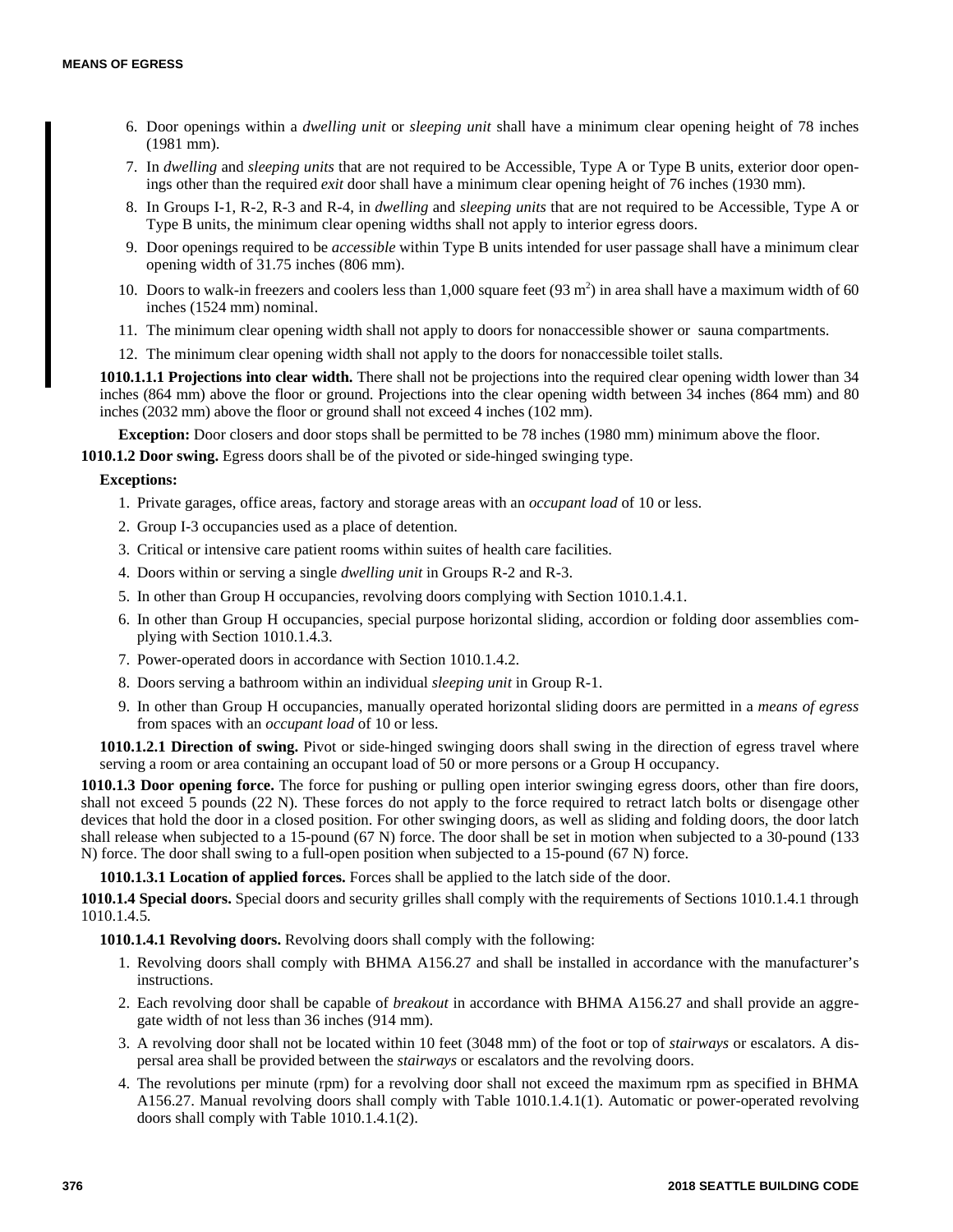6. Door openings within a *dwelling unit* or *sleeping unit* shall have a minimum clear opening height of 78 inches (1981 mm).
7. In *dwelling* and *sleeping units* that are not required to be Accessible, Type A or Type B units, exterior door openings other than the required *exit* door shall have a minimum clear opening height of 76 inches (1930 mm).
8. In Groups I-1, R-2, R-3 and R-4, in *dwelling* and *sleeping units* that are not required to be Accessible, Type A or Type B units, the minimum clear opening widths shall not apply to interior egress doors.
9. Door openings required to be *accessible* within Type B units intended for user passage shall have a minimum clear opening width of 31.75 inches (806 mm).
10. Doors to walk-in freezers and coolers less than 1,000 square feet (93 $m^2$) in area shall have a maximum width of 60 inches (1524 mm) nominal.
11. The minimum clear opening width shall not apply to doors for nonaccessible shower or sauna compartments.
12. The minimum clear opening width shall not apply to the doors for nonaccessible toilet stalls.

**1010.1.1.1 Projections into clear width.** There shall not be projections into the required clear opening width lower than 34 inches (864 mm) above the floor or ground. Projections into the clear opening width between 34 inches (864 mm) and 80 inches (2032 mm) above the floor or ground shall not exceed 4 inches (102 mm).

**Exception:** Door closers and door stops shall be permitted to be 78 inches (1980 mm) minimum above the floor.

**1010.1.2 Door swing.** Egress doors shall be of the pivoted or side-hinged swinging type.

**Exceptions:**

1. Private garages, office areas, factory and storage areas with an *occupant load* of 10 or less.
2. Group I-3 occupancies used as a place of detention.
3. Critical or intensive care patient rooms within suites of health care facilities.
4. Doors within or serving a single *dwelling unit* in Groups R-2 and R-3.
5. In other than Group H occupancies, revolving doors complying with Section 1010.1.4.1.
6. In other than Group H occupancies, special purpose horizontal sliding, accordion or folding door assemblies complying with Section 1010.1.4.3.
7. Power-operated doors in accordance with Section 1010.1.4.2.
8. Doors serving a bathroom within an individual *sleeping unit* in Group R-1.
9. In other than Group H occupancies, manually operated horizontal sliding doors are permitted in a *means of egress* from spaces with an *occupant load* of 10 or less.

**1010.1.2.1 Direction of swing.** Pivot or side-hinged swinging doors shall swing in the direction of egress travel where serving a room or area containing an occupant load of 50 or more persons or a Group H occupancy.

**1010.1.3 Door opening force.** The force for pushing or pulling open interior swinging egress doors, other than fire doors, shall not exceed 5 pounds (22 N). These forces do not apply to the force required to retract latch bolts or disengage other devices that hold the door in a closed position. For other swinging doors, as well as sliding and folding doors, the door latch shall release when subjected to a 15-pound (67 N) force. The door shall be set in motion when subjected to a 30-pound (133 N) force. The door shall swing to a full-open position when subjected to a 15-pound (67 N) force.

**1010.1.3.1 Location of applied forces.** Forces shall be applied to the latch side of the door.

**1010.1.4 Special doors.** Special doors and security grilles shall comply with the requirements of Sections 1010.1.4.1 through 1010.1.4.5.

**1010.1.4.1 Revolving doors.** Revolving doors shall comply with the following:

1. Revolving doors shall comply with BHMA A156.27 and shall be installed in accordance with the manufacturer's instructions.
2. Each revolving door shall be capable of *breakout* in accordance with BHMA A156.27 and shall provide an aggregate width of not less than 36 inches (914 mm).
3. A revolving door shall not be located within 10 feet (3048 mm) of the foot or top of *stairways* or escalators. A dispersal area shall be provided between the *stairways* or escalators and the revolving doors.
4. The revolutions per minute (rpm) for a revolving door shall not exceed the maximum rpm as specified in BHMA A156.27. Manual revolving doors shall comply with Table 1010.1.4.1(1). Automatic or power-operated revolving doors shall comply with Table 1010.1.4.1(2).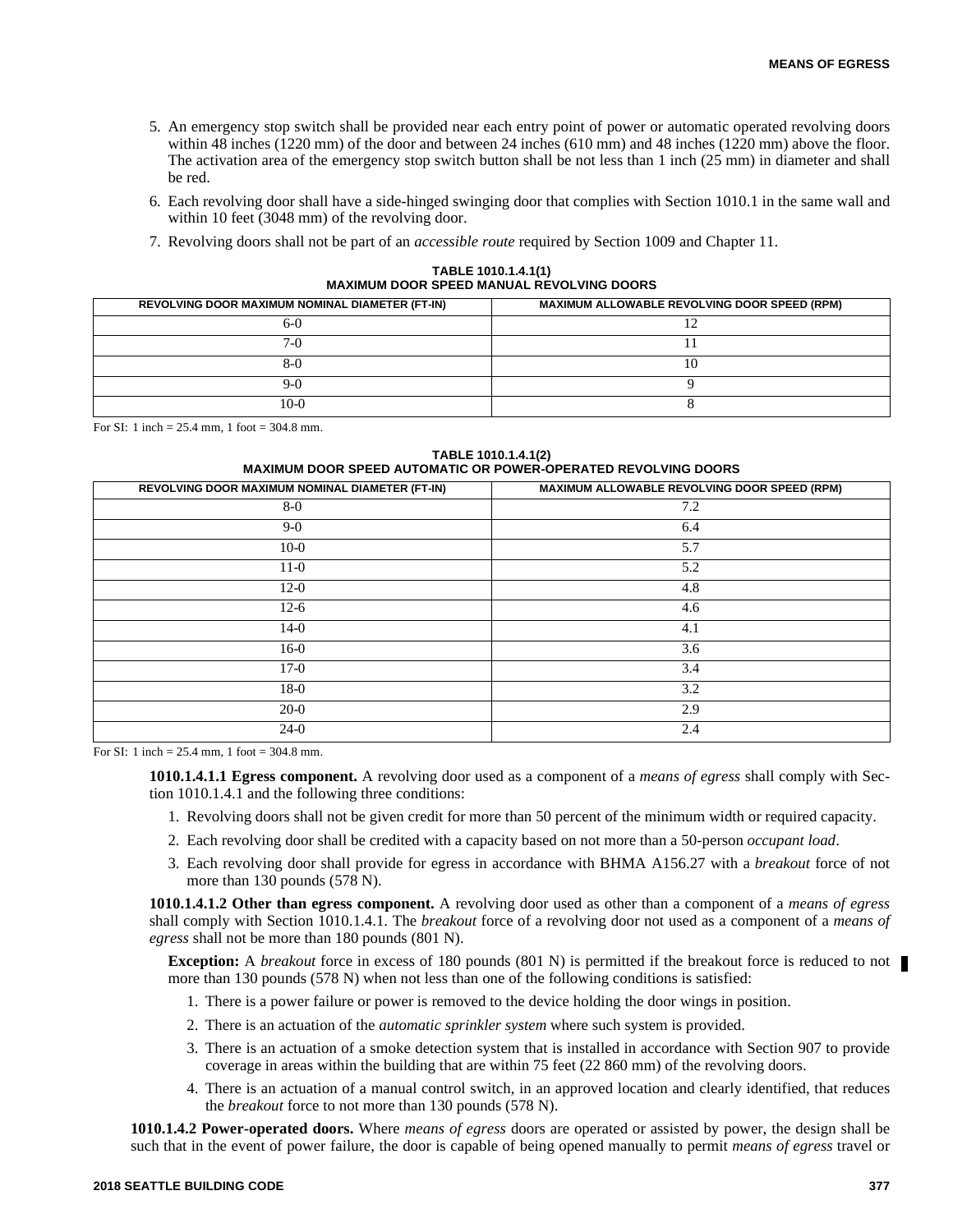5. An emergency stop switch shall be provided near each entry point of power or automatic operated revolving doors within 48 inches (1220 mm) of the door and between 24 inches (610 mm) and 48 inches (1220 mm) above the floor. The activation area of the emergency stop switch button shall be not less than 1 inch (25 mm) in diameter and shall be red.
6. Each revolving door shall have a side-hinged swinging door that complies with Section 1010.1 in the same wall and within 10 feet (3048 mm) of the revolving door.
7. Revolving doors shall not be part of an *accessible route* required by Section 1009 and Chapter 11.

**TABLE 1010.1.4.1(1)**
**MAXIMUM DOOR SPEED MANUAL REVOLVING DOORS**

| REVOLVING DOOR MAXIMUM NOMINAL DIAMETER (FT-IN) | MAXIMUM ALLOWABLE REVOLVING DOOR SPEED (RPM) |
|---|---|
| 6-0 | 12 |
| 7-0 | 11 |
| 8-0 | 10 |
| 9-0 | 9 |
| 10-0 | 8 |

For SI: 1 inch = 25.4 mm, 1 foot = 304.8 mm.

**TABLE 1010.1.4.1(2)**
**MAXIMUM DOOR SPEED AUTOMATIC OR POWER-OPERATED REVOLVING DOORS**

| REVOLVING DOOR MAXIMUM NOMINAL DIAMETER (FT-IN) | MAXIMUM ALLOWABLE REVOLVING DOOR SPEED (RPM) |
|---|---|
| 8-0 | 7.2 |
| 9-0 | 6.4 |
| 10-0 | 5.7 |
| 11-0 | 5.2 |
| 12-0 | 4.8 |
| 12-6 | 4.6 |
| 14-0 | 4.1 |
| 16-0 | 3.6 |
| 17-0 | 3.4 |
| 18-0 | 3.2 |
| 20-0 | 2.9 |
| 24-0 | 2.4 |

For SI: 1 inch = 25.4 mm, 1 foot = 304.8 mm.

**1010.1.4.1.1 Egress component.** A revolving door used as a component of a *means of egress* shall comply with Section 1010.1.4.1 and the following three conditions:

1. Revolving doors shall not be given credit for more than 50 percent of the minimum width or required capacity.
2. Each revolving door shall be credited with a capacity based on not more than a 50-person *occupant load*.
3. Each revolving door shall provide for egress in accordance with BHMA A156.27 with a *breakout* force of not more than 130 pounds (578 N).

**1010.1.4.1.2 Other than egress component.** A revolving door used as other than a component of a *means of egress* shall comply with Section 1010.1.4.1. The *breakout* force of a revolving door not used as a component of a *means of egress* shall not be more than 180 pounds (801 N).

**Exception:** A *breakout* force in excess of 180 pounds (801 N) is permitted if the breakout force is reduced to not more than 130 pounds (578 N) when not less than one of the following conditions is satisfied:

1. There is a power failure or power is removed to the device holding the door wings in position.
2. There is an actuation of the *automatic sprinkler system* where such system is provided.
3. There is an actuation of a smoke detection system that is installed in accordance with Section 907 to provide coverage in areas within the building that are within 75 feet (22 860 mm) of the revolving doors.
4. There is an actuation of a manual control switch, in an approved location and clearly identified, that reduces the *breakout* force to not more than 130 pounds (578 N).

**1010.1.4.2 Power-operated doors.** Where *means of egress* doors are operated or assisted by power, the design shall be such that in the event of power failure, the door is capable of being opened manually to permit *means of egress* travel or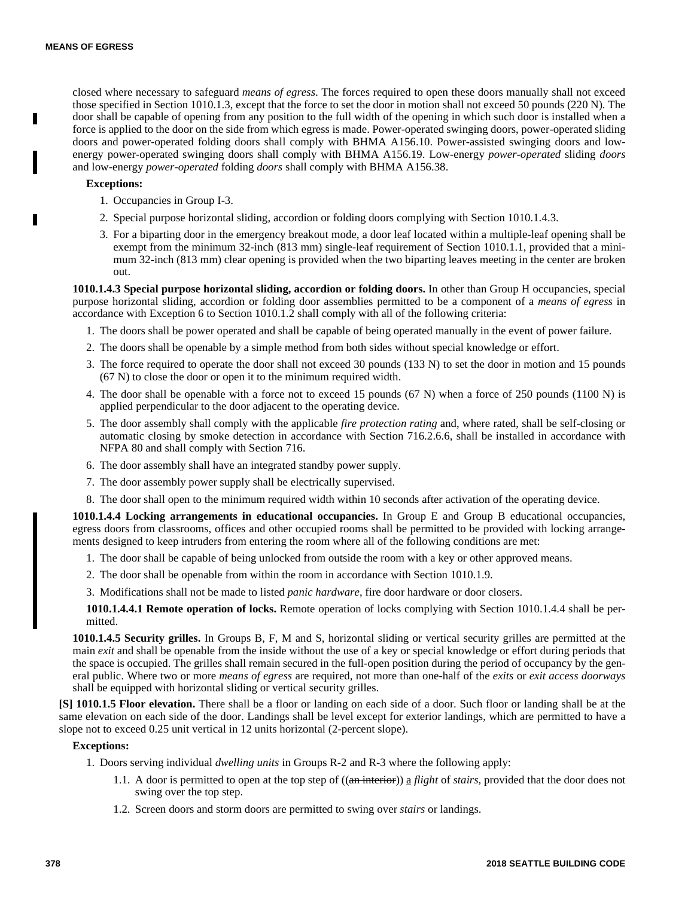closed where necessary to safeguard *means of egress*. The forces required to open these doors manually shall not exceed those specified in Section 1010.1.3, except that the force to set the door in motion shall not exceed 50 pounds (220 N). The door shall be capable of opening from any position to the full width of the opening in which such door is installed when a force is applied to the door on the side from which egress is made. Power-operated swinging doors, power-operated sliding doors and power-operated folding doors shall comply with BHMA A156.10. Power-assisted swinging doors and low-energy power-operated swinging doors shall comply with BHMA A156.19. Low-energy *power-operated* sliding *doors* and low-energy *power-operated* folding *doors* shall comply with BHMA A156.38.

**Exceptions:**

1. Occupancies in Group I-3.
2. Special purpose horizontal sliding, accordion or folding doors complying with Section 1010.1.4.3.
3. For a biparting door in the emergency breakout mode, a door leaf located within a multiple-leaf opening shall be exempt from the minimum 32-inch (813 mm) single-leaf requirement of Section 1010.1.1, provided that a minimum 32-inch (813 mm) clear opening is provided when the two biparting leaves meeting in the center are broken out.

**1010.1.4.3 Special purpose horizontal sliding, accordion or folding doors.** In other than Group H occupancies, special purpose horizontal sliding, accordion or folding door assemblies permitted to be a component of a *means of egress* in accordance with Exception 6 to Section 1010.1.2 shall comply with all of the following criteria:

1. The doors shall be power operated and shall be capable of being operated manually in the event of power failure.
2. The doors shall be openable by a simple method from both sides without special knowledge or effort.
3. The force required to operate the door shall not exceed 30 pounds (133 N) to set the door in motion and 15 pounds (67 N) to close the door or open it to the minimum required width.
4. The door shall be openable with a force not to exceed 15 pounds (67 N) when a force of 250 pounds (1100 N) is applied perpendicular to the door adjacent to the operating device.
5. The door assembly shall comply with the applicable *fire protection rating* and, where rated, shall be self-closing or automatic closing by smoke detection in accordance with Section 716.2.6.6, shall be installed in accordance with NFPA 80 and shall comply with Section 716.
6. The door assembly shall have an integrated standby power supply.
7. The door assembly power supply shall be electrically supervised.
8. The door shall open to the minimum required width within 10 seconds after activation of the operating device.

**1010.1.4.4 Locking arrangements in educational occupancies.** In Group E and Group B educational occupancies, egress doors from classrooms, offices and other occupied rooms shall be permitted to be provided with locking arrangements designed to keep intruders from entering the room where all of the following conditions are met:

1. The door shall be capable of being unlocked from outside the room with a key or other approved means.
2. The door shall be openable from within the room in accordance with Section 1010.1.9.
3. Modifications shall not be made to listed *panic hardware*, fire door hardware or door closers.

**1010.1.4.4.1 Remote operation of locks.** Remote operation of locks complying with Section 1010.1.4.4 shall be permitted.

**1010.1.4.5 Security grilles.** In Groups B, F, M and S, horizontal sliding or vertical security grilles are permitted at the main *exit* and shall be openable from the inside without the use of a key or special knowledge or effort during periods that the space is occupied. The grilles shall remain secured in the full-open position during the period of occupancy by the general public. Where two or more *means of egress* are required, not more than one-half of the *exits* or *exit access doorways* shall be equipped with horizontal sliding or vertical security grilles.

**[S] 1010.1.5 Floor elevation.** There shall be a floor or landing on each side of a door. Such floor or landing shall be at the same elevation on each side of the door. Landings shall be level except for exterior landings, which are permitted to have a slope not to exceed 0.25 unit vertical in 12 units horizontal (2-percent slope).

**Exceptions:**

1. Doors serving individual *dwelling units* in Groups R-2 and R-3 where the following apply:
   - 1.1. A door is permitted to open at the top step of ((~~an interior~~)) a *flight* of *stairs*, provided that the door does not swing over the top step.
   - 1.2. Screen doors and storm doors are permitted to swing over *stairs* or landings.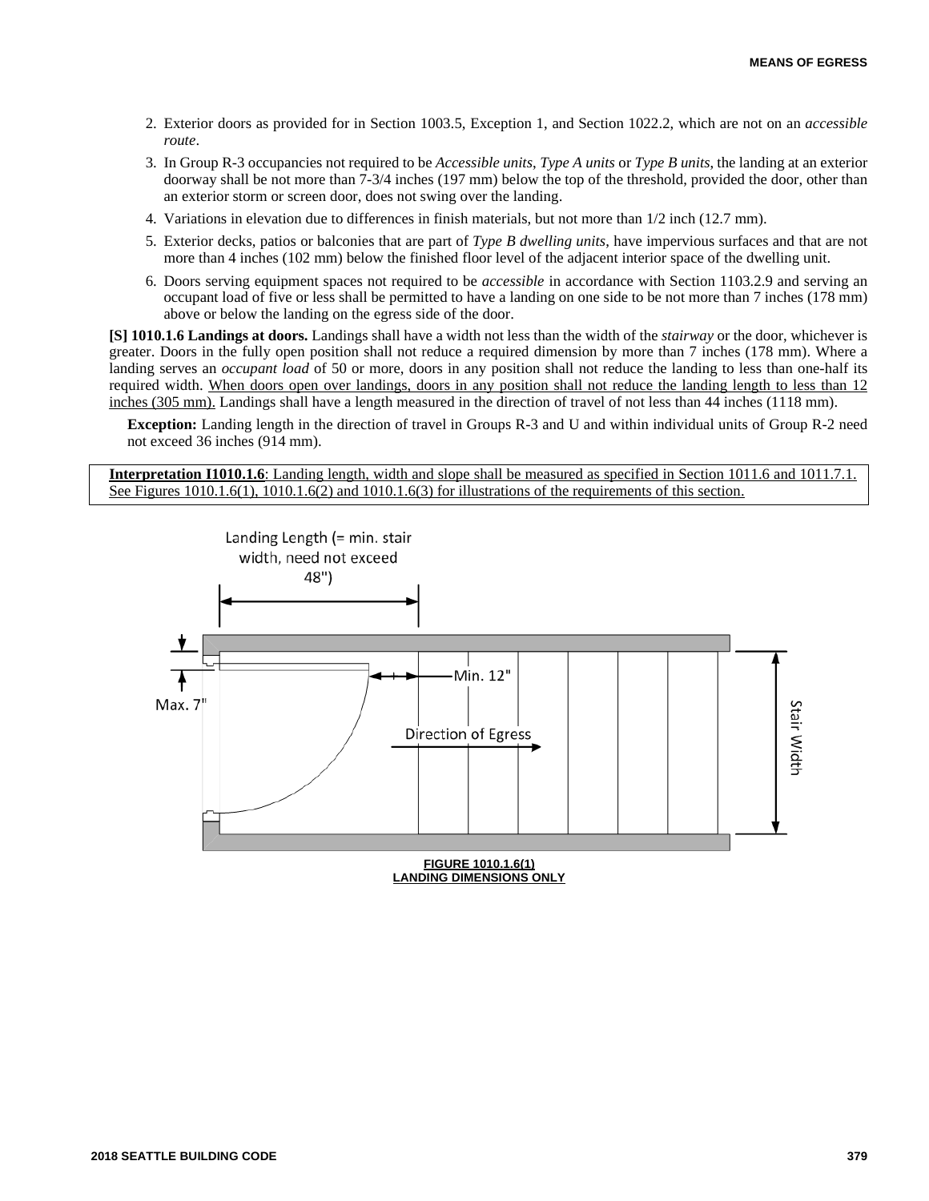2. Exterior doors as provided for in Section 1003.5, Exception 1, and Section 1022.2, which are not on an *accessible route*.
3. In Group R-3 occupancies not required to be *Accessible units*, *Type A units* or *Type B units*, the landing at an exterior doorway shall be not more than 7-3/4 inches (197 mm) below the top of the threshold, provided the door, other than an exterior storm or screen door, does not swing over the landing.
4. Variations in elevation due to differences in finish materials, but not more than 1/2 inch (12.7 mm).
5. Exterior decks, patios or balconies that are part of *Type B dwelling units*, have impervious surfaces and that are not more than 4 inches (102 mm) below the finished floor level of the adjacent interior space of the dwelling unit.
6. Doors serving equipment spaces not required to be *accessible* in accordance with Section 1103.2.9 and serving an occupant load of five or less shall be permitted to have a landing on one side to be not more than 7 inches (178 mm) above or below the landing on the egress side of the door.

**[S] 1010.1.6 Landings at doors.** Landings shall have a width not less than the width of the *stairway* or the door, whichever is greater. Doors in the fully open position shall not reduce a required dimension by more than 7 inches (178 mm). Where a landing serves an *occupant load* of 50 or more, doors in any position shall not reduce the landing to less than one-half its required width. When doors open over landings, doors in any position shall not reduce the landing length to less than 12 inches (305 mm). Landings shall have a length measured in the direction of travel of not less than 44 inches (1118 mm).

**Exception:** Landing length in the direction of travel in Groups R-3 and U and within individual units of Group R-2 need not exceed 36 inches (914 mm).

**Interpretation I1010.1.6**: Landing length, width and slope shall be measured as specified in Section 1011.6 and 1011.7.1. See Figures 1010.1.6(1), 1010.1.6(2) and 1010.1.6(3) for illustrations of the requirements of this section.

Landing Length (= min. stair width, need not exceed 48")

Max. 7"

Min. 12"

Direction of Egress

Stair Width

**FIGURE 1010.1.6(1)**
**LANDING DIMENSIONS ONLY**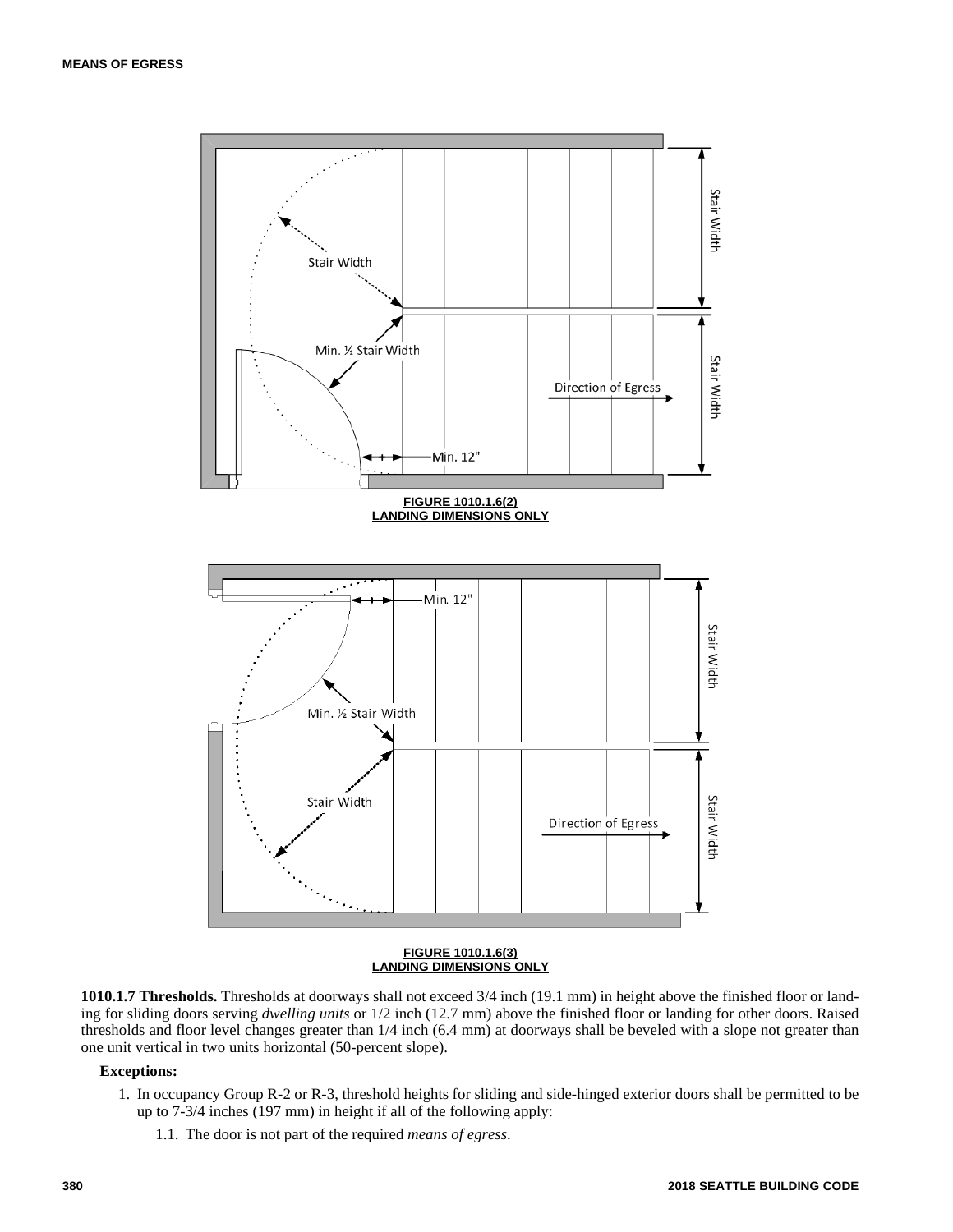**FIGURE 1010.1.6(2)**
**LANDING DIMENSIONS ONLY**

**FIGURE 1010.1.6(3)**
**LANDING DIMENSIONS ONLY**

**1010.1.7 Thresholds.** Thresholds at doorways shall not exceed 3/4 inch (19.1 mm) in height above the finished floor or landing for sliding doors serving *dwelling units* or 1/2 inch (12.7 mm) above the finished floor or landing for other doors. Raised thresholds and floor level changes greater than 1/4 inch (6.4 mm) at doorways shall be beveled with a slope not greater than one unit vertical in two units horizontal (50-percent slope).

**Exceptions:**

1. In occupancy Group R-2 or R-3, threshold heights for sliding and side-hinged exterior doors shall be permitted to be up to 7-3/4 inches (197 mm) in height if all of the following apply:

   1.1. The door is not part of the required *means of egress*.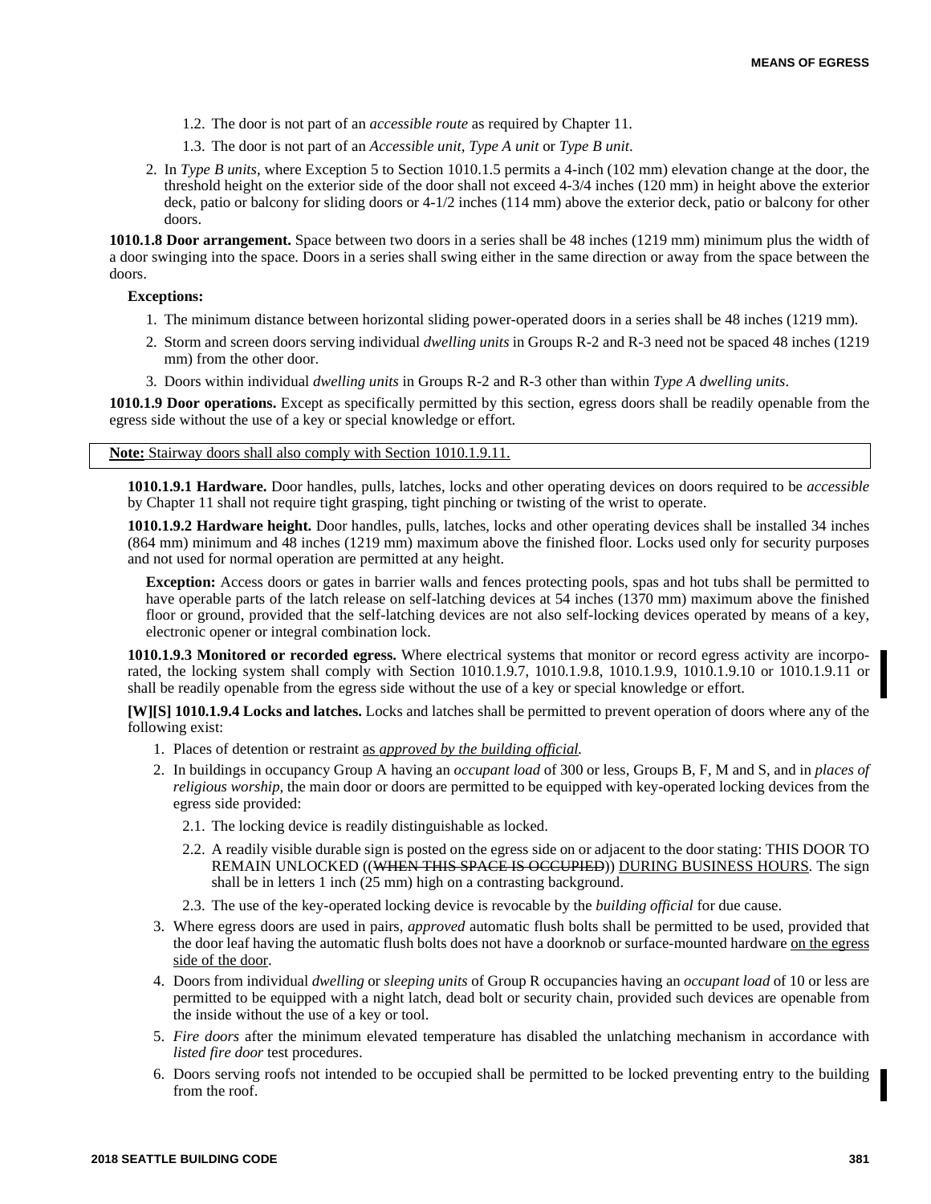1.2. The door is not part of an *accessible route* as required by Chapter 11.

1.3. The door is not part of an *Accessible unit*, *Type A unit* or *Type B unit*.

2. In *Type B units*, where Exception 5 to Section 1010.1.5 permits a 4-inch (102 mm) elevation change at the door, the threshold height on the exterior side of the door shall not exceed 4-3/4 inches (120 mm) in height above the exterior deck, patio or balcony for sliding doors or 4-1/2 inches (114 mm) above the exterior deck, patio or balcony for other doors.

**1010.1.8 Door arrangement.** Space between two doors in a series shall be 48 inches (1219 mm) minimum plus the width of a door swinging into the space. Doors in a series shall swing either in the same direction or away from the space between the doors.

**Exceptions:**

1. The minimum distance between horizontal sliding power-operated doors in a series shall be 48 inches (1219 mm).
2. Storm and screen doors serving individual *dwelling units* in Groups R-2 and R-3 need not be spaced 48 inches (1219 mm) from the other door.
3. Doors within individual *dwelling units* in Groups R-2 and R-3 other than within *Type A dwelling units*.

**1010.1.9 Door operations.** Except as specifically permitted by this section, egress doors shall be readily openable from the egress side without the use of a key or special knowledge or effort.

<u>**Note:** Stairway doors shall also comply with Section 1010.1.9.11.</u>

**1010.1.9.1 Hardware.** Door handles, pulls, latches, locks and other operating devices on doors required to be *accessible* by Chapter 11 shall not require tight grasping, tight pinching or twisting of the wrist to operate.

**1010.1.9.2 Hardware height.** Door handles, pulls, latches, locks and other operating devices shall be installed 34 inches (864 mm) minimum and 48 inches (1219 mm) maximum above the finished floor. Locks used only for security purposes and not used for normal operation are permitted at any height.

**Exception:** Access doors or gates in barrier walls and fences protecting pools, spas and hot tubs shall be permitted to have operable parts of the latch release on self-latching devices at 54 inches (1370 mm) maximum above the finished floor or ground, provided that the self-latching devices are not also self-locking devices operated by means of a key, electronic opener or integral combination lock.

**1010.1.9.3 Monitored or recorded egress.** Where electrical systems that monitor or record egress activity are incorporated, the locking system shall comply with Section 1010.1.9.7, 1010.1.9.8, 1010.1.9.9, 1010.1.9.10 or 1010.1.9.11 or shall be readily openable from the egress side without the use of a key or special knowledge or effort.

**[W][S] 1010.1.9.4 Locks and latches.** Locks and latches shall be permitted to prevent operation of doors where any of the following exist:

1. Places of detention or restraint <u>as *approved by the building official*</u>.
2. In buildings in occupancy Group A having an *occupant load* of 300 or less, Groups B, F, M and S, and in *places of religious worship*, the main door or doors are permitted to be equipped with key-operated locking devices from the egress side provided:
   2.1. The locking device is readily distinguishable as locked.
   2.2. A readily visible durable sign is posted on the egress side on or adjacent to the door stating: THIS DOOR TO REMAIN UNLOCKED ((~~WHEN THIS SPACE IS OCCUPIED~~)) <u>DURING BUSINESS HOURS</u>. The sign shall be in letters 1 inch (25 mm) high on a contrasting background.
   2.3. The use of the key-operated locking device is revocable by the *building official* for due cause.
3. Where egress doors are used in pairs, *approved* automatic flush bolts shall be permitted to be used, provided that the door leaf having the automatic flush bolts does not have a doorknob or surface-mounted hardware <u>on the egress side of the door</u>.
4. Doors from individual *dwelling* or *sleeping units* of Group R occupancies having an *occupant load* of 10 or less are permitted to be equipped with a night latch, dead bolt or security chain, provided such devices are openable from the inside without the use of a key or tool.
5. *Fire doors* after the minimum elevated temperature has disabled the unlatching mechanism in accordance with *listed fire door* test procedures.
6. Doors serving roofs not intended to be occupied shall be permitted to be locked preventing entry to the building from the roof.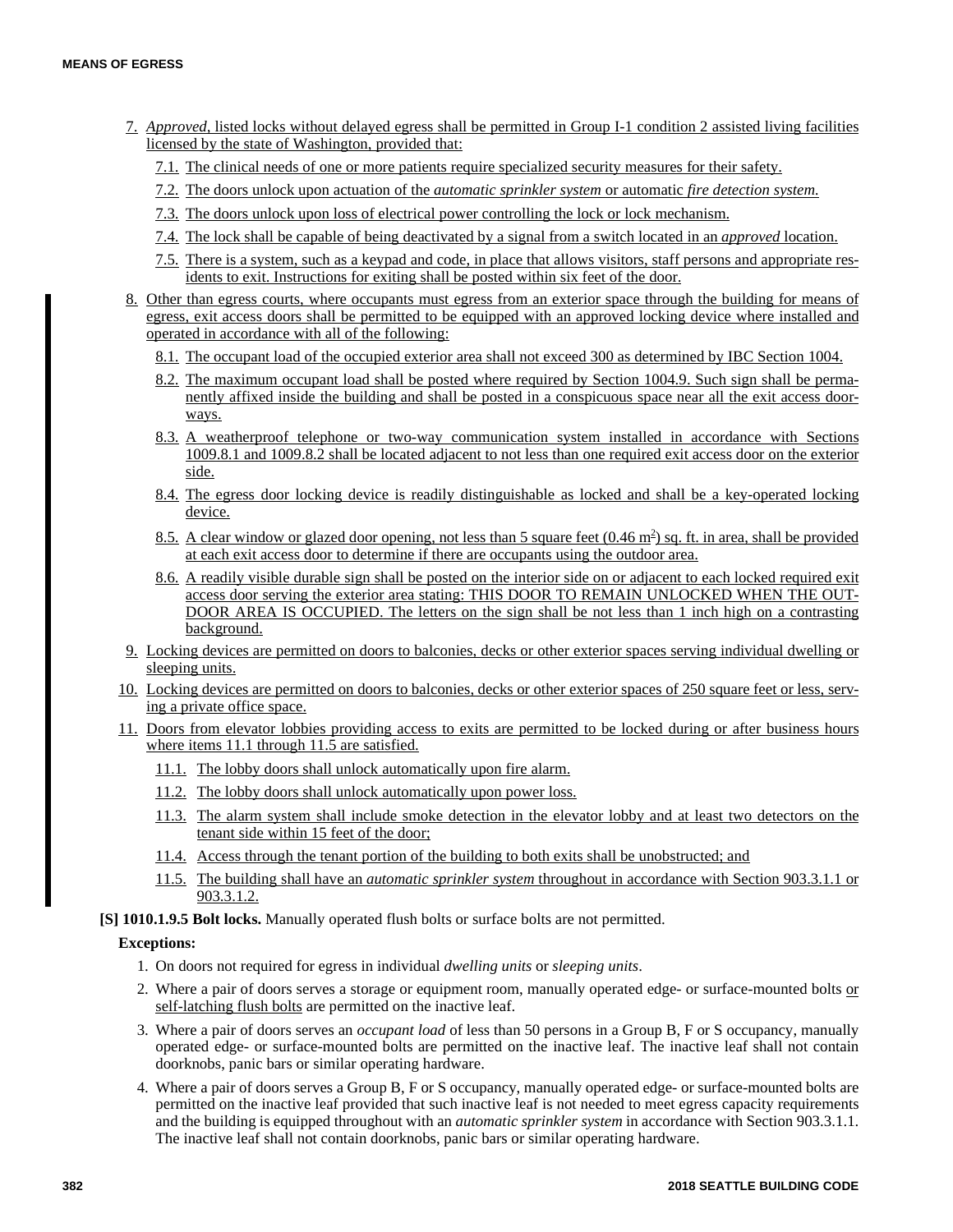7. *Approved*, listed locks without delayed egress shall be permitted in Group I-1 condition 2 assisted living facilities licensed by the state of Washington, provided that:

   7.1. The clinical needs of one or more patients require specialized security measures for their safety.

   7.2. The doors unlock upon actuation of the *automatic sprinkler system* or automatic *fire detection system.*

   7.3. The doors unlock upon loss of electrical power controlling the lock or lock mechanism.

   7.4. The lock shall be capable of being deactivated by a signal from a switch located in an *approved* location.

   7.5. There is a system, such as a keypad and code, in place that allows visitors, staff persons and appropriate residents to exit. Instructions for exiting shall be posted within six feet of the door.

8. Other than egress courts, where occupants must egress from an exterior space through the building for means of egress, exit access doors shall be permitted to be equipped with an approved locking device where installed and operated in accordance with all of the following:

   8.1. The occupant load of the occupied exterior area shall not exceed 300 as determined by IBC Section 1004.

   8.2. The maximum occupant load shall be posted where required by Section 1004.9. Such sign shall be permanently affixed inside the building and shall be posted in a conspicuous space near all the exit access doorways.

   8.3. A weatherproof telephone or two-way communication system installed in accordance with Sections 1009.8.1 and 1009.8.2 shall be located adjacent to not less than one required exit access door on the exterior side.

   8.4. The egress door locking device is readily distinguishable as locked and shall be a key-operated locking device.

   8.5. A clear window or glazed door opening, not less than 5 square feet (0.46 $m^2$) sq. ft. in area, shall be provided at each exit access door to determine if there are occupants using the outdoor area.

   8.6. A readily visible durable sign shall be posted on the interior side on or adjacent to each locked required exit access door serving the exterior area stating: THIS DOOR TO REMAIN UNLOCKED WHEN THE OUTDOOR AREA IS OCCUPIED. The letters on the sign shall be not less than 1 inch high on a contrasting background.

9. Locking devices are permitted on doors to balconies, decks or other exterior spaces serving individual dwelling or sleeping units.

10. Locking devices are permitted on doors to balconies, decks or other exterior spaces of 250 square feet or less, serving a private office space.

11. Doors from elevator lobbies providing access to exits are permitted to be locked during or after business hours where items 11.1 through 11.5 are satisfied.

    11.1. The lobby doors shall unlock automatically upon fire alarm.

    11.2. The lobby doors shall unlock automatically upon power loss.

    11.3. The alarm system shall include smoke detection in the elevator lobby and at least two detectors on the tenant side within 15 feet of the door;

    11.4. Access through the tenant portion of the building to both exits shall be unobstructed; and

    11.5. The building shall have an *automatic sprinkler system* throughout in accordance with Section 903.3.1.1 or 903.3.1.2.

**[S] 1010.1.9.5 Bolt locks.** Manually operated flush bolts or surface bolts are not permitted.

**Exceptions:**

1. On doors not required for egress in individual *dwelling units* or *sleeping units*.
2. Where a pair of doors serves a storage or equipment room, manually operated edge- or surface-mounted bolts or self-latching flush bolts are permitted on the inactive leaf.
3. Where a pair of doors serves an *occupant load* of less than 50 persons in a Group B, F or S occupancy, manually operated edge- or surface-mounted bolts are permitted on the inactive leaf. The inactive leaf shall not contain doorknobs, panic bars or similar operating hardware.
4. Where a pair of doors serves a Group B, F or S occupancy, manually operated edge- or surface-mounted bolts are permitted on the inactive leaf provided that such inactive leaf is not needed to meet egress capacity requirements and the building is equipped throughout with an *automatic sprinkler system* in accordance with Section 903.3.1.1. The inactive leaf shall not contain doorknobs, panic bars or similar operating hardware.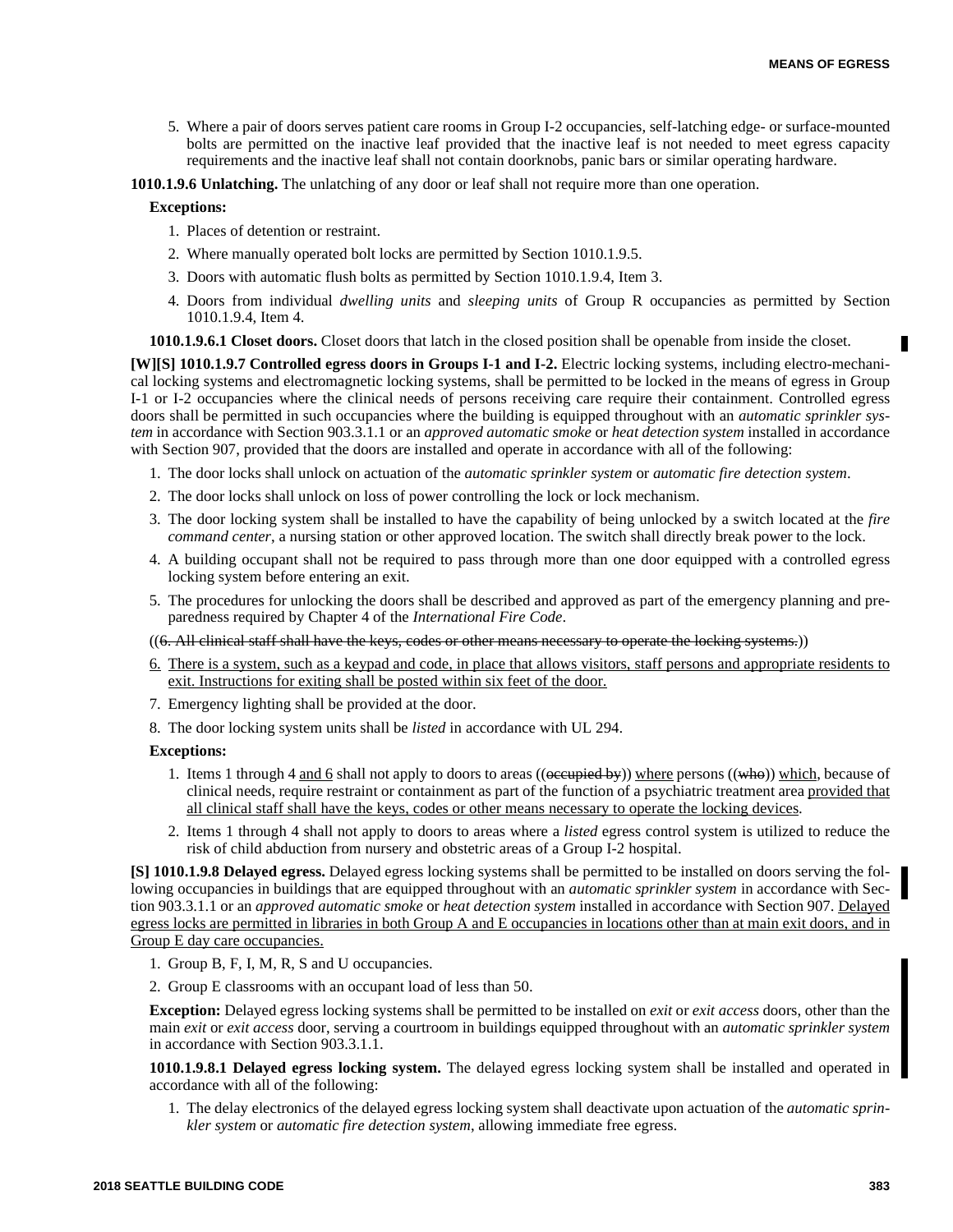5. Where a pair of doors serves patient care rooms in Group I-2 occupancies, self-latching edge- or surface-mounted bolts are permitted on the inactive leaf provided that the inactive leaf is not needed to meet egress capacity requirements and the inactive leaf shall not contain doorknobs, panic bars or similar operating hardware.

**1010.1.9.6 Unlatching.** The unlatching of any door or leaf shall not require more than one operation.

**Exceptions:**

1. Places of detention or restraint.
2. Where manually operated bolt locks are permitted by Section 1010.1.9.5.
3. Doors with automatic flush bolts as permitted by Section 1010.1.9.4, Item 3.
4. Doors from individual *dwelling units* and *sleeping units* of Group R occupancies as permitted by Section 1010.1.9.4, Item 4.

**1010.1.9.6.1 Closet doors.** Closet doors that latch in the closed position shall be openable from inside the closet.

**[W][S] 1010.1.9.7 Controlled egress doors in Groups I-1 and I-2.** Electric locking systems, including electro-mechanical locking systems and electromagnetic locking systems, shall be permitted to be locked in the means of egress in Group I-1 or I-2 occupancies where the clinical needs of persons receiving care require their containment. Controlled egress doors shall be permitted in such occupancies where the building is equipped throughout with an *automatic sprinkler system* in accordance with Section 903.3.1.1 or an *approved automatic smoke* or *heat detection system* installed in accordance with Section 907, provided that the doors are installed and operate in accordance with all of the following:

1. The door locks shall unlock on actuation of the *automatic sprinkler system* or *automatic fire detection system*.
2. The door locks shall unlock on loss of power controlling the lock or lock mechanism.
3. The door locking system shall be installed to have the capability of being unlocked by a switch located at the *fire command center*, a nursing station or other approved location. The switch shall directly break power to the lock.
4. A building occupant shall not be required to pass through more than one door equipped with a controlled egress locking system before entering an exit.
5. The procedures for unlocking the doors shall be described and approved as part of the emergency planning and preparedness required by Chapter 4 of the *International Fire Code*.

((~~6. All clinical staff shall have the keys, codes or other means necessary to operate the locking systems.~~))

6. There is a system, such as a keypad and code, in place that allows visitors, staff persons and appropriate residents to exit. Instructions for exiting shall be posted within six feet of the door.
7. Emergency lighting shall be provided at the door.
8. The door locking system units shall be *listed* in accordance with UL 294.

**Exceptions:**

1. Items 1 through 4 and 6 shall not apply to doors to areas ((~~occupied by~~)) where persons ((~~who~~)) which, because of clinical needs, require restraint or containment as part of the function of a psychiatric treatment area provided that all clinical staff shall have the keys, codes or other means necessary to operate the locking devices.
2. Items 1 through 4 shall not apply to doors to areas where a *listed* egress control system is utilized to reduce the risk of child abduction from nursery and obstetric areas of a Group I-2 hospital.

**[S] 1010.1.9.8 Delayed egress.** Delayed egress locking systems shall be permitted to be installed on doors serving the following occupancies in buildings that are equipped throughout with an *automatic sprinkler system* in accordance with Section 903.3.1.1 or an *approved automatic smoke* or *heat detection system* installed in accordance with Section 907. Delayed egress locks are permitted in libraries in both Group A and E occupancies in locations other than at main exit doors, and in Group E day care occupancies.

1. Group B, F, I, M, R, S and U occupancies.
2. Group E classrooms with an occupant load of less than 50.

**Exception:** Delayed egress locking systems shall be permitted to be installed on *exit* or *exit access* doors, other than the main *exit* or *exit access* door, serving a courtroom in buildings equipped throughout with an *automatic sprinkler system* in accordance with Section 903.3.1.1.

**1010.1.9.8.1 Delayed egress locking system.** The delayed egress locking system shall be installed and operated in accordance with all of the following:

1. The delay electronics of the delayed egress locking system shall deactivate upon actuation of the *automatic sprinkler system* or *automatic fire detection system*, allowing immediate free egress.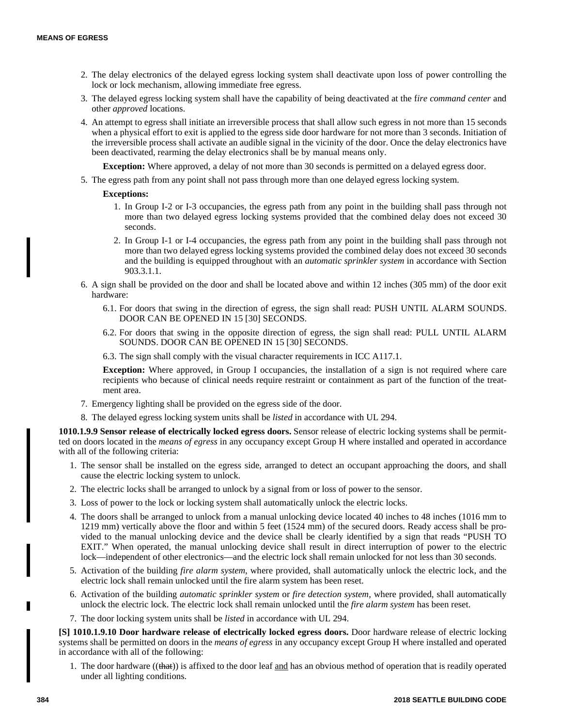2. The delay electronics of the delayed egress locking system shall deactivate upon loss of power controlling the lock or lock mechanism, allowing immediate free egress.
3. The delayed egress locking system shall have the capability of being deactivated at the f*ire command center* and other *approved* locations.
4. An attempt to egress shall initiate an irreversible process that shall allow such egress in not more than 15 seconds when a physical effort to exit is applied to the egress side door hardware for not more than 3 seconds. Initiation of the irreversible process shall activate an audible signal in the vicinity of the door. Once the delay electronics have been deactivated, rearming the delay electronics shall be by manual means only.

   **Exception:** Where approved, a delay of not more than 30 seconds is permitted on a delayed egress door.
5. The egress path from any point shall not pass through more than one delayed egress locking system.

   **Exceptions:**
   1. In Group I-2 or I-3 occupancies, the egress path from any point in the building shall pass through not more than two delayed egress locking systems provided that the combined delay does not exceed 30 seconds.
   2. In Group I-1 or I-4 occupancies, the egress path from any point in the building shall pass through not more than two delayed egress locking systems provided the combined delay does not exceed 30 seconds and the building is equipped throughout with an *automatic sprinkler system* in accordance with Section 903.3.1.1.
6. A sign shall be provided on the door and shall be located above and within 12 inches (305 mm) of the door exit hardware:

   6.1. For doors that swing in the direction of egress, the sign shall read: PUSH UNTIL ALARM SOUNDS. DOOR CAN BE OPENED IN 15 [30] SECONDS.

   6.2. For doors that swing in the opposite direction of egress, the sign shall read: PULL UNTIL ALARM SOUNDS. DOOR CAN BE OPENED IN 15 [30] SECONDS.

   6.3. The sign shall comply with the visual character requirements in ICC A117.1.

   **Exception:** Where approved, in Group I occupancies, the installation of a sign is not required where care recipients who because of clinical needs require restraint or containment as part of the function of the treatment area.
7. Emergency lighting shall be provided on the egress side of the door.
8. The delayed egress locking system units shall be *listed* in accordance with UL 294.

**1010.1.9.9 Sensor release of electrically locked egress doors.** Sensor release of electric locking systems shall be permitted on doors located in the *means of egress* in any occupancy except Group H where installed and operated in accordance with all of the following criteria:

1. The sensor shall be installed on the egress side, arranged to detect an occupant approaching the doors, and shall cause the electric locking system to unlock.
2. The electric locks shall be arranged to unlock by a signal from or loss of power to the sensor.
3. Loss of power to the lock or locking system shall automatically unlock the electric locks.
4. The doors shall be arranged to unlock from a manual unlocking device located 40 inches to 48 inches (1016 mm to 1219 mm) vertically above the floor and within 5 feet (1524 mm) of the secured doors. Ready access shall be provided to the manual unlocking device and the device shall be clearly identified by a sign that reads "PUSH TO EXIT." When operated, the manual unlocking device shall result in direct interruption of power to the electric lock—independent of other electronics—and the electric lock shall remain unlocked for not less than 30 seconds.
5. Activation of the building *fire alarm system,* where provided, shall automatically unlock the electric lock, and the electric lock shall remain unlocked until the fire alarm system has been reset.
6. Activation of the building *automatic sprinkler system* or *fire detection system*, where provided, shall automatically unlock the electric lock. The electric lock shall remain unlocked until the *fire alarm system* has been reset.
7. The door locking system units shall be *listed* in accordance with UL 294.

**[S] 1010.1.9.10 Door hardware release of electrically locked egress doors.** Door hardware release of electric locking systems shall be permitted on doors in the *means of egress* in any occupancy except Group H where installed and operated in accordance with all of the following:

1. The door hardware ((~~that~~)) is affixed to the door leaf <u>and</u> has an obvious method of operation that is readily operated under all lighting conditions.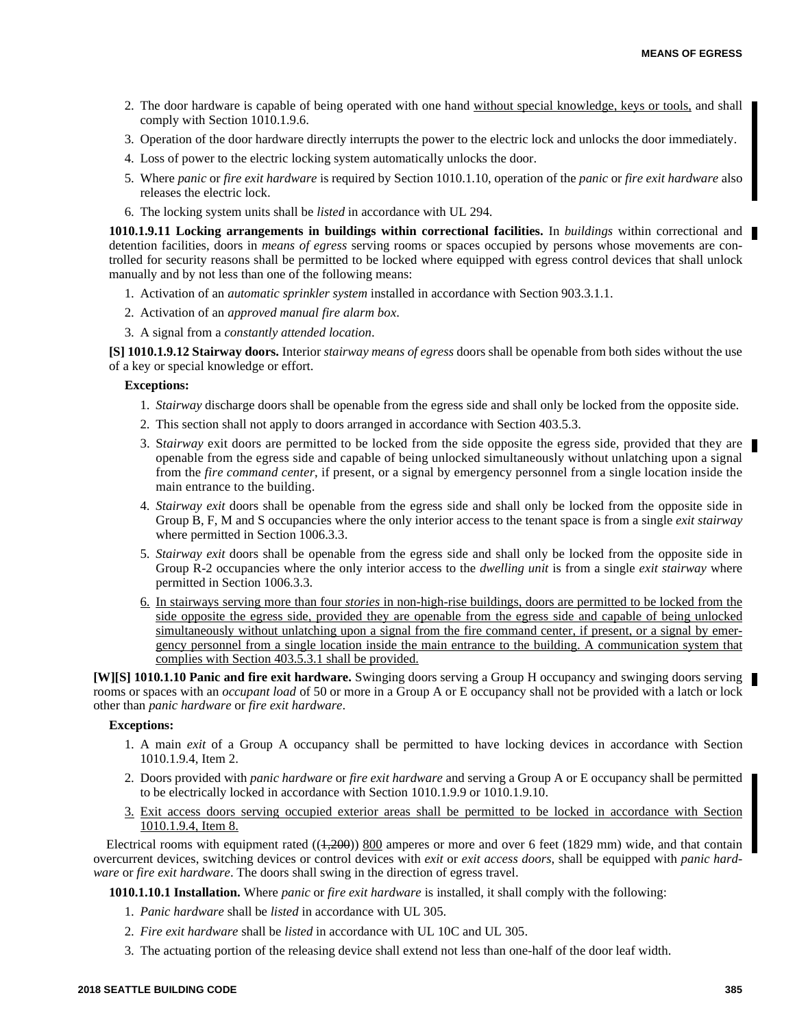2. The door hardware is capable of being operated with one hand without special knowledge, keys or tools, and shall comply with Section 1010.1.9.6.
3. Operation of the door hardware directly interrupts the power to the electric lock and unlocks the door immediately.
4. Loss of power to the electric locking system automatically unlocks the door.
5. Where *panic* or *fire exit hardware* is required by Section 1010.1.10, operation of the *panic* or *fire exit hardware* also releases the electric lock.
6. The locking system units shall be *listed* in accordance with UL 294.

**1010.1.9.11 Locking arrangements in buildings within correctional facilities.** In *buildings* within correctional and detention facilities, doors in *means of egress* serving rooms or spaces occupied by persons whose movements are controlled for security reasons shall be permitted to be locked where equipped with egress control devices that shall unlock manually and by not less than one of the following means:

1. Activation of an *automatic sprinkler system* installed in accordance with Section 903.3.1.1.
2. Activation of an *approved manual fire alarm box*.
3. A signal from a *constantly attended location*.

**[S] 1010.1.9.12 Stairway doors.** Interior *stairway means of egress* doors shall be openable from both sides without the use of a key or special knowledge or effort.

**Exceptions:**

1. *Stairway* discharge doors shall be openable from the egress side and shall only be locked from the opposite side.
2. This section shall not apply to doors arranged in accordance with Section 403.5.3.
3. S*tairway* exit doors are permitted to be locked from the side opposite the egress side, provided that they are openable from the egress side and capable of being unlocked simultaneously without unlatching upon a signal from the *fire command center*, if present, or a signal by emergency personnel from a single location inside the main entrance to the building.
4. *Stairway exit* doors shall be openable from the egress side and shall only be locked from the opposite side in Group B, F, M and S occupancies where the only interior access to the tenant space is from a single *exit stairway* where permitted in Section 1006.3.3.
5. *Stairway exit* doors shall be openable from the egress side and shall only be locked from the opposite side in Group R-2 occupancies where the only interior access to the *dwelling unit* is from a single *exit stairway* where permitted in Section 1006.3.3.
6. In stairways serving more than four *stories* in non-high-rise buildings, doors are permitted to be locked from the side opposite the egress side, provided they are openable from the egress side and capable of being unlocked simultaneously without unlatching upon a signal from the fire command center, if present, or a signal by emergency personnel from a single location inside the main entrance to the building. A communication system that complies with Section 403.5.3.1 shall be provided.

**[W][S] 1010.1.10 Panic and fire exit hardware.** Swinging doors serving a Group H occupancy and swinging doors serving rooms or spaces with an *occupant load* of 50 or more in a Group A or E occupancy shall not be provided with a latch or lock other than *panic hardware* or *fire exit hardware*.

**Exceptions:**

1. A main *exit* of a Group A occupancy shall be permitted to have locking devices in accordance with Section 1010.1.9.4, Item 2.
2. Doors provided with *panic hardware* or *fire exit hardware* and serving a Group A or E occupancy shall be permitted to be electrically locked in accordance with Section 1010.1.9.9 or 1010.1.9.10.
3. Exit access doors serving occupied exterior areas shall be permitted to be locked in accordance with Section 1010.1.9.4, Item 8.

Electrical rooms with equipment rated ((~~1,200~~)) 800 amperes or more and over 6 feet (1829 mm) wide, and that contain overcurrent devices, switching devices or control devices with *exit* or *exit access doors*, shall be equipped with *panic hardware* or *fire exit hardware*. The doors shall swing in the direction of egress travel.

**1010.1.10.1 Installation.** Where *panic* or *fire exit hardware* is installed, it shall comply with the following:

1. *Panic hardware* shall be *listed* in accordance with UL 305.
2. *Fire exit hardware* shall be *listed* in accordance with UL 10C and UL 305.
3. The actuating portion of the releasing device shall extend not less than one-half of the door leaf width.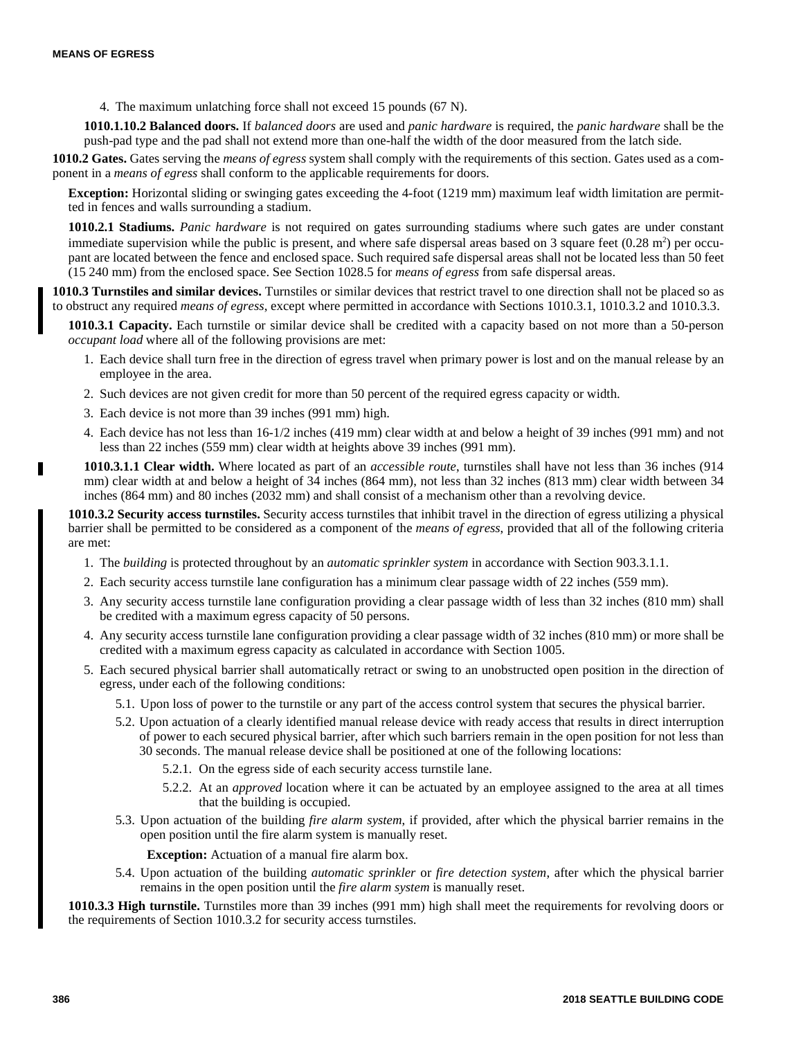4. The maximum unlatching force shall not exceed 15 pounds (67 N).

**1010.1.10.2 Balanced doors.** If *balanced doors* are used and *panic hardware* is required, the *panic hardware* shall be the push-pad type and the pad shall not extend more than one-half the width of the door measured from the latch side.

**1010.2 Gates.** Gates serving the *means of egress* system shall comply with the requirements of this section. Gates used as a component in a *means of egress* shall conform to the applicable requirements for doors.

**Exception:** Horizontal sliding or swinging gates exceeding the 4-foot (1219 mm) maximum leaf width limitation are permitted in fences and walls surrounding a stadium.

**1010.2.1 Stadiums.** *Panic hardware* is not required on gates surrounding stadiums where such gates are under constant immediate supervision while the public is present, and where safe dispersal areas based on 3 square feet (0.28 $m^2$) per occupant are located between the fence and enclosed space. Such required safe dispersal areas shall not be located less than 50 feet (15 240 mm) from the enclosed space. See Section 1028.5 for *means of egress* from safe dispersal areas.

**1010.3 Turnstiles and similar devices.** Turnstiles or similar devices that restrict travel to one direction shall not be placed so as to obstruct any required *means of egress*, except where permitted in accordance with Sections 1010.3.1, 1010.3.2 and 1010.3.3.

**1010.3.1 Capacity.** Each turnstile or similar device shall be credited with a capacity based on not more than a 50-person *occupant load* where all of the following provisions are met:

1. Each device shall turn free in the direction of egress travel when primary power is lost and on the manual release by an employee in the area.
2. Such devices are not given credit for more than 50 percent of the required egress capacity or width.
3. Each device is not more than 39 inches (991 mm) high.
4. Each device has not less than 16-1/2 inches (419 mm) clear width at and below a height of 39 inches (991 mm) and not less than 22 inches (559 mm) clear width at heights above 39 inches (991 mm).

**1010.3.1.1 Clear width.** Where located as part of an *accessible route*, turnstiles shall have not less than 36 inches (914 mm) clear width at and below a height of 34 inches (864 mm), not less than 32 inches (813 mm) clear width between 34 inches (864 mm) and 80 inches (2032 mm) and shall consist of a mechanism other than a revolving device.

**1010.3.2 Security access turnstiles.** Security access turnstiles that inhibit travel in the direction of egress utilizing a physical barrier shall be permitted to be considered as a component of the *means of egress*, provided that all of the following criteria are met:

1. The *building* is protected throughout by an *automatic sprinkler system* in accordance with Section 903.3.1.1.
2. Each security access turnstile lane configuration has a minimum clear passage width of 22 inches (559 mm).
3. Any security access turnstile lane configuration providing a clear passage width of less than 32 inches (810 mm) shall be credited with a maximum egress capacity of 50 persons.
4. Any security access turnstile lane configuration providing a clear passage width of 32 inches (810 mm) or more shall be credited with a maximum egress capacity as calculated in accordance with Section 1005.
5. Each secured physical barrier shall automatically retract or swing to an unobstructed open position in the direction of egress, under each of the following conditions:
   - 5.1. Upon loss of power to the turnstile or any part of the access control system that secures the physical barrier.
   - 5.2. Upon actuation of a clearly identified manual release device with ready access that results in direct interruption of power to each secured physical barrier, after which such barriers remain in the open position for not less than 30 seconds. The manual release device shall be positioned at one of the following locations:
     - 5.2.1. On the egress side of each security access turnstile lane.
     - 5.2.2. At an *approved* location where it can be actuated by an employee assigned to the area at all times that the building is occupied.
   - 5.3. Upon actuation of the building *fire alarm system*, if provided, after which the physical barrier remains in the open position until the fire alarm system is manually reset.

     **Exception:** Actuation of a manual fire alarm box.
   - 5.4. Upon actuation of the building *automatic sprinkler* or *fire detection system*, after which the physical barrier remains in the open position until the *fire alarm system* is manually reset.

**1010.3.3 High turnstile.** Turnstiles more than 39 inches (991 mm) high shall meet the requirements for revolving doors or the requirements of Section 1010.3.2 for security access turnstiles.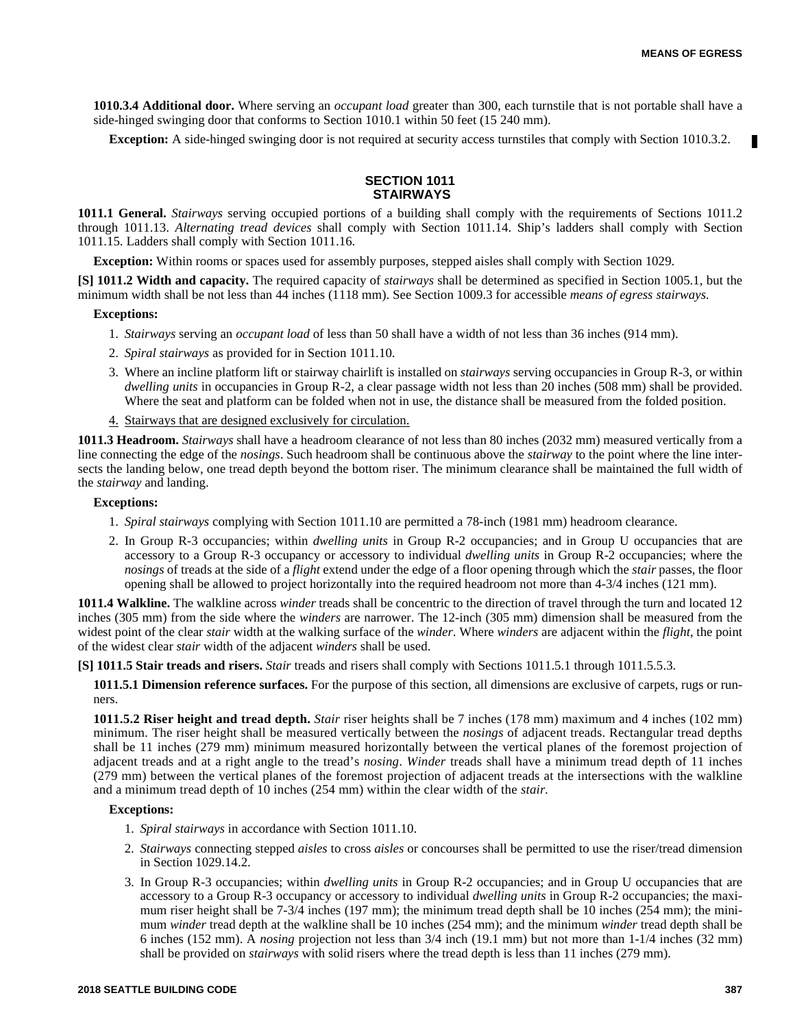**1010.3.4 Additional door.** Where serving an *occupant load* greater than 300, each turnstile that is not portable shall have a side-hinged swinging door that conforms to Section 1010.1 within 50 feet (15 240 mm).

**Exception:** A side-hinged swinging door is not required at security access turnstiles that comply with Section 1010.3.2.

## SECTION 1011 STAIRWAYS

**1011.1 General.** *Stairways* serving occupied portions of a building shall comply with the requirements of Sections 1011.2 through 1011.13. *Alternating tread devices* shall comply with Section 1011.14. Ship's ladders shall comply with Section 1011.15. Ladders shall comply with Section 1011.16.

**Exception:** Within rooms or spaces used for assembly purposes, stepped aisles shall comply with Section 1029.

**[S] 1011.2 Width and capacity.** The required capacity of *stairways* shall be determined as specified in Section 1005.1, but the minimum width shall be not less than 44 inches (1118 mm). See Section 1009.3 for accessible *means of egress stairways.*

**Exceptions:**

1. *Stairways* serving an *occupant load* of less than 50 shall have a width of not less than 36 inches (914 mm).
2. *Spiral stairways* as provided for in Section 1011.10.
3. Where an incline platform lift or stairway chairlift is installed on *stairways* serving occupancies in Group R-3, or within *dwelling units* in occupancies in Group R-2, a clear passage width not less than 20 inches (508 mm) shall be provided. Where the seat and platform can be folded when not in use, the distance shall be measured from the folded position.
4. Stairways that are designed exclusively for circulation.

**1011.3 Headroom.** *Stairways* shall have a headroom clearance of not less than 80 inches (2032 mm) measured vertically from a line connecting the edge of the *nosings*. Such headroom shall be continuous above the *stairway* to the point where the line intersects the landing below, one tread depth beyond the bottom riser. The minimum clearance shall be maintained the full width of the *stairway* and landing.

**Exceptions:**

1. *Spiral stairways* complying with Section 1011.10 are permitted a 78-inch (1981 mm) headroom clearance.
2. In Group R-3 occupancies; within *dwelling units* in Group R-2 occupancies; and in Group U occupancies that are accessory to a Group R-3 occupancy or accessory to individual *dwelling units* in Group R-2 occupancies; where the *nosings* of treads at the side of a *flight* extend under the edge of a floor opening through which the *stair* passes, the floor opening shall be allowed to project horizontally into the required headroom not more than 4-3/4 inches (121 mm).

**1011.4 Walkline.** The walkline across *winder* treads shall be concentric to the direction of travel through the turn and located 12 inches (305 mm) from the side where the *winders* are narrower. The 12-inch (305 mm) dimension shall be measured from the widest point of the clear *stair* width at the walking surface of the *winder.* Where *winders* are adjacent within the *flight*, the point of the widest clear *stair* width of the adjacent *winders* shall be used.

**[S] 1011.5 Stair treads and risers.** *Stair* treads and risers shall comply with Sections 1011.5.1 through 1011.5.5.3.

**1011.5.1 Dimension reference surfaces.** For the purpose of this section, all dimensions are exclusive of carpets, rugs or runners.

**1011.5.2 Riser height and tread depth.** *Stair* riser heights shall be 7 inches (178 mm) maximum and 4 inches (102 mm) minimum. The riser height shall be measured vertically between the *nosings* of adjacent treads. Rectangular tread depths shall be 11 inches (279 mm) minimum measured horizontally between the vertical planes of the foremost projection of adjacent treads and at a right angle to the tread's *nosing*. *Winder* treads shall have a minimum tread depth of 11 inches (279 mm) between the vertical planes of the foremost projection of adjacent treads at the intersections with the walkline and a minimum tread depth of 10 inches (254 mm) within the clear width of the *stair.*

**Exceptions:**

1. *Spiral stairways* in accordance with Section 1011.10.
2. *Stairways* connecting stepped *aisles* to cross *aisles* or concourses shall be permitted to use the riser/tread dimension in Section 1029.14.2.
3. In Group R-3 occupancies; within *dwelling units* in Group R-2 occupancies; and in Group U occupancies that are accessory to a Group R-3 occupancy or accessory to individual *dwelling units* in Group R-2 occupancies; the maximum riser height shall be 7-3/4 inches (197 mm); the minimum tread depth shall be 10 inches (254 mm); the minimum *winder* tread depth at the walkline shall be 10 inches (254 mm); and the minimum *winder* tread depth shall be 6 inches (152 mm). A *nosing* projection not less than 3/4 inch (19.1 mm) but not more than 1-1/4 inches (32 mm) shall be provided on *stairways* with solid risers where the tread depth is less than 11 inches (279 mm).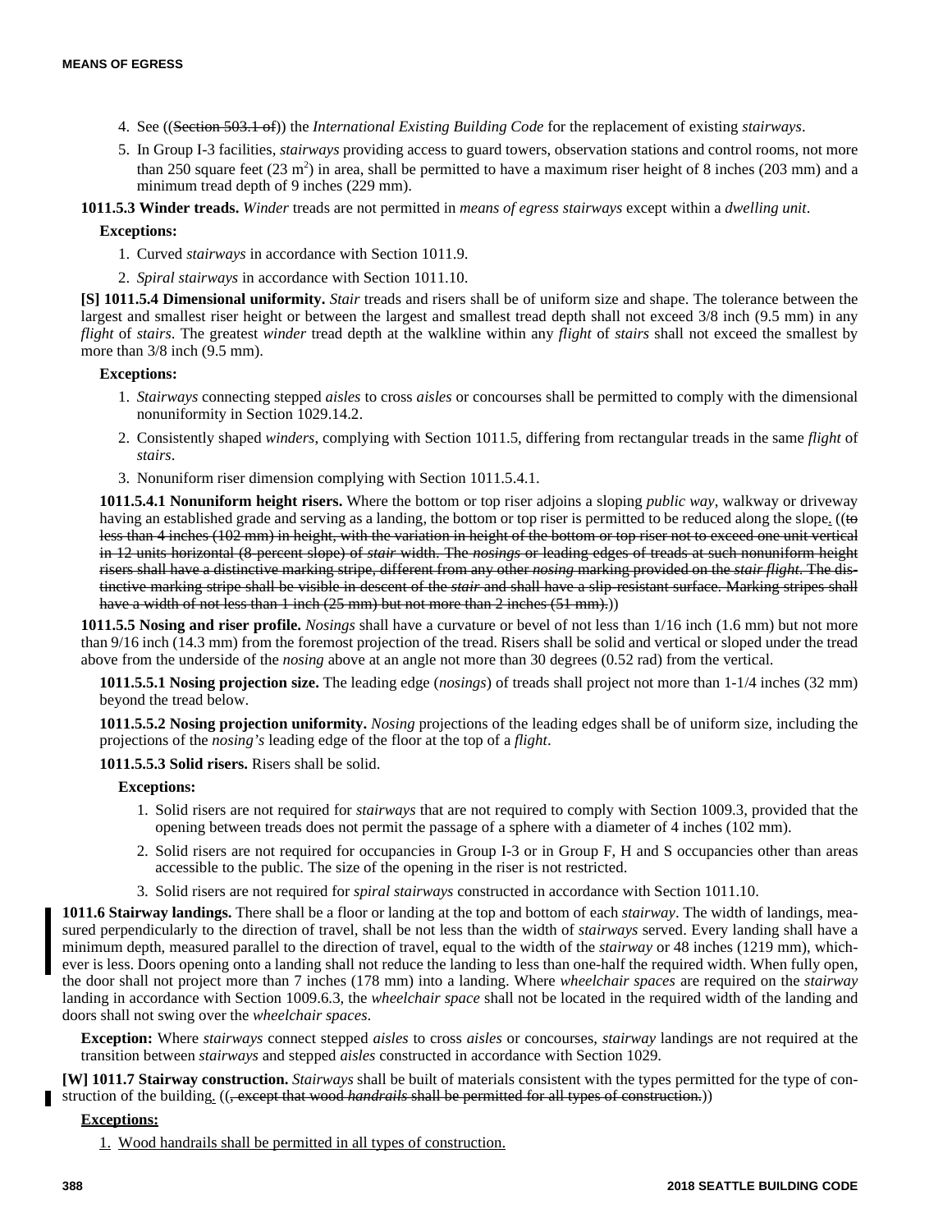4. See ((~~Section 503.1 of~~)) the *International Existing Building Code* for the replacement of existing *stairways*.
5. In Group I-3 facilities, *stairways* providing access to guard towers, observation stations and control rooms, not more than 250 square feet (23 $m^2$) in area, shall be permitted to have a maximum riser height of 8 inches (203 mm) and a minimum tread depth of 9 inches (229 mm).

**1011.5.3 Winder treads.** *Winder* treads are not permitted in *means of egress stairways* except within a *dwelling unit*.

**Exceptions:**

1. Curved *stairways* in accordance with Section 1011.9.
2. *Spiral stairways* in accordance with Section 1011.10.

**[S] 1011.5.4 Dimensional uniformity.** *Stair* treads and risers shall be of uniform size and shape. The tolerance between the largest and smallest riser height or between the largest and smallest tread depth shall not exceed 3/8 inch (9.5 mm) in any *flight* of *stairs*. The greatest *winder* tread depth at the walkline within any *flight* of *stairs* shall not exceed the smallest by more than 3/8 inch (9.5 mm).

**Exceptions:**

1. *Stairways* connecting stepped *aisles* to cross *aisles* or concourses shall be permitted to comply with the dimensional nonuniformity in Section 1029.14.2.
2. Consistently shaped *winders*, complying with Section 1011.5, differing from rectangular treads in the same *flight* of *stairs*.
3. Nonuniform riser dimension complying with Section 1011.5.4.1.

**1011.5.4.1 Nonuniform height risers.** Where the bottom or top riser adjoins a sloping *public way*, walkway or driveway having an established grade and serving as a landing, the bottom or top riser is permitted to be reduced along the slope<u>.</u> ((~~to less than 4 inches (102 mm) in height, with the variation in height of the bottom or top riser not to exceed one unit vertical in 12 units horizontal (8-percent slope) of *stair* width. The *nosings* or leading edges of treads at such nonuniform height risers shall have a distinctive marking stripe, different from any other *nosing* marking provided on the *stair flight*. The distinctive marking stripe shall be visible in descent of the *stair* and shall have a slip-resistant surface. Marking stripes shall have a width of not less than 1 inch (25 mm) but not more than 2 inches (51 mm).~~))

**1011.5.5 Nosing and riser profile.** *Nosings* shall have a curvature or bevel of not less than 1/16 inch (1.6 mm) but not more than 9/16 inch (14.3 mm) from the foremost projection of the tread. Risers shall be solid and vertical or sloped under the tread above from the underside of the *nosing* above at an angle not more than 30 degrees (0.52 rad) from the vertical.

**1011.5.5.1 Nosing projection size.** The leading edge (*nosings*) of treads shall project not more than 1-1/4 inches (32 mm) beyond the tread below.

**1011.5.5.2 Nosing projection uniformity.** *Nosing* projections of the leading edges shall be of uniform size, including the projections of the *nosing's* leading edge of the floor at the top of a *flight*.

**1011.5.5.3 Solid risers.** Risers shall be solid.

**Exceptions:**

1. Solid risers are not required for *stairways* that are not required to comply with Section 1009.3, provided that the opening between treads does not permit the passage of a sphere with a diameter of 4 inches (102 mm).
2. Solid risers are not required for occupancies in Group I-3 or in Group F, H and S occupancies other than areas accessible to the public. The size of the opening in the riser is not restricted.
3. Solid risers are not required for *spiral stairways* constructed in accordance with Section 1011.10.

**1011.6 Stairway landings.** There shall be a floor or landing at the top and bottom of each *stairway*. The width of landings, measured perpendicularly to the direction of travel, shall be not less than the width of *stairways* served. Every landing shall have a minimum depth, measured parallel to the direction of travel, equal to the width of the *stairway* or 48 inches (1219 mm), whichever is less. Doors opening onto a landing shall not reduce the landing to less than one-half the required width. When fully open, the door shall not project more than 7 inches (178 mm) into a landing. Where *wheelchair spaces* are required on the *stairway* landing in accordance with Section 1009.6.3, the *wheelchair space* shall not be located in the required width of the landing and doors shall not swing over the *wheelchair spaces*.

**Exception:** Where *stairways* connect stepped *aisles* to cross *aisles* or concourses, *stairway* landings are not required at the transition between *stairways* and stepped *aisles* constructed in accordance with Section 1029.

**[W] 1011.7 Stairway construction.** *Stairways* shall be built of materials consistent with the types permitted for the type of construction of the building<u>.</u> ((~~, except that wood *handrails* shall be permitted for all types of construction.~~))

<u>**Exceptions:**</u>

<u>1. Wood handrails shall be permitted in all types of construction.</u>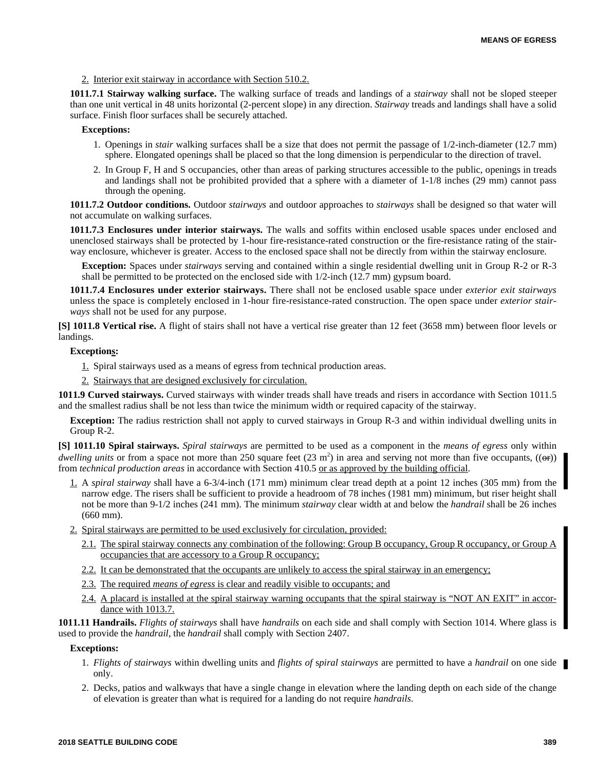2. Interior exit stairway in accordance with Section 510.2.

**1011.7.1 Stairway walking surface.** The walking surface of treads and landings of a *stairway* shall not be sloped steeper than one unit vertical in 48 units horizontal (2-percent slope) in any direction. *Stairway* treads and landings shall have a solid surface. Finish floor surfaces shall be securely attached.

**Exceptions:**

1. Openings in *stair* walking surfaces shall be a size that does not permit the passage of 1/2-inch-diameter (12.7 mm) sphere. Elongated openings shall be placed so that the long dimension is perpendicular to the direction of travel.
2. In Group F, H and S occupancies, other than areas of parking structures accessible to the public, openings in treads and landings shall not be prohibited provided that a sphere with a diameter of 1-1/8 inches (29 mm) cannot pass through the opening.

**1011.7.2 Outdoor conditions.** Outdoor *stairways* and outdoor approaches to *stairways* shall be designed so that water will not accumulate on walking surfaces.

**1011.7.3 Enclosures under interior stairways.** The walls and soffits within enclosed usable spaces under enclosed and unenclosed stairways shall be protected by 1-hour fire-resistance-rated construction or the fire-resistance rating of the stairway enclosure, whichever is greater. Access to the enclosed space shall not be directly from within the stairway enclosure.

**Exception:** Spaces under *stairways* serving and contained within a single residential dwelling unit in Group R-2 or R-3 shall be permitted to be protected on the enclosed side with 1/2-inch (12.7 mm) gypsum board.

**1011.7.4 Enclosures under exterior stairways.** There shall not be enclosed usable space under *exterior exit stairways* unless the space is completely enclosed in 1-hour fire-resistance-rated construction. The open space under *exterior stairways* shall not be used for any purpose.

**[S] 1011.8 Vertical rise.** A flight of stairs shall not have a vertical rise greater than 12 feet (3658 mm) between floor levels or landings.

**Exceptions:**

1. Spiral stairways used as a means of egress from technical production areas.
2. Stairways that are designed exclusively for circulation.

**1011.9 Curved stairways.** Curved stairways with winder treads shall have treads and risers in accordance with Section 1011.5 and the smallest radius shall be not less than twice the minimum width or required capacity of the stairway.

**Exception:** The radius restriction shall not apply to curved stairways in Group R-3 and within individual dwelling units in Group R-2.

**[S] 1011.10 Spiral stairways.** *Spiral stairways* are permitted to be used as a component in the *means of egress* only within *dwelling units* or from a space not more than 250 square feet (23 m²) in area and serving not more than five occupants, ((~~or~~)) from *technical production areas* in accordance with Section 410.5 or as approved by the building official.

1. A *spiral stairway* shall have a 6-3/4-inch (171 mm) minimum clear tread depth at a point 12 inches (305 mm) from the narrow edge. The risers shall be sufficient to provide a headroom of 78 inches (1981 mm) minimum, but riser height shall not be more than 9-1/2 inches (241 mm). The minimum *stairway* clear width at and below the *handrail* shall be 26 inches (660 mm).
2. Spiral stairways are permitted to be used exclusively for circulation, provided:
   - 2.1. The spiral stairway connects any combination of the following: Group B occupancy, Group R occupancy, or Group A occupancies that are accessory to a Group R occupancy;
   - 2.2. It can be demonstrated that the occupants are unlikely to access the spiral stairway in an emergency;
   - 2.3. The required *means of egress* is clear and readily visible to occupants; and
   - 2.4. A placard is installed at the spiral stairway warning occupants that the spiral stairway is "NOT AN EXIT" in accordance with 1013.7.

**1011.11 Handrails.** *Flights of stairways* shall have *handrails* on each side and shall comply with Section 1014. Where glass is used to provide the *handrail*, the *handrail* shall comply with Section 2407.

**Exceptions:**

1. *Flights of stairways* within dwelling units and *flights of spiral stairways* are permitted to have a *handrail* on one side only.
2. Decks, patios and walkways that have a single change in elevation where the landing depth on each side of the change of elevation is greater than what is required for a landing do not require *handrails*.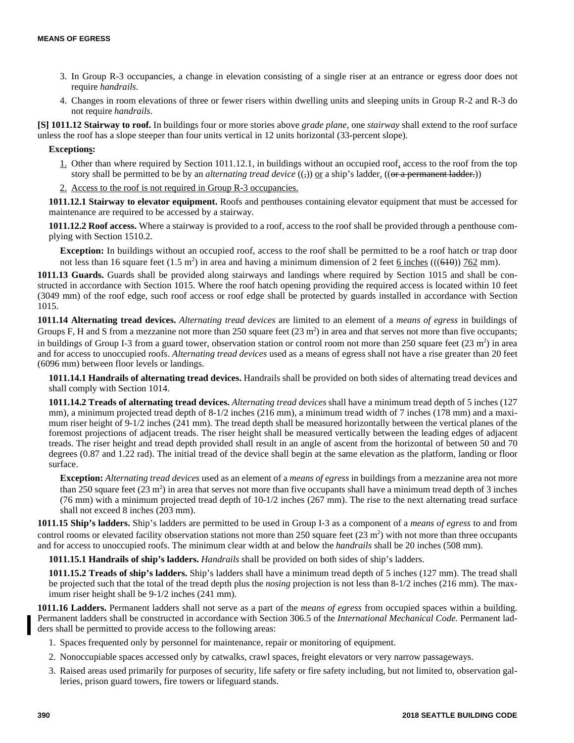3. In Group R-3 occupancies, a change in elevation consisting of a single riser at an entrance or egress door does not require *handrails*.

4. Changes in room elevations of three or fewer risers within dwelling units and sleeping units in Group R-2 and R-3 do not require *handrails*.

**[S] 1011.12 Stairway to roof.** In buildings four or more stories above *grade plane*, one *stairway* shall extend to the roof surface unless the roof has a slope steeper than four units vertical in 12 units horizontal (33-percent slope).

**Exceptions:**

1. Other than where required by Section 1011.12.1, in buildings without an occupied roof, access to the roof from the top story shall be permitted to be by an *alternating tread device* ((,)) or a ship's ladder. ((~~or a permanent ladder.~~))

2. Access to the roof is not required in Group R-3 occupancies.

**1011.12.1 Stairway to elevator equipment.** Roofs and penthouses containing elevator equipment that must be accessed for maintenance are required to be accessed by a stairway.

**1011.12.2 Roof access.** Where a stairway is provided to a roof, access to the roof shall be provided through a penthouse complying with Section 1510.2.

**Exception:** In buildings without an occupied roof, access to the roof shall be permitted to be a roof hatch or trap door not less than 16 square feet (1.5 $m^2$) in area and having a minimum dimension of 2 feet 6 inches (((~~610~~)) 762 mm).

**1011.13 Guards.** Guards shall be provided along stairways and landings where required by Section 1015 and shall be constructed in accordance with Section 1015. Where the roof hatch opening providing the required access is located within 10 feet (3049 mm) of the roof edge, such roof access or roof edge shall be protected by guards installed in accordance with Section 1015.

**1011.14 Alternating tread devices.** *Alternating tread devices* are limited to an element of a *means of egress* in buildings of Groups F, H and S from a mezzanine not more than 250 square feet (23 $m^2$) in area and that serves not more than five occupants; in buildings of Group I-3 from a guard tower, observation station or control room not more than 250 square feet (23 $m^2$) in area and for access to unoccupied roofs. *Alternating tread devices* used as a means of egress shall not have a rise greater than 20 feet (6096 mm) between floor levels or landings.

**1011.14.1 Handrails of alternating tread devices.** Handrails shall be provided on both sides of alternating tread devices and shall comply with Section 1014.

**1011.14.2 Treads of alternating tread devices.** *Alternating tread devices* shall have a minimum tread depth of 5 inches (127 mm), a minimum projected tread depth of 8-1/2 inches (216 mm), a minimum tread width of 7 inches (178 mm) and a maximum riser height of 9-1/2 inches (241 mm). The tread depth shall be measured horizontally between the vertical planes of the foremost projections of adjacent treads. The riser height shall be measured vertically between the leading edges of adjacent treads. The riser height and tread depth provided shall result in an angle of ascent from the horizontal of between 50 and 70 degrees (0.87 and 1.22 rad). The initial tread of the device shall begin at the same elevation as the platform, landing or floor surface.

**Exception:** *Alternating tread devices* used as an element of a *means of egress* in buildings from a mezzanine area not more than 250 square feet (23 $m^2$) in area that serves not more than five occupants shall have a minimum tread depth of 3 inches (76 mm) with a minimum projected tread depth of 10-1/2 inches (267 mm). The rise to the next alternating tread surface shall not exceed 8 inches (203 mm).

**1011.15 Ship's ladders.** Ship's ladders are permitted to be used in Group I-3 as a component of a *means of egress* to and from control rooms or elevated facility observation stations not more than 250 square feet (23 $m^2$) with not more than three occupants and for access to unoccupied roofs. The minimum clear width at and below the *handrails* shall be 20 inches (508 mm).

**1011.15.1 Handrails of ship's ladders.** *Handrails* shall be provided on both sides of ship's ladders.

**1011.15.2 Treads of ship's ladders.** Ship's ladders shall have a minimum tread depth of 5 inches (127 mm). The tread shall be projected such that the total of the tread depth plus the *nosing* projection is not less than 8-1/2 inches (216 mm). The maximum riser height shall be 9-1/2 inches (241 mm).

**1011.16 Ladders.** Permanent ladders shall not serve as a part of the *means of egress* from occupied spaces within a building. Permanent ladders shall be constructed in accordance with Section 306.5 of the *International Mechanical Code.* Permanent ladders shall be permitted to provide access to the following areas:

1. Spaces frequented only by personnel for maintenance, repair or monitoring of equipment.
2. Nonoccupiable spaces accessed only by catwalks, crawl spaces, freight elevators or very narrow passageways.
3. Raised areas used primarily for purposes of security, life safety or fire safety including, but not limited to, observation galleries, prison guard towers, fire towers or lifeguard stands.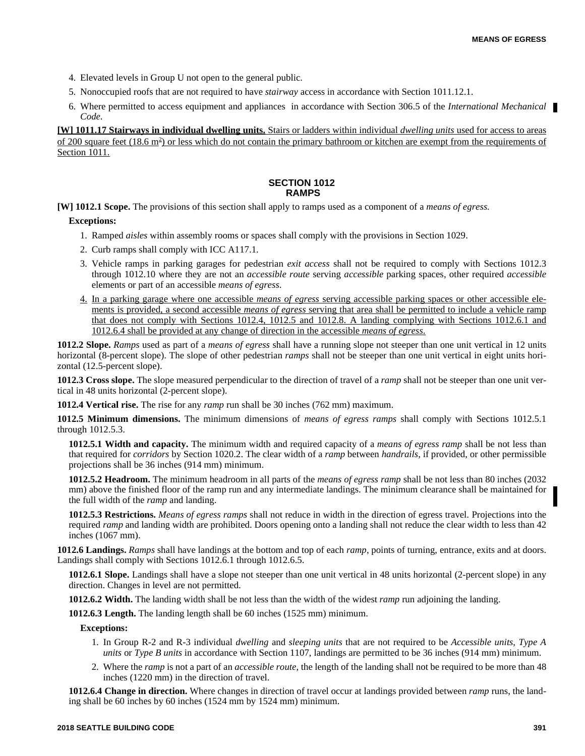4. Elevated levels in Group U not open to the general public.
5. Nonoccupied roofs that are not required to have *stairway* access in accordance with Section 1011.12.1.
6. Where permitted to access equipment and appliances in accordance with Section 306.5 of the *International Mechanical Code*.

**[W] 1011.17 Stairways in individual dwelling units.** Stairs or ladders within individual *dwelling units* used for access to areas of 200 square feet (18.6 $m^2$) or less which do not contain the primary bathroom or kitchen are exempt from the requirements of Section 1011.

## SECTION 1012 RAMPS

**[W] 1012.1 Scope.** The provisions of this section shall apply to ramps used as a component of a *means of egress.*

**Exceptions:**

1. Ramped *aisles* within assembly rooms or spaces shall comply with the provisions in Section 1029.
2. Curb ramps shall comply with ICC A117.1.
3. Vehicle ramps in parking garages for pedestrian *exit access* shall not be required to comply with Sections 1012.3 through 1012.10 where they are not an *accessible route* serving *accessible* parking spaces, other required *accessible* elements or part of an accessible *means of egress*.
4. In a parking garage where one accessible *means of egress* serving accessible parking spaces or other accessible elements is provided, a second accessible *means of egress* serving that area shall be permitted to include a vehicle ramp that does not comply with Sections 1012.4, 1012.5 and 1012.8. A landing complying with Sections 1012.6.1 and 1012.6.4 shall be provided at any change of direction in the accessible *means of egress*.

**1012.2 Slope.** *Ramps* used as part of a *means of egress* shall have a running slope not steeper than one unit vertical in 12 units horizontal (8-percent slope). The slope of other pedestrian *ramps* shall not be steeper than one unit vertical in eight units horizontal (12.5-percent slope).

**1012.3 Cross slope.** The slope measured perpendicular to the direction of travel of a *ramp* shall not be steeper than one unit vertical in 48 units horizontal (2-percent slope).

**1012.4 Vertical rise.** The rise for any *ramp* run shall be 30 inches (762 mm) maximum.

**1012.5 Minimum dimensions.** The minimum dimensions of *means of egress ramps* shall comply with Sections 1012.5.1 through 1012.5.3.

**1012.5.1 Width and capacity.** The minimum width and required capacity of a *means of egress ramp* shall be not less than that required for *corridors* by Section 1020.2. The clear width of a *ramp* between *handrails*, if provided, or other permissible projections shall be 36 inches (914 mm) minimum.

**1012.5.2 Headroom.** The minimum headroom in all parts of the *means of egress ramp* shall be not less than 80 inches (2032 mm) above the finished floor of the ramp run and any intermediate landings. The minimum clearance shall be maintained for the full width of the *ramp* and landing.

**1012.5.3 Restrictions.** *Means of egress ramps* shall not reduce in width in the direction of egress travel. Projections into the required *ramp* and landing width are prohibited. Doors opening onto a landing shall not reduce the clear width to less than 42 inches (1067 mm).

**1012.6 Landings.** *Ramps* shall have landings at the bottom and top of each *ramp*, points of turning, entrance, exits and at doors. Landings shall comply with Sections 1012.6.1 through 1012.6.5.

**1012.6.1 Slope.** Landings shall have a slope not steeper than one unit vertical in 48 units horizontal (2-percent slope) in any direction. Changes in level are not permitted.

**1012.6.2 Width.** The landing width shall be not less than the width of the widest *ramp* run adjoining the landing.

**1012.6.3 Length.** The landing length shall be 60 inches (1525 mm) minimum.

**Exceptions:**

1. In Group R-2 and R-3 individual *dwelling* and *sleeping units* that are not required to be *Accessible units*, *Type A units* or *Type B units* in accordance with Section 1107, landings are permitted to be 36 inches (914 mm) minimum.
2. Where the *ramp* is not a part of an *accessible route*, the length of the landing shall not be required to be more than 48 inches (1220 mm) in the direction of travel.

**1012.6.4 Change in direction.** Where changes in direction of travel occur at landings provided between *ramp* runs, the landing shall be 60 inches by 60 inches (1524 mm by 1524 mm) minimum.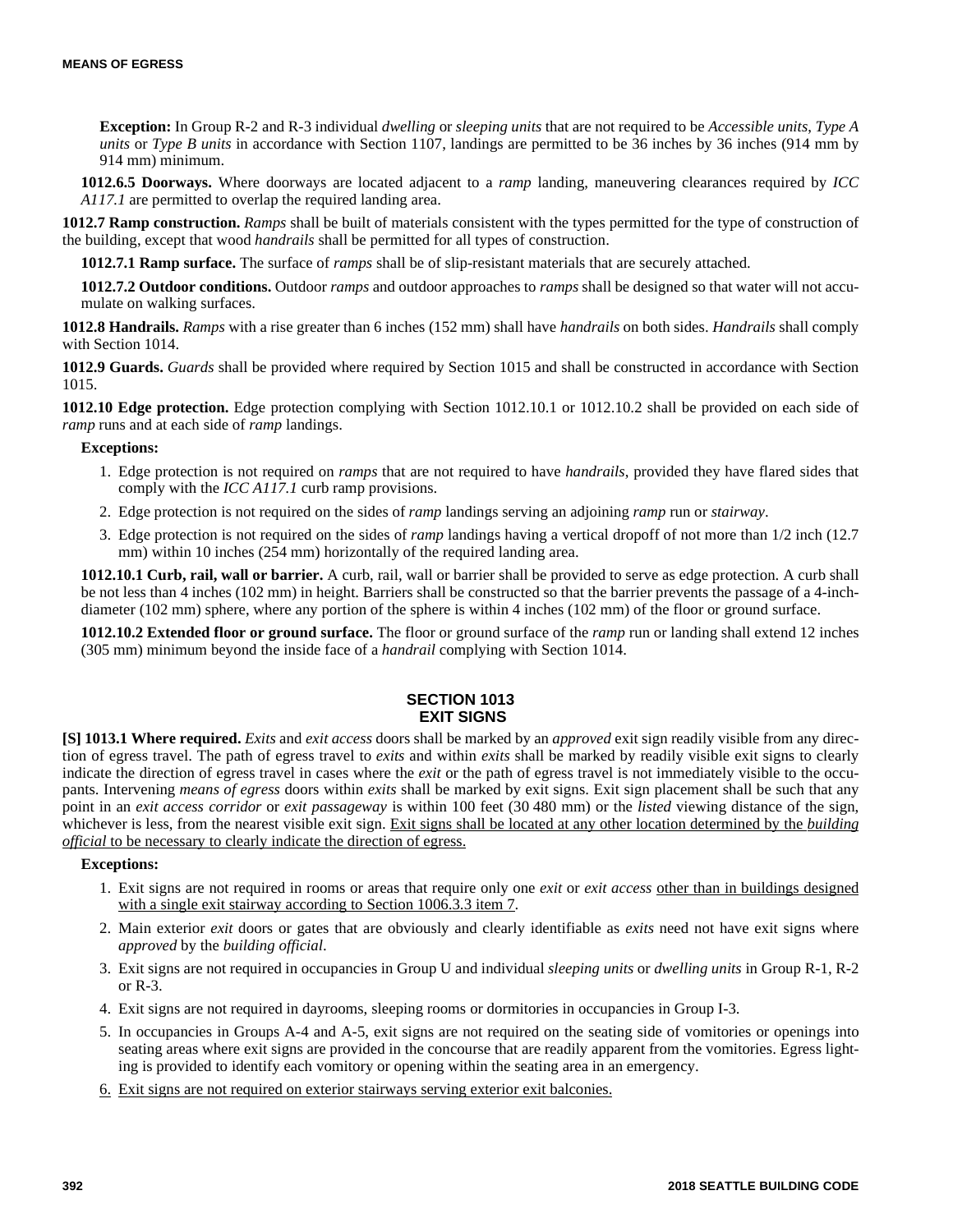**Exception:** In Group R-2 and R-3 individual *dwelling* or *sleeping units* that are not required to be *Accessible units*, *Type A units* or *Type B units* in accordance with Section 1107, landings are permitted to be 36 inches by 36 inches (914 mm by 914 mm) minimum.

**1012.6.5 Doorways.** Where doorways are located adjacent to a *ramp* landing, maneuvering clearances required by *ICC A117.1* are permitted to overlap the required landing area.

**1012.7 Ramp construction.** *Ramps* shall be built of materials consistent with the types permitted for the type of construction of the building, except that wood *handrails* shall be permitted for all types of construction.

**1012.7.1 Ramp surface.** The surface of *ramps* shall be of slip-resistant materials that are securely attached.

**1012.7.2 Outdoor conditions.** Outdoor *ramps* and outdoor approaches to *ramps* shall be designed so that water will not accumulate on walking surfaces.

**1012.8 Handrails.** *Ramps* with a rise greater than 6 inches (152 mm) shall have *handrails* on both sides. *Handrails* shall comply with Section 1014.

**1012.9 Guards.** *Guards* shall be provided where required by Section 1015 and shall be constructed in accordance with Section 1015.

**1012.10 Edge protection.** Edge protection complying with Section 1012.10.1 or 1012.10.2 shall be provided on each side of *ramp* runs and at each side of *ramp* landings.

**Exceptions:**

1. Edge protection is not required on *ramps* that are not required to have *handrails*, provided they have flared sides that comply with the *ICC A117.1* curb ramp provisions.
2. Edge protection is not required on the sides of *ramp* landings serving an adjoining *ramp* run or *stairway*.
3. Edge protection is not required on the sides of *ramp* landings having a vertical dropoff of not more than 1/2 inch (12.7 mm) within 10 inches (254 mm) horizontally of the required landing area.

**1012.10.1 Curb, rail, wall or barrier.** A curb, rail, wall or barrier shall be provided to serve as edge protection. A curb shall be not less than 4 inches (102 mm) in height. Barriers shall be constructed so that the barrier prevents the passage of a 4-inch-diameter (102 mm) sphere, where any portion of the sphere is within 4 inches (102 mm) of the floor or ground surface.

**1012.10.2 Extended floor or ground surface.** The floor or ground surface of the *ramp* run or landing shall extend 12 inches (305 mm) minimum beyond the inside face of a *handrail* complying with Section 1014.

## SECTION 1013 EXIT SIGNS

**[S] 1013.1 Where required.** *Exits* and *exit access* doors shall be marked by an *approved* exit sign readily visible from any direction of egress travel. The path of egress travel to *exits* and within *exits* shall be marked by readily visible exit signs to clearly indicate the direction of egress travel in cases where the *exit* or the path of egress travel is not immediately visible to the occupants. Intervening *means of egress* doors within *exits* shall be marked by exit signs. Exit sign placement shall be such that any point in an *exit access corridor* or *exit passageway* is within 100 feet (30 480 mm) or the *listed* viewing distance of the sign, whichever is less, from the nearest visible exit sign. <u>Exit signs shall be located at any other location determined by the *building official* to be necessary to clearly indicate the direction of egress.</u>

**Exceptions:**

1. Exit signs are not required in rooms or areas that require only one *exit* or *exit access* <u>other than in buildings designed with a single exit stairway according to Section 1006.3.3 item 7</u>.
2. Main exterior *exit* doors or gates that are obviously and clearly identifiable as *exits* need not have exit signs where *approved* by the *building official*.
3. Exit signs are not required in occupancies in Group U and individual *sleeping units* or *dwelling units* in Group R-1, R-2 or R-3.
4. Exit signs are not required in dayrooms, sleeping rooms or dormitories in occupancies in Group I-3.
5. In occupancies in Groups A-4 and A-5, exit signs are not required on the seating side of vomitories or openings into seating areas where exit signs are provided in the concourse that are readily apparent from the vomitories. Egress lighting is provided to identify each vomitory or opening within the seating area in an emergency.
6. <u>Exit signs are not required on exterior stairways serving exterior exit balconies.</u>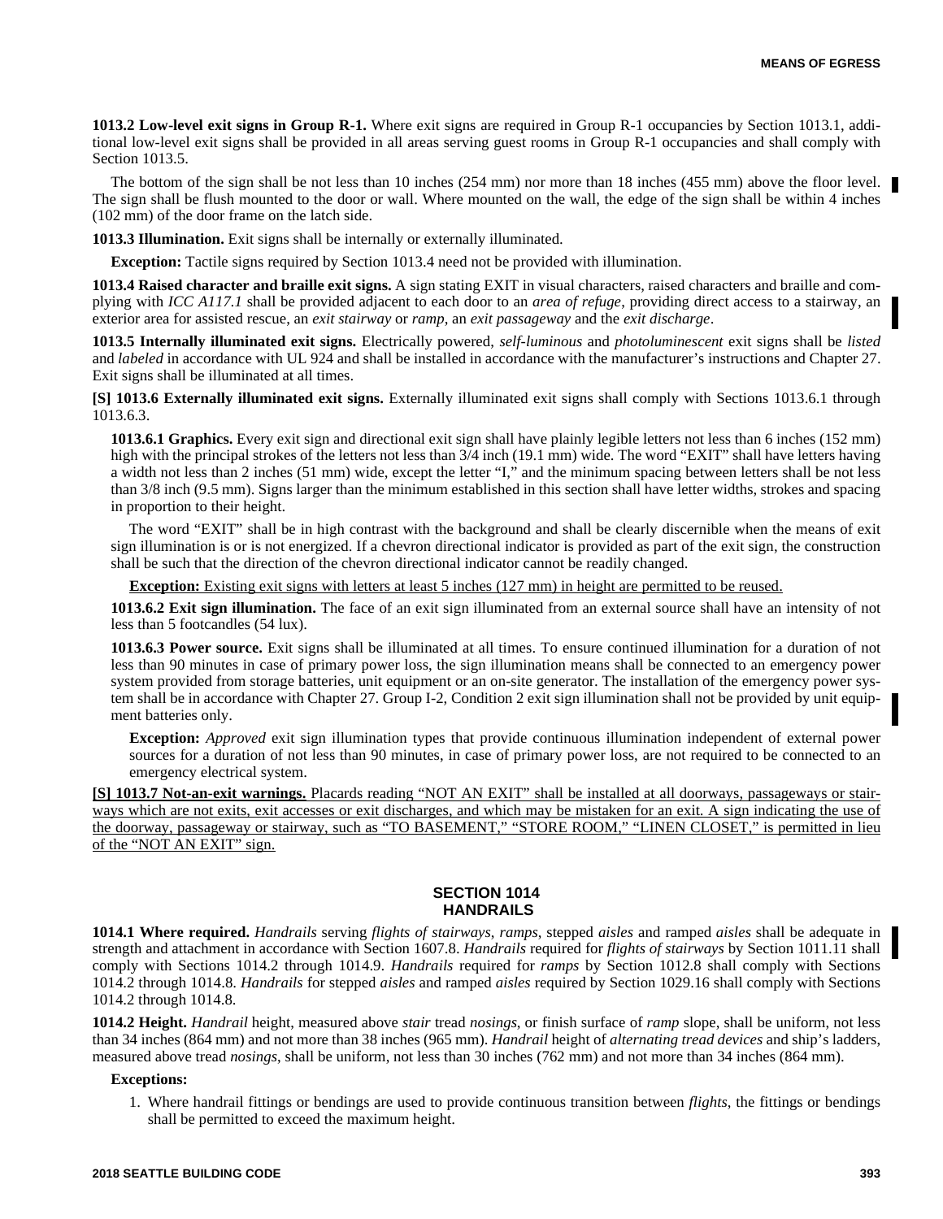**1013.2 Low-level exit signs in Group R-1.** Where exit signs are required in Group R-1 occupancies by Section 1013.1, additional low-level exit signs shall be provided in all areas serving guest rooms in Group R-1 occupancies and shall comply with Section 1013.5.

The bottom of the sign shall be not less than 10 inches (254 mm) nor more than 18 inches (455 mm) above the floor level. The sign shall be flush mounted to the door or wall. Where mounted on the wall, the edge of the sign shall be within 4 inches (102 mm) of the door frame on the latch side.

**1013.3 Illumination.** Exit signs shall be internally or externally illuminated.

**Exception:** Tactile signs required by Section 1013.4 need not be provided with illumination.

**1013.4 Raised character and braille exit signs.** A sign stating EXIT in visual characters, raised characters and braille and complying with *ICC A117.1* shall be provided adjacent to each door to an *area of refuge*, providing direct access to a stairway, an exterior area for assisted rescue, an *exit stairway* or *ramp*, an *exit passageway* and the *exit discharge*.

**1013.5 Internally illuminated exit signs.** Electrically powered, *self-luminous* and *photoluminescent* exit signs shall be *listed* and *labeled* in accordance with UL 924 and shall be installed in accordance with the manufacturer's instructions and Chapter 27. Exit signs shall be illuminated at all times.

**[S] 1013.6 Externally illuminated exit signs.** Externally illuminated exit signs shall comply with Sections 1013.6.1 through 1013.6.3.

**1013.6.1 Graphics.** Every exit sign and directional exit sign shall have plainly legible letters not less than 6 inches (152 mm) high with the principal strokes of the letters not less than 3/4 inch (19.1 mm) wide. The word "EXIT" shall have letters having a width not less than 2 inches (51 mm) wide, except the letter "I," and the minimum spacing between letters shall be not less than 3/8 inch (9.5 mm). Signs larger than the minimum established in this section shall have letter widths, strokes and spacing in proportion to their height.

The word "EXIT" shall be in high contrast with the background and shall be clearly discernible when the means of exit sign illumination is or is not energized. If a chevron directional indicator is provided as part of the exit sign, the construction shall be such that the direction of the chevron directional indicator cannot be readily changed.

**Exception:** Existing exit signs with letters at least 5 inches (127 mm) in height are permitted to be reused.

**1013.6.2 Exit sign illumination.** The face of an exit sign illuminated from an external source shall have an intensity of not less than 5 footcandles (54 lux).

**1013.6.3 Power source.** Exit signs shall be illuminated at all times. To ensure continued illumination for a duration of not less than 90 minutes in case of primary power loss, the sign illumination means shall be connected to an emergency power system provided from storage batteries, unit equipment or an on-site generator. The installation of the emergency power system shall be in accordance with Chapter 27. Group I-2, Condition 2 exit sign illumination shall not be provided by unit equipment batteries only.

**Exception:** *Approved* exit sign illumination types that provide continuous illumination independent of external power sources for a duration of not less than 90 minutes, in case of primary power loss, are not required to be connected to an emergency electrical system.

**[S] 1013.7 Not-an-exit warnings.** Placards reading "NOT AN EXIT" shall be installed at all doorways, passageways or stairways which are not exits, exit accesses or exit discharges, and which may be mistaken for an exit. A sign indicating the use of the doorway, passageway or stairway, such as "TO BASEMENT," "STORE ROOM," "LINEN CLOSET," is permitted in lieu of the "NOT AN EXIT" sign.

## SECTION 1014 HANDRAILS

**1014.1 Where required.** *Handrails* serving *flights of stairways*, *ramps*, stepped *aisles* and ramped *aisles* shall be adequate in strength and attachment in accordance with Section 1607.8. *Handrails* required for *flights of stairways* by Section 1011.11 shall comply with Sections 1014.2 through 1014.9. *Handrails* required for *ramps* by Section 1012.8 shall comply with Sections 1014.2 through 1014.8. *Handrails* for stepped *aisles* and ramped *aisles* required by Section 1029.16 shall comply with Sections 1014.2 through 1014.8.

**1014.2 Height.** *Handrail* height, measured above *stair* tread *nosings*, or finish surface of *ramp* slope, shall be uniform, not less than 34 inches (864 mm) and not more than 38 inches (965 mm). *Handrail* height of *alternating tread devices* and ship's ladders, measured above tread *nosings*, shall be uniform, not less than 30 inches (762 mm) and not more than 34 inches (864 mm).

**Exceptions:**

1. Where handrail fittings or bendings are used to provide continuous transition between *flights*, the fittings or bendings shall be permitted to exceed the maximum height.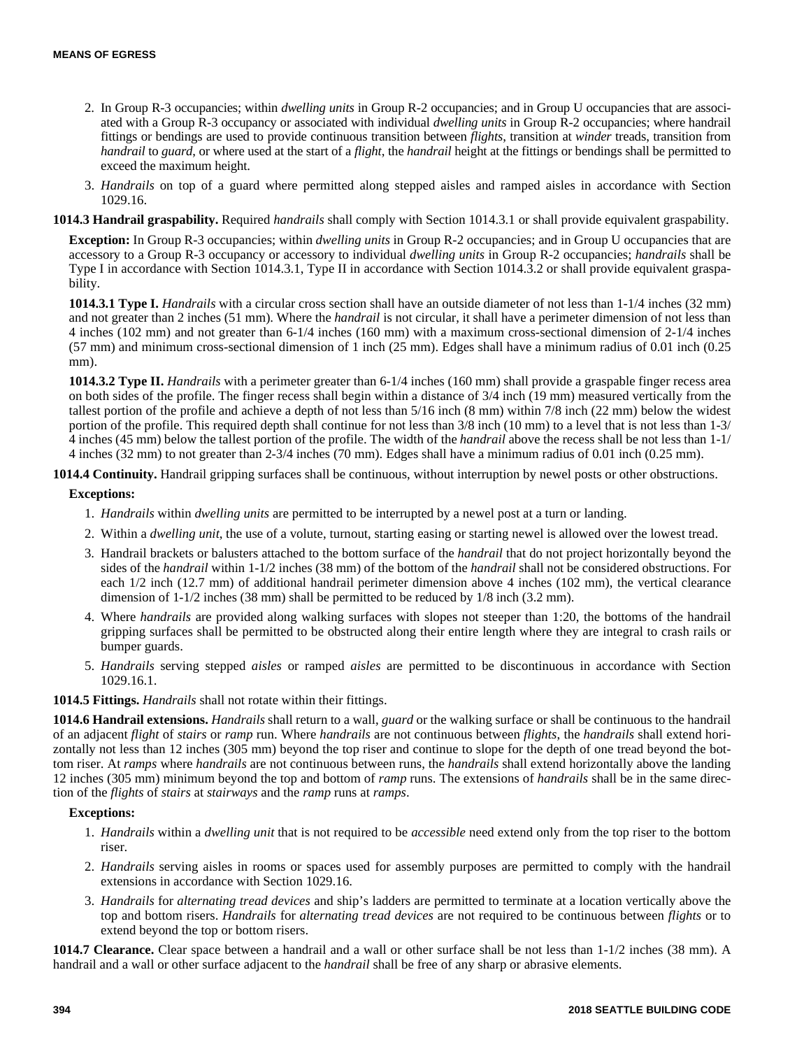2. In Group R-3 occupancies; within *dwelling units* in Group R-2 occupancies; and in Group U occupancies that are associated with a Group R-3 occupancy or associated with individual *dwelling units* in Group R-2 occupancies; where handrail fittings or bendings are used to provide continuous transition between *flights*, transition at *winder* treads, transition from *handrail* to *guard*, or where used at the start of a *flight*, the *handrail* height at the fittings or bendings shall be permitted to exceed the maximum height.
3. *Handrails* on top of a guard where permitted along stepped aisles and ramped aisles in accordance with Section 1029.16.

**1014.3 Handrail graspability.** Required *handrails* shall comply with Section 1014.3.1 or shall provide equivalent graspability.

**Exception:** In Group R-3 occupancies; within *dwelling units* in Group R-2 occupancies; and in Group U occupancies that are accessory to a Group R-3 occupancy or accessory to individual *dwelling units* in Group R-2 occupancies; *handrails* shall be Type I in accordance with Section 1014.3.1, Type II in accordance with Section 1014.3.2 or shall provide equivalent graspability.

**1014.3.1 Type I.** *Handrails* with a circular cross section shall have an outside diameter of not less than 1-1/4 inches (32 mm) and not greater than 2 inches (51 mm). Where the *handrail* is not circular, it shall have a perimeter dimension of not less than 4 inches (102 mm) and not greater than 6-1/4 inches (160 mm) with a maximum cross-sectional dimension of 2-1/4 inches (57 mm) and minimum cross-sectional dimension of 1 inch (25 mm). Edges shall have a minimum radius of 0.01 inch (0.25 mm).

**1014.3.2 Type II.** *Handrails* with a perimeter greater than 6-1/4 inches (160 mm) shall provide a graspable finger recess area on both sides of the profile. The finger recess shall begin within a distance of 3/4 inch (19 mm) measured vertically from the tallest portion of the profile and achieve a depth of not less than 5/16 inch (8 mm) within 7/8 inch (22 mm) below the widest portion of the profile. This required depth shall continue for not less than 3/8 inch (10 mm) to a level that is not less than 1-3/4 inches (45 mm) below the tallest portion of the profile. The width of the *handrail* above the recess shall be not less than 1-1/4 inches (32 mm) to not greater than 2-3/4 inches (70 mm). Edges shall have a minimum radius of 0.01 inch (0.25 mm).

**1014.4 Continuity.** Handrail gripping surfaces shall be continuous, without interruption by newel posts or other obstructions.

**Exceptions:**

1. *Handrails* within *dwelling units* are permitted to be interrupted by a newel post at a turn or landing.
2. Within a *dwelling unit*, the use of a volute, turnout, starting easing or starting newel is allowed over the lowest tread.
3. Handrail brackets or balusters attached to the bottom surface of the *handrail* that do not project horizontally beyond the sides of the *handrail* within 1-1/2 inches (38 mm) of the bottom of the *handrail* shall not be considered obstructions. For each 1/2 inch (12.7 mm) of additional handrail perimeter dimension above 4 inches (102 mm), the vertical clearance dimension of 1-1/2 inches (38 mm) shall be permitted to be reduced by 1/8 inch (3.2 mm).
4. Where *handrails* are provided along walking surfaces with slopes not steeper than 1:20, the bottoms of the handrail gripping surfaces shall be permitted to be obstructed along their entire length where they are integral to crash rails or bumper guards.
5. *Handrails* serving stepped *aisles* or ramped *aisles* are permitted to be discontinuous in accordance with Section 1029.16.1.

**1014.5 Fittings.** *Handrails* shall not rotate within their fittings.

**1014.6 Handrail extensions.** *Handrails* shall return to a wall, *guard* or the walking surface or shall be continuous to the handrail of an adjacent *flight* of *stairs* or *ramp* run. Where *handrails* are not continuous between *flights*, the *handrails* shall extend horizontally not less than 12 inches (305 mm) beyond the top riser and continue to slope for the depth of one tread beyond the bottom riser. At *ramps* where *handrails* are not continuous between runs, the *handrails* shall extend horizontally above the landing 12 inches (305 mm) minimum beyond the top and bottom of *ramp* runs. The extensions of *handrails* shall be in the same direction of the *flights* of *stairs* at *stairways* and the *ramp* runs at *ramps*.

**Exceptions:**

1. *Handrails* within a *dwelling unit* that is not required to be *accessible* need extend only from the top riser to the bottom riser.
2. *Handrails* serving aisles in rooms or spaces used for assembly purposes are permitted to comply with the handrail extensions in accordance with Section 1029.16.
3. *Handrails* for *alternating tread devices* and ship's ladders are permitted to terminate at a location vertically above the top and bottom risers. *Handrails* for *alternating tread devices* are not required to be continuous between *flights* or to extend beyond the top or bottom risers.

**1014.7 Clearance.** Clear space between a handrail and a wall or other surface shall be not less than 1-1/2 inches (38 mm). A handrail and a wall or other surface adjacent to the *handrail* shall be free of any sharp or abrasive elements.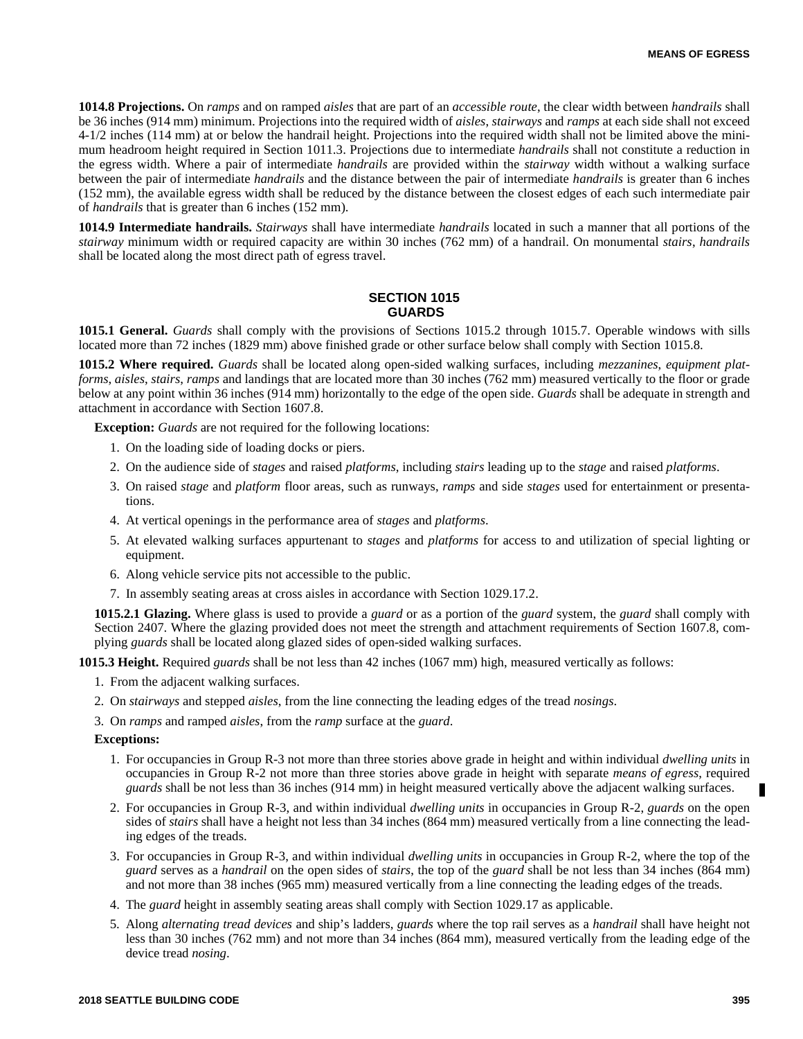**1014.8 Projections.** On *ramps* and on ramped *aisles* that are part of an *accessible route*, the clear width between *handrails* shall be 36 inches (914 mm) minimum. Projections into the required width of *aisles*, *stairways* and *ramps* at each side shall not exceed 4-1/2 inches (114 mm) at or below the handrail height. Projections into the required width shall not be limited above the minimum headroom height required in Section 1011.3. Projections due to intermediate *handrails* shall not constitute a reduction in the egress width. Where a pair of intermediate *handrails* are provided within the *stairway* width without a walking surface between the pair of intermediate *handrails* and the distance between the pair of intermediate *handrails* is greater than 6 inches (152 mm), the available egress width shall be reduced by the distance between the closest edges of each such intermediate pair of *handrails* that is greater than 6 inches (152 mm).

**1014.9 Intermediate handrails.** *Stairways* shall have intermediate *handrails* located in such a manner that all portions of the *stairway* minimum width or required capacity are within 30 inches (762 mm) of a handrail. On monumental *stairs*, *handrails* shall be located along the most direct path of egress travel.

## SECTION 1015
## GUARDS

**1015.1 General.** *Guards* shall comply with the provisions of Sections 1015.2 through 1015.7. Operable windows with sills located more than 72 inches (1829 mm) above finished grade or other surface below shall comply with Section 1015.8.

**1015.2 Where required.** *Guards* shall be located along open-sided walking surfaces, including *mezzanines*, *equipment platforms*, *aisles*, *stairs*, *ramps* and landings that are located more than 30 inches (762 mm) measured vertically to the floor or grade below at any point within 36 inches (914 mm) horizontally to the edge of the open side. *Guards* shall be adequate in strength and attachment in accordance with Section 1607.8.

**Exception:** *Guards* are not required for the following locations:

1. On the loading side of loading docks or piers.
2. On the audience side of *stages* and raised *platforms*, including *stairs* leading up to the *stage* and raised *platforms*.
3. On raised *stage* and *platform* floor areas, such as runways, *ramps* and side *stages* used for entertainment or presentations.
4. At vertical openings in the performance area of *stages* and *platforms*.
5. At elevated walking surfaces appurtenant to *stages* and *platforms* for access to and utilization of special lighting or equipment.
6. Along vehicle service pits not accessible to the public.
7. In assembly seating areas at cross aisles in accordance with Section 1029.17.2.

**1015.2.1 Glazing.** Where glass is used to provide a *guard* or as a portion of the *guard* system, the *guard* shall comply with Section 2407. Where the glazing provided does not meet the strength and attachment requirements of Section 1607.8, complying *guards* shall be located along glazed sides of open-sided walking surfaces.

**1015.3 Height.** Required *guards* shall be not less than 42 inches (1067 mm) high, measured vertically as follows:

1. From the adjacent walking surfaces.
2. On *stairways* and stepped *aisles*, from the line connecting the leading edges of the tread *nosings*.
3. On *ramps* and ramped *aisles*, from the *ramp* surface at the *guard*.

**Exceptions:**

1. For occupancies in Group R-3 not more than three stories above grade in height and within individual *dwelling units* in occupancies in Group R-2 not more than three stories above grade in height with separate *means of egress*, required *guards* shall be not less than 36 inches (914 mm) in height measured vertically above the adjacent walking surfaces.
2. For occupancies in Group R-3, and within individual *dwelling units* in occupancies in Group R-2, *guards* on the open sides of *stairs* shall have a height not less than 34 inches (864 mm) measured vertically from a line connecting the leading edges of the treads.
3. For occupancies in Group R-3, and within individual *dwelling units* in occupancies in Group R-2, where the top of the *guard* serves as a *handrail* on the open sides of *stairs*, the top of the *guard* shall be not less than 34 inches (864 mm) and not more than 38 inches (965 mm) measured vertically from a line connecting the leading edges of the treads.
4. The *guard* height in assembly seating areas shall comply with Section 1029.17 as applicable.
5. Along *alternating tread devices* and ship's ladders, *guards* where the top rail serves as a *handrail* shall have height not less than 30 inches (762 mm) and not more than 34 inches (864 mm), measured vertically from the leading edge of the device tread *nosing*.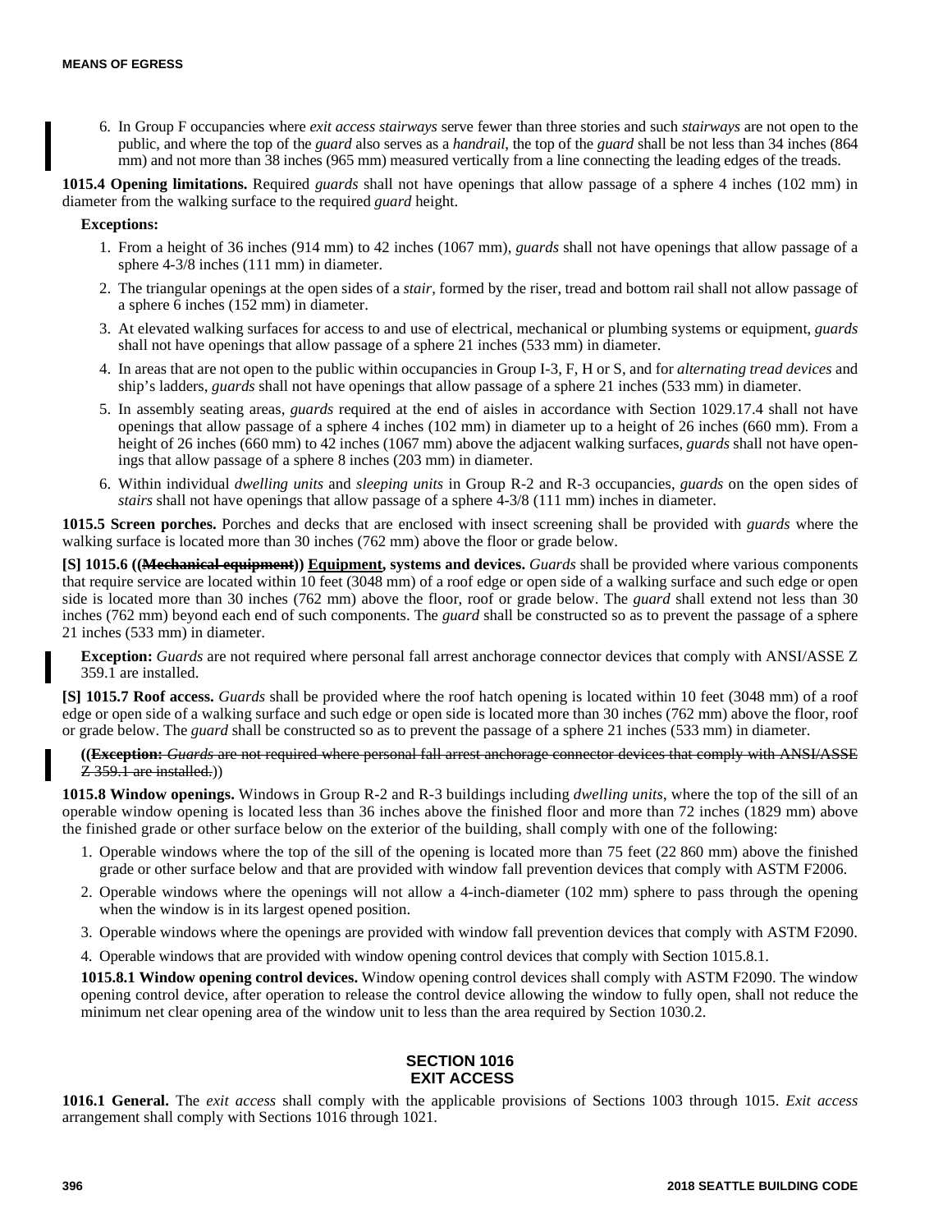6. In Group F occupancies where *exit access stairways* serve fewer than three stories and such *stairways* are not open to the public, and where the top of the *guard* also serves as a *handrail*, the top of the *guard* shall be not less than 34 inches (864 mm) and not more than 38 inches (965 mm) measured vertically from a line connecting the leading edges of the treads.

**1015.4 Opening limitations.** Required *guards* shall not have openings that allow passage of a sphere 4 inches (102 mm) in diameter from the walking surface to the required *guard* height.

**Exceptions:**

1. From a height of 36 inches (914 mm) to 42 inches (1067 mm), *guards* shall not have openings that allow passage of a sphere 4-3/8 inches (111 mm) in diameter.
2. The triangular openings at the open sides of a *stair*, formed by the riser, tread and bottom rail shall not allow passage of a sphere 6 inches (152 mm) in diameter.
3. At elevated walking surfaces for access to and use of electrical, mechanical or plumbing systems or equipment, *guards* shall not have openings that allow passage of a sphere 21 inches (533 mm) in diameter.
4. In areas that are not open to the public within occupancies in Group I-3, F, H or S, and for *alternating tread devices* and ship's ladders, *guards* shall not have openings that allow passage of a sphere 21 inches (533 mm) in diameter.
5. In assembly seating areas, *guards* required at the end of aisles in accordance with Section 1029.17.4 shall not have openings that allow passage of a sphere 4 inches (102 mm) in diameter up to a height of 26 inches (660 mm). From a height of 26 inches (660 mm) to 42 inches (1067 mm) above the adjacent walking surfaces, *guards* shall not have openings that allow passage of a sphere 8 inches (203 mm) in diameter.
6. Within individual *dwelling units* and *sleeping units* in Group R-2 and R-3 occupancies, *guards* on the open sides of *stairs* shall not have openings that allow passage of a sphere 4-3/8 (111 mm) inches in diameter.

**1015.5 Screen porches.** Porches and decks that are enclosed with insect screening shall be provided with *guards* where the walking surface is located more than 30 inches (762 mm) above the floor or grade below.

**[S] 1015.6 ((~~Mechanical equipment~~)) <u>Equipment</u>, systems and devices.** *Guards* shall be provided where various components that require service are located within 10 feet (3048 mm) of a roof edge or open side of a walking surface and such edge or open side is located more than 30 inches (762 mm) above the floor, roof or grade below. The *guard* shall extend not less than 30 inches (762 mm) beyond each end of such components. The *guard* shall be constructed so as to prevent the passage of a sphere 21 inches (533 mm) in diameter.

**Exception:** *Guards* are not required where personal fall arrest anchorage connector devices that comply with ANSI/ASSE Z 359.1 are installed.

**[S] 1015.7 Roof access.** *Guards* shall be provided where the roof hatch opening is located within 10 feet (3048 mm) of a roof edge or open side of a walking surface and such edge or open side is located more than 30 inches (762 mm) above the floor, roof or grade below. The *guard* shall be constructed so as to prevent the passage of a sphere 21 inches (533 mm) in diameter.

((~~**Exception:** *Guards* are not required where personal fall arrest anchorage connector devices that comply with ANSI/ASSE Z 359.1 are installed.~~))

**1015.8 Window openings.** Windows in Group R-2 and R-3 buildings including *dwelling units*, where the top of the sill of an operable window opening is located less than 36 inches above the finished floor and more than 72 inches (1829 mm) above the finished grade or other surface below on the exterior of the building, shall comply with one of the following:

1. Operable windows where the top of the sill of the opening is located more than 75 feet (22 860 mm) above the finished grade or other surface below and that are provided with window fall prevention devices that comply with ASTM F2006.
2. Operable windows where the openings will not allow a 4-inch-diameter (102 mm) sphere to pass through the opening when the window is in its largest opened position.
3. Operable windows where the openings are provided with window fall prevention devices that comply with ASTM F2090.
4. Operable windows that are provided with window opening control devices that comply with Section 1015.8.1.

**1015.8.1 Window opening control devices.** Window opening control devices shall comply with ASTM F2090. The window opening control device, after operation to release the control device allowing the window to fully open, shall not reduce the minimum net clear opening area of the window unit to less than the area required by Section 1030.2.

## SECTION 1016
## EXIT ACCESS

**1016.1 General.** The *exit access* shall comply with the applicable provisions of Sections 1003 through 1015. *Exit access* arrangement shall comply with Sections 1016 through 1021.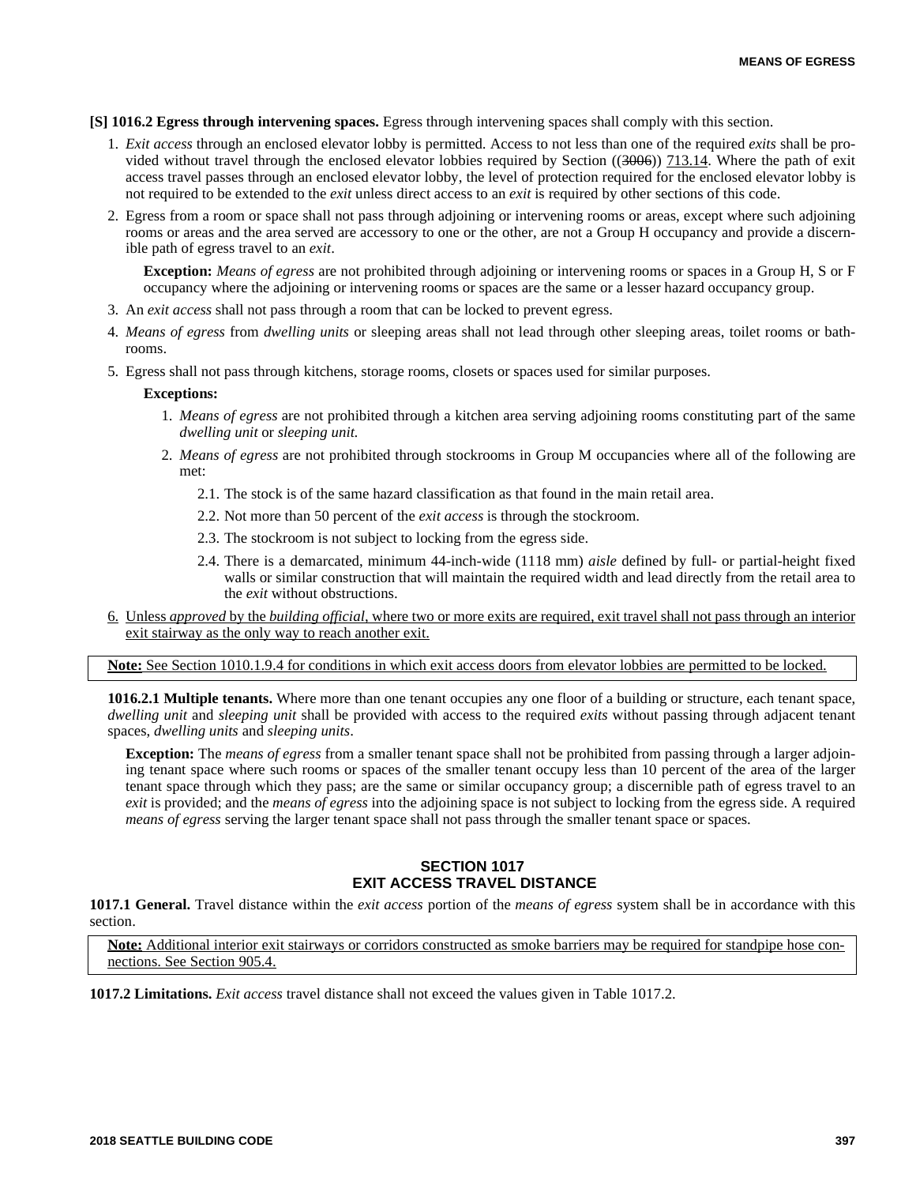**[S] 1016.2 Egress through intervening spaces.** Egress through intervening spaces shall comply with this section.

1. *Exit access* through an enclosed elevator lobby is permitted. Access to not less than one of the required *exits* shall be provided without travel through the enclosed elevator lobbies required by Section ((~~3006~~)) <u>713.14</u>. Where the path of exit access travel passes through an enclosed elevator lobby, the level of protection required for the enclosed elevator lobby is not required to be extended to the *exit* unless direct access to an *exit* is required by other sections of this code.
2. Egress from a room or space shall not pass through adjoining or intervening rooms or areas, except where such adjoining rooms or areas and the area served are accessory to one or the other, are not a Group H occupancy and provide a discernible path of egress travel to an *exit*.

   **Exception:** *Means of egress* are not prohibited through adjoining or intervening rooms or spaces in a Group H, S or F occupancy where the adjoining or intervening rooms or spaces are the same or a lesser hazard occupancy group.
3. An *exit access* shall not pass through a room that can be locked to prevent egress.
4. *Means of egress* from *dwelling units* or sleeping areas shall not lead through other sleeping areas, toilet rooms or bathrooms.
5. Egress shall not pass through kitchens, storage rooms, closets or spaces used for similar purposes.

   **Exceptions:**

   1. *Means of egress* are not prohibited through a kitchen area serving adjoining rooms constituting part of the same *dwelling unit* or *sleeping unit.*
   2. *Means of egress* are not prohibited through stockrooms in Group M occupancies where all of the following are met:

      2.1. The stock is of the same hazard classification as that found in the main retail area.

      2.2. Not more than 50 percent of the *exit access* is through the stockroom.

      2.3. The stockroom is not subject to locking from the egress side.

      2.4. There is a demarcated, minimum 44-inch-wide (1118 mm) *aisle* defined by full- or partial-height fixed walls or similar construction that will maintain the required width and lead directly from the retail area to the *exit* without obstructions.
6. <u>Unless *approved* by the *building official*, where two or more exits are required, exit travel shall not pass through an interior exit stairway as the only way to reach another exit.</u>

<u>**Note:** See Section 1010.1.9.4 for conditions in which exit access doors from elevator lobbies are permitted to be locked.</u>

**1016.2.1 Multiple tenants.** Where more than one tenant occupies any one floor of a building or structure, each tenant space, *dwelling unit* and *sleeping unit* shall be provided with access to the required *exits* without passing through adjacent tenant spaces, *dwelling units* and *sleeping units*.

**Exception:** The *means of egress* from a smaller tenant space shall not be prohibited from passing through a larger adjoining tenant space where such rooms or spaces of the smaller tenant occupy less than 10 percent of the area of the larger tenant space through which they pass; are the same or similar occupancy group; a discernible path of egress travel to an *exit* is provided; and the *means of egress* into the adjoining space is not subject to locking from the egress side. A required *means of egress* serving the larger tenant space shall not pass through the smaller tenant space or spaces.

## SECTION 1017
## EXIT ACCESS TRAVEL DISTANCE

**1017.1 General.** Travel distance within the *exit access* portion of the *means of egress* system shall be in accordance with this section.

<u>**Note:** Additional interior exit stairways or corridors constructed as smoke barriers may be required for standpipe hose connections. See Section 905.4.</u>

**1017.2 Limitations.** *Exit access* travel distance shall not exceed the values given in Table 1017.2.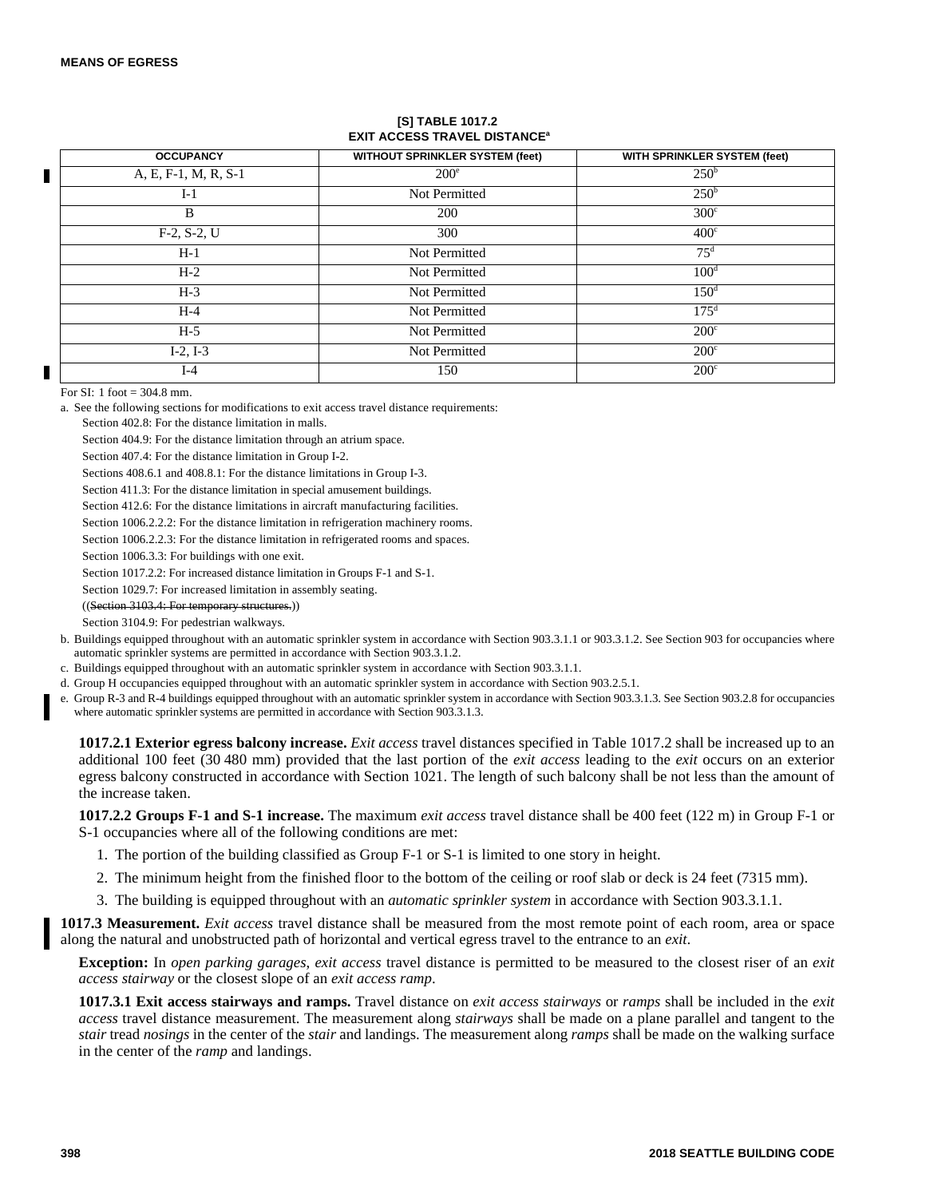**[S] TABLE 1017.2**
**EXIT ACCESS TRAVEL DISTANCE[a]**

| OCCUPANCY | WITHOUT SPRINKLER SYSTEM (feet) | WITH SPRINKLER SYSTEM (feet) |
|---|---|---|
| A, E, F-1, M, R, S-1 | 200[e] | 250[b] |
| I-1 | Not Permitted | 250[b] |
| B | 200 | 300[c] |
| F-2, S-2, U | 300 | 400[c] |
| H-1 | Not Permitted | 75[d] |
| H-2 | Not Permitted | 100[d] |
| H-3 | Not Permitted | 150[d] |
| H-4 | Not Permitted | 175[d] |
| H-5 | Not Permitted | 200[c] |
| I-2, I-3 | Not Permitted | 200[c] |
| I-4 | 150 | 200[c] |

For SI: 1 foot = 304.8 mm.

a. See the following sections for modifications to exit access travel distance requirements:

Section 402.8: For the distance limitation in malls.

Section 404.9: For the distance limitation through an atrium space.

Section 407.4: For the distance limitation in Group I-2.

Sections 408.6.1 and 408.8.1: For the distance limitations in Group I-3.

Section 411.3: For the distance limitation in special amusement buildings.

Section 412.6: For the distance limitations in aircraft manufacturing facilities.

Section 1006.2.2.2: For the distance limitation in refrigeration machinery rooms.

Section 1006.2.2.3: For the distance limitation in refrigerated rooms and spaces.

Section 1006.3.3: For buildings with one exit.

Section 1017.2.2: For increased distance limitation in Groups F-1 and S-1.

Section 1029.7: For increased limitation in assembly seating.

((~~Section 3103.4: For temporary structures.~~))

Section 3104.9: For pedestrian walkways.

b. Buildings equipped throughout with an automatic sprinkler system in accordance with Section 903.3.1.1 or 903.3.1.2. See Section 903 for occupancies where automatic sprinkler systems are permitted in accordance with Section 903.3.1.2.

c. Buildings equipped throughout with an automatic sprinkler system in accordance with Section 903.3.1.1.

d. Group H occupancies equipped throughout with an automatic sprinkler system in accordance with Section 903.2.5.1.

e. Group R-3 and R-4 buildings equipped throughout with an automatic sprinkler system in accordance with Section 903.3.1.3. See Section 903.2.8 for occupancies where automatic sprinkler systems are permitted in accordance with Section 903.3.1.3.

**1017.2.1 Exterior egress balcony increase.** *Exit access* travel distances specified in Table 1017.2 shall be increased up to an additional 100 feet (30 480 mm) provided that the last portion of the *exit access* leading to the *exit* occurs on an exterior egress balcony constructed in accordance with Section 1021. The length of such balcony shall be not less than the amount of the increase taken.

**1017.2.2 Groups F-1 and S-1 increase.** The maximum *exit access* travel distance shall be 400 feet (122 m) in Group F-1 or S-1 occupancies where all of the following conditions are met:

1. The portion of the building classified as Group F-1 or S-1 is limited to one story in height.
2. The minimum height from the finished floor to the bottom of the ceiling or roof slab or deck is 24 feet (7315 mm).
3. The building is equipped throughout with an *automatic sprinkler system* in accordance with Section 903.3.1.1.

**1017.3 Measurement.** *Exit access* travel distance shall be measured from the most remote point of each room, area or space along the natural and unobstructed path of horizontal and vertical egress travel to the entrance to an *exit*.

**Exception:** In *open parking garages*, *exit access* travel distance is permitted to be measured to the closest riser of an *exit access stairway* or the closest slope of an *exit access ramp*.

**1017.3.1 Exit access stairways and ramps.** Travel distance on *exit access stairways* or *ramps* shall be included in the *exit access* travel distance measurement. The measurement along *stairways* shall be made on a plane parallel and tangent to the *stair* tread *nosings* in the center of the *stair* and landings. The measurement along *ramps* shall be made on the walking surface in the center of the *ramp* and landings.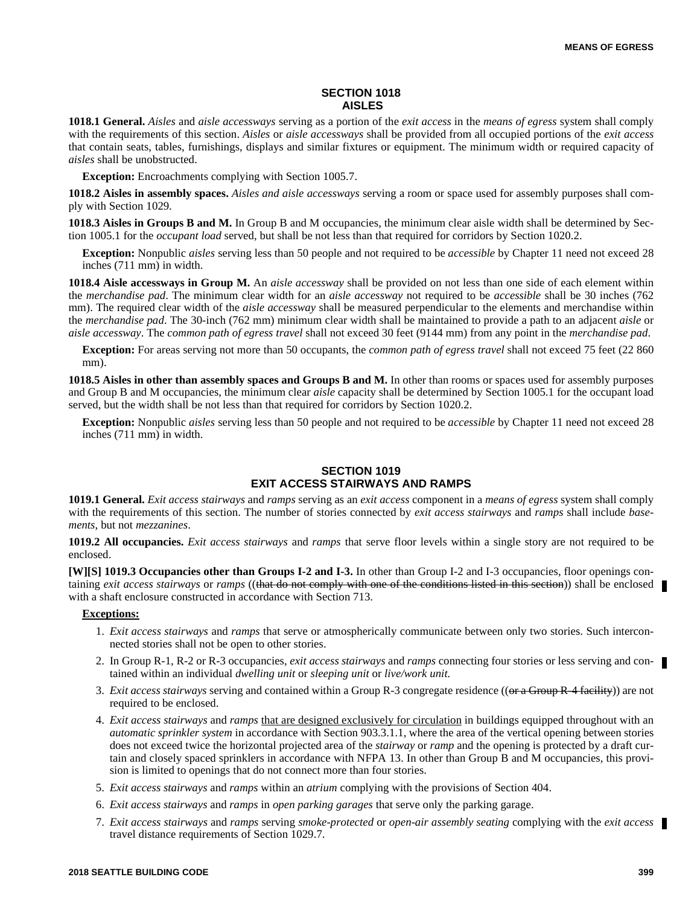## SECTION 1018
## AISLES

**1018.1 General.** *Aisles* and *aisle accessways* serving as a portion of the *exit access* in the *means of egress* system shall comply with the requirements of this section. *Aisles* or *aisle accessways* shall be provided from all occupied portions of the *exit access* that contain seats, tables, furnishings, displays and similar fixtures or equipment. The minimum width or required capacity of *aisles* shall be unobstructed.

**Exception:** Encroachments complying with Section 1005.7.

**1018.2 Aisles in assembly spaces.** *Aisles and aisle accessways* serving a room or space used for assembly purposes shall comply with Section 1029.

**1018.3 Aisles in Groups B and M.** In Group B and M occupancies, the minimum clear aisle width shall be determined by Section 1005.1 for the *occupant load* served, but shall be not less than that required for corridors by Section 1020.2.

**Exception:** Nonpublic *aisles* serving less than 50 people and not required to be *accessible* by Chapter 11 need not exceed 28 inches (711 mm) in width.

**1018.4 Aisle accessways in Group M.** An *aisle accessway* shall be provided on not less than one side of each element within the *merchandise pad*. The minimum clear width for an *aisle accessway* not required to be *accessible* shall be 30 inches (762 mm). The required clear width of the *aisle accessway* shall be measured perpendicular to the elements and merchandise within the *merchandise pad*. The 30-inch (762 mm) minimum clear width shall be maintained to provide a path to an adjacent *aisle* or *aisle accessway*. The *common path of egress travel* shall not exceed 30 feet (9144 mm) from any point in the *merchandise pad*.

**Exception:** For areas serving not more than 50 occupants, the *common path of egress travel* shall not exceed 75 feet (22 860 mm).

**1018.5 Aisles in other than assembly spaces and Groups B and M.** In other than rooms or spaces used for assembly purposes and Group B and M occupancies, the minimum clear *aisle* capacity shall be determined by Section 1005.1 for the occupant load served, but the width shall be not less than that required for corridors by Section 1020.2.

**Exception:** Nonpublic *aisles* serving less than 50 people and not required to be *accessible* by Chapter 11 need not exceed 28 inches (711 mm) in width.

## SECTION 1019
## EXIT ACCESS STAIRWAYS AND RAMPS

**1019.1 General.** *Exit access stairways* and *ramps* serving as an *exit access* component in a *means of egress* system shall comply with the requirements of this section. The number of stories connected by *exit access stairways* and *ramps* shall include *basements*, but not *mezzanines*.

**1019.2 All occupancies.** *Exit access stairways* and *ramps* that serve floor levels within a single story are not required to be enclosed.

**[W][S] 1019.3 Occupancies other than Groups I-2 and I-3.** In other than Group I-2 and I-3 occupancies, floor openings containing *exit access stairways* or *ramps* ((~~that do not comply with one of the conditions listed in this section~~)) shall be enclosed with a shaft enclosure constructed in accordance with Section 713.

**Exceptions:**

1. *Exit access stairways* and *ramps* that serve or atmospherically communicate between only two stories. Such interconnected stories shall not be open to other stories.
2. In Group R-1, R-2 or R-3 occupancies, *exit access stairways* and *ramps* connecting four stories or less serving and contained within an individual *dwelling unit* or *sleeping unit* or *live/work unit.*
3. *Exit access stairways* serving and contained within a Group R-3 congregate residence ((~~or a Group R-4 facility~~)) are not required to be enclosed.
4. *Exit access stairways* and *ramps* that are designed exclusively for circulation in buildings equipped throughout with an *automatic sprinkler system* in accordance with Section 903.3.1.1, where the area of the vertical opening between stories does not exceed twice the horizontal projected area of the *stairway* or *ramp* and the opening is protected by a draft curtain and closely spaced sprinklers in accordance with NFPA 13. In other than Group B and M occupancies, this provision is limited to openings that do not connect more than four stories.
5. *Exit access stairways* and *ramps* within an *atrium* complying with the provisions of Section 404.
6. *Exit access stairways* and *ramps* in *open parking garages* that serve only the parking garage.
7. *Exit access stairways* and *ramps* serving *smoke-protected* or *open-air assembly seating* complying with the *exit access* travel distance requirements of Section 1029.7.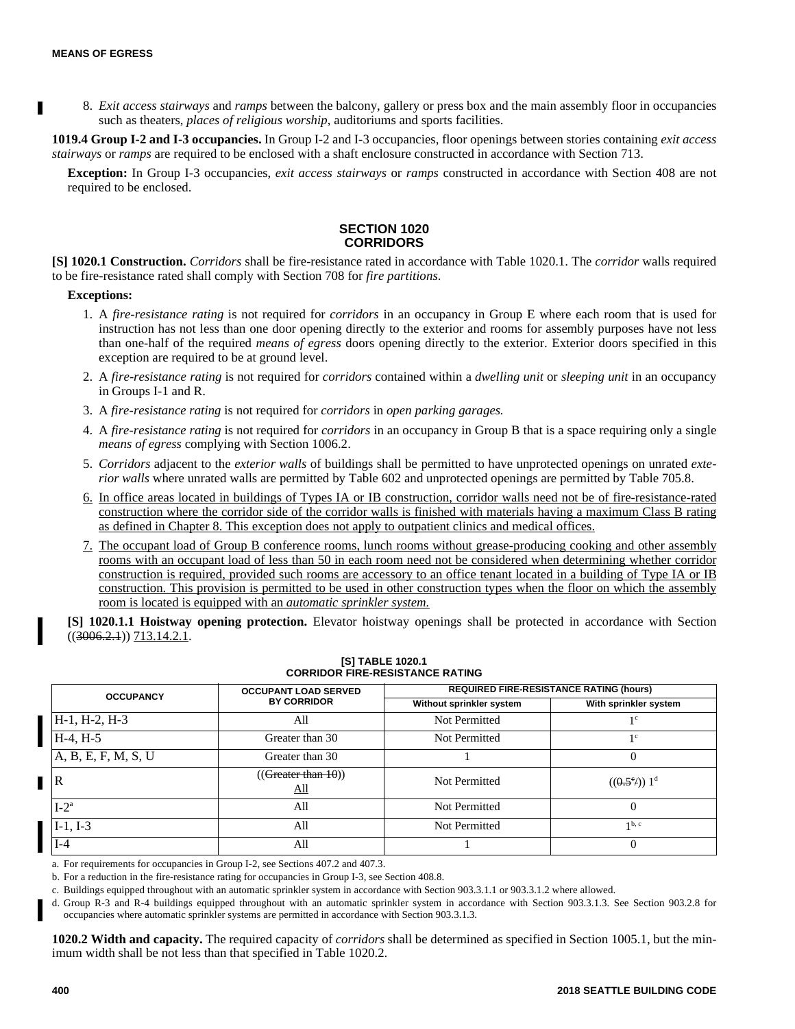8. *Exit access stairways* and *ramps* between the balcony, gallery or press box and the main assembly floor in occupancies such as theaters, *places of religious worship*, auditoriums and sports facilities.

**1019.4 Group I-2 and I-3 occupancies.** In Group I-2 and I-3 occupancies, floor openings between stories containing *exit access stairways* or *ramps* are required to be enclosed with a shaft enclosure constructed in accordance with Section 713.

**Exception:** In Group I-3 occupancies, *exit access stairways* or *ramps* constructed in accordance with Section 408 are not required to be enclosed.

## SECTION 1020 CORRIDORS

**[S] 1020.1 Construction.** *Corridors* shall be fire-resistance rated in accordance with Table 1020.1. The *corridor* walls required to be fire-resistance rated shall comply with Section 708 for *fire partitions*.

**Exceptions:**

1. A *fire-resistance rating* is not required for *corridors* in an occupancy in Group E where each room that is used for instruction has not less than one door opening directly to the exterior and rooms for assembly purposes have not less than one-half of the required *means of egress* doors opening directly to the exterior. Exterior doors specified in this exception are required to be at ground level.
2. A *fire-resistance rating* is not required for *corridors* contained within a *dwelling unit* or *sleeping unit* in an occupancy in Groups I-1 and R.
3. A *fire-resistance rating* is not required for *corridors* in *open parking garages.*
4. A *fire-resistance rating* is not required for *corridors* in an occupancy in Group B that is a space requiring only a single *means of egress* complying with Section 1006.2.
5. *Corridors* adjacent to the *exterior walls* of buildings shall be permitted to have unprotected openings on unrated *exterior walls* where unrated walls are permitted by Table 602 and unprotected openings are permitted by Table 705.8.
6. In office areas located in buildings of Types IA or IB construction, corridor walls need not be of fire-resistance-rated construction where the corridor side of the corridor walls is finished with materials having a maximum Class B rating as defined in Chapter 8. This exception does not apply to outpatient clinics and medical offices.
7. The occupant load of Group B conference rooms, lunch rooms without grease-producing cooking and other assembly rooms with an occupant load of less than 50 in each room need not be considered when determining whether corridor construction is required, provided such rooms are accessory to an office tenant located in a building of Type IA or IB construction. This provision is permitted to be used in other construction types when the floor on which the assembly room is located is equipped with an *automatic sprinkler system.*

**[S] 1020.1.1 Hoistway opening protection.** Elevator hoistway openings shall be protected in accordance with Section ((~~3006.2.1~~)) 713.14.2.1.

**[S] TABLE 1020.1 CORRIDOR FIRE-RESISTANCE RATING**

| OCCUPANCY | OCCUPANT LOAD SERVED BY CORRIDOR | REQUIRED FIRE-RESISTANCE RATING (hours) | |
|---|---|---|---|
| | | Without sprinkler system | With sprinkler system |
| H-1, H-2, H-3 | All | Not Permitted | 1[c] |
| H-4, H-5 | Greater than 30 | Not Permitted | 1[c] |
| A, B, E, F, M, S, U | Greater than 30 | 1 | 0 |
| R | ((~~Greater than 10~~)) All | Not Permitted | ((~~0.5~~[c])) 1[d] |
| I-2[a] | All | Not Permitted | 0 |
| I-1, I-3 | All | Not Permitted | 1[b, c] |
| I-4 | All | 1 | 0 |

a. For requirements for occupancies in Group I-2, see Sections 407.2 and 407.3.

b. For a reduction in the fire-resistance rating for occupancies in Group I-3, see Section 408.8.

c. Buildings equipped throughout with an automatic sprinkler system in accordance with Section 903.3.1.1 or 903.3.1.2 where allowed.

d. Group R-3 and R-4 buildings equipped throughout with an automatic sprinkler system in accordance with Section 903.3.1.3. See Section 903.2.8 for occupancies where automatic sprinkler systems are permitted in accordance with Section 903.3.1.3.

**1020.2 Width and capacity.** The required capacity of *corridors* shall be determined as specified in Section 1005.1, but the minimum width shall be not less than that specified in Table 1020.2.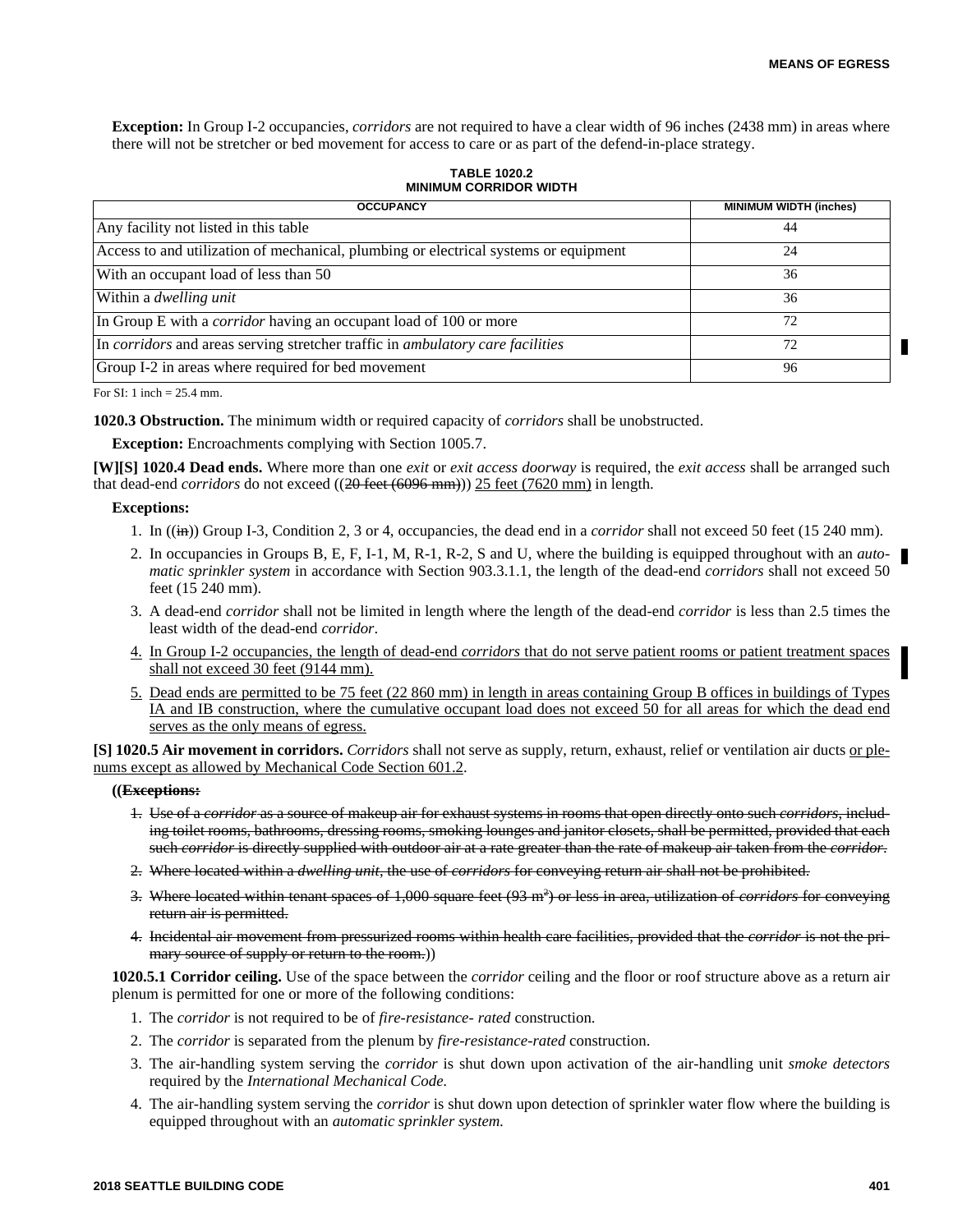**Exception:** In Group I-2 occupancies, *corridors* are not required to have a clear width of 96 inches (2438 mm) in areas where there will not be stretcher or bed movement for access to care or as part of the defend-in-place strategy.

**TABLE 1020.2**
**MINIMUM CORRIDOR WIDTH**

| OCCUPANCY | MINIMUM WIDTH (inches) |
|---|---|
| Any facility not listed in this table | 44 |
| Access to and utilization of mechanical, plumbing or electrical systems or equipment | 24 |
| With an occupant load of less than 50 | 36 |
| Within a *dwelling unit* | 36 |
| In Group E with a *corridor* having an occupant load of 100 or more | 72 |
| In *corridors* and areas serving stretcher traffic in *ambulatory care facilities* | 72 |
| Group I-2 in areas where required for bed movement | 96 |

For SI: 1 inch = 25.4 mm.

**1020.3 Obstruction.** The minimum width or required capacity of *corridors* shall be unobstructed.

**Exception:** Encroachments complying with Section 1005.7.

**[W][S] 1020.4 Dead ends.** Where more than one *exit* or *exit access doorway* is required, the *exit access* shall be arranged such that dead-end *corridors* do not exceed ((~~20 feet (6096 mm)~~)) 25 feet (7620 mm) in length.

**Exceptions:**

1. In ((~~in~~)) Group I-3, Condition 2, 3 or 4, occupancies, the dead end in a *corridor* shall not exceed 50 feet (15 240 mm).
2. In occupancies in Groups B, E, F, I-1, M, R-1, R-2, S and U, where the building is equipped throughout with an *automatic sprinkler system* in accordance with Section 903.3.1.1, the length of the dead-end *corridors* shall not exceed 50 feet (15 240 mm).
3. A dead-end *corridor* shall not be limited in length where the length of the dead-end *corridor* is less than 2.5 times the least width of the dead-end *corridor*.
4. In Group I-2 occupancies, the length of dead-end *corridors* that do not serve patient rooms or patient treatment spaces shall not exceed 30 feet (9144 mm).
5. Dead ends are permitted to be 75 feet (22 860 mm) in length in areas containing Group B offices in buildings of Types IA and IB construction, where the cumulative occupant load does not exceed 50 for all areas for which the dead end serves as the only means of egress.

**[S] 1020.5 Air movement in corridors.** *Corridors* shall not serve as supply, return, exhaust, relief or ventilation air ducts or plenums except as allowed by Mechanical Code Section 601.2.

**((~~Exceptions:~~**

1. ~~Use of a *corridor* as a source of makeup air for exhaust systems in rooms that open directly onto such *corridors*, including toilet rooms, bathrooms, dressing rooms, smoking lounges and janitor closets, shall be permitted, provided that each such *corridor* is directly supplied with outdoor air at a rate greater than the rate of makeup air taken from the *corridor*.~~
2. ~~Where located within a *dwelling unit*, the use of *corridors* for conveying return air shall not be prohibited.~~
3. ~~Where located within tenant spaces of 1,000 square feet (93 m²) or less in area, utilization of *corridors* for conveying return air is permitted.~~
4. ~~Incidental air movement from pressurized rooms within health care facilities, provided that the *corridor* is not the primary source of supply or return to the room.~~))

**1020.5.1 Corridor ceiling.** Use of the space between the *corridor* ceiling and the floor or roof structure above as a return air plenum is permitted for one or more of the following conditions:

1. The *corridor* is not required to be of *fire-resistance- rated* construction.
2. The *corridor* is separated from the plenum by *fire-resistance-rated* construction.
3. The air-handling system serving the *corridor* is shut down upon activation of the air-handling unit *smoke detectors* required by the *International Mechanical Code*.
4. The air-handling system serving the *corridor* is shut down upon detection of sprinkler water flow where the building is equipped throughout with an *automatic sprinkler system*.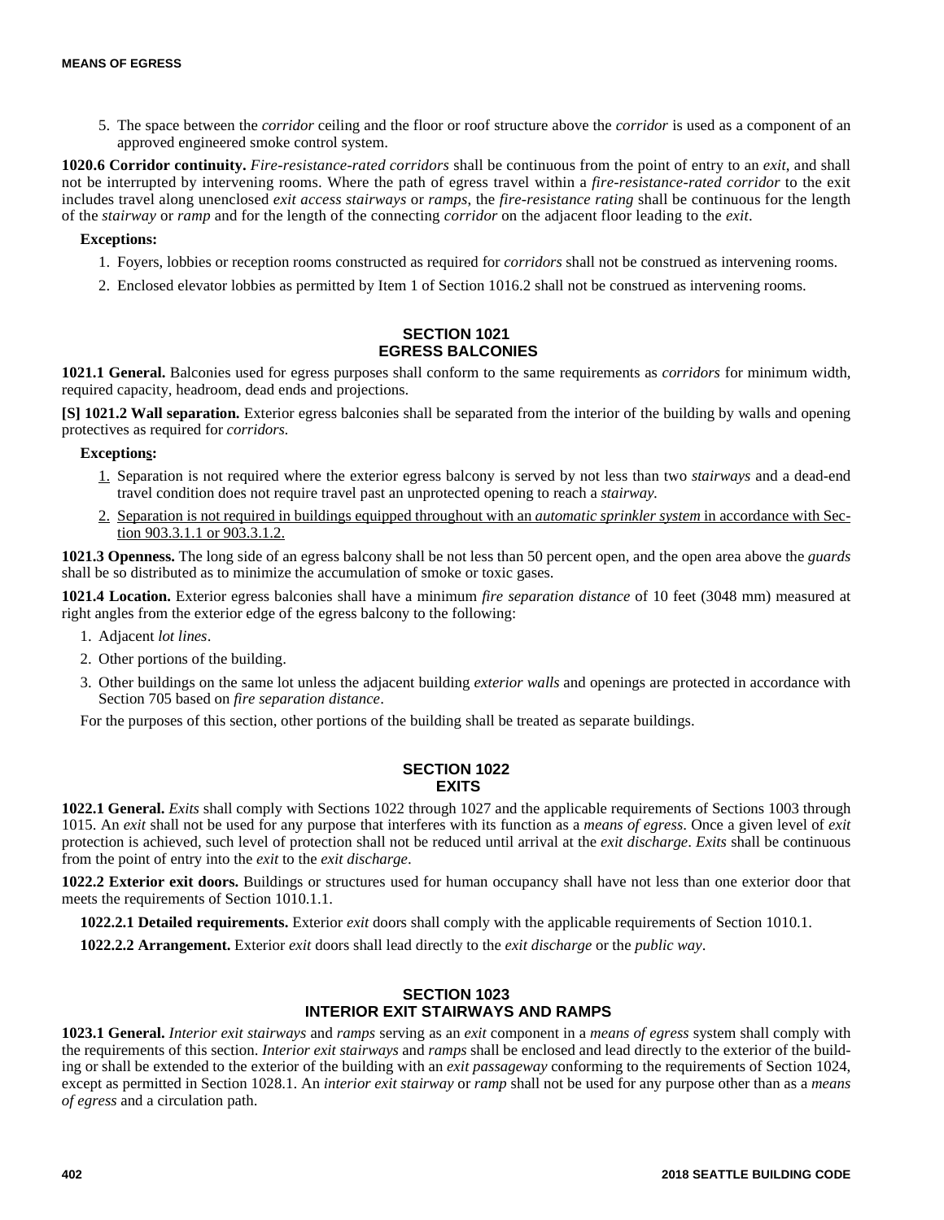5. The space between the *corridor* ceiling and the floor or roof structure above the *corridor* is used as a component of an approved engineered smoke control system.

**1020.6 Corridor continuity.** *Fire-resistance-rated corridors* shall be continuous from the point of entry to an *exit*, and shall not be interrupted by intervening rooms. Where the path of egress travel within a *fire-resistance-rated corridor* to the exit includes travel along unenclosed *exit access stairways* or *ramps*, the *fire-resistance rating* shall be continuous for the length of the *stairway* or *ramp* and for the length of the connecting *corridor* on the adjacent floor leading to the *exit*.

**Exceptions:**

1. Foyers, lobbies or reception rooms constructed as required for *corridors* shall not be construed as intervening rooms.
2. Enclosed elevator lobbies as permitted by Item 1 of Section 1016.2 shall not be construed as intervening rooms.

## SECTION 1021
## EGRESS BALCONIES

**1021.1 General.** Balconies used for egress purposes shall conform to the same requirements as *corridors* for minimum width, required capacity, headroom, dead ends and projections.

**[S] 1021.2 Wall separation.** Exterior egress balconies shall be separated from the interior of the building by walls and opening protectives as required for *corridors.*

**Exceptions:**

1. Separation is not required where the exterior egress balcony is served by not less than two *stairways* and a dead-end travel condition does not require travel past an unprotected opening to reach a *stairway.*
2. Separation is not required in buildings equipped throughout with an *automatic sprinkler system* in accordance with Section 903.3.1.1 or 903.3.1.2.

**1021.3 Openness.** The long side of an egress balcony shall be not less than 50 percent open, and the open area above the *guards* shall be so distributed as to minimize the accumulation of smoke or toxic gases.

**1021.4 Location.** Exterior egress balconies shall have a minimum *fire separation distance* of 10 feet (3048 mm) measured at right angles from the exterior edge of the egress balcony to the following:

1. Adjacent *lot lines*.
2. Other portions of the building.
3. Other buildings on the same lot unless the adjacent building *exterior walls* and openings are protected in accordance with Section 705 based on *fire separation distance*.

For the purposes of this section, other portions of the building shall be treated as separate buildings.

## SECTION 1022
## EXITS

**1022.1 General.** *Exits* shall comply with Sections 1022 through 1027 and the applicable requirements of Sections 1003 through 1015. An *exit* shall not be used for any purpose that interferes with its function as a *means of egress*. Once a given level of *exit* protection is achieved, such level of protection shall not be reduced until arrival at the *exit discharge*. *Exits* shall be continuous from the point of entry into the *exit* to the *exit discharge*.

**1022.2 Exterior exit doors.** Buildings or structures used for human occupancy shall have not less than one exterior door that meets the requirements of Section 1010.1.1.

**1022.2.1 Detailed requirements.** Exterior *exit* doors shall comply with the applicable requirements of Section 1010.1.

**1022.2.2 Arrangement.** Exterior *exit* doors shall lead directly to the *exit discharge* or the *public way*.

## SECTION 1023
## INTERIOR EXIT STAIRWAYS AND RAMPS

**1023.1 General.** *Interior exit stairways* and *ramps* serving as an *exit* component in a *means of egress* system shall comply with the requirements of this section. *Interior exit stairways* and *ramps* shall be enclosed and lead directly to the exterior of the building or shall be extended to the exterior of the building with an *exit passageway* conforming to the requirements of Section 1024, except as permitted in Section 1028.1. An *interior exit stairway* or *ramp* shall not be used for any purpose other than as a *means of egress* and a circulation path.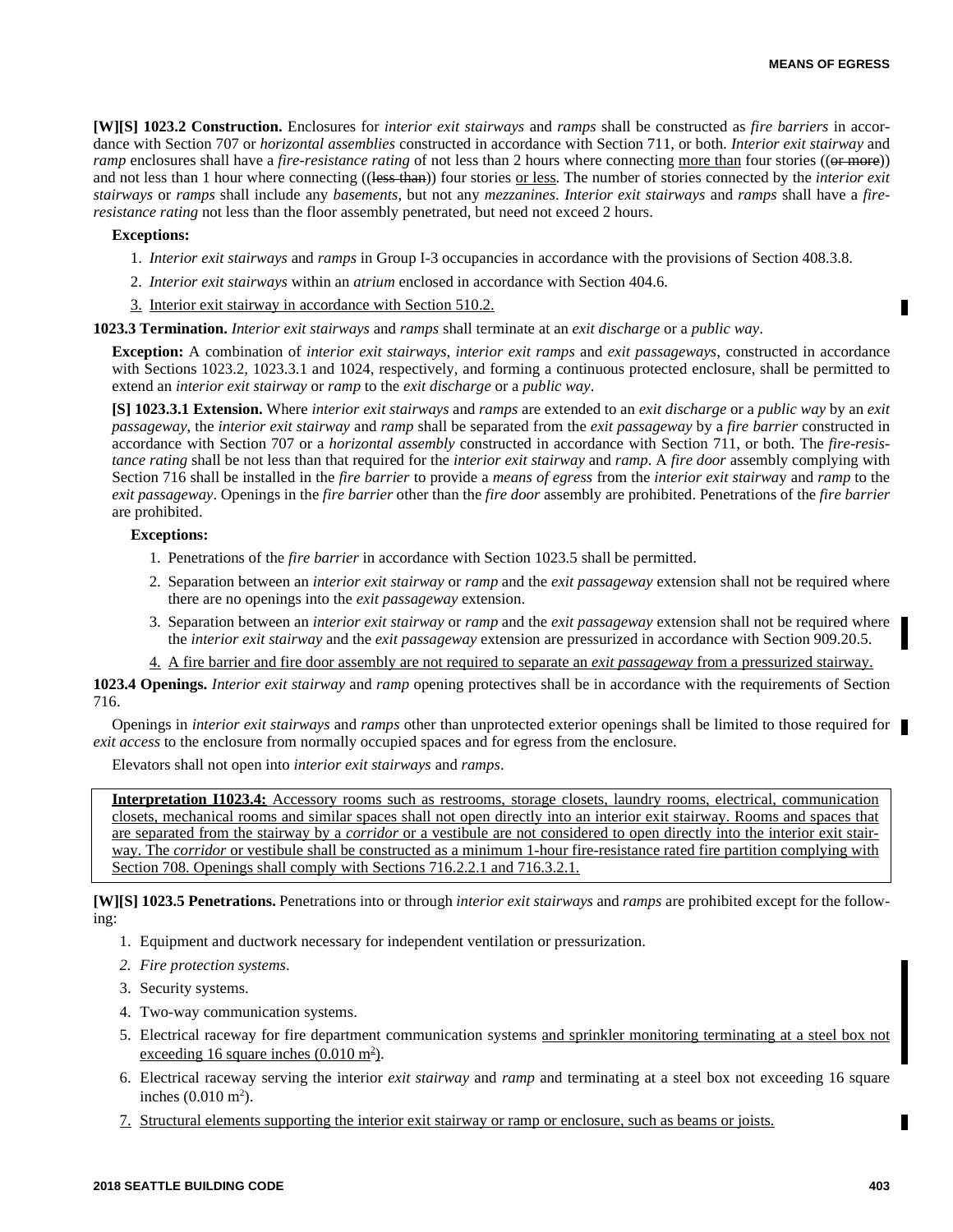**[W][S] 1023.2 Construction.** Enclosures for *interior exit stairways* and *ramps* shall be constructed as *fire barriers* in accordance with Section 707 or *horizontal assemblies* constructed in accordance with Section 711, or both. *Interior exit stairway* and *ramp* enclosures shall have a *fire-resistance rating* of not less than 2 hours where connecting more than four stories ((~~or more~~)) and not less than 1 hour where connecting ((~~less than~~)) four stories or less. The number of stories connected by the *interior exit stairways* or *ramps* shall include any *basements*, but not any *mezzanines*. *Interior exit stairways* and *ramps* shall have a *fire-resistance rating* not less than the floor assembly penetrated, but need not exceed 2 hours.

**Exceptions:**

1. *Interior exit stairways* and *ramps* in Group I-3 occupancies in accordance with the provisions of Section 408.3.8.
2. *Interior exit stairways* within an *atrium* enclosed in accordance with Section 404.6.
3. Interior exit stairway in accordance with Section 510.2.

**1023.3 Termination.** *Interior exit stairways* and *ramps* shall terminate at an *exit discharge* or a *public way*.

**Exception:** A combination of *interior exit stairways*, *interior exit ramps* and *exit passageways*, constructed in accordance with Sections 1023.2, 1023.3.1 and 1024, respectively, and forming a continuous protected enclosure, shall be permitted to extend an *interior exit stairway* or *ramp* to the *exit discharge* or a *public way*.

**[S] 1023.3.1 Extension.** Where *interior exit stairways* and *ramps* are extended to an *exit discharge* or a *public way* by an *exit passageway*, the *interior exit stairway* and *ramp* shall be separated from the *exit passageway* by a *fire barrier* constructed in accordance with Section 707 or a *horizontal assembly* constructed in accordance with Section 711, or both. The *fire-resistance rating* shall be not less than that required for the *interior exit stairway* and *ramp*. A *fire door* assembly complying with Section 716 shall be installed in the *fire barrier* to provide a *means of egress* from the *interior exit stairway* and *ramp* to the *exit passageway*. Openings in the *fire barrier* other than the *fire door* assembly are prohibited. Penetrations of the *fire barrier* are prohibited.

**Exceptions:**

1. Penetrations of the *fire barrier* in accordance with Section 1023.5 shall be permitted.
2. Separation between an *interior exit stairway* or *ramp* and the *exit passageway* extension shall not be required where there are no openings into the *exit passageway* extension.
3. Separation between an *interior exit stairway* or *ramp* and the *exit passageway* extension shall not be required where the *interior exit stairway* and the *exit passageway* extension are pressurized in accordance with Section 909.20.5.
4. A fire barrier and fire door assembly are not required to separate an *exit passageway* from a pressurized stairway.

**1023.4 Openings.** *Interior exit stairway* and *ramp* opening protectives shall be in accordance with the requirements of Section 716.

Openings in *interior exit stairways* and *ramps* other than unprotected exterior openings shall be limited to those required for *exit access* to the enclosure from normally occupied spaces and for egress from the enclosure.

Elevators shall not open into *interior exit stairways* and *ramps*.

> **Interpretation I1023.4:** Accessory rooms such as restrooms, storage closets, laundry rooms, electrical, communication closets, mechanical rooms and similar spaces shall not open directly into an interior exit stairway. Rooms and spaces that are separated from the stairway by a *corridor* or a vestibule are not considered to open directly into the interior exit stairway. The *corridor* or vestibule shall be constructed as a minimum 1-hour fire-resistance rated fire partition complying with Section 708. Openings shall comply with Sections 716.2.2.1 and 716.3.2.1.

**[W][S] 1023.5 Penetrations.** Penetrations into or through *interior exit stairways* and *ramps* are prohibited except for the following:

1. Equipment and ductwork necessary for independent ventilation or pressurization.
2. *Fire protection systems*.
3. Security systems.
4. Two-way communication systems.
5. Electrical raceway for fire department communication systems and sprinkler monitoring terminating at a steel box not exceeding 16 square inches (0.010 $m^2$).
6. Electrical raceway serving the interior *exit stairway* and *ramp* and terminating at a steel box not exceeding 16 square inches (0.010 $m^2$).
7. Structural elements supporting the interior exit stairway or ramp or enclosure, such as beams or joists.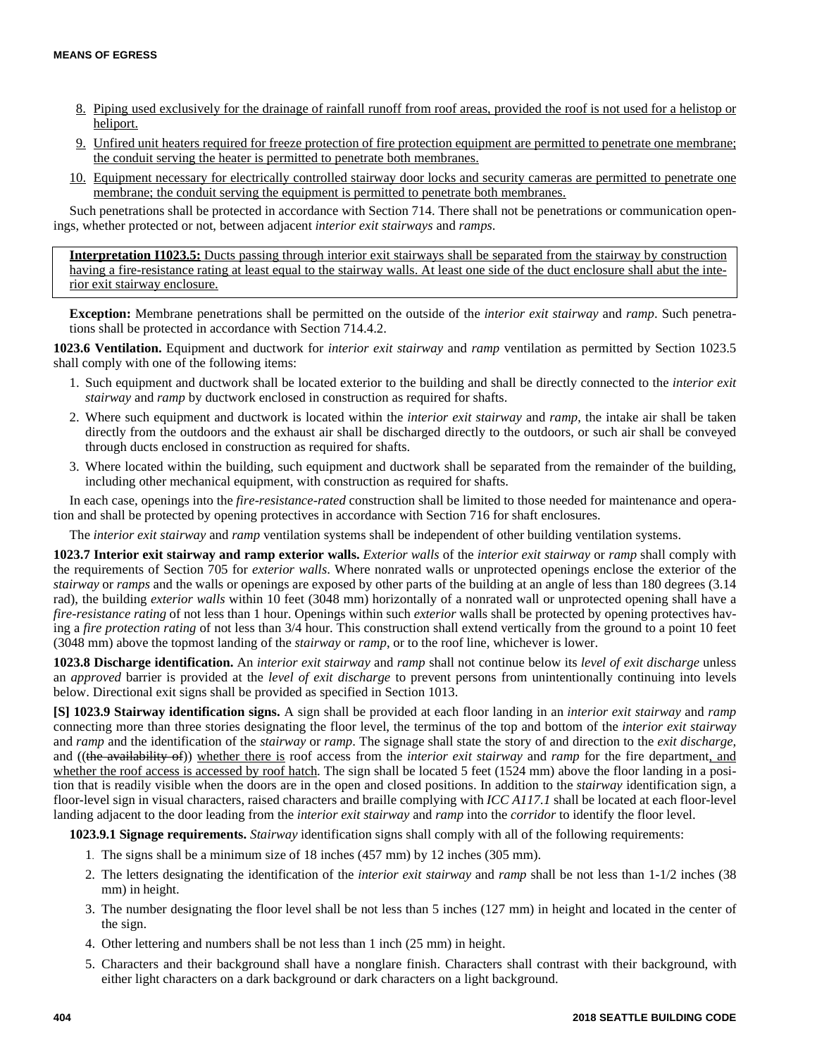8. <u>Piping used exclusively for the drainage of rainfall runoff from roof areas, provided the roof is not used for a helistop or heliport.</u>
9. <u>Unfired unit heaters required for freeze protection of fire protection equipment are permitted to penetrate one membrane; the conduit serving the heater is permitted to penetrate both membranes.</u>
10. <u>Equipment necessary for electrically controlled stairway door locks and security cameras are permitted to penetrate one membrane; the conduit serving the equipment is permitted to penetrate both membranes.</u>

Such penetrations shall be protected in accordance with Section 714. There shall not be penetrations or communication openings, whether protected or not, between adjacent *interior exit stairways* and *ramps*.

> **<u>Interpretation I1023.5:</u>** <u>Ducts passing through interior exit stairways shall be separated from the stairway by construction having a fire-resistance rating at least equal to the stairway walls. At least one side of the duct enclosure shall abut the interior exit stairway enclosure.</u>

**Exception:** Membrane penetrations shall be permitted on the outside of the *interior exit stairway* and *ramp*. Such penetrations shall be protected in accordance with Section 714.4.2.

**1023.6 Ventilation.** Equipment and ductwork for *interior exit stairway* and *ramp* ventilation as permitted by Section 1023.5 shall comply with one of the following items:

1. Such equipment and ductwork shall be located exterior to the building and shall be directly connected to the *interior exit stairway* and *ramp* by ductwork enclosed in construction as required for shafts.
2. Where such equipment and ductwork is located within the *interior exit stairway* and *ramp*, the intake air shall be taken directly from the outdoors and the exhaust air shall be discharged directly to the outdoors, or such air shall be conveyed through ducts enclosed in construction as required for shafts.
3. Where located within the building, such equipment and ductwork shall be separated from the remainder of the building, including other mechanical equipment, with construction as required for shafts.

In each case, openings into the *fire-resistance-rated* construction shall be limited to those needed for maintenance and operation and shall be protected by opening protectives in accordance with Section 716 for shaft enclosures.

The *interior exit stairway* and *ramp* ventilation systems shall be independent of other building ventilation systems.

**1023.7 Interior exit stairway and ramp exterior walls.** *Exterior walls* of the *interior exit stairway* or *ramp* shall comply with the requirements of Section 705 for *exterior walls*. Where nonrated walls or unprotected openings enclose the exterior of the *stairway* or *ramps* and the walls or openings are exposed by other parts of the building at an angle of less than 180 degrees (3.14 rad), the building *exterior walls* within 10 feet (3048 mm) horizontally of a nonrated wall or unprotected opening shall have a *fire-resistance rating* of not less than 1 hour. Openings within such *exterior* walls shall be protected by opening protectives having a *fire protection rating* of not less than 3/4 hour. This construction shall extend vertically from the ground to a point 10 feet (3048 mm) above the topmost landing of the *stairway* or *ramp*, or to the roof line, whichever is lower.

**1023.8 Discharge identification.** An *interior exit stairway* and *ramp* shall not continue below its *level of exit discharge* unless an *approved* barrier is provided at the *level of exit discharge* to prevent persons from unintentionally continuing into levels below. Directional exit signs shall be provided as specified in Section 1013.

**[S] 1023.9 Stairway identification signs.** A sign shall be provided at each floor landing in an *interior exit stairway* and *ramp* connecting more than three stories designating the floor level, the terminus of the top and bottom of the *interior exit stairway* and *ramp* and the identification of the *stairway* or *ramp*. The signage shall state the story of and direction to the *exit discharge,* and ((~~the availability of~~)) <u>whether there is</u> roof access from the *interior exit stairway* and *ramp* for the fire department<u>, and whether the roof access is accessed by roof hatch</u>. The sign shall be located 5 feet (1524 mm) above the floor landing in a position that is readily visible when the doors are in the open and closed positions. In addition to the *stairway* identification sign, a floor-level sign in visual characters, raised characters and braille complying with *ICC A117.1* shall be located at each floor-level landing adjacent to the door leading from the *interior exit stairway* and *ramp* into the *corridor* to identify the floor level.

**1023.9.1 Signage requirements.** *Stairway* identification signs shall comply with all of the following requirements:

1. The signs shall be a minimum size of 18 inches (457 mm) by 12 inches (305 mm).
2. The letters designating the identification of the *interior exit stairway* and *ramp* shall be not less than 1-1/2 inches (38 mm) in height.
3. The number designating the floor level shall be not less than 5 inches (127 mm) in height and located in the center of the sign.
4. Other lettering and numbers shall be not less than 1 inch (25 mm) in height.
5. Characters and their background shall have a nonglare finish. Characters shall contrast with their background, with either light characters on a dark background or dark characters on a light background.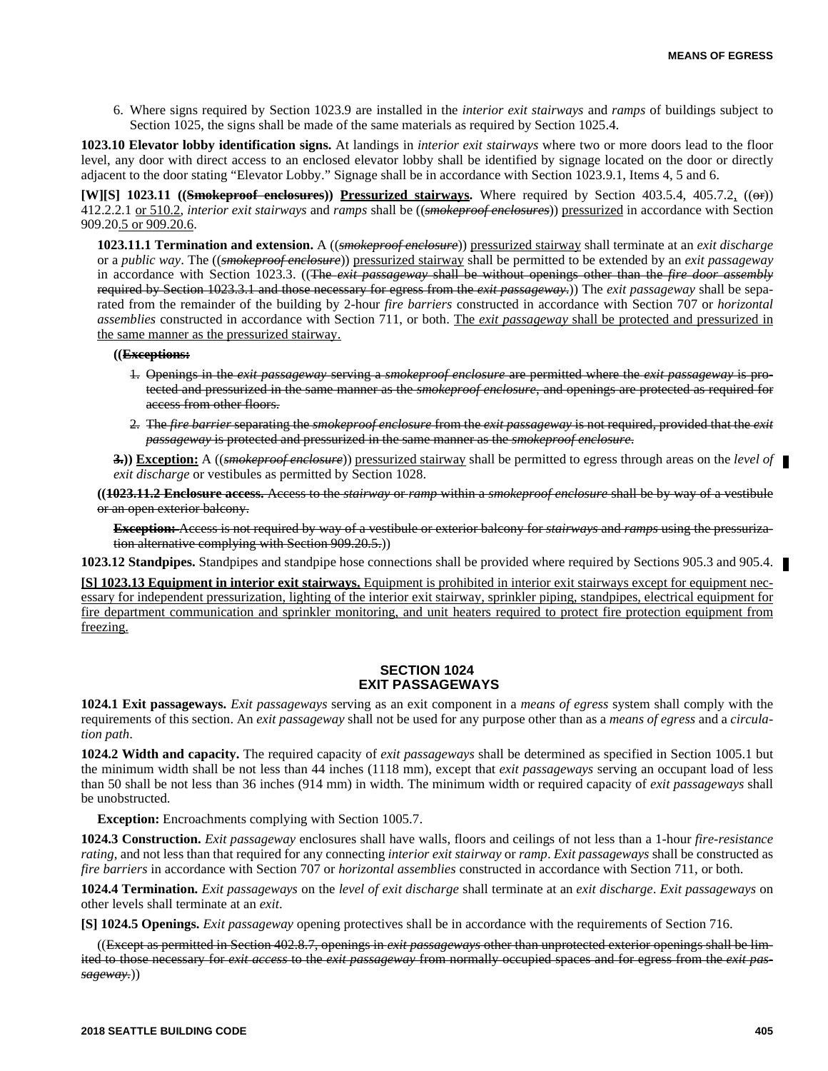6. Where signs required by Section 1023.9 are installed in the *interior exit stairways* and *ramps* of buildings subject to Section 1025, the signs shall be made of the same materials as required by Section 1025.4.

**1023.10 Elevator lobby identification signs.** At landings in *interior exit stairways* where two or more doors lead to the floor level, any door with direct access to an enclosed elevator lobby shall be identified by signage located on the door or directly adjacent to the door stating "Elevator Lobby." Signage shall be in accordance with Section 1023.9.1, Items 4, 5 and 6.

**[W][S] 1023.11 ((~~Smokeproof enclosures~~)) Pressurized stairways.** Where required by Section 403.5.4, 405.7.2, ((~~or~~)) 412.2.2.1 or 510.2, *interior exit stairways* and *ramps* shall be ((~~*smokeproof enclosures*~~)) pressurized in accordance with Section 909.20.5 or 909.20.6.

**1023.11.1 Termination and extension.** A ((~~*smokeproof enclosure*~~)) pressurized stairway shall terminate at an *exit discharge* or a *public way*. The ((~~*smokeproof enclosure*~~)) pressurized stairway shall be permitted to be extended by an *exit passageway* in accordance with Section 1023.3. ((~~The *exit passageway* shall be without openings other than the *fire door assembly* required by Section 1023.3.1 and those necessary for egress from the *exit passageway*.~~)) The *exit passageway* shall be separated from the remainder of the building by 2-hour *fire barriers* constructed in accordance with Section 707 or *horizontal assemblies* constructed in accordance with Section 711, or both. The *exit passageway* shall be protected and pressurized in the same manner as the pressurized stairway.

**((~~Exceptions:~~**

1. ~~Openings in the *exit passageway* serving a *smokeproof enclosure* are permitted where the *exit passageway* is protected and pressurized in the same manner as the *smokeproof enclosure*, and openings are protected as required for access from other floors.~~
2. ~~The *fire barrier* separating the *smokeproof enclosure* from the *exit passageway* is not required, provided that the *exit passageway* is protected and pressurized in the same manner as the *smokeproof enclosure*.~~

**~~3.~~)) Exception:** A ((~~*smokeproof enclosure*~~)) pressurized stairway shall be permitted to egress through areas on the *level of exit discharge* or vestibules as permitted by Section 1028.

((~~**1023.11.2 Enclosure access.** Access to the *stairway* or *ramp* within a *smokeproof enclosure* shall be by way of a vestibule or an open exterior balcony.~~

~~**Exception:** Access is not required by way of a vestibule or exterior balcony for *stairways* and *ramps* using the pressurization alternative complying with Section 909.20.5.~~))

**1023.12 Standpipes.** Standpipes and standpipe hose connections shall be provided where required by Sections 905.3 and 905.4.

**[S] 1023.13 Equipment in interior exit stairways.** Equipment is prohibited in interior exit stairways except for equipment necessary for independent pressurization, lighting of the interior exit stairway, sprinkler piping, standpipes, electrical equipment for fire department communication and sprinkler monitoring, and unit heaters required to protect fire protection equipment from freezing.

## SECTION 1024
## EXIT PASSAGEWAYS

**1024.1 Exit passageways.** *Exit passageways* serving as an exit component in a *means of egress* system shall comply with the requirements of this section. An *exit passageway* shall not be used for any purpose other than as a *means of egress* and a *circulation path*.

**1024.2 Width and capacity.** The required capacity of *exit passageways* shall be determined as specified in Section 1005.1 but the minimum width shall be not less than 44 inches (1118 mm), except that *exit passageways* serving an occupant load of less than 50 shall be not less than 36 inches (914 mm) in width. The minimum width or required capacity of *exit passageways* shall be unobstructed.

**Exception:** Encroachments complying with Section 1005.7.

**1024.3 Construction.** *Exit passageway* enclosures shall have walls, floors and ceilings of not less than a 1-hour *fire-resistance rating*, and not less than that required for any connecting *interior exit stairway* or *ramp*. *Exit passageways* shall be constructed as *fire barriers* in accordance with Section 707 or *horizontal assemblies* constructed in accordance with Section 711, or both.

**1024.4 Termination.** *Exit passageways* on the *level of exit discharge* shall terminate at an *exit discharge*. *Exit passageways* on other levels shall terminate at an *exit*.

**[S] 1024.5 Openings.** *Exit passageway* opening protectives shall be in accordance with the requirements of Section 716.

((~~Except as permitted in Section 402.8.7, openings in *exit passageways* other than unprotected exterior openings shall be limited to those necessary for *exit access* to the *exit passageway* from normally occupied spaces and for egress from the *exit passageway*.~~))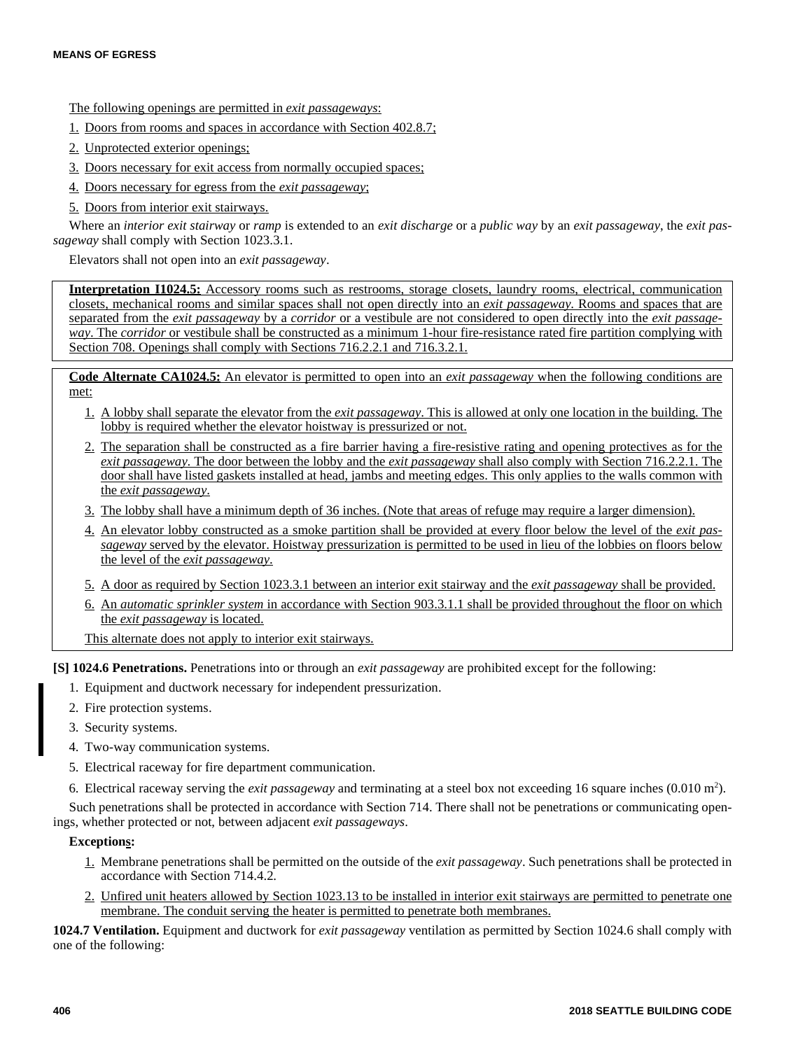The following openings are permitted in *exit passageways*:

1. Doors from rooms and spaces in accordance with Section 402.8.7;
2. Unprotected exterior openings;
3. Doors necessary for exit access from normally occupied spaces;
4. Doors necessary for egress from the *exit passageway*;
5. Doors from interior exit stairways.

Where an *interior exit stairway* or *ramp* is extended to an *exit discharge* or a *public way* by an *exit passageway*, the *exit passageway* shall comply with Section 1023.3.1.

Elevators shall not open into an *exit passageway*.

**Interpretation I1024.5:** Accessory rooms such as restrooms, storage closets, laundry rooms, electrical, communication closets, mechanical rooms and similar spaces shall not open directly into an *exit passageway*. Rooms and spaces that are separated from the *exit passageway* by a *corridor* or a vestibule are not considered to open directly into the *exit passageway*. The *corridor* or vestibule shall be constructed as a minimum 1-hour fire-resistance rated fire partition complying with Section 708. Openings shall comply with Sections 716.2.2.1 and 716.3.2.1.

**Code Alternate CA1024.5:** An elevator is permitted to open into an *exit passageway* when the following conditions are met:

1. A lobby shall separate the elevator from the *exit passageway*. This is allowed at only one location in the building. The lobby is required whether the elevator hoistway is pressurized or not.
2. The separation shall be constructed as a fire barrier having a fire-resistive rating and opening protectives as for the *exit passageway*. The door between the lobby and the *exit passageway* shall also comply with Section 716.2.2.1. The door shall have listed gaskets installed at head, jambs and meeting edges. This only applies to the walls common with the *exit passageway*.
3. The lobby shall have a minimum depth of 36 inches. (Note that areas of refuge may require a larger dimension).
4. An elevator lobby constructed as a smoke partition shall be provided at every floor below the level of the *exit passageway* served by the elevator. Hoistway pressurization is permitted to be used in lieu of the lobbies on floors below the level of the *exit passageway*.
5. A door as required by Section 1023.3.1 between an interior exit stairway and the *exit passageway* shall be provided.
6. An *automatic sprinkler system* in accordance with Section 903.3.1.1 shall be provided throughout the floor on which the *exit passageway* is located.

This alternate does not apply to interior exit stairways.

**[S] 1024.6 Penetrations.** Penetrations into or through an *exit passageway* are prohibited except for the following:

1. Equipment and ductwork necessary for independent pressurization.
2. Fire protection systems.
3. Security systems.
4. Two-way communication systems.
5. Electrical raceway for fire department communication.
6. Electrical raceway serving the *exit passageway* and terminating at a steel box not exceeding 16 square inches (0.010 $m^2$).

Such penetrations shall be protected in accordance with Section 714. There shall not be penetrations or communicating openings, whether protected or not, between adjacent *exit passageways*.

**Exceptions:**

1. Membrane penetrations shall be permitted on the outside of the *exit passageway*. Such penetrations shall be protected in accordance with Section 714.4.2.
2. Unfired unit heaters allowed by Section 1023.13 to be installed in interior exit stairways are permitted to penetrate one membrane. The conduit serving the heater is permitted to penetrate both membranes.

**1024.7 Ventilation.** Equipment and ductwork for *exit passageway* ventilation as permitted by Section 1024.6 shall comply with one of the following: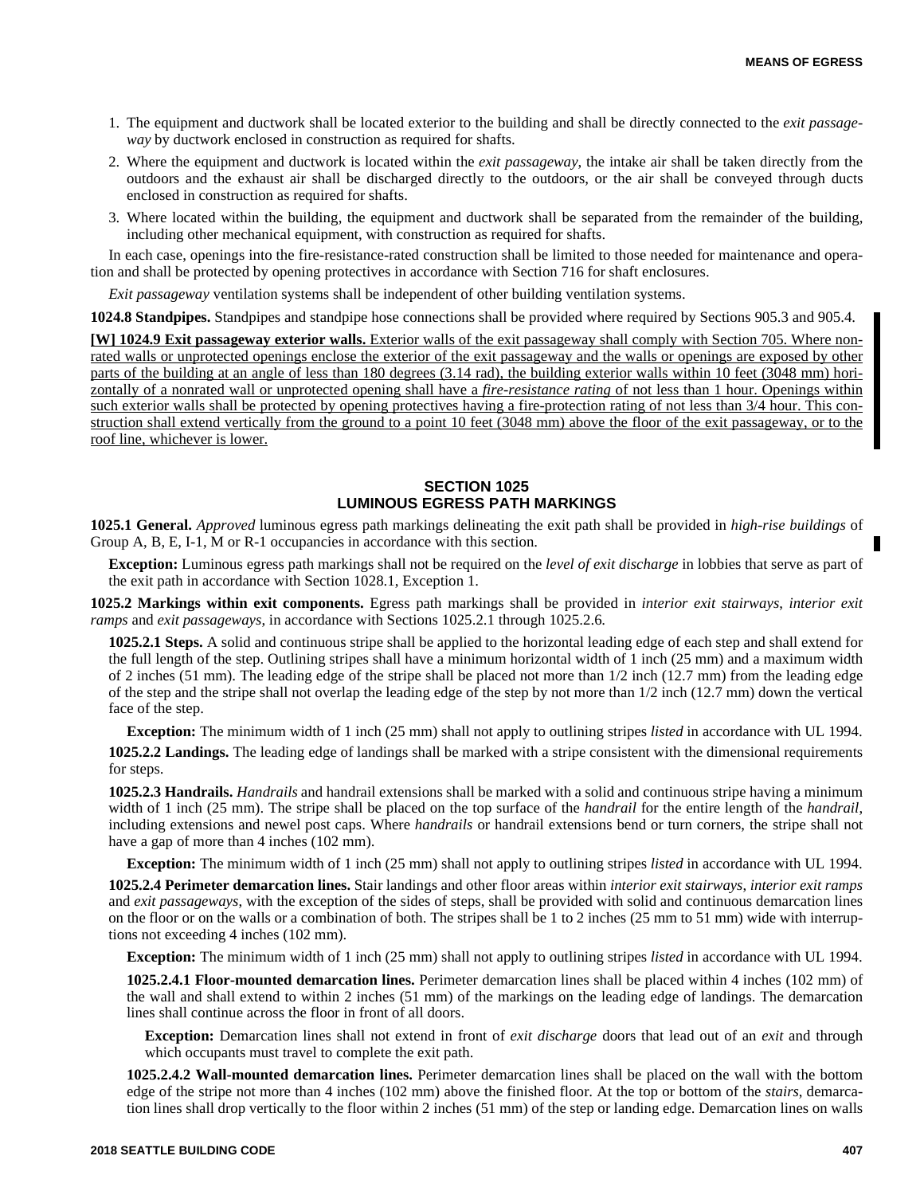1. The equipment and ductwork shall be located exterior to the building and shall be directly connected to the *exit passageway* by ductwork enclosed in construction as required for shafts.
2. Where the equipment and ductwork is located within the *exit passageway*, the intake air shall be taken directly from the outdoors and the exhaust air shall be discharged directly to the outdoors, or the air shall be conveyed through ducts enclosed in construction as required for shafts.
3. Where located within the building, the equipment and ductwork shall be separated from the remainder of the building, including other mechanical equipment, with construction as required for shafts.

In each case, openings into the fire-resistance-rated construction shall be limited to those needed for maintenance and operation and shall be protected by opening protectives in accordance with Section 716 for shaft enclosures.

*Exit passageway* ventilation systems shall be independent of other building ventilation systems.

**1024.8 Standpipes.** Standpipes and standpipe hose connections shall be provided where required by Sections 905.3 and 905.4.

**[W] 1024.9 Exit passageway exterior walls.** Exterior walls of the exit passageway shall comply with Section 705. Where nonrated walls or unprotected openings enclose the exterior of the exit passageway and the walls or openings are exposed by other parts of the building at an angle of less than 180 degrees (3.14 rad), the building exterior walls within 10 feet (3048 mm) horizontally of a nonrated wall or unprotected opening shall have a *fire-resistance rating* of not less than 1 hour. Openings within such exterior walls shall be protected by opening protectives having a fire-protection rating of not less than 3/4 hour. This construction shall extend vertically from the ground to a point 10 feet (3048 mm) above the floor of the exit passageway, or to the roof line, whichever is lower.

## SECTION 1025
## LUMINOUS EGRESS PATH MARKINGS

**1025.1 General.** *Approved* luminous egress path markings delineating the exit path shall be provided in *high-rise buildings* of Group A, B, E, I-1, M or R-1 occupancies in accordance with this section.

**Exception:** Luminous egress path markings shall not be required on the *level of exit discharge* in lobbies that serve as part of the exit path in accordance with Section 1028.1, Exception 1.

**1025.2 Markings within exit components.** Egress path markings shall be provided in *interior exit stairways*, *interior exit ramps* and *exit passageways*, in accordance with Sections 1025.2.1 through 1025.2.6.

**1025.2.1 Steps.** A solid and continuous stripe shall be applied to the horizontal leading edge of each step and shall extend for the full length of the step. Outlining stripes shall have a minimum horizontal width of 1 inch (25 mm) and a maximum width of 2 inches (51 mm). The leading edge of the stripe shall be placed not more than 1/2 inch (12.7 mm) from the leading edge of the step and the stripe shall not overlap the leading edge of the step by not more than 1/2 inch (12.7 mm) down the vertical face of the step.

**Exception:** The minimum width of 1 inch (25 mm) shall not apply to outlining stripes *listed* in accordance with UL 1994.

**1025.2.2 Landings.** The leading edge of landings shall be marked with a stripe consistent with the dimensional requirements for steps.

**1025.2.3 Handrails.** *Handrails* and handrail extensions shall be marked with a solid and continuous stripe having a minimum width of 1 inch (25 mm). The stripe shall be placed on the top surface of the *handrail* for the entire length of the *handrail*, including extensions and newel post caps. Where *handrails* or handrail extensions bend or turn corners, the stripe shall not have a gap of more than 4 inches (102 mm).

**Exception:** The minimum width of 1 inch (25 mm) shall not apply to outlining stripes *listed* in accordance with UL 1994.

**1025.2.4 Perimeter demarcation lines.** Stair landings and other floor areas within *interior exit stairways*, *interior exit ramps* and *exit passageways*, with the exception of the sides of steps, shall be provided with solid and continuous demarcation lines on the floor or on the walls or a combination of both. The stripes shall be 1 to 2 inches (25 mm to 51 mm) wide with interruptions not exceeding 4 inches (102 mm).

**Exception:** The minimum width of 1 inch (25 mm) shall not apply to outlining stripes *listed* in accordance with UL 1994.

**1025.2.4.1 Floor-mounted demarcation lines.** Perimeter demarcation lines shall be placed within 4 inches (102 mm) of the wall and shall extend to within 2 inches (51 mm) of the markings on the leading edge of landings. The demarcation lines shall continue across the floor in front of all doors.

**Exception:** Demarcation lines shall not extend in front of *exit discharge* doors that lead out of an *exit* and through which occupants must travel to complete the exit path.

**1025.2.4.2 Wall-mounted demarcation lines.** Perimeter demarcation lines shall be placed on the wall with the bottom edge of the stripe not more than 4 inches (102 mm) above the finished floor. At the top or bottom of the *stairs*, demarcation lines shall drop vertically to the floor within 2 inches (51 mm) of the step or landing edge. Demarcation lines on walls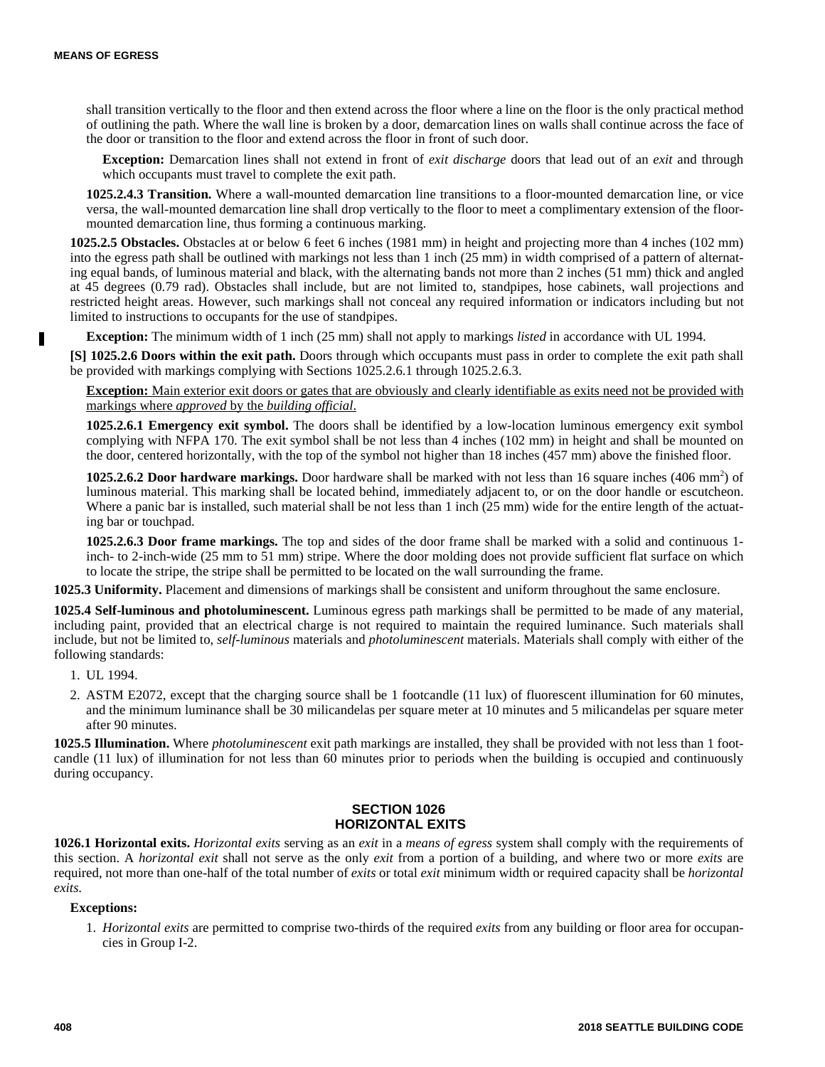shall transition vertically to the floor and then extend across the floor where a line on the floor is the only practical method of outlining the path. Where the wall line is broken by a door, demarcation lines on walls shall continue across the face of the door or transition to the floor and extend across the floor in front of such door.

**Exception:** Demarcation lines shall not extend in front of *exit discharge* doors that lead out of an *exit* and through which occupants must travel to complete the exit path.

**1025.2.4.3 Transition.** Where a wall-mounted demarcation line transitions to a floor-mounted demarcation line, or vice versa, the wall-mounted demarcation line shall drop vertically to the floor to meet a complimentary extension of the floor-mounted demarcation line, thus forming a continuous marking.

**1025.2.5 Obstacles.** Obstacles at or below 6 feet 6 inches (1981 mm) in height and projecting more than 4 inches (102 mm) into the egress path shall be outlined with markings not less than 1 inch (25 mm) in width comprised of a pattern of alternating equal bands, of luminous material and black, with the alternating bands not more than 2 inches (51 mm) thick and angled at 45 degrees (0.79 rad). Obstacles shall include, but are not limited to, standpipes, hose cabinets, wall projections and restricted height areas. However, such markings shall not conceal any required information or indicators including but not limited to instructions to occupants for the use of standpipes.

**Exception:** The minimum width of 1 inch (25 mm) shall not apply to markings *listed* in accordance with UL 1994.

**[S] 1025.2.6 Doors within the exit path.** Doors through which occupants must pass in order to complete the exit path shall be provided with markings complying with Sections 1025.2.6.1 through 1025.2.6.3.

<u>**Exception:** Main exterior exit doors or gates that are obviously and clearly identifiable as exits need not be provided with markings where *approved* by the *building official*.</u>

**1025.2.6.1 Emergency exit symbol.** The doors shall be identified by a low-location luminous emergency exit symbol complying with NFPA 170. The exit symbol shall be not less than 4 inches (102 mm) in height and shall be mounted on the door, centered horizontally, with the top of the symbol not higher than 18 inches (457 mm) above the finished floor.

**1025.2.6.2 Door hardware markings.** Door hardware shall be marked with not less than 16 square inches (406 $mm^2$) of luminous material. This marking shall be located behind, immediately adjacent to, or on the door handle or escutcheon. Where a panic bar is installed, such material shall be not less than 1 inch (25 mm) wide for the entire length of the actuating bar or touchpad.

**1025.2.6.3 Door frame markings.** The top and sides of the door frame shall be marked with a solid and continuous 1-inch- to 2-inch-wide (25 mm to 51 mm) stripe. Where the door molding does not provide sufficient flat surface on which to locate the stripe, the stripe shall be permitted to be located on the wall surrounding the frame.

**1025.3 Uniformity.** Placement and dimensions of markings shall be consistent and uniform throughout the same enclosure.

**1025.4 Self-luminous and photoluminescent.** Luminous egress path markings shall be permitted to be made of any material, including paint, provided that an electrical charge is not required to maintain the required luminance. Such materials shall include, but not be limited to, *self-luminous* materials and *photoluminescent* materials. Materials shall comply with either of the following standards:

1. UL 1994.
2. ASTM E2072, except that the charging source shall be 1 footcandle (11 lux) of fluorescent illumination for 60 minutes, and the minimum luminance shall be 30 milicandelas per square meter at 10 minutes and 5 milicandelas per square meter after 90 minutes.

**1025.5 Illumination.** Where *photoluminescent* exit path markings are installed, they shall be provided with not less than 1 footcandle (11 lux) of illumination for not less than 60 minutes prior to periods when the building is occupied and continuously during occupancy.

## SECTION 1026 HORIZONTAL EXITS

**1026.1 Horizontal exits.** *Horizontal exits* serving as an *exit* in a *means of egress* system shall comply with the requirements of this section. A *horizontal exit* shall not serve as the only *exit* from a portion of a building, and where two or more *exits* are required, not more than one-half of the total number of *exits* or total *exit* minimum width or required capacity shall be *horizontal exits*.

**Exceptions:**

1. *Horizontal exits* are permitted to comprise two-thirds of the required *exits* from any building or floor area for occupancies in Group I-2.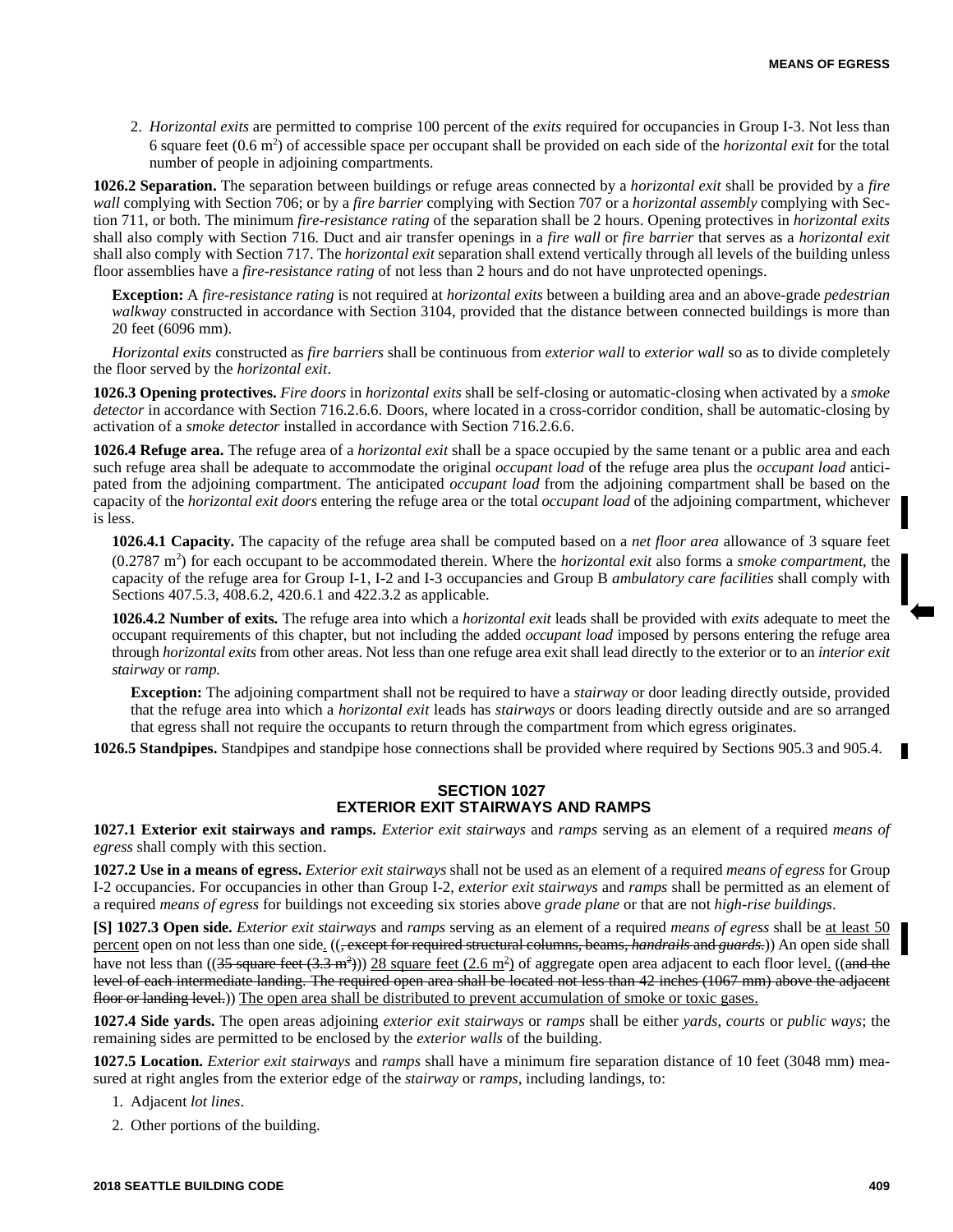2. *Horizontal exits* are permitted to comprise 100 percent of the *exits* required for occupancies in Group I-3. Not less than 6 square feet (0.6 $m^2$) of accessible space per occupant shall be provided on each side of the *horizontal exit* for the total number of people in adjoining compartments.

**1026.2 Separation.** The separation between buildings or refuge areas connected by a *horizontal exit* shall be provided by a *fire wall* complying with Section 706; or by a *fire barrier* complying with Section 707 or a *horizontal assembly* complying with Section 711, or both. The minimum *fire-resistance rating* of the separation shall be 2 hours. Opening protectives in *horizontal exits* shall also comply with Section 716. Duct and air transfer openings in a *fire wall* or *fire barrier* that serves as a *horizontal exit* shall also comply with Section 717. The *horizontal exit* separation shall extend vertically through all levels of the building unless floor assemblies have a *fire-resistance rating* of not less than 2 hours and do not have unprotected openings.

**Exception:** A *fire-resistance rating* is not required at *horizontal exits* between a building area and an above-grade *pedestrian walkway* constructed in accordance with Section 3104, provided that the distance between connected buildings is more than 20 feet (6096 mm).

*Horizontal exits* constructed as *fire barriers* shall be continuous from *exterior wall* to *exterior wall* so as to divide completely the floor served by the *horizontal exit*.

**1026.3 Opening protectives.** *Fire doors* in *horizontal exits* shall be self-closing or automatic-closing when activated by a *smoke detector* in accordance with Section 716.2.6.6. Doors, where located in a cross-corridor condition, shall be automatic-closing by activation of a *smoke detector* installed in accordance with Section 716.2.6.6.

**1026.4 Refuge area.** The refuge area of a *horizontal exit* shall be a space occupied by the same tenant or a public area and each such refuge area shall be adequate to accommodate the original *occupant load* of the refuge area plus the *occupant load* anticipated from the adjoining compartment. The anticipated *occupant load* from the adjoining compartment shall be based on the capacity of the *horizontal exit doors* entering the refuge area or the total *occupant load* of the adjoining compartment, whichever is less.

**1026.4.1 Capacity.** The capacity of the refuge area shall be computed based on a *net floor area* allowance of 3 square feet (0.2787 $m^2$) for each occupant to be accommodated therein. Where the *horizontal exit* also forms a *smoke compartment*, the capacity of the refuge area for Group I-1, I-2 and I-3 occupancies and Group B *ambulatory care facilities* shall comply with Sections 407.5.3, 408.6.2, 420.6.1 and 422.3.2 as applicable.

**1026.4.2 Number of exits.** The refuge area into which a *horizontal exit* leads shall be provided with *exits* adequate to meet the occupant requirements of this chapter, but not including the added *occupant load* imposed by persons entering the refuge area through *horizontal exits* from other areas. Not less than one refuge area exit shall lead directly to the exterior or to an *interior exit stairway* or *ramp.*

**Exception:** The adjoining compartment shall not be required to have a *stairway* or door leading directly outside, provided that the refuge area into which a *horizontal exit* leads has *stairways* or doors leading directly outside and are so arranged that egress shall not require the occupants to return through the compartment from which egress originates.

**1026.5 Standpipes.** Standpipes and standpipe hose connections shall be provided where required by Sections 905.3 and 905.4.

## SECTION 1027
## EXTERIOR EXIT STAIRWAYS AND RAMPS

**1027.1 Exterior exit stairways and ramps.** *Exterior exit stairways* and *ramps* serving as an element of a required *means of egress* shall comply with this section.

**1027.2 Use in a means of egress.** *Exterior exit stairways* shall not be used as an element of a required *means of egress* for Group I-2 occupancies. For occupancies in other than Group I-2, *exterior exit stairways* and *ramps* shall be permitted as an element of a required *means of egress* for buildings not exceeding six stories above *grade plane* or that are not *high-rise buildings*.

**[S] 1027.3 Open side.** *Exterior exit stairways* and *ramps* serving as an element of a required *means of egress* shall be at least 50 percent open on not less than one side. ((~~, except for required structural columns, beams, *handrails* and *guards.*~~)) An open side shall have not less than ((~~35 square feet (3.3 $m^2$)~~)) 28 square feet (2.6 $m^2$) of aggregate open area adjacent to each floor level. ((~~and the level of each intermediate landing. The required open area shall be located not less than 42 inches (1067 mm) above the adjacent floor or landing level.~~)) The open area shall be distributed to prevent accumulation of smoke or toxic gases.

**1027.4 Side yards.** The open areas adjoining *exterior exit stairways* or *ramps* shall be either *yards*, *courts* or *public ways*; the remaining sides are permitted to be enclosed by the *exterior walls* of the building.

**1027.5 Location.** *Exterior exit stairways* and *ramps* shall have a minimum fire separation distance of 10 feet (3048 mm) measured at right angles from the exterior edge of the *stairway* or *ramps*, including landings, to:

1. Adjacent *lot lines*.
2. Other portions of the building.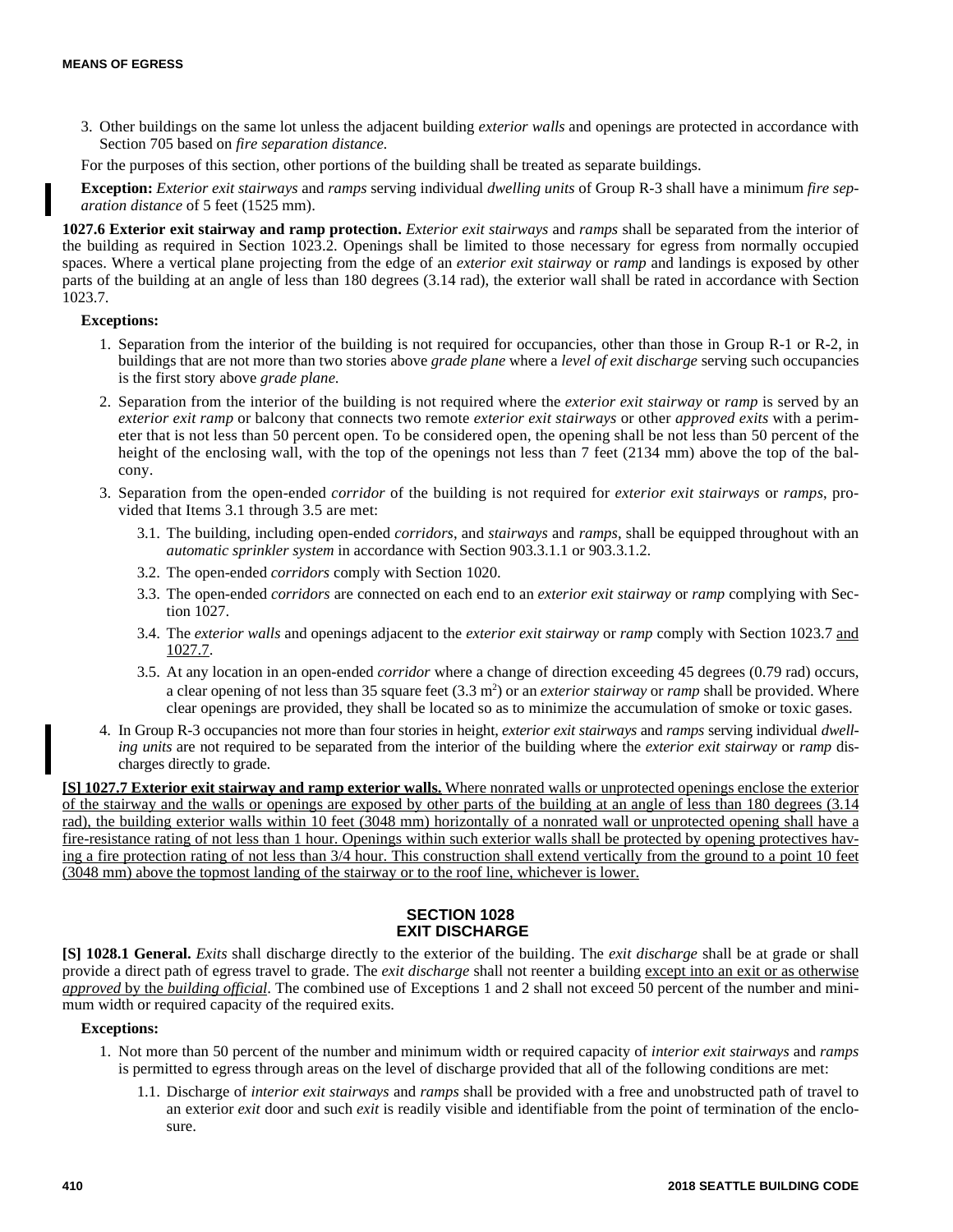3. Other buildings on the same lot unless the adjacent building *exterior walls* and openings are protected in accordance with Section 705 based on *fire separation distance.*

For the purposes of this section, other portions of the building shall be treated as separate buildings.

**Exception:** *Exterior exit stairways* and *ramps* serving individual *dwelling units* of Group R-3 shall have a minimum *fire separation distance* of 5 feet (1525 mm).

**1027.6 Exterior exit stairway and ramp protection.** *Exterior exit stairways* and *ramps* shall be separated from the interior of the building as required in Section 1023.2. Openings shall be limited to those necessary for egress from normally occupied spaces. Where a vertical plane projecting from the edge of an *exterior exit stairway* or *ramp* and landings is exposed by other parts of the building at an angle of less than 180 degrees (3.14 rad), the exterior wall shall be rated in accordance with Section 1023.7.

**Exceptions:**

1. Separation from the interior of the building is not required for occupancies, other than those in Group R-1 or R-2, in buildings that are not more than two stories above *grade plane* where a *level of exit discharge* serving such occupancies is the first story above *grade plane.*
2. Separation from the interior of the building is not required where the *exterior exit stairway* or *ramp* is served by an *exterior exit ramp* or balcony that connects two remote *exterior exit stairways* or other *approved exits* with a perimeter that is not less than 50 percent open. To be considered open, the opening shall be not less than 50 percent of the height of the enclosing wall, with the top of the openings not less than 7 feet (2134 mm) above the top of the balcony.
3. Separation from the open-ended *corridor* of the building is not required for *exterior exit stairways* or *ramps*, provided that Items 3.1 through 3.5 are met:
   - 3.1. The building, including open-ended *corridors*, and *stairways* and *ramps*, shall be equipped throughout with an *automatic sprinkler system* in accordance with Section 903.3.1.1 or 903.3.1.2.
   - 3.2. The open-ended *corridors* comply with Section 1020.
   - 3.3. The open-ended *corridors* are connected on each end to an *exterior exit stairway* or *ramp* complying with Section 1027.
   - 3.4. The *exterior walls* and openings adjacent to the *exterior exit stairway* or *ramp* comply with Section 1023.7 and 1027.7.
   - 3.5. At any location in an open-ended *corridor* where a change of direction exceeding 45 degrees (0.79 rad) occurs, a clear opening of not less than 35 square feet (3.3 $m^2$) or an *exterior stairway* or *ramp* shall be provided. Where clear openings are provided, they shall be located so as to minimize the accumulation of smoke or toxic gases.
4. In Group R-3 occupancies not more than four stories in height, *exterior exit stairways* and *ramps* serving individual *dwelling units* are not required to be separated from the interior of the building where the *exterior exit stairway* or *ramp* discharges directly to grade.

**[S] 1027.7 Exterior exit stairway and ramp exterior walls.** Where nonrated walls or unprotected openings enclose the exterior of the stairway and the walls or openings are exposed by other parts of the building at an angle of less than 180 degrees (3.14 rad), the building exterior walls within 10 feet (3048 mm) horizontally of a nonrated wall or unprotected opening shall have a fire-resistance rating of not less than 1 hour. Openings within such exterior walls shall be protected by opening protectives having a fire protection rating of not less than 3/4 hour. This construction shall extend vertically from the ground to a point 10 feet (3048 mm) above the topmost landing of the stairway or to the roof line, whichever is lower.

## SECTION 1028
## EXIT DISCHARGE

**[S] 1028.1 General.** *Exits* shall discharge directly to the exterior of the building. The *exit discharge* shall be at grade or shall provide a direct path of egress travel to grade. The *exit discharge* shall not reenter a building except into an exit or as otherwise *approved* by the *building official*. The combined use of Exceptions 1 and 2 shall not exceed 50 percent of the number and minimum width or required capacity of the required exits.

**Exceptions:**

1. Not more than 50 percent of the number and minimum width or required capacity of *interior exit stairways* and *ramps* is permitted to egress through areas on the level of discharge provided that all of the following conditions are met:
   - 1.1. Discharge of *interior exit stairways* and *ramps* shall be provided with a free and unobstructed path of travel to an exterior *exit* door and such *exit* is readily visible and identifiable from the point of termination of the enclosure.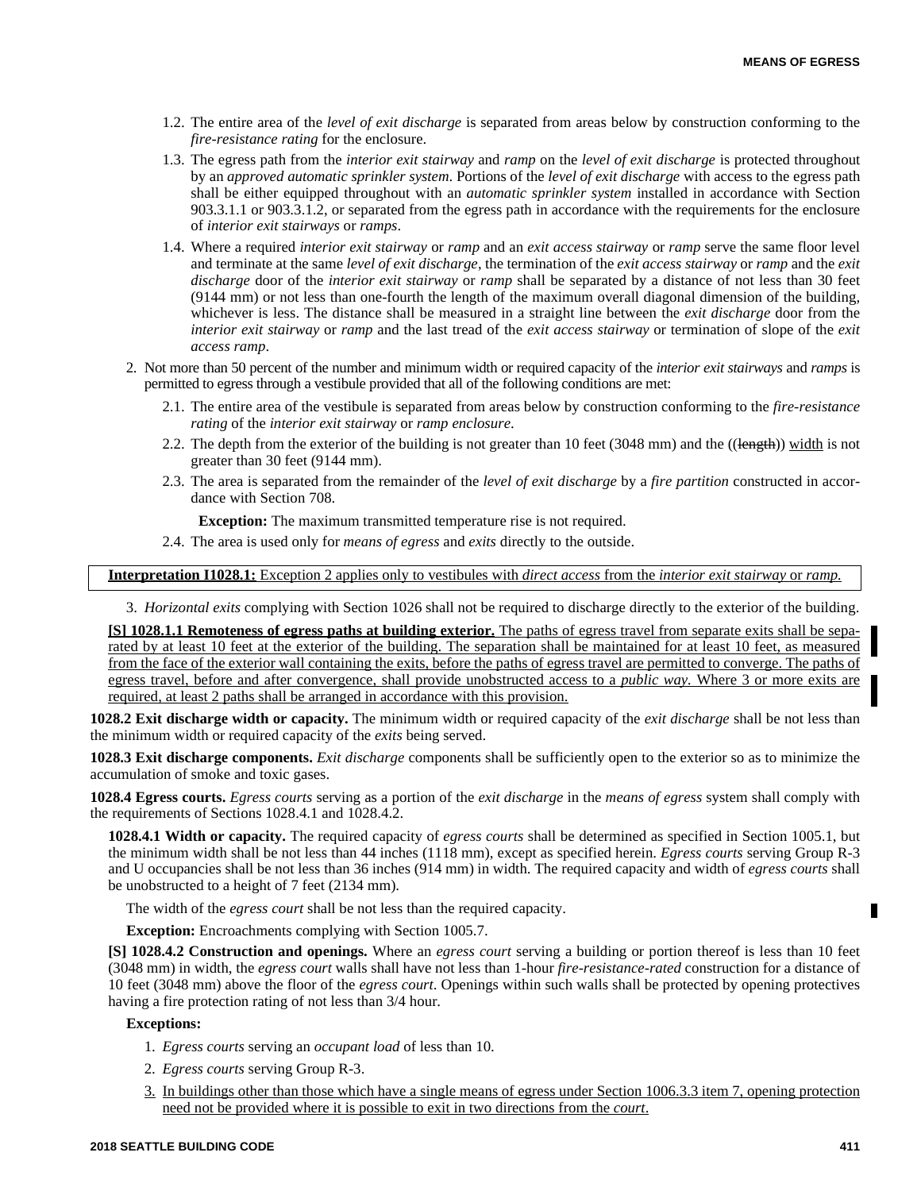1.2. The entire area of the *level of exit discharge* is separated from areas below by construction conforming to the *fire-resistance rating* for the enclosure.

1.3. The egress path from the *interior exit stairway* and *ramp* on the *level of exit discharge* is protected throughout by an *approved automatic sprinkler system*. Portions of the *level of exit discharge* with access to the egress path shall be either equipped throughout with an *automatic sprinkler system* installed in accordance with Section 903.3.1.1 or 903.3.1.2, or separated from the egress path in accordance with the requirements for the enclosure of *interior exit stairways* or *ramps*.

1.4. Where a required *interior exit stairway* or *ramp* and an *exit access stairway* or *ramp* serve the same floor level and terminate at the same *level of exit discharge*, the termination of the *exit access stairway* or *ramp* and the *exit discharge* door of the *interior exit stairway* or *ramp* shall be separated by a distance of not less than 30 feet (9144 mm) or not less than one-fourth the length of the maximum overall diagonal dimension of the building, whichever is less. The distance shall be measured in a straight line between the *exit discharge* door from the *interior exit stairway* or *ramp* and the last tread of the *exit access stairway* or termination of slope of the *exit access ramp*.

2. Not more than 50 percent of the number and minimum width or required capacity of the *interior exit stairways* and *ramps* is permitted to egress through a vestibule provided that all of the following conditions are met:

2.1. The entire area of the vestibule is separated from areas below by construction conforming to the *fire-resistance rating* of the *interior exit stairway* or *ramp enclosure*.

2.2. The depth from the exterior of the building is not greater than 10 feet (3048 mm) and the ((~~length~~)) width is not greater than 30 feet (9144 mm).

2.3. The area is separated from the remainder of the *level of exit discharge* by a *fire partition* constructed in accordance with Section 708.

**Exception:** The maximum transmitted temperature rise is not required.

2.4. The area is used only for *means of egress* and *exits* directly to the outside.

**Interpretation I1028.1:** Exception 2 applies only to vestibules with *direct access* from the *interior exit stairway* or *ramp.*

3. *Horizontal exits* complying with Section 1026 shall not be required to discharge directly to the exterior of the building.

**[S] 1028.1.1 Remoteness of egress paths at building exterior.** The paths of egress travel from separate exits shall be separated by at least 10 feet at the exterior of the building. The separation shall be maintained for at least 10 feet, as measured from the face of the exterior wall containing the exits, before the paths of egress travel are permitted to converge. The paths of egress travel, before and after convergence, shall provide unobstructed access to a *public way.* Where 3 or more exits are required, at least 2 paths shall be arranged in accordance with this provision.

**1028.2 Exit discharge width or capacity.** The minimum width or required capacity of the *exit discharge* shall be not less than the minimum width or required capacity of the *exits* being served.

**1028.3 Exit discharge components.** *Exit discharge* components shall be sufficiently open to the exterior so as to minimize the accumulation of smoke and toxic gases.

**1028.4 Egress courts.** *Egress courts* serving as a portion of the *exit discharge* in the *means of egress* system shall comply with the requirements of Sections 1028.4.1 and 1028.4.2.

**1028.4.1 Width or capacity.** The required capacity of *egress courts* shall be determined as specified in Section 1005.1, but the minimum width shall be not less than 44 inches (1118 mm), except as specified herein. *Egress courts* serving Group R-3 and U occupancies shall be not less than 36 inches (914 mm) in width. The required capacity and width of *egress courts* shall be unobstructed to a height of 7 feet (2134 mm).

The width of the *egress court* shall be not less than the required capacity.

**Exception:** Encroachments complying with Section 1005.7.

**[S] 1028.4.2 Construction and openings.** Where an *egress court* serving a building or portion thereof is less than 10 feet (3048 mm) in width, the *egress court* walls shall have not less than 1-hour *fire-resistance-rated* construction for a distance of 10 feet (3048 mm) above the floor of the *egress court*. Openings within such walls shall be protected by opening protectives having a fire protection rating of not less than 3/4 hour.

**Exceptions:**

1. *Egress courts* serving an *occupant load* of less than 10.
2. *Egress courts* serving Group R-3.
3. In buildings other than those which have a single means of egress under Section 1006.3.3 item 7, opening protection need not be provided where it is possible to exit in two directions from the *court*.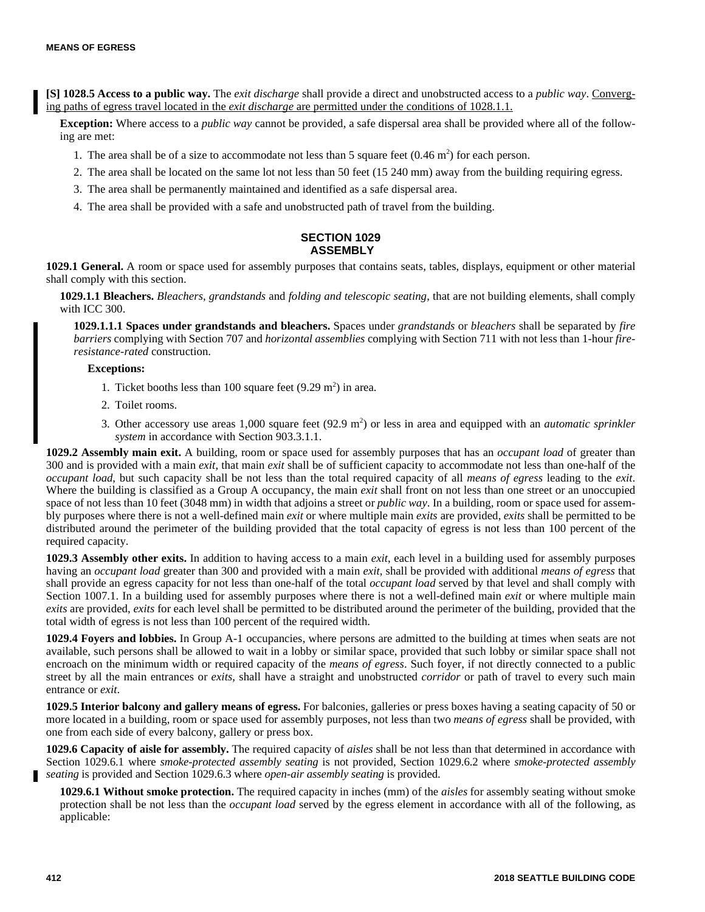**[S] 1028.5 Access to a public way.** The *exit discharge* shall provide a direct and unobstructed access to a *public way*. Converging paths of egress travel located in the *exit discharge* are permitted under the conditions of 1028.1.1.

**Exception:** Where access to a *public way* cannot be provided, a safe dispersal area shall be provided where all of the following are met:

1. The area shall be of a size to accommodate not less than 5 square feet (0.46 $m^2$) for each person.
2. The area shall be located on the same lot not less than 50 feet (15 240 mm) away from the building requiring egress.
3. The area shall be permanently maintained and identified as a safe dispersal area.
4. The area shall be provided with a safe and unobstructed path of travel from the building.

## SECTION 1029 ASSEMBLY

**1029.1 General.** A room or space used for assembly purposes that contains seats, tables, displays, equipment or other material shall comply with this section.

**1029.1.1 Bleachers.** *Bleachers*, *grandstands* and *folding and telescopic seating*, that are not building elements, shall comply with ICC 300.

**1029.1.1.1 Spaces under grandstands and bleachers.** Spaces under *grandstands* or *bleachers* shall be separated by *fire barriers* complying with Section 707 and *horizontal assemblies* complying with Section 711 with not less than 1-hour *fire-resistance-rated* construction.

**Exceptions:**

1. Ticket booths less than 100 square feet (9.29 $m^2$) in area.
2. Toilet rooms.
3. Other accessory use areas 1,000 square feet (92.9 $m^2$) or less in area and equipped with an *automatic sprinkler system* in accordance with Section 903.3.1.1.

**1029.2 Assembly main exit.** A building, room or space used for assembly purposes that has an *occupant load* of greater than 300 and is provided with a main *exit*, that main *exit* shall be of sufficient capacity to accommodate not less than one-half of the *occupant load*, but such capacity shall be not less than the total required capacity of all *means of egress* leading to the *exit*. Where the building is classified as a Group A occupancy, the main *exit* shall front on not less than one street or an unoccupied space of not less than 10 feet (3048 mm) in width that adjoins a street or *public way*. In a building, room or space used for assembly purposes where there is not a well-defined main *exit* or where multiple main *exits* are provided, *exits* shall be permitted to be distributed around the perimeter of the building provided that the total capacity of egress is not less than 100 percent of the required capacity.

**1029.3 Assembly other exits.** In addition to having access to a main *exit*, each level in a building used for assembly purposes having an *occupant load* greater than 300 and provided with a main *exit*, shall be provided with additional *means of egress* that shall provide an egress capacity for not less than one-half of the total *occupant load* served by that level and shall comply with Section 1007.1. In a building used for assembly purposes where there is not a well-defined main *exit* or where multiple main *exits* are provided, *exits* for each level shall be permitted to be distributed around the perimeter of the building, provided that the total width of egress is not less than 100 percent of the required width.

**1029.4 Foyers and lobbies.** In Group A-1 occupancies, where persons are admitted to the building at times when seats are not available, such persons shall be allowed to wait in a lobby or similar space, provided that such lobby or similar space shall not encroach on the minimum width or required capacity of the *means of egress*. Such foyer, if not directly connected to a public street by all the main entrances or *exits*, shall have a straight and unobstructed *corridor* or path of travel to every such main entrance or *exit*.

**1029.5 Interior balcony and gallery means of egress.** For balconies, galleries or press boxes having a seating capacity of 50 or more located in a building, room or space used for assembly purposes, not less than two *means of egress* shall be provided, with one from each side of every balcony, gallery or press box.

**1029.6 Capacity of aisle for assembly.** The required capacity of *aisles* shall be not less than that determined in accordance with Section 1029.6.1 where *smoke-protected assembly seating* is not provided, Section 1029.6.2 where *smoke-protected assembly seating* is provided and Section 1029.6.3 where *open-air assembly seating* is provided.

**1029.6.1 Without smoke protection.** The required capacity in inches (mm) of the *aisles* for assembly seating without smoke protection shall be not less than the *occupant load* served by the egress element in accordance with all of the following, as applicable: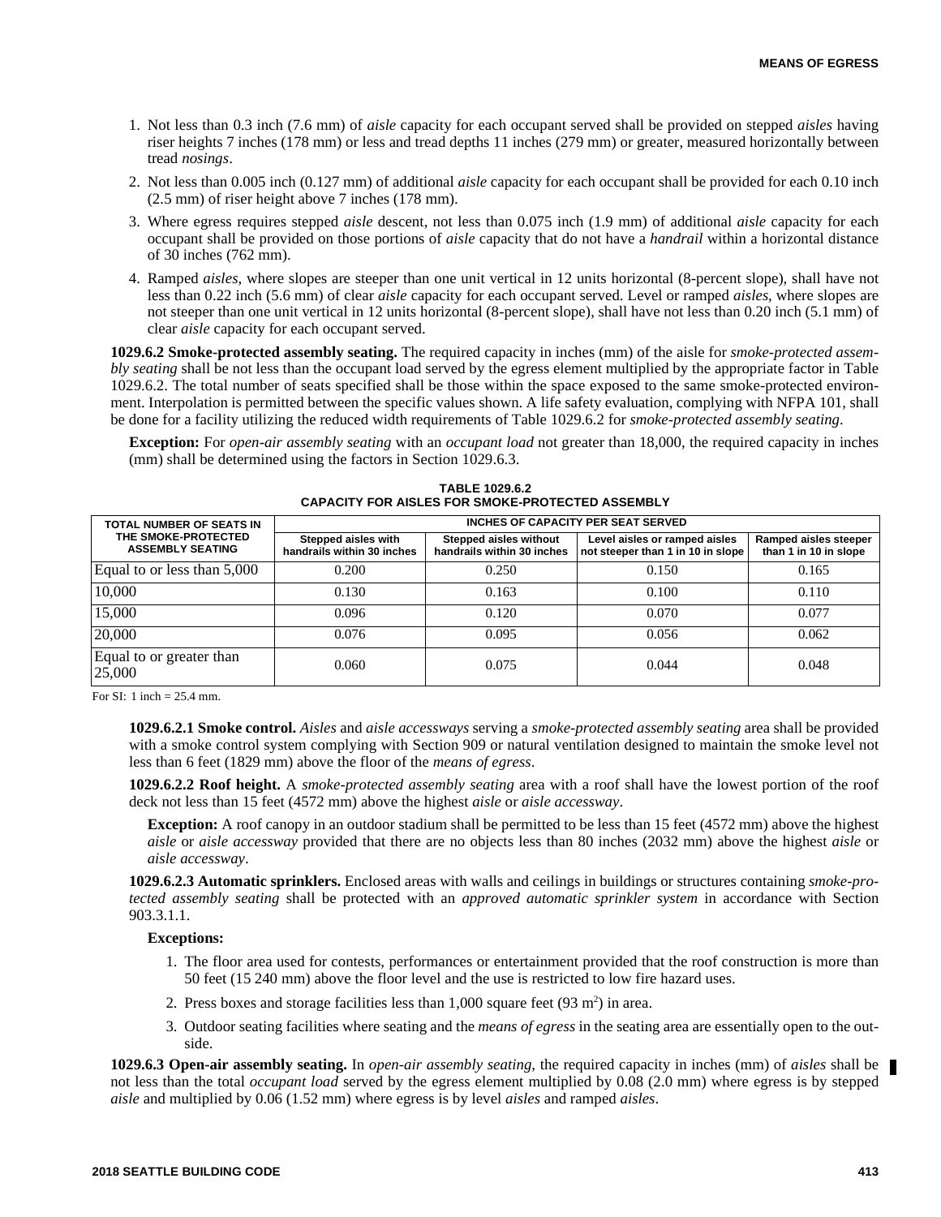1. Not less than 0.3 inch (7.6 mm) of *aisle* capacity for each occupant served shall be provided on stepped *aisles* having riser heights 7 inches (178 mm) or less and tread depths 11 inches (279 mm) or greater, measured horizontally between tread *nosings*.
2. Not less than 0.005 inch (0.127 mm) of additional *aisle* capacity for each occupant shall be provided for each 0.10 inch (2.5 mm) of riser height above 7 inches (178 mm).
3. Where egress requires stepped *aisle* descent, not less than 0.075 inch (1.9 mm) of additional *aisle* capacity for each occupant shall be provided on those portions of *aisle* capacity that do not have a *handrail* within a horizontal distance of 30 inches (762 mm).
4. Ramped *aisles*, where slopes are steeper than one unit vertical in 12 units horizontal (8-percent slope), shall have not less than 0.22 inch (5.6 mm) of clear *aisle* capacity for each occupant served. Level or ramped *aisles*, where slopes are not steeper than one unit vertical in 12 units horizontal (8-percent slope), shall have not less than 0.20 inch (5.1 mm) of clear *aisle* capacity for each occupant served.

**1029.6.2 Smoke-protected assembly seating.** The required capacity in inches (mm) of the aisle for *smoke-protected assembly seating* shall be not less than the occupant load served by the egress element multiplied by the appropriate factor in Table 1029.6.2. The total number of seats specified shall be those within the space exposed to the same smoke-protected environment. Interpolation is permitted between the specific values shown. A life safety evaluation, complying with NFPA 101, shall be done for a facility utilizing the reduced width requirements of Table 1029.6.2 for *smoke-protected assembly seating*.

**Exception:** For *open-air assembly seating* with an *occupant load* not greater than 18,000, the required capacity in inches (mm) shall be determined using the factors in Section 1029.6.3.

**TABLE 1029.6.2**
**CAPACITY FOR AISLES FOR SMOKE-PROTECTED ASSEMBLY**

| TOTAL NUMBER OF SEATS IN THE SMOKE-PROTECTED ASSEMBLY SEATING | INCHES OF CAPACITY PER SEAT SERVED | | | |
|---|---|---|---|---|
| | Stepped aisles with handrails within 30 inches | Stepped aisles without handrails within 30 inches | Level aisles or ramped aisles not steeper than 1 in 10 in slope | Ramped aisles steeper than 1 in 10 in slope |
| Equal to or less than 5,000 | 0.200 | 0.250 | 0.150 | 0.165 |
| 10,000 | 0.130 | 0.163 | 0.100 | 0.110 |
| 15,000 | 0.096 | 0.120 | 0.070 | 0.077 |
| 20,000 | 0.076 | 0.095 | 0.056 | 0.062 |
| Equal to or greater than 25,000 | 0.060 | 0.075 | 0.044 | 0.048 |

For SI: 1 inch = 25.4 mm.

**1029.6.2.1 Smoke control.** *Aisles* and *aisle accessways* serving a *smoke-protected assembly seating* area shall be provided with a smoke control system complying with Section 909 or natural ventilation designed to maintain the smoke level not less than 6 feet (1829 mm) above the floor of the *means of egress*.

**1029.6.2.2 Roof height.** A *smoke-protected assembly seating* area with a roof shall have the lowest portion of the roof deck not less than 15 feet (4572 mm) above the highest *aisle* or *aisle accessway*.

**Exception:** A roof canopy in an outdoor stadium shall be permitted to be less than 15 feet (4572 mm) above the highest *aisle* or *aisle accessway* provided that there are no objects less than 80 inches (2032 mm) above the highest *aisle* or *aisle accessway*.

**1029.6.2.3 Automatic sprinklers.** Enclosed areas with walls and ceilings in buildings or structures containing *smoke-protected assembly seating* shall be protected with an *approved automatic sprinkler system* in accordance with Section 903.3.1.1.

**Exceptions:**

1. The floor area used for contests, performances or entertainment provided that the roof construction is more than 50 feet (15 240 mm) above the floor level and the use is restricted to low fire hazard uses.
2. Press boxes and storage facilities less than 1,000 square feet (93 $m^2$) in area.
3. Outdoor seating facilities where seating and the *means of egress* in the seating area are essentially open to the outside.

**1029.6.3 Open-air assembly seating.** In *open-air assembly seating*, the required capacity in inches (mm) of *aisles* shall be not less than the total *occupant load* served by the egress element multiplied by 0.08 (2.0 mm) where egress is by stepped *aisle* and multiplied by 0.06 (1.52 mm) where egress is by level *aisles* and ramped *aisles*.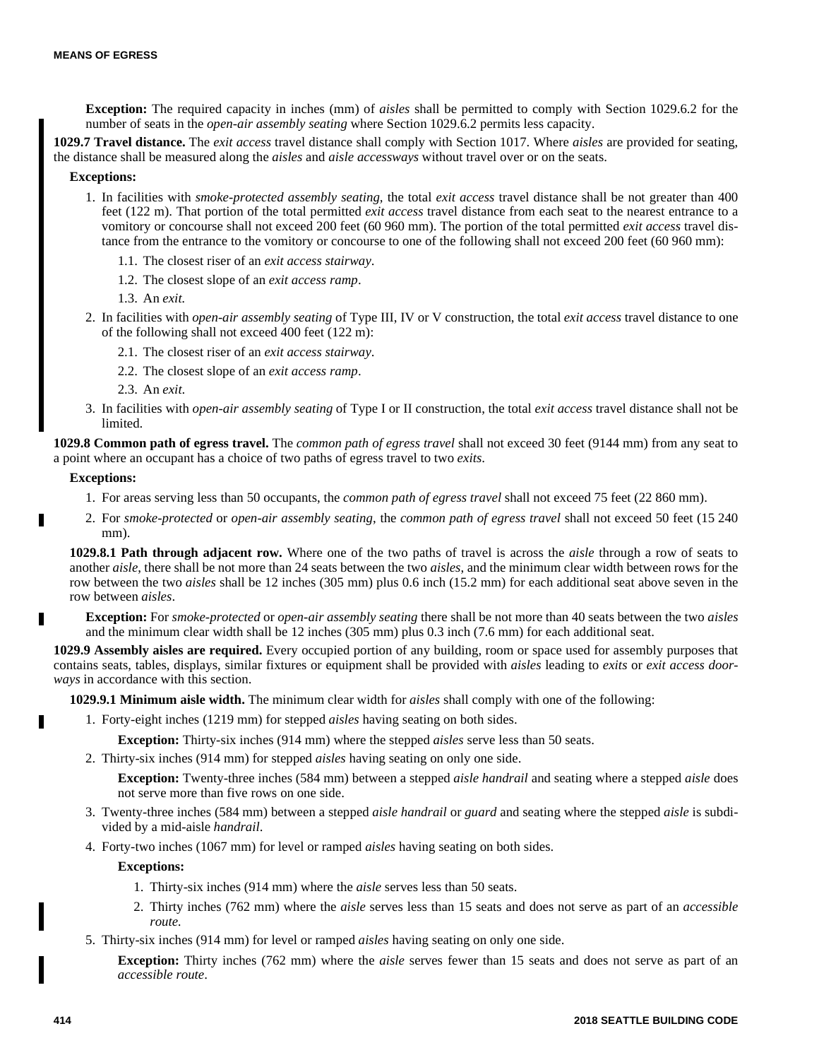**Exception:** The required capacity in inches (mm) of *aisles* shall be permitted to comply with Section 1029.6.2 for the number of seats in the *open-air assembly seating* where Section 1029.6.2 permits less capacity.

**1029.7 Travel distance.** The *exit access* travel distance shall comply with Section 1017. Where *aisles* are provided for seating, the distance shall be measured along the *aisles* and *aisle accessways* without travel over or on the seats.

**Exceptions:**

1. In facilities with *smoke-protected assembly seating,* the total *exit access* travel distance shall be not greater than 400 feet (122 m). That portion of the total permitted *exit access* travel distance from each seat to the nearest entrance to a vomitory or concourse shall not exceed 200 feet (60 960 mm). The portion of the total permitted *exit access* travel distance from the entrance to the vomitory or concourse to one of the following shall not exceed 200 feet (60 960 mm):
   1.1. The closest riser of an *exit access stairway*.
   1.2. The closest slope of an *exit access ramp*.
   1.3. An *exit.*
2. In facilities with *open-air assembly seating* of Type III, IV or V construction, the total *exit access* travel distance to one of the following shall not exceed 400 feet (122 m):
   2.1. The closest riser of an *exit access stairway*.
   2.2. The closest slope of an *exit access ramp*.
   2.3. An *exit*.
3. In facilities with *open-air assembly seating* of Type I or II construction, the total *exit access* travel distance shall not be limited.

**1029.8 Common path of egress travel.** The *common path of egress travel* shall not exceed 30 feet (9144 mm) from any seat to a point where an occupant has a choice of two paths of egress travel to two *exits*.

**Exceptions:**

1. For areas serving less than 50 occupants, the *common path of egress travel* shall not exceed 75 feet (22 860 mm).
2. For *smoke-protected* or *open-air assembly seating*, the *common path of egress travel* shall not exceed 50 feet (15 240 mm).

**1029.8.1 Path through adjacent row.** Where one of the two paths of travel is across the *aisle* through a row of seats to another *aisle*, there shall be not more than 24 seats between the two *aisles,* and the minimum clear width between rows for the row between the two *aisles* shall be 12 inches (305 mm) plus 0.6 inch (15.2 mm) for each additional seat above seven in the row between *aisles*.

**Exception:** For *smoke-protected* or *open-air assembly seating* there shall be not more than 40 seats between the two *aisles* and the minimum clear width shall be 12 inches (305 mm) plus 0.3 inch (7.6 mm) for each additional seat.

**1029.9 Assembly aisles are required.** Every occupied portion of any building, room or space used for assembly purposes that contains seats, tables, displays, similar fixtures or equipment shall be provided with *aisles* leading to *exits* or *exit access doorways* in accordance with this section.

**1029.9.1 Minimum aisle width.** The minimum clear width for *aisles* shall comply with one of the following:

1. Forty-eight inches (1219 mm) for stepped *aisles* having seating on both sides.

   **Exception:** Thirty-six inches (914 mm) where the stepped *aisles* serve less than 50 seats.

2. Thirty-six inches (914 mm) for stepped *aisles* having seating on only one side.

   **Exception:** Twenty-three inches (584 mm) between a stepped *aisle handrail* and seating where a stepped *aisle* does not serve more than five rows on one side.

3. Twenty-three inches (584 mm) between a stepped *aisle handrail* or *guard* and seating where the stepped *aisle* is subdivided by a mid-aisle *handrail*.
4. Forty-two inches (1067 mm) for level or ramped *aisles* having seating on both sides.

   **Exceptions:**

   1. Thirty-six inches (914 mm) where the *aisle* serves less than 50 seats.
   2. Thirty inches (762 mm) where the *aisle* serves less than 15 seats and does not serve as part of an *accessible route.*

5. Thirty-six inches (914 mm) for level or ramped *aisles* having seating on only one side.

   **Exception:** Thirty inches (762 mm) where the *aisle* serves fewer than 15 seats and does not serve as part of an *accessible route*.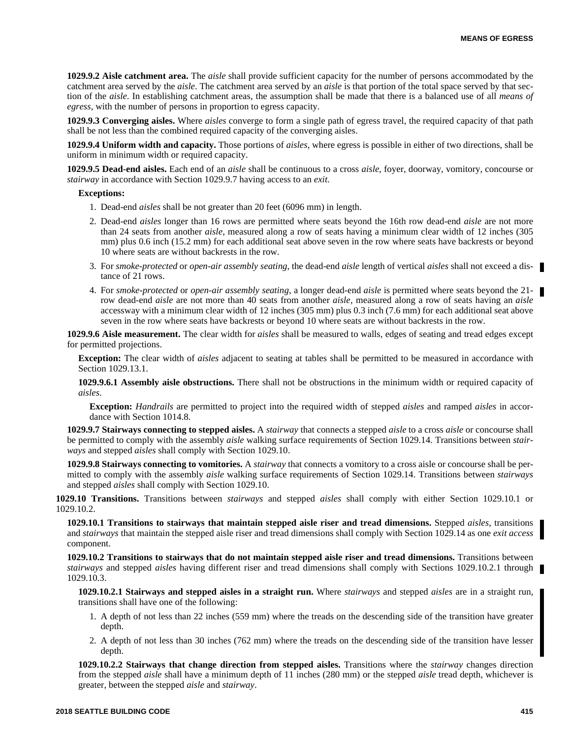**1029.9.2 Aisle catchment area.** The *aisle* shall provide sufficient capacity for the number of persons accommodated by the catchment area served by the *aisle*. The catchment area served by an *aisle* is that portion of the total space served by that section of the *aisle*. In establishing catchment areas, the assumption shall be made that there is a balanced use of all *means of egress*, with the number of persons in proportion to egress capacity.

**1029.9.3 Converging aisles.** Where *aisles* converge to form a single path of egress travel, the required capacity of that path shall be not less than the combined required capacity of the converging aisles.

**1029.9.4 Uniform width and capacity.** Those portions of *aisles*, where egress is possible in either of two directions, shall be uniform in minimum width or required capacity.

**1029.9.5 Dead-end aisles.** Each end of an *aisle* shall be continuous to a cross *aisle*, foyer, doorway, vomitory, concourse or *stairway* in accordance with Section 1029.9.7 having access to an *exit*.

**Exceptions:**

1. Dead-end *aisles* shall be not greater than 20 feet (6096 mm) in length.
2. Dead-end *aisles* longer than 16 rows are permitted where seats beyond the 16th row dead-end *aisle* are not more than 24 seats from another *aisle*, measured along a row of seats having a minimum clear width of 12 inches (305 mm) plus 0.6 inch (15.2 mm) for each additional seat above seven in the row where seats have backrests or beyond 10 where seats are without backrests in the row.
3. For *smoke-protected* or *open-air assembly seating*, the dead-end *aisle* length of vertical *aisles* shall not exceed a distance of 21 rows.
4. For *smoke-protected* or *open-air assembly seating*, a longer dead-end *aisle* is permitted where seats beyond the 21-row dead-end *aisle* are not more than 40 seats from another *aisle*, measured along a row of seats having an *aisle* accessway with a minimum clear width of 12 inches (305 mm) plus 0.3 inch (7.6 mm) for each additional seat above seven in the row where seats have backrests or beyond 10 where seats are without backrests in the row.

**1029.9.6 Aisle measurement.** The clear width for *aisles* shall be measured to walls, edges of seating and tread edges except for permitted projections.

**Exception:** The clear width of *aisles* adjacent to seating at tables shall be permitted to be measured in accordance with Section 1029.13.1.

**1029.9.6.1 Assembly aisle obstructions.** There shall not be obstructions in the minimum width or required capacity of *aisles*.

**Exception:** *Handrails* are permitted to project into the required width of stepped *aisles* and ramped *aisles* in accordance with Section 1014.8.

**1029.9.7 Stairways connecting to stepped aisles.** A *stairway* that connects a stepped *aisle* to a cross *aisle* or concourse shall be permitted to comply with the assembly *aisle* walking surface requirements of Section 1029.14. Transitions between *stairways* and stepped *aisles* shall comply with Section 1029.10.

**1029.9.8 Stairways connecting to vomitories.** A *stairway* that connects a vomitory to a cross aisle or concourse shall be permitted to comply with the assembly *aisle* walking surface requirements of Section 1029.14. Transitions between *stairways* and stepped *aisles* shall comply with Section 1029.10.

**1029.10 Transitions.** Transitions between *stairways* and stepped *aisles* shall comply with either Section 1029.10.1 or 1029.10.2.

**1029.10.1 Transitions to stairways that maintain stepped aisle riser and tread dimensions.** Stepped *aisles*, transitions and *stairways* that maintain the stepped aisle riser and tread dimensions shall comply with Section 1029.14 as one *exit access* component.

**1029.10.2 Transitions to stairways that do not maintain stepped aisle riser and tread dimensions.** Transitions between *stairways* and stepped *aisles* having different riser and tread dimensions shall comply with Sections 1029.10.2.1 through 1029.10.3.

**1029.10.2.1 Stairways and stepped aisles in a straight run.** Where *stairways* and stepped *aisles* are in a straight run, transitions shall have one of the following:

1. A depth of not less than 22 inches (559 mm) where the treads on the descending side of the transition have greater depth.
2. A depth of not less than 30 inches (762 mm) where the treads on the descending side of the transition have lesser depth.

**1029.10.2.2 Stairways that change direction from stepped aisles.** Transitions where the *stairway* changes direction from the stepped *aisle* shall have a minimum depth of 11 inches (280 mm) or the stepped *aisle* tread depth, whichever is greater, between the stepped *aisle* and *stairway*.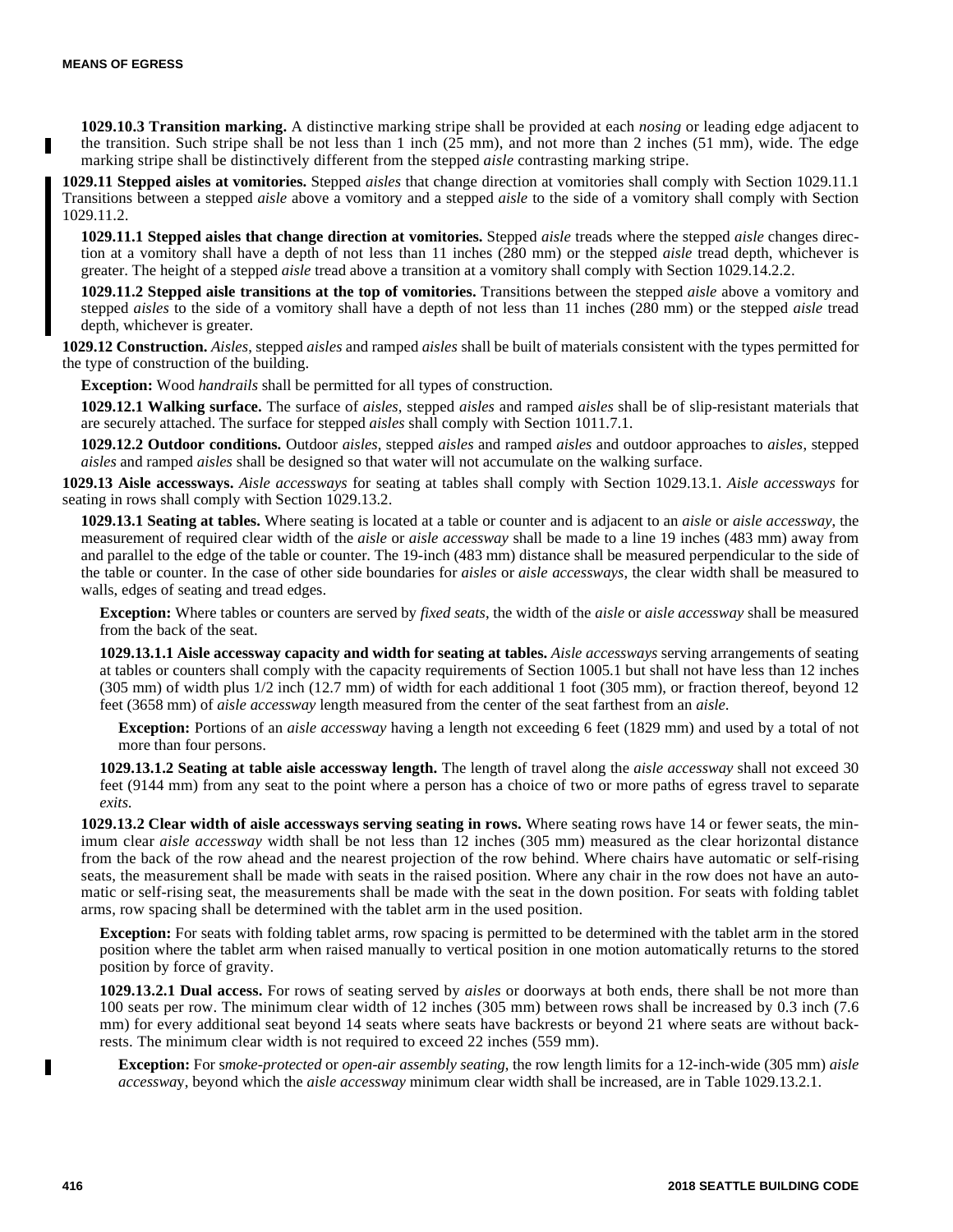**1029.10.3 Transition marking.** A distinctive marking stripe shall be provided at each *nosing* or leading edge adjacent to the transition. Such stripe shall be not less than 1 inch (25 mm), and not more than 2 inches (51 mm), wide. The edge marking stripe shall be distinctively different from the stepped *aisle* contrasting marking stripe.

**1029.11 Stepped aisles at vomitories.** Stepped *aisles* that change direction at vomitories shall comply with Section 1029.11.1 Transitions between a stepped *aisle* above a vomitory and a stepped *aisle* to the side of a vomitory shall comply with Section 1029.11.2.

**1029.11.1 Stepped aisles that change direction at vomitories.** Stepped *aisle* treads where the stepped *aisle* changes direction at a vomitory shall have a depth of not less than 11 inches (280 mm) or the stepped *aisle* tread depth, whichever is greater. The height of a stepped *aisle* tread above a transition at a vomitory shall comply with Section 1029.14.2.2.

**1029.11.2 Stepped aisle transitions at the top of vomitories.** Transitions between the stepped *aisle* above a vomitory and stepped *aisles* to the side of a vomitory shall have a depth of not less than 11 inches (280 mm) or the stepped *aisle* tread depth, whichever is greater.

**1029.12 Construction.** *Aisles*, stepped *aisles* and ramped *aisles* shall be built of materials consistent with the types permitted for the type of construction of the building.

**Exception:** Wood *handrails* shall be permitted for all types of construction.

**1029.12.1 Walking surface.** The surface of *aisles*, stepped *aisles* and ramped *aisles* shall be of slip-resistant materials that are securely attached. The surface for stepped *aisles* shall comply with Section 1011.7.1.

**1029.12.2 Outdoor conditions.** Outdoor *aisles*, stepped *aisles* and ramped *aisles* and outdoor approaches to *aisles*, stepped *aisles* and ramped *aisles* shall be designed so that water will not accumulate on the walking surface.

**1029.13 Aisle accessways.** *Aisle accessways* for seating at tables shall comply with Section 1029.13.1. *Aisle accessways* for seating in rows shall comply with Section 1029.13.2.

**1029.13.1 Seating at tables.** Where seating is located at a table or counter and is adjacent to an *aisle* or *aisle accessway*, the measurement of required clear width of the *aisle* or *aisle accessway* shall be made to a line 19 inches (483 mm) away from and parallel to the edge of the table or counter. The 19-inch (483 mm) distance shall be measured perpendicular to the side of the table or counter. In the case of other side boundaries for *aisles* or *aisle accessways*, the clear width shall be measured to walls, edges of seating and tread edges.

**Exception:** Where tables or counters are served by *fixed seats*, the width of the *aisle* or *aisle accessway* shall be measured from the back of the seat.

**1029.13.1.1 Aisle accessway capacity and width for seating at tables.** *Aisle accessways* serving arrangements of seating at tables or counters shall comply with the capacity requirements of Section 1005.1 but shall not have less than 12 inches (305 mm) of width plus 1/2 inch (12.7 mm) of width for each additional 1 foot (305 mm), or fraction thereof, beyond 12 feet (3658 mm) of *aisle accessway* length measured from the center of the seat farthest from an *aisle*.

**Exception:** Portions of an *aisle accessway* having a length not exceeding 6 feet (1829 mm) and used by a total of not more than four persons.

**1029.13.1.2 Seating at table aisle accessway length.** The length of travel along the *aisle accessway* shall not exceed 30 feet (9144 mm) from any seat to the point where a person has a choice of two or more paths of egress travel to separate *exits*.

**1029.13.2 Clear width of aisle accessways serving seating in rows.** Where seating rows have 14 or fewer seats, the minimum clear *aisle accessway* width shall be not less than 12 inches (305 mm) measured as the clear horizontal distance from the back of the row ahead and the nearest projection of the row behind. Where chairs have automatic or self-rising seats, the measurement shall be made with seats in the raised position. Where any chair in the row does not have an automatic or self-rising seat, the measurements shall be made with the seat in the down position. For seats with folding tablet arms, row spacing shall be determined with the tablet arm in the used position.

**Exception:** For seats with folding tablet arms, row spacing is permitted to be determined with the tablet arm in the stored position where the tablet arm when raised manually to vertical position in one motion automatically returns to the stored position by force of gravity.

**1029.13.2.1 Dual access.** For rows of seating served by *aisles* or doorways at both ends, there shall be not more than 100 seats per row. The minimum clear width of 12 inches (305 mm) between rows shall be increased by 0.3 inch (7.6 mm) for every additional seat beyond 14 seats where seats have backrests or beyond 21 where seats are without backrests. The minimum clear width is not required to exceed 22 inches (559 mm).

**Exception:** For *smoke-protected* or *open-air assembly seating*, the row length limits for a 12-inch-wide (305 mm) *aisle accessway*, beyond which the *aisle accessway* minimum clear width shall be increased, are in Table 1029.13.2.1.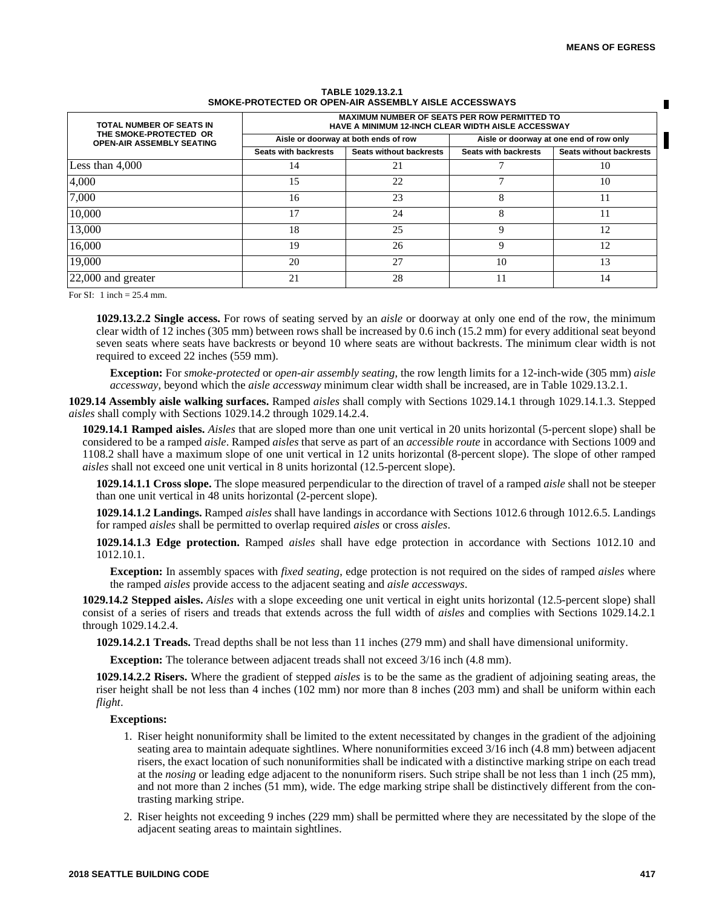**TABLE 1029.13.2.1**
**SMOKE-PROTECTED OR OPEN-AIR ASSEMBLY AISLE ACCESSWAYS**

| TOTAL NUMBER OF SEATS IN THE SMOKE-PROTECTED OR OPEN-AIR ASSEMBLY SEATING | MAXIMUM NUMBER OF SEATS PER ROW PERMITTED TO HAVE A MINIMUM 12-INCH CLEAR WIDTH AISLE ACCESSWAY | | | |
|---|---|---|---|---|
| | Aisle or doorway at both ends of row | | Aisle or doorway at one end of row only | |
| | Seats with backrests | Seats without backrests | Seats with backrests | Seats without backrests |
| Less than 4,000 | 14 | 21 | 7 | 10 |
| 4,000 | 15 | 22 | 7 | 10 |
| 7,000 | 16 | 23 | 8 | 11 |
| 10,000 | 17 | 24 | 8 | 11 |
| 13,000 | 18 | 25 | 9 | 12 |
| 16,000 | 19 | 26 | 9 | 12 |
| 19,000 | 20 | 27 | 10 | 13 |
| 22,000 and greater | 21 | 28 | 11 | 14 |

For SI: 1 inch = 25.4 mm.

**1029.13.2.2 Single access.** For rows of seating served by an *aisle* or doorway at only one end of the row, the minimum clear width of 12 inches (305 mm) between rows shall be increased by 0.6 inch (15.2 mm) for every additional seat beyond seven seats where seats have backrests or beyond 10 where seats are without backrests. The minimum clear width is not required to exceed 22 inches (559 mm).

**Exception:** For *smoke-protected* or *open-air assembly seating*, the row length limits for a 12-inch-wide (305 mm) *aisle accessway*, beyond which the *aisle accessway* minimum clear width shall be increased, are in Table 1029.13.2.1.

**1029.14 Assembly aisle walking surfaces.** Ramped *aisles* shall comply with Sections 1029.14.1 through 1029.14.1.3. Stepped *aisles* shall comply with Sections 1029.14.2 through 1029.14.2.4.

**1029.14.1 Ramped aisles.** *Aisles* that are sloped more than one unit vertical in 20 units horizontal (5-percent slope) shall be considered to be a ramped *aisle*. Ramped *aisles* that serve as part of an *accessible route* in accordance with Sections 1009 and 1108.2 shall have a maximum slope of one unit vertical in 12 units horizontal (8-percent slope). The slope of other ramped *aisles* shall not exceed one unit vertical in 8 units horizontal (12.5-percent slope).

**1029.14.1.1 Cross slope.** The slope measured perpendicular to the direction of travel of a ramped *aisle* shall not be steeper than one unit vertical in 48 units horizontal (2-percent slope).

**1029.14.1.2 Landings.** Ramped *aisles* shall have landings in accordance with Sections 1012.6 through 1012.6.5. Landings for ramped *aisles* shall be permitted to overlap required *aisles* or cross *aisles*.

**1029.14.1.3 Edge protection.** Ramped *aisles* shall have edge protection in accordance with Sections 1012.10 and 1012.10.1.

**Exception:** In assembly spaces with *fixed seating*, edge protection is not required on the sides of ramped *aisles* where the ramped *aisles* provide access to the adjacent seating and *aisle accessways*.

**1029.14.2 Stepped aisles.** *Aisles* with a slope exceeding one unit vertical in eight units horizontal (12.5-percent slope) shall consist of a series of risers and treads that extends across the full width of *aisles* and complies with Sections 1029.14.2.1 through 1029.14.2.4.

**1029.14.2.1 Treads.** Tread depths shall be not less than 11 inches (279 mm) and shall have dimensional uniformity.

**Exception:** The tolerance between adjacent treads shall not exceed 3/16 inch (4.8 mm).

**1029.14.2.2 Risers.** Where the gradient of stepped *aisles* is to be the same as the gradient of adjoining seating areas, the riser height shall be not less than 4 inches (102 mm) nor more than 8 inches (203 mm) and shall be uniform within each *flight*.

**Exceptions:**

1. Riser height nonuniformity shall be limited to the extent necessitated by changes in the gradient of the adjoining seating area to maintain adequate sightlines. Where nonuniformities exceed 3/16 inch (4.8 mm) between adjacent risers, the exact location of such nonuniformities shall be indicated with a distinctive marking stripe on each tread at the *nosing* or leading edge adjacent to the nonuniform risers. Such stripe shall be not less than 1 inch (25 mm), and not more than 2 inches (51 mm), wide. The edge marking stripe shall be distinctively different from the contrasting marking stripe.
2. Riser heights not exceeding 9 inches (229 mm) shall be permitted where they are necessitated by the slope of the adjacent seating areas to maintain sightlines.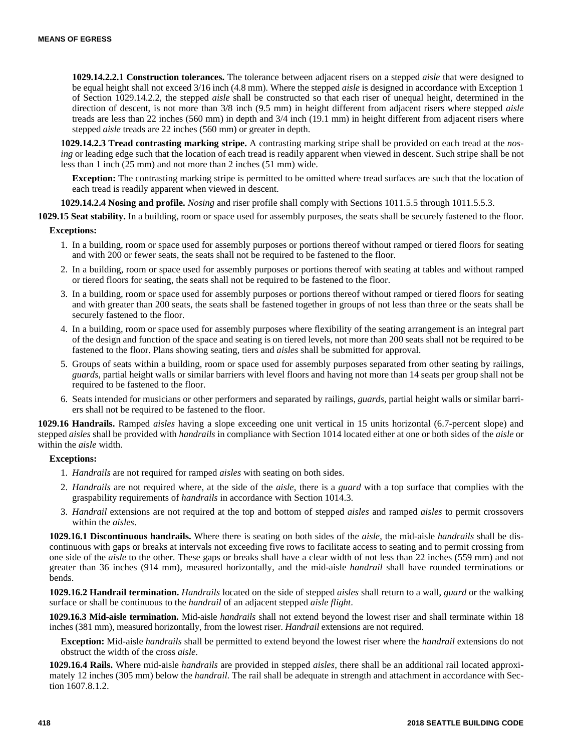**1029.14.2.2.1 Construction tolerances.** The tolerance between adjacent risers on a stepped *aisle* that were designed to be equal height shall not exceed 3/16 inch (4.8 mm). Where the stepped *aisle* is designed in accordance with Exception 1 of Section 1029.14.2.2, the stepped *aisle* shall be constructed so that each riser of unequal height, determined in the direction of descent, is not more than 3/8 inch (9.5 mm) in height different from adjacent risers where stepped *aisle* treads are less than 22 inches (560 mm) in depth and 3/4 inch (19.1 mm) in height different from adjacent risers where stepped *aisle* treads are 22 inches (560 mm) or greater in depth.

**1029.14.2.3 Tread contrasting marking stripe.** A contrasting marking stripe shall be provided on each tread at the *nosing* or leading edge such that the location of each tread is readily apparent when viewed in descent. Such stripe shall be not less than 1 inch (25 mm) and not more than 2 inches (51 mm) wide.

**Exception:** The contrasting marking stripe is permitted to be omitted where tread surfaces are such that the location of each tread is readily apparent when viewed in descent.

**1029.14.2.4 Nosing and profile.** *Nosing* and riser profile shall comply with Sections 1011.5.5 through 1011.5.5.3.

**1029.15 Seat stability.** In a building, room or space used for assembly purposes, the seats shall be securely fastened to the floor.

**Exceptions:**

1. In a building, room or space used for assembly purposes or portions thereof without ramped or tiered floors for seating and with 200 or fewer seats, the seats shall not be required to be fastened to the floor.
2. In a building, room or space used for assembly purposes or portions thereof with seating at tables and without ramped or tiered floors for seating, the seats shall not be required to be fastened to the floor.
3. In a building, room or space used for assembly purposes or portions thereof without ramped or tiered floors for seating and with greater than 200 seats, the seats shall be fastened together in groups of not less than three or the seats shall be securely fastened to the floor.
4. In a building, room or space used for assembly purposes where flexibility of the seating arrangement is an integral part of the design and function of the space and seating is on tiered levels, not more than 200 seats shall not be required to be fastened to the floor. Plans showing seating, tiers and *aisles* shall be submitted for approval.
5. Groups of seats within a building, room or space used for assembly purposes separated from other seating by railings, *guards*, partial height walls or similar barriers with level floors and having not more than 14 seats per group shall not be required to be fastened to the floor.
6. Seats intended for musicians or other performers and separated by railings, *guards*, partial height walls or similar barriers shall not be required to be fastened to the floor.

**1029.16 Handrails.** Ramped *aisles* having a slope exceeding one unit vertical in 15 units horizontal (6.7-percent slope) and stepped *aisles* shall be provided with *handrails* in compliance with Section 1014 located either at one or both sides of the *aisle* or within the *aisle* width.

**Exceptions:**

1. *Handrails* are not required for ramped *aisles* with seating on both sides.
2. *Handrails* are not required where, at the side of the *aisle*, there is a *guard* with a top surface that complies with the graspability requirements of *handrails* in accordance with Section 1014.3.
3. *Handrail* extensions are not required at the top and bottom of stepped *aisles* and ramped *aisles* to permit crossovers within the *aisles*.

**1029.16.1 Discontinuous handrails.** Where there is seating on both sides of the *aisle*, the mid-aisle *handrails* shall be discontinuous with gaps or breaks at intervals not exceeding five rows to facilitate access to seating and to permit crossing from one side of the *aisle* to the other. These gaps or breaks shall have a clear width of not less than 22 inches (559 mm) and not greater than 36 inches (914 mm), measured horizontally, and the mid-aisle *handrail* shall have rounded terminations or bends.

**1029.16.2 Handrail termination.** *Handrails* located on the side of stepped *aisles* shall return to a wall, *guard* or the walking surface or shall be continuous to the *handrail* of an adjacent stepped *aisle flight*.

**1029.16.3 Mid-aisle termination.** Mid-aisle *handrails* shall not extend beyond the lowest riser and shall terminate within 18 inches (381 mm), measured horizontally, from the lowest riser. *Handrail* extensions are not required.

**Exception:** Mid-aisle *handrails* shall be permitted to extend beyond the lowest riser where the *handrail* extensions do not obstruct the width of the cross *aisle*.

**1029.16.4 Rails.** Where mid-aisle *handrails* are provided in stepped *aisles*, there shall be an additional rail located approximately 12 inches (305 mm) below the *handrail*. The rail shall be adequate in strength and attachment in accordance with Section 1607.8.1.2.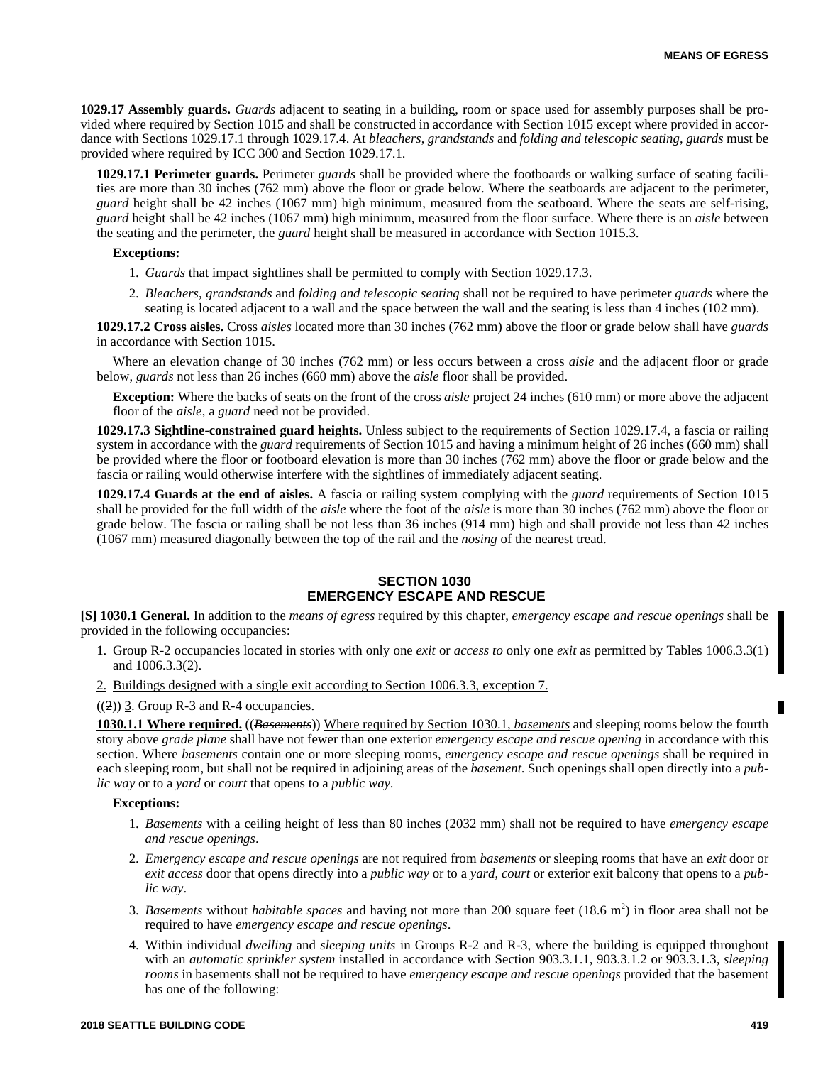**1029.17 Assembly guards.** *Guards* adjacent to seating in a building, room or space used for assembly purposes shall be provided where required by Section 1015 and shall be constructed in accordance with Section 1015 except where provided in accordance with Sections 1029.17.1 through 1029.17.4. At *bleachers*, *grandstands* and *folding and telescopic seating*, *guards* must be provided where required by ICC 300 and Section 1029.17.1.

**1029.17.1 Perimeter guards.** Perimeter *guards* shall be provided where the footboards or walking surface of seating facilities are more than 30 inches (762 mm) above the floor or grade below. Where the seatboards are adjacent to the perimeter, *guard* height shall be 42 inches (1067 mm) high minimum, measured from the seatboard. Where the seats are self-rising, *guard* height shall be 42 inches (1067 mm) high minimum, measured from the floor surface. Where there is an *aisle* between the seating and the perimeter, the *guard* height shall be measured in accordance with Section 1015.3.

**Exceptions:**

1. *Guards* that impact sightlines shall be permitted to comply with Section 1029.17.3.
2. *Bleachers*, *grandstands* and *folding and telescopic seating* shall not be required to have perimeter *guards* where the seating is located adjacent to a wall and the space between the wall and the seating is less than 4 inches (102 mm).

**1029.17.2 Cross aisles.** Cross *aisles* located more than 30 inches (762 mm) above the floor or grade below shall have *guards* in accordance with Section 1015.

Where an elevation change of 30 inches (762 mm) or less occurs between a cross *aisle* and the adjacent floor or grade below, *guards* not less than 26 inches (660 mm) above the *aisle* floor shall be provided.

**Exception:** Where the backs of seats on the front of the cross *aisle* project 24 inches (610 mm) or more above the adjacent floor of the *aisle*, a *guard* need not be provided.

**1029.17.3 Sightline-constrained guard heights.** Unless subject to the requirements of Section 1029.17.4, a fascia or railing system in accordance with the *guard* requirements of Section 1015 and having a minimum height of 26 inches (660 mm) shall be provided where the floor or footboard elevation is more than 30 inches (762 mm) above the floor or grade below and the fascia or railing would otherwise interfere with the sightlines of immediately adjacent seating.

**1029.17.4 Guards at the end of aisles.** A fascia or railing system complying with the *guard* requirements of Section 1015 shall be provided for the full width of the *aisle* where the foot of the *aisle* is more than 30 inches (762 mm) above the floor or grade below. The fascia or railing shall be not less than 36 inches (914 mm) high and shall provide not less than 42 inches (1067 mm) measured diagonally between the top of the rail and the *nosing* of the nearest tread.

## SECTION 1030
## EMERGENCY ESCAPE AND RESCUE

**[S] 1030.1 General.** In addition to the *means of egress* required by this chapter, *emergency escape and rescue openings* shall be provided in the following occupancies:

1. Group R-2 occupancies located in stories with only one *exit* or *access to* only one *exit* as permitted by Tables 1006.3.3(1) and 1006.3.3(2).
2. Buildings designed with a single exit according to Section 1006.3.3, exception 7.

((~~2~~)) 3. Group R-3 and R-4 occupancies.

**1030.1.1 Where required.** ((~~*Basements*~~)) Where required by Section 1030.1, *basements* and sleeping rooms below the fourth story above *grade plane* shall have not fewer than one exterior *emergency escape and rescue opening* in accordance with this section. Where *basements* contain one or more sleeping rooms, *emergency escape and rescue openings* shall be required in each sleeping room, but shall not be required in adjoining areas of the *basement*. Such openings shall open directly into a *public way* or to a *yard* or *court* that opens to a *public way*.

**Exceptions:**

1. *Basements* with a ceiling height of less than 80 inches (2032 mm) shall not be required to have *emergency escape and rescue openings*.
2. *Emergency escape and rescue openings* are not required from *basements* or sleeping rooms that have an *exit* door or *exit access* door that opens directly into a *public way* or to a *yard*, *court* or exterior exit balcony that opens to a *public way*.
3. *Basements* without *habitable spaces* and having not more than 200 square feet (18.6 $m^2$) in floor area shall not be required to have *emergency escape and rescue openings*.
4. Within individual *dwelling* and *sleeping units* in Groups R-2 and R-3, where the building is equipped throughout with an *automatic sprinkler system* installed in accordance with Section 903.3.1.1, 903.3.1.2 or 903.3.1.3, *sleeping rooms* in basements shall not be required to have *emergency escape and rescue openings* provided that the basement has one of the following: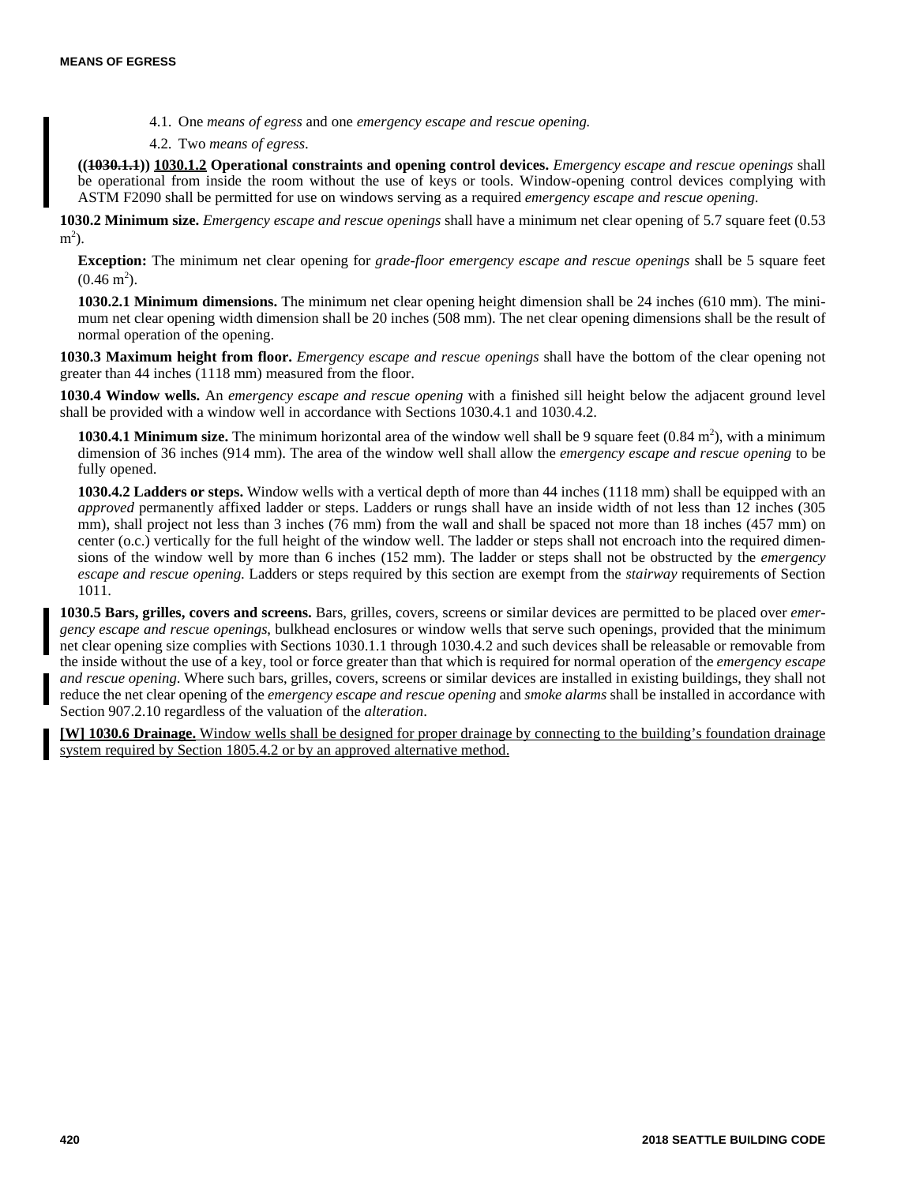4.1. One *means of egress* and one *emergency escape and rescue opening.*

4.2. Two *means of egress*.

**((~~1030.1.1~~)) <u>1030.1.2</u> Operational constraints and opening control devices.** *Emergency escape and rescue openings* shall be operational from inside the room without the use of keys or tools. Window-opening control devices complying with ASTM F2090 shall be permitted for use on windows serving as a required *emergency escape and rescue opening.*

**1030.2 Minimum size.** *Emergency escape and rescue openings* shall have a minimum net clear opening of 5.7 square feet (0.53 $m^2$).

**Exception:** The minimum net clear opening for *grade-floor emergency escape and rescue openings* shall be 5 square feet (0.46 $m^2$).

**1030.2.1 Minimum dimensions.** The minimum net clear opening height dimension shall be 24 inches (610 mm). The minimum net clear opening width dimension shall be 20 inches (508 mm). The net clear opening dimensions shall be the result of normal operation of the opening.

**1030.3 Maximum height from floor.** *Emergency escape and rescue openings* shall have the bottom of the clear opening not greater than 44 inches (1118 mm) measured from the floor.

**1030.4 Window wells.** An *emergency escape and rescue opening* with a finished sill height below the adjacent ground level shall be provided with a window well in accordance with Sections 1030.4.1 and 1030.4.2.

**1030.4.1 Minimum size.** The minimum horizontal area of the window well shall be 9 square feet (0.84 $m^2$), with a minimum dimension of 36 inches (914 mm). The area of the window well shall allow the *emergency escape and rescue opening* to be fully opened.

**1030.4.2 Ladders or steps.** Window wells with a vertical depth of more than 44 inches (1118 mm) shall be equipped with an *approved* permanently affixed ladder or steps. Ladders or rungs shall have an inside width of not less than 12 inches (305 mm), shall project not less than 3 inches (76 mm) from the wall and shall be spaced not more than 18 inches (457 mm) on center (o.c.) vertically for the full height of the window well. The ladder or steps shall not encroach into the required dimensions of the window well by more than 6 inches (152 mm). The ladder or steps shall not be obstructed by the *emergency escape and rescue opening.* Ladders or steps required by this section are exempt from the *stairway* requirements of Section 1011.

**1030.5 Bars, grilles, covers and screens.** Bars, grilles, covers, screens or similar devices are permitted to be placed over *emergency escape and rescue openings*, bulkhead enclosures or window wells that serve such openings, provided that the minimum net clear opening size complies with Sections 1030.1.1 through 1030.4.2 and such devices shall be releasable or removable from the inside without the use of a key, tool or force greater than that which is required for normal operation of the *emergency escape and rescue opening.* Where such bars, grilles, covers, screens or similar devices are installed in existing buildings, they shall not reduce the net clear opening of the *emergency escape and rescue opening* and *smoke alarms* shall be installed in accordance with Section 907.2.10 regardless of the valuation of the *alteration*.

<u>**[W] 1030.6 Drainage.** Window wells shall be designed for proper drainage by connecting to the building's foundation drainage system required by Section 1805.4.2 or by an approved alternative method.</u>